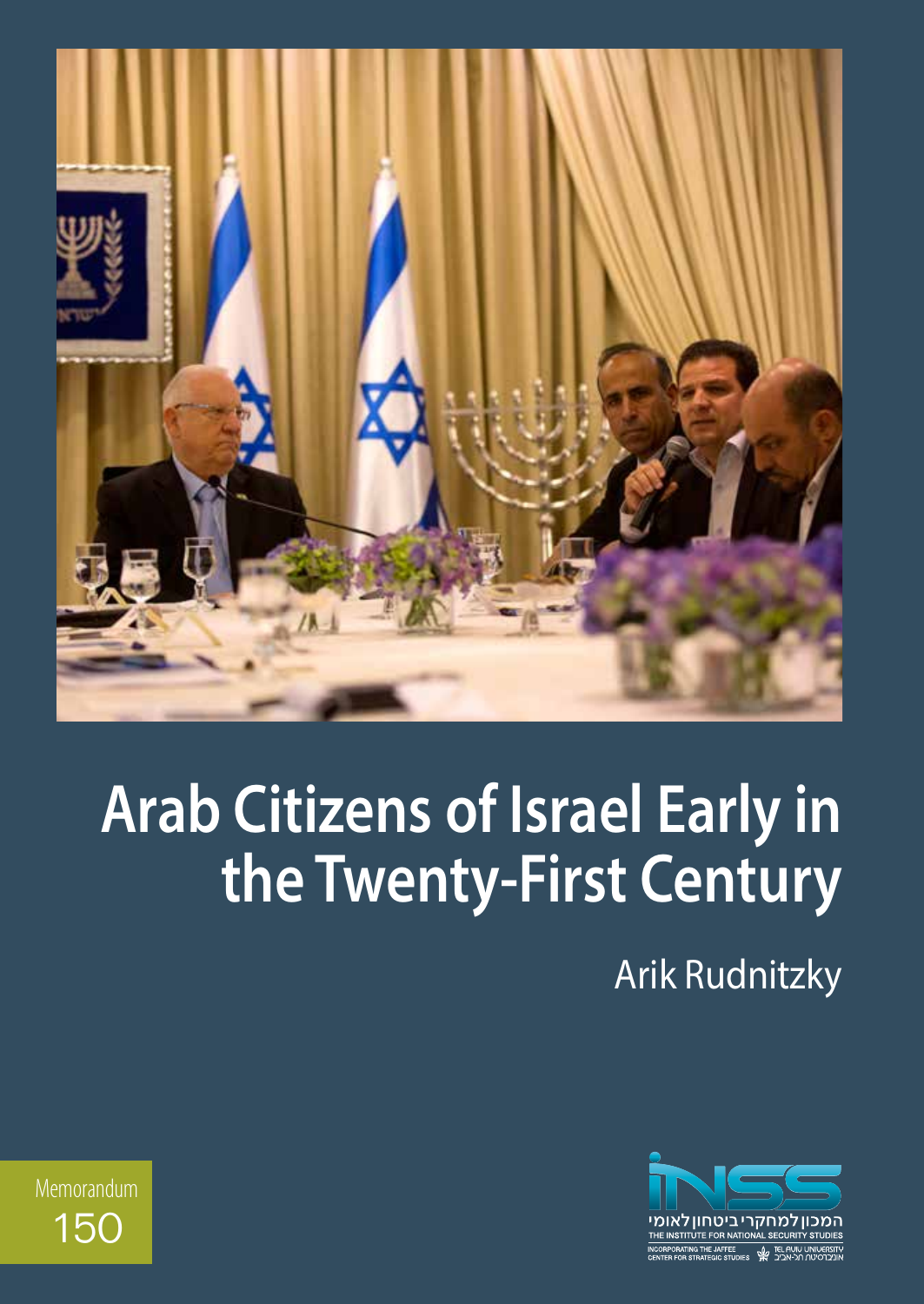# Arab Citizens of Israel Early in the Twenty-First Century

Arik Rudnitzky

Memorandum 150

המכון למחקרי ביטחון לאומי

THE INSTITUTE FOR NATIONAL SECURITY STUDIES

INCORPORATING THE JAFFEE CENTER FOR STRATEGIC STUDIES

TEL AVIV UNIVERSITY אוניברסיטת תל-אביב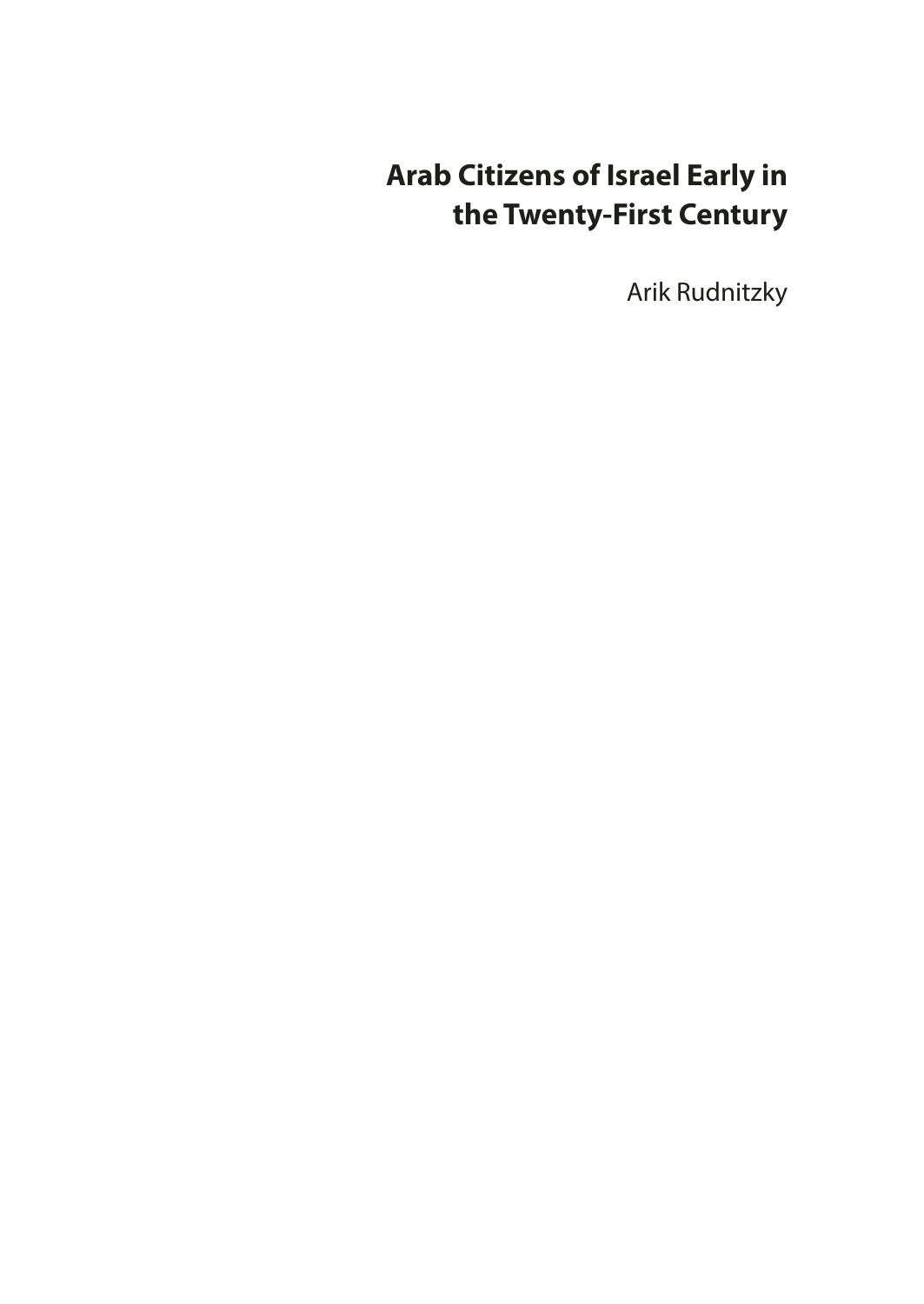# Arab Citizens of Israel Early in the Twenty-First Century

Arik Rudnitzky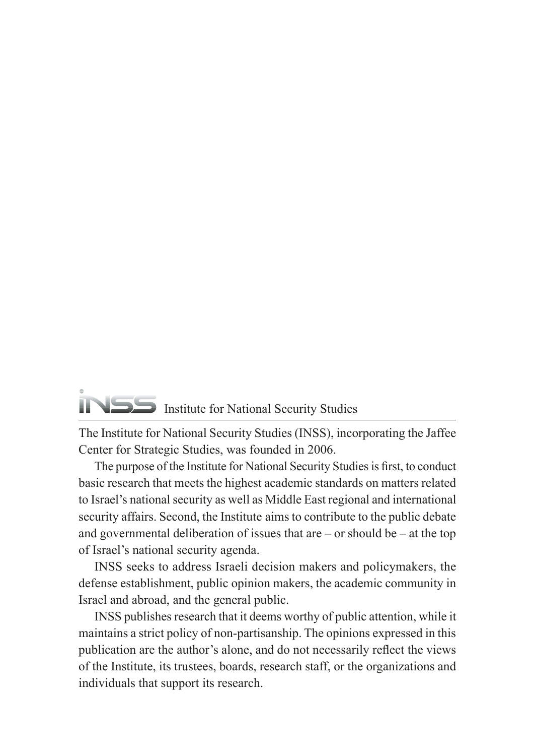# INSS Institute for National Security Studies

The Institute for National Security Studies (INSS), incorporating the Jaffee Center for Strategic Studies, was founded in 2006.

The purpose of the Institute for National Security Studies is first, to conduct basic research that meets the highest academic standards on matters related to Israel's national security as well as Middle East regional and international security affairs. Second, the Institute aims to contribute to the public debate and governmental deliberation of issues that are – or should be – at the top of Israel's national security agenda.

INSS seeks to address Israeli decision makers and policymakers, the defense establishment, public opinion makers, the academic community in Israel and abroad, and the general public.

INSS publishes research that it deems worthy of public attention, while it maintains a strict policy of non-partisanship. The opinions expressed in this publication are the author's alone, and do not necessarily reflect the views of the Institute, its trustees, boards, research staff, or the organizations and individuals that support its research.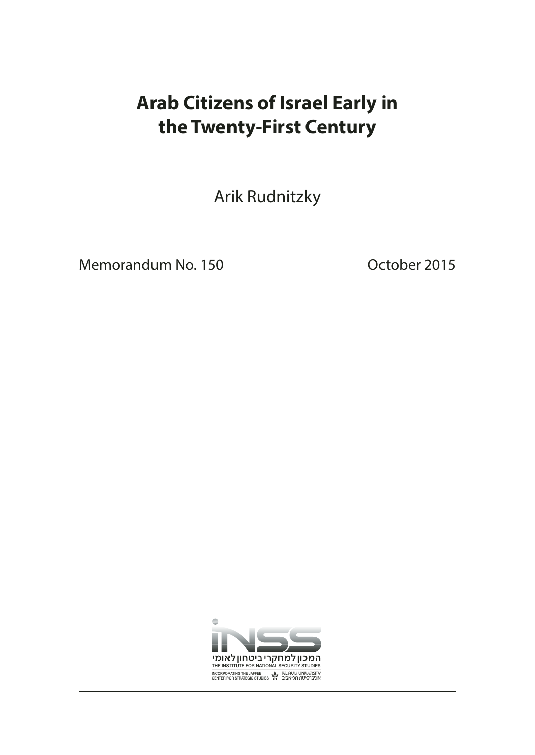# Arab Citizens of Israel Early in the Twenty-First Century

Arik Rudnitzky

Memorandum No. 150 October 2015

המכון למחקרי ביטחון לאומי
THE INSTITUTE FOR NATIONAL SECURITY STUDIES
INCORPORATING THE JAFFEE CENTER FOR STRATEGIC STUDIES
TEL AVIV UNIVERSITY
אוניברסיטת תל-אביב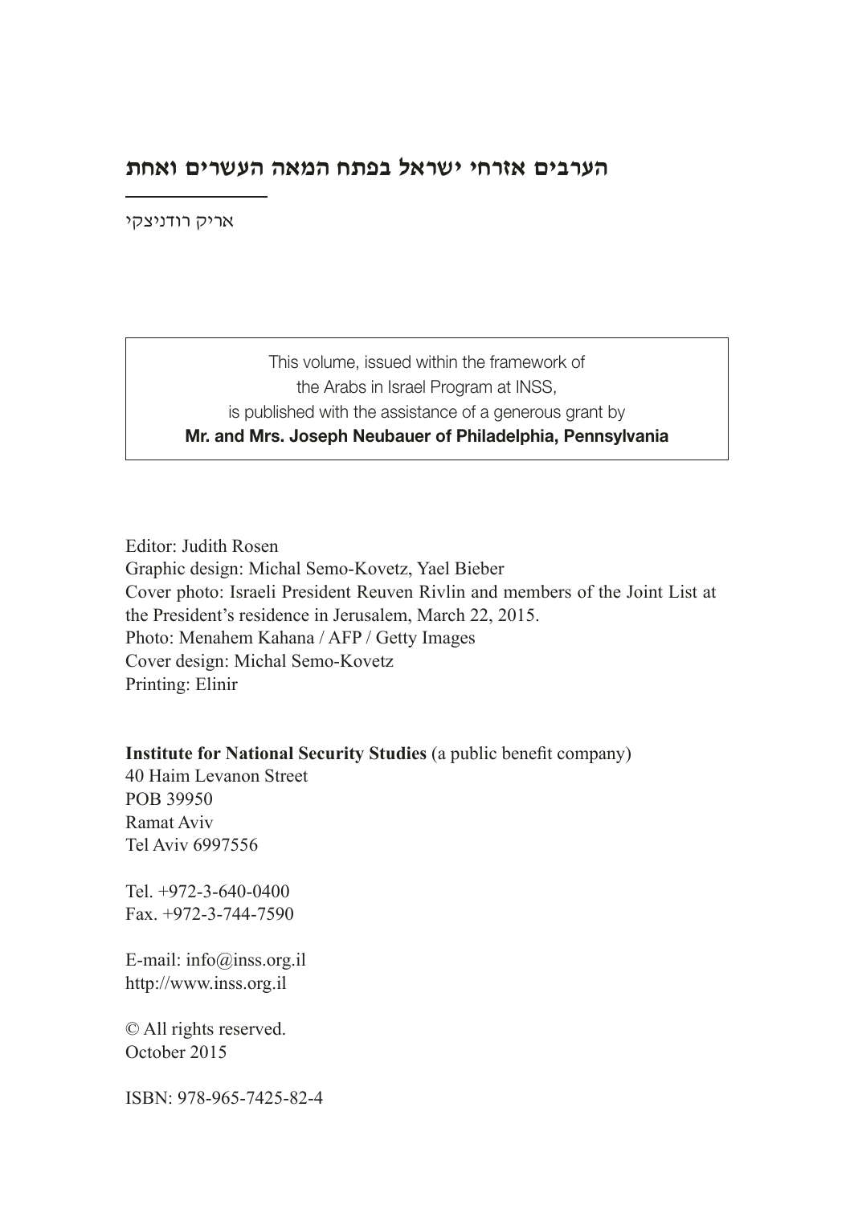# הערבים אזרחי ישראל בפתח המאה העשרים ואחת

אריק רודניצקי

This volume, issued within the framework of
the Arabs in Israel Program at INSS,
is published with the assistance of a generous grant by
**Mr. and Mrs. Joseph Neubauer of Philadelphia, Pennsylvania**

Editor: Judith Rosen
Graphic design: Michal Semo-Kovetz, Yael Bieber
Cover photo: Israeli President Reuven Rivlin and members of the Joint List at the President's residence in Jerusalem, March 22, 2015.
Photo: Menahem Kahana / AFP / Getty Images
Cover design: Michal Semo-Kovetz
Printing: Elinir

**Institute for National Security Studies** (a public benefit company)
40 Haim Levanon Street
POB 39950
Ramat Aviv
Tel Aviv 6997556

Tel. +972-3-640-0400
Fax. +972-3-744-7590

E-mail: info@inss.org.il
http://www.inss.org.il

© All rights reserved.
October 2015

ISBN: 978-965-7425-82-4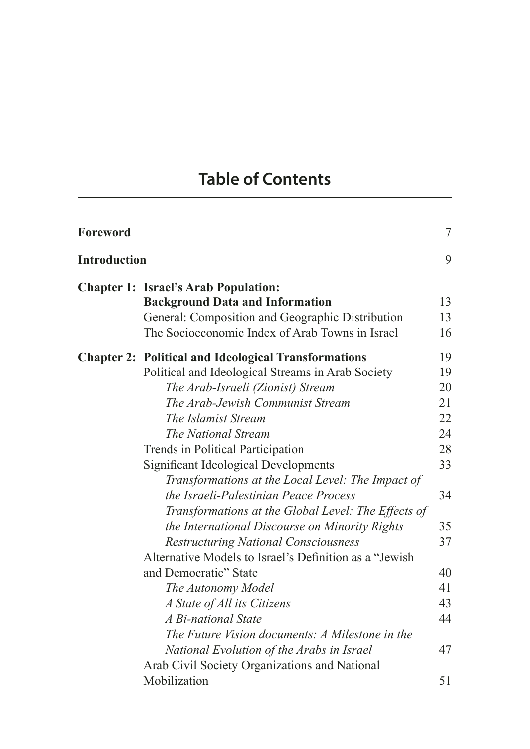# Table of Contents

| | | |
|---|---|---|
| **Foreword** | | 7 |
| **Introduction** | | 9 |
| **Chapter 1:** | **Israel's Arab Population: Background Data and Information** | 13 |
| | General: Composition and Geographic Distribution | 13 |
| | The Socioeconomic Index of Arab Towns in Israel | 16 |
| **Chapter 2:** | **Political and Ideological Transformations** | 19 |
| | Political and Ideological Streams in Arab Society | 19 |
| | *The Arab-Israeli (Zionist) Stream* | 20 |
| | *The Arab-Jewish Communist Stream* | 21 |
| | *The Islamist Stream* | 22 |
| | *The National Stream* | 24 |
| | Trends in Political Participation | 28 |
| | Significant Ideological Developments | 33 |
| | *Transformations at the Local Level: The Impact of the Israeli-Palestinian Peace Process* | 34 |
| | *Transformations at the Global Level: The Effects of the International Discourse on Minority Rights* | 35 |
| | *Restructuring National Consciousness* | 37 |
| | Alternative Models to Israel's Definition as a "Jewish and Democratic" State | 40 |
| | *The Autonomy Model* | 41 |
| | *A State of All its Citizens* | 43 |
| | *A Bi-national State* | 44 |
| | *The Future Vision documents: A Milestone in the National Evolution of the Arabs in Israel* | 47 |
| | Arab Civil Society Organizations and National Mobilization | 51 |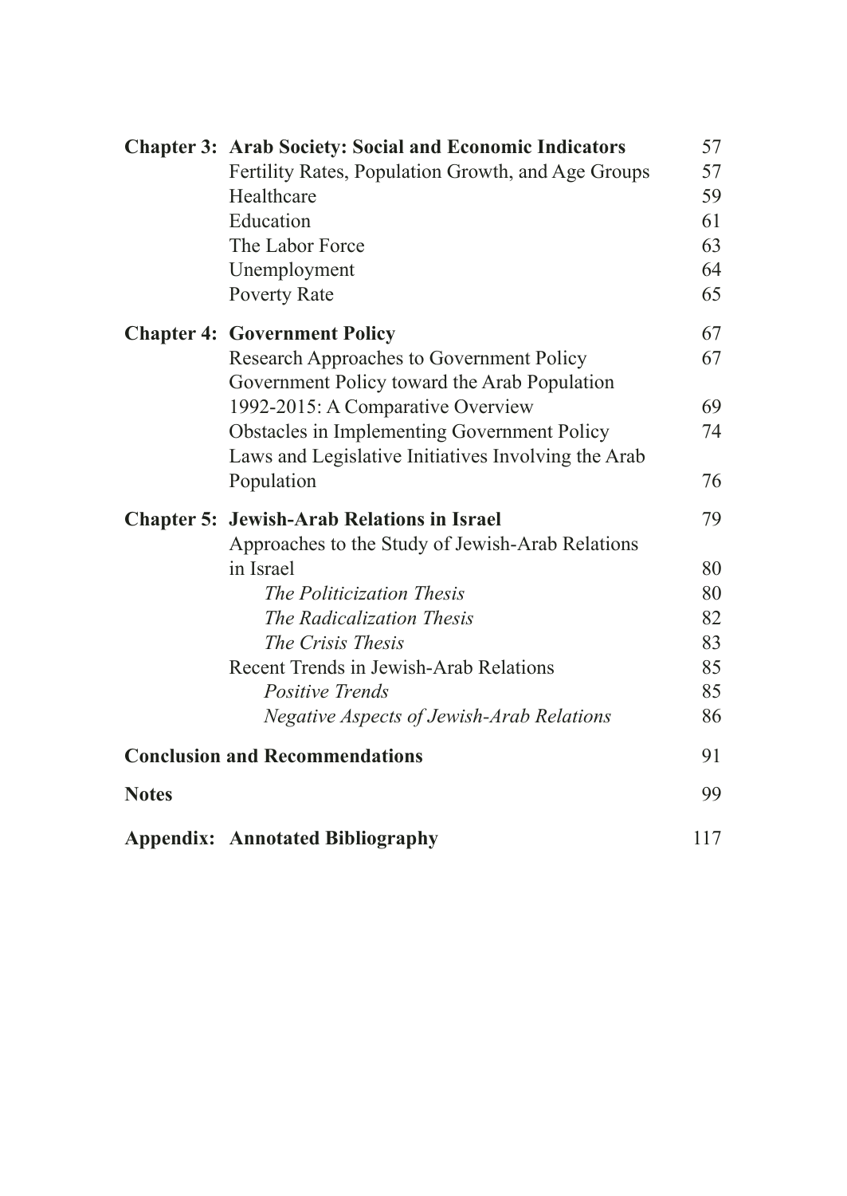| | | |
|---|---|---|
| **Chapter 3:** | **Arab Society: Social and Economic Indicators** | 57 |
| | Fertility Rates, Population Growth, and Age Groups | 57 |
| | Healthcare | 59 |
| | Education | 61 |
| | The Labor Force | 63 |
| | Unemployment | 64 |
| | Poverty Rate | 65 |
| **Chapter 4:** | **Government Policy** | 67 |
| | Research Approaches to Government Policy | 67 |
| | Government Policy toward the Arab Population 1992-2015: A Comparative Overview | 69 |
| | Obstacles in Implementing Government Policy | 74 |
| | Laws and Legislative Initiatives Involving the Arab Population | 76 |
| **Chapter 5:** | **Jewish-Arab Relations in Israel** | 79 |
| | Approaches to the Study of Jewish-Arab Relations in Israel | 80 |
| | *The Politicization Thesis* | 80 |
| | *The Radicalization Thesis* | 82 |
| | *The Crisis Thesis* | 83 |
| | Recent Trends in Jewish-Arab Relations | 85 |
| | *Positive Trends* | 85 |
| | *Negative Aspects of Jewish-Arab Relations* | 86 |
| **Conclusion and Recommendations** | | 91 |
| **Notes** | | 99 |
| **Appendix:** | **Annotated Bibliography** | 117 |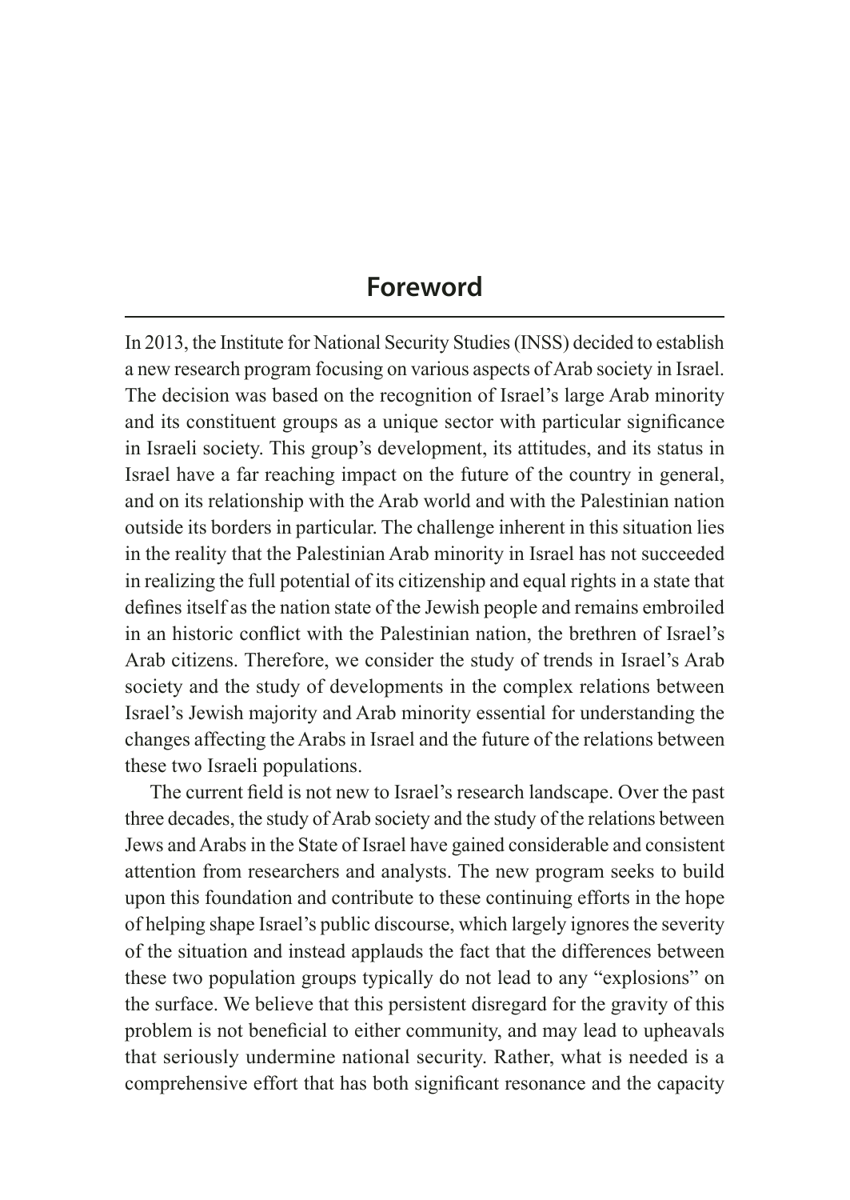# Foreword

In 2013, the Institute for National Security Studies (INSS) decided to establish a new research program focusing on various aspects of Arab society in Israel. The decision was based on the recognition of Israel's large Arab minority and its constituent groups as a unique sector with particular significance in Israeli society. This group's development, its attitudes, and its status in Israel have a far reaching impact on the future of the country in general, and on its relationship with the Arab world and with the Palestinian nation outside its borders in particular. The challenge inherent in this situation lies in the reality that the Palestinian Arab minority in Israel has not succeeded in realizing the full potential of its citizenship and equal rights in a state that defines itself as the nation state of the Jewish people and remains embroiled in an historic conflict with the Palestinian nation, the brethren of Israel's Arab citizens. Therefore, we consider the study of trends in Israel's Arab society and the study of developments in the complex relations between Israel's Jewish majority and Arab minority essential for understanding the changes affecting the Arabs in Israel and the future of the relations between these two Israeli populations.

The current field is not new to Israel's research landscape. Over the past three decades, the study of Arab society and the study of the relations between Jews and Arabs in the State of Israel have gained considerable and consistent attention from researchers and analysts. The new program seeks to build upon this foundation and contribute to these continuing efforts in the hope of helping shape Israel's public discourse, which largely ignores the severity of the situation and instead applauds the fact that the differences between these two population groups typically do not lead to any "explosions" on the surface. We believe that this persistent disregard for the gravity of this problem is not beneficial to either community, and may lead to upheavals that seriously undermine national security. Rather, what is needed is a comprehensive effort that has both significant resonance and the capacity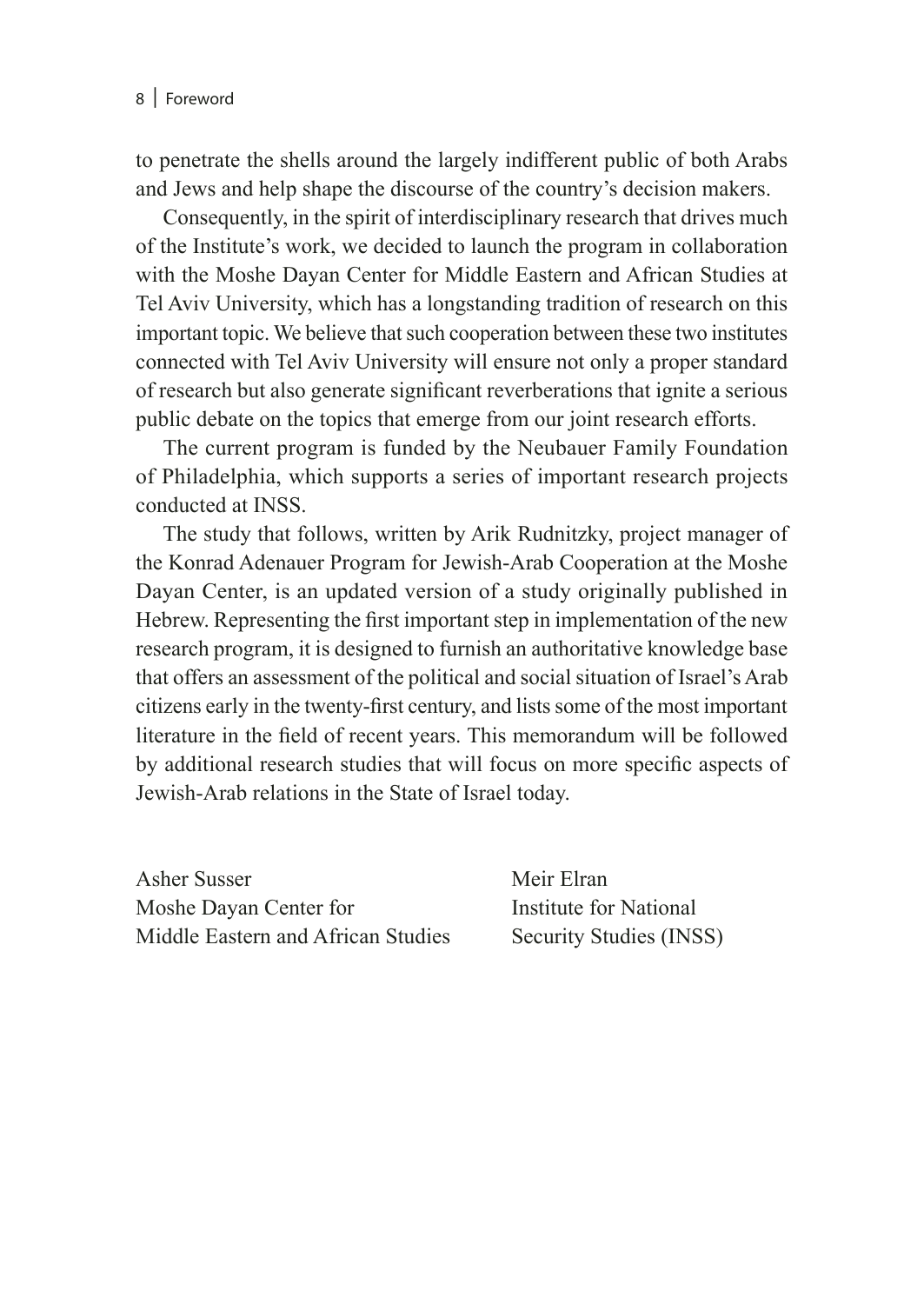to penetrate the shells around the largely indifferent public of both Arabs and Jews and help shape the discourse of the country's decision makers.

Consequently, in the spirit of interdisciplinary research that drives much of the Institute's work, we decided to launch the program in collaboration with the Moshe Dayan Center for Middle Eastern and African Studies at Tel Aviv University, which has a longstanding tradition of research on this important topic. We believe that such cooperation between these two institutes connected with Tel Aviv University will ensure not only a proper standard of research but also generate significant reverberations that ignite a serious public debate on the topics that emerge from our joint research efforts.

The current program is funded by the Neubauer Family Foundation of Philadelphia, which supports a series of important research projects conducted at INSS.

The study that follows, written by Arik Rudnitzky, project manager of the Konrad Adenauer Program for Jewish-Arab Cooperation at the Moshe Dayan Center, is an updated version of a study originally published in Hebrew. Representing the first important step in implementation of the new research program, it is designed to furnish an authoritative knowledge base that offers an assessment of the political and social situation of Israel's Arab citizens early in the twenty-first century, and lists some of the most important literature in the field of recent years. This memorandum will be followed by additional research studies that will focus on more specific aspects of Jewish-Arab relations in the State of Israel today.

Asher Susser
Moshe Dayan Center for
Middle Eastern and African Studies

Meir Elran
Institute for National
Security Studies (INSS)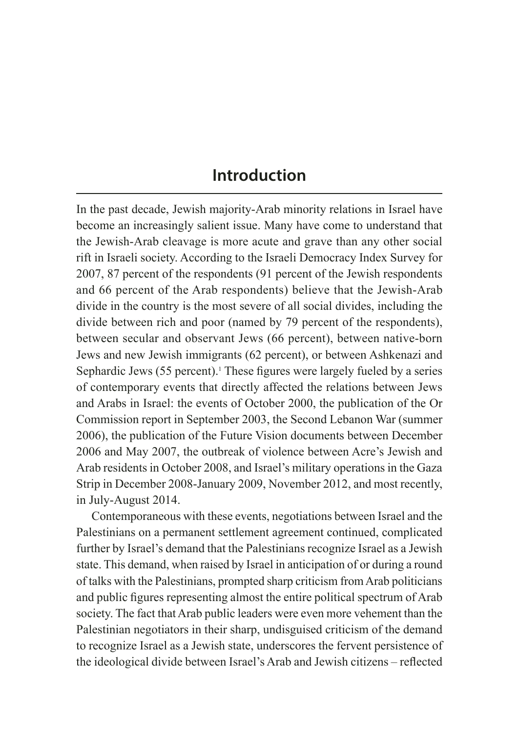# Introduction

In the past decade, Jewish majority-Arab minority relations in Israel have become an increasingly salient issue. Many have come to understand that the Jewish-Arab cleavage is more acute and grave than any other social rift in Israeli society. According to the Israeli Democracy Index Survey for 2007, 87 percent of the respondents (91 percent of the Jewish respondents and 66 percent of the Arab respondents) believe that the Jewish-Arab divide in the country is the most severe of all social divides, including the divide between rich and poor (named by 79 percent of the respondents), between secular and observant Jews (66 percent), between native-born Jews and new Jewish immigrants (62 percent), or between Ashkenazi and Sephardic Jews (55 percent).[1] These figures were largely fueled by a series of contemporary events that directly affected the relations between Jews and Arabs in Israel: the events of October 2000, the publication of the Or Commission report in September 2003, the Second Lebanon War (summer 2006), the publication of the Future Vision documents between December 2006 and May 2007, the outbreak of violence between Acre's Jewish and Arab residents in October 2008, and Israel's military operations in the Gaza Strip in December 2008-January 2009, November 2012, and most recently, in July-August 2014.

Contemporaneous with these events, negotiations between Israel and the Palestinians on a permanent settlement agreement continued, complicated further by Israel's demand that the Palestinians recognize Israel as a Jewish state. This demand, when raised by Israel in anticipation of or during a round of talks with the Palestinians, prompted sharp criticism from Arab politicians and public figures representing almost the entire political spectrum of Arab society. The fact that Arab public leaders were even more vehement than the Palestinian negotiators in their sharp, undisguised criticism of the demand to recognize Israel as a Jewish state, underscores the fervent persistence of the ideological divide between Israel's Arab and Jewish citizens – reflected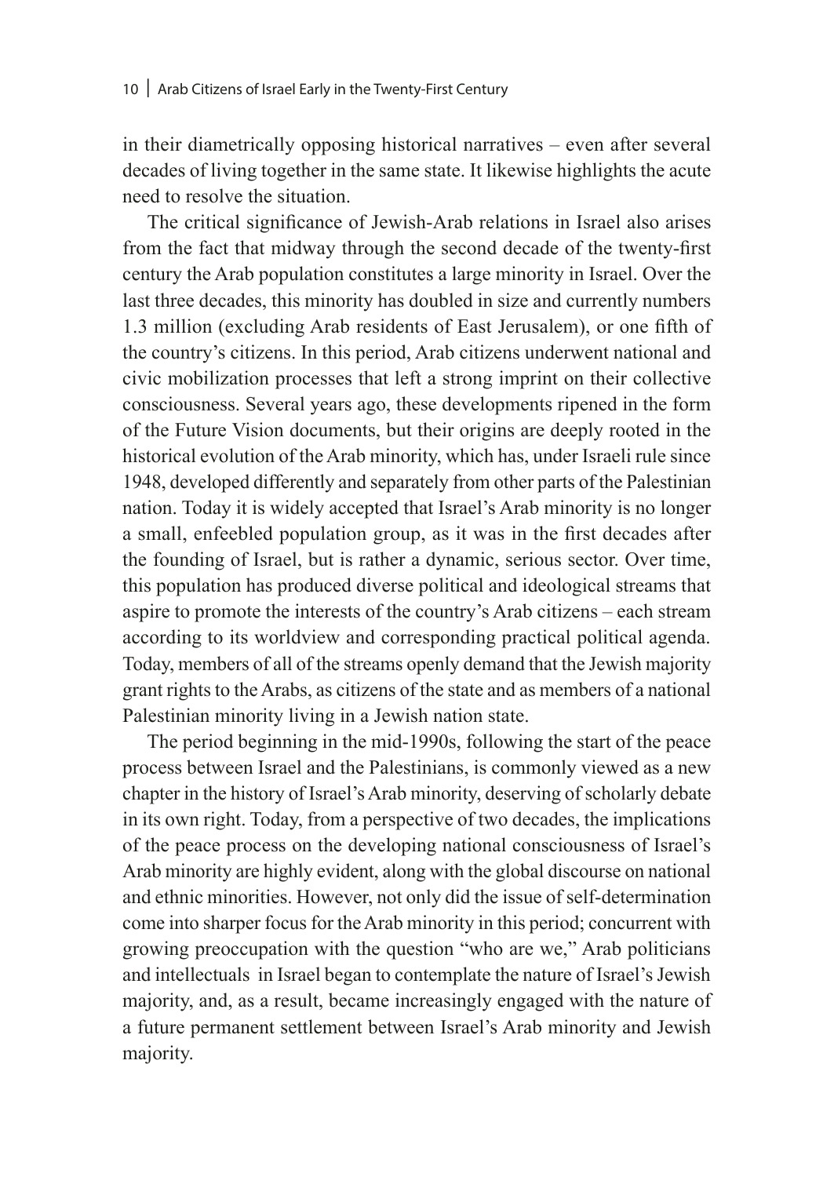in their diametrically opposing historical narratives – even after several decades of living together in the same state. It likewise highlights the acute need to resolve the situation.

The critical significance of Jewish-Arab relations in Israel also arises from the fact that midway through the second decade of the twenty-first century the Arab population constitutes a large minority in Israel. Over the last three decades, this minority has doubled in size and currently numbers 1.3 million (excluding Arab residents of East Jerusalem), or one fifth of the country's citizens. In this period, Arab citizens underwent national and civic mobilization processes that left a strong imprint on their collective consciousness. Several years ago, these developments ripened in the form of the Future Vision documents, but their origins are deeply rooted in the historical evolution of the Arab minority, which has, under Israeli rule since 1948, developed differently and separately from other parts of the Palestinian nation. Today it is widely accepted that Israel's Arab minority is no longer a small, enfeebled population group, as it was in the first decades after the founding of Israel, but is rather a dynamic, serious sector. Over time, this population has produced diverse political and ideological streams that aspire to promote the interests of the country's Arab citizens – each stream according to its worldview and corresponding practical political agenda. Today, members of all of the streams openly demand that the Jewish majority grant rights to the Arabs, as citizens of the state and as members of a national Palestinian minority living in a Jewish nation state.

The period beginning in the mid-1990s, following the start of the peace process between Israel and the Palestinians, is commonly viewed as a new chapter in the history of Israel's Arab minority, deserving of scholarly debate in its own right. Today, from a perspective of two decades, the implications of the peace process on the developing national consciousness of Israel's Arab minority are highly evident, along with the global discourse on national and ethnic minorities. However, not only did the issue of self-determination come into sharper focus for the Arab minority in this period; concurrent with growing preoccupation with the question "who are we," Arab politicians and intellectuals in Israel began to contemplate the nature of Israel's Jewish majority, and, as a result, became increasingly engaged with the nature of a future permanent settlement between Israel's Arab minority and Jewish majority.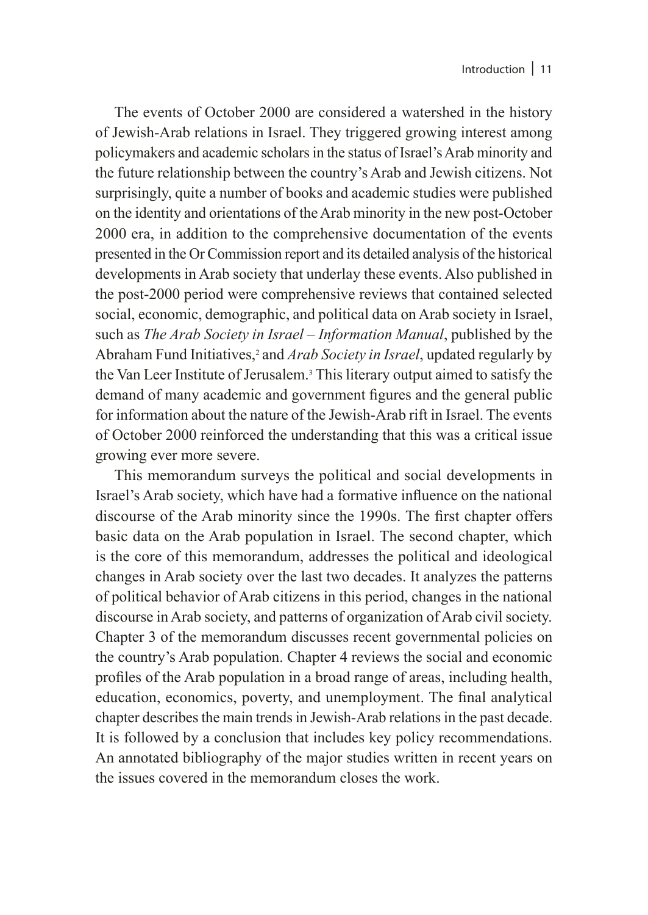The events of October 2000 are considered a watershed in the history of Jewish-Arab relations in Israel. They triggered growing interest among policymakers and academic scholars in the status of Israel's Arab minority and the future relationship between the country's Arab and Jewish citizens. Not surprisingly, quite a number of books and academic studies were published on the identity and orientations of the Arab minority in the new post-October 2000 era, in addition to the comprehensive documentation of the events presented in the Or Commission report and its detailed analysis of the historical developments in Arab society that underlay these events. Also published in the post-2000 period were comprehensive reviews that contained selected social, economic, demographic, and political data on Arab society in Israel, such as *The Arab Society in Israel – Information Manual*, published by the Abraham Fund Initiatives,[2] and *Arab Society in Israel*, updated regularly by the Van Leer Institute of Jerusalem.[3] This literary output aimed to satisfy the demand of many academic and government figures and the general public for information about the nature of the Jewish-Arab rift in Israel. The events of October 2000 reinforced the understanding that this was a critical issue growing ever more severe.

This memorandum surveys the political and social developments in Israel's Arab society, which have had a formative influence on the national discourse of the Arab minority since the 1990s. The first chapter offers basic data on the Arab population in Israel. The second chapter, which is the core of this memorandum, addresses the political and ideological changes in Arab society over the last two decades. It analyzes the patterns of political behavior of Arab citizens in this period, changes in the national discourse in Arab society, and patterns of organization of Arab civil society. Chapter 3 of the memorandum discusses recent governmental policies on the country's Arab population. Chapter 4 reviews the social and economic profiles of the Arab population in a broad range of areas, including health, education, economics, poverty, and unemployment. The final analytical chapter describes the main trends in Jewish-Arab relations in the past decade. It is followed by a conclusion that includes key policy recommendations. An annotated bibliography of the major studies written in recent years on the issues covered in the memorandum closes the work.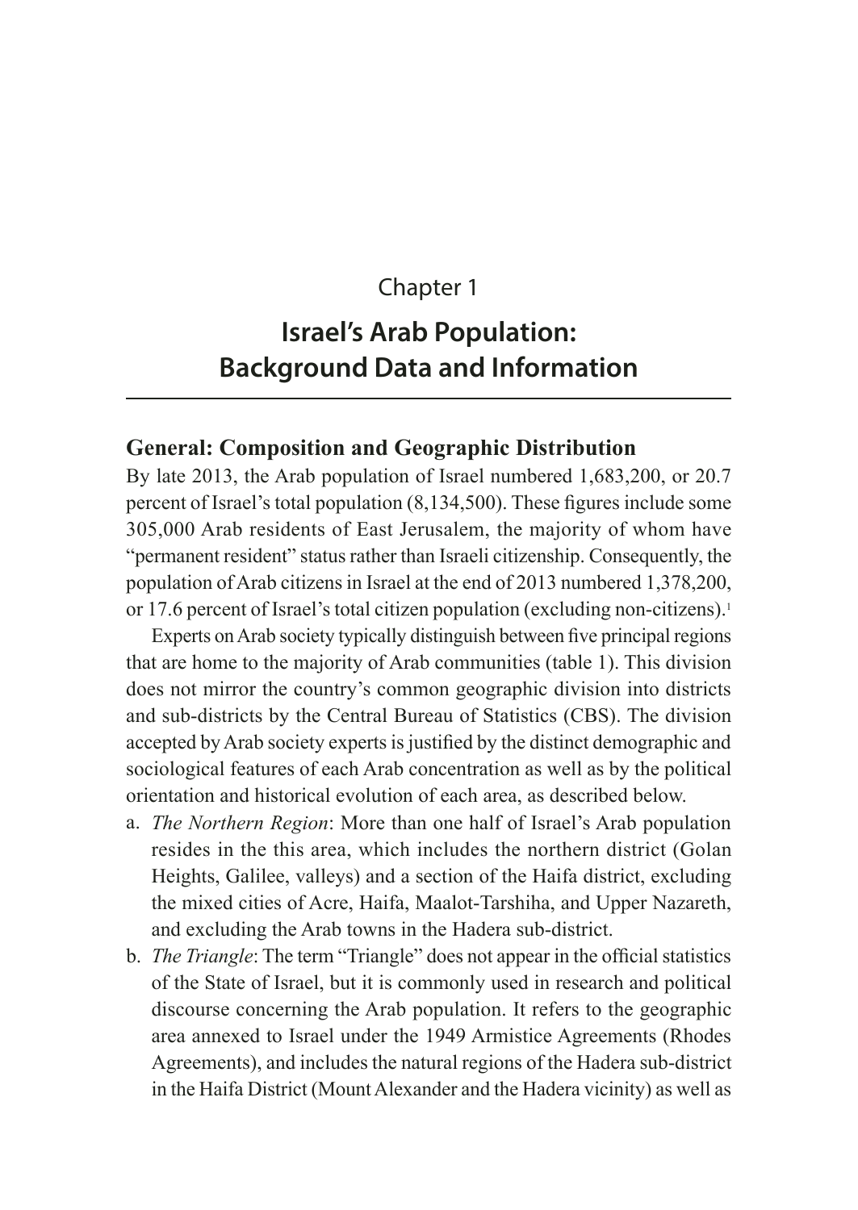Chapter 1

# Israel's Arab Population: Background Data and Information

## General: Composition and Geographic Distribution

By late 2013, the Arab population of Israel numbered 1,683,200, or 20.7 percent of Israel's total population (8,134,500). These figures include some 305,000 Arab residents of East Jerusalem, the majority of whom have "permanent resident" status rather than Israeli citizenship. Consequently, the population of Arab citizens in Israel at the end of 2013 numbered 1,378,200, or 17.6 percent of Israel's total citizen population (excluding non-citizens).[1]

Experts on Arab society typically distinguish between five principal regions that are home to the majority of Arab communities (table 1). This division does not mirror the country's common geographic division into districts and sub-districts by the Central Bureau of Statistics (CBS). The division accepted by Arab society experts is justified by the distinct demographic and sociological features of each Arab concentration as well as by the political orientation and historical evolution of each area, as described below.

a. *The Northern Region*: More than one half of Israel's Arab population resides in the this area, which includes the northern district (Golan Heights, Galilee, valleys) and a section of the Haifa district, excluding the mixed cities of Acre, Haifa, Maalot-Tarshiha, and Upper Nazareth, and excluding the Arab towns in the Hadera sub-district.
b. *The Triangle*: The term "Triangle" does not appear in the official statistics of the State of Israel, but it is commonly used in research and political discourse concerning the Arab population. It refers to the geographic area annexed to Israel under the 1949 Armistice Agreements (Rhodes Agreements), and includes the natural regions of the Hadera sub-district in the Haifa District (Mount Alexander and the Hadera vicinity) as well as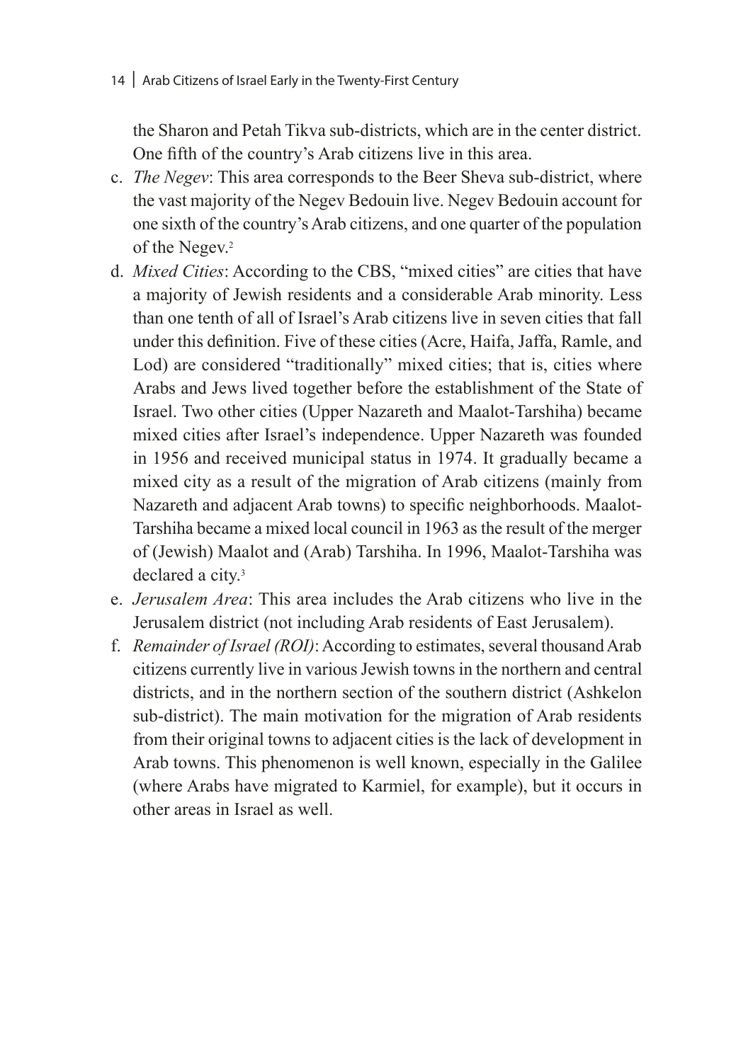the Sharon and Petah Tikva sub-districts, which are in the center district. One fifth of the country's Arab citizens live in this area.

c. *The Negev*: This area corresponds to the Beer Sheva sub-district, where the vast majority of the Negev Bedouin live. Negev Bedouin account for one sixth of the country's Arab citizens, and one quarter of the population of the Negev.[2]

d. *Mixed Cities*: According to the CBS, "mixed cities" are cities that have a majority of Jewish residents and a considerable Arab minority. Less than one tenth of all of Israel's Arab citizens live in seven cities that fall under this definition. Five of these cities (Acre, Haifa, Jaffa, Ramle, and Lod) are considered "traditionally" mixed cities; that is, cities where Arabs and Jews lived together before the establishment of the State of Israel. Two other cities (Upper Nazareth and Maalot-Tarshiha) became mixed cities after Israel's independence. Upper Nazareth was founded in 1956 and received municipal status in 1974. It gradually became a mixed city as a result of the migration of Arab citizens (mainly from Nazareth and adjacent Arab towns) to specific neighborhoods. Maalot-Tarshiha became a mixed local council in 1963 as the result of the merger of (Jewish) Maalot and (Arab) Tarshiha. In 1996, Maalot-Tarshiha was declared a city.[3]

e. *Jerusalem Area*: This area includes the Arab citizens who live in the Jerusalem district (not including Arab residents of East Jerusalem).

f. *Remainder of Israel (ROI)*: According to estimates, several thousand Arab citizens currently live in various Jewish towns in the northern and central districts, and in the northern section of the southern district (Ashkelon sub-district). The main motivation for the migration of Arab residents from their original towns to adjacent cities is the lack of development in Arab towns. This phenomenon is well known, especially in the Galilee (where Arabs have migrated to Karmiel, for example), but it occurs in other areas in Israel as well.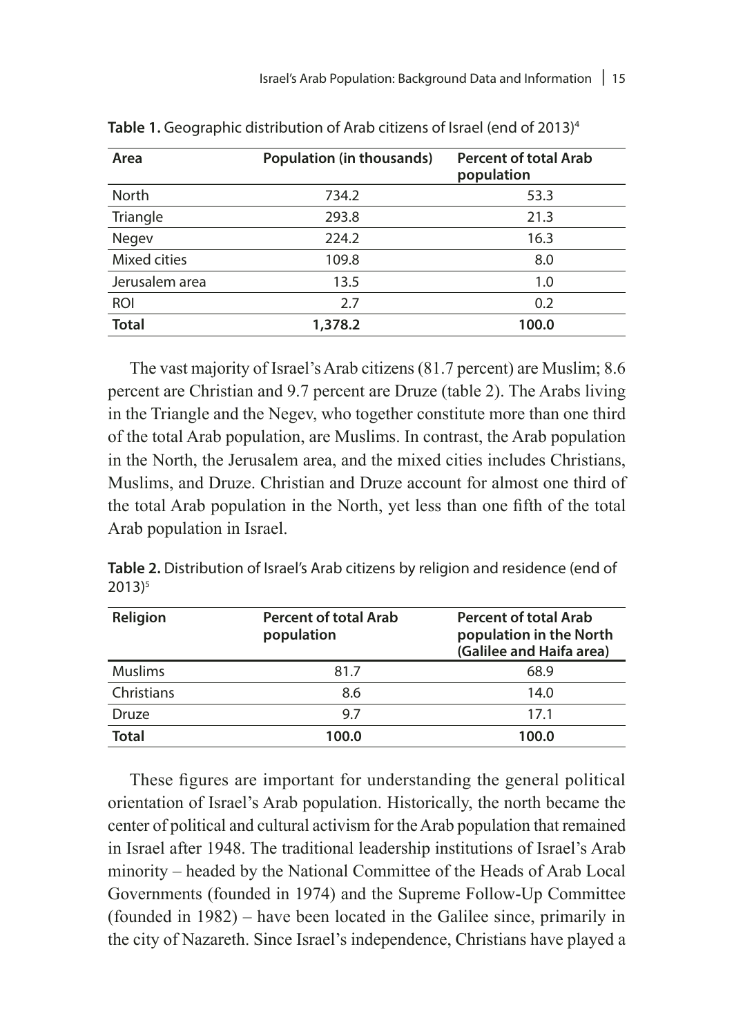**Table 1.** Geographic distribution of Arab citizens of Israel (end of 2013)[4]

| Area | Population (in thousands) | Percent of total Arab population |
|---|---|---|
| North | 734.2 | 53.3 |
| Triangle | 293.8 | 21.3 |
| Negev | 224.2 | 16.3 |
| Mixed cities | 109.8 | 8.0 |
| Jerusalem area | 13.5 | 1.0 |
| ROI | 2.7 | 0.2 |
| **Total** | **1,378.2** | **100.0** |

The vast majority of Israel's Arab citizens (81.7 percent) are Muslim; 8.6 percent are Christian and 9.7 percent are Druze (table 2). The Arabs living in the Triangle and the Negev, who together constitute more than one third of the total Arab population, are Muslims. In contrast, the Arab population in the North, the Jerusalem area, and the mixed cities includes Christians, Muslims, and Druze. Christian and Druze account for almost one third of the total Arab population in the North, yet less than one fifth of the total Arab population in Israel.

**Table 2.** Distribution of Israel's Arab citizens by religion and residence (end of 2013)[5]

| Religion | Percent of total Arab population | Percent of total Arab population in the North (Galilee and Haifa area) |
|---|---|---|
| Muslims | 81.7 | 68.9 |
| Christians | 8.6 | 14.0 |
| Druze | 9.7 | 17.1 |
| **Total** | **100.0** | **100.0** |

These figures are important for understanding the general political orientation of Israel's Arab population. Historically, the north became the center of political and cultural activism for the Arab population that remained in Israel after 1948. The traditional leadership institutions of Israel's Arab minority – headed by the National Committee of the Heads of Arab Local Governments (founded in 1974) and the Supreme Follow-Up Committee (founded in 1982) – have been located in the Galilee since, primarily in the city of Nazareth. Since Israel's independence, Christians have played a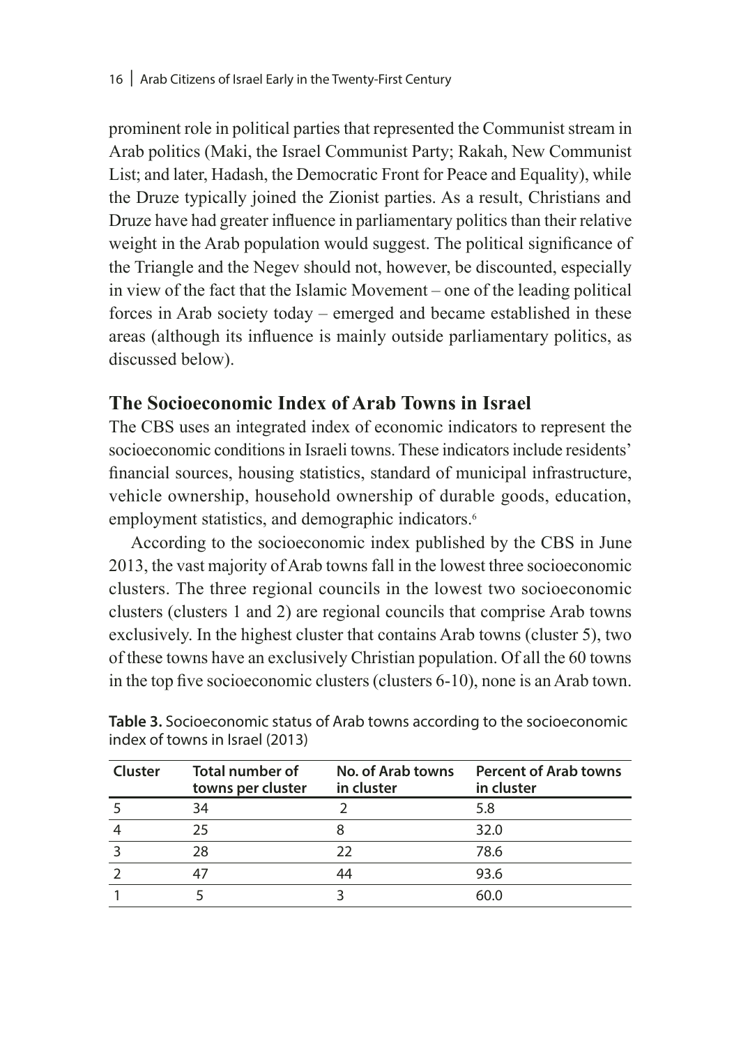prominent role in political parties that represented the Communist stream in Arab politics (Maki, the Israel Communist Party; Rakah, New Communist List; and later, Hadash, the Democratic Front for Peace and Equality), while the Druze typically joined the Zionist parties. As a result, Christians and Druze have had greater influence in parliamentary politics than their relative weight in the Arab population would suggest. The political significance of the Triangle and the Negev should not, however, be discounted, especially in view of the fact that the Islamic Movement – one of the leading political forces in Arab society today – emerged and became established in these areas (although its influence is mainly outside parliamentary politics, as discussed below).

## The Socioeconomic Index of Arab Towns in Israel

The CBS uses an integrated index of economic indicators to represent the socioeconomic conditions in Israeli towns. These indicators include residents' financial sources, housing statistics, standard of municipal infrastructure, vehicle ownership, household ownership of durable goods, education, employment statistics, and demographic indicators.[6]

According to the socioeconomic index published by the CBS in June 2013, the vast majority of Arab towns fall in the lowest three socioeconomic clusters. The three regional councils in the lowest two socioeconomic clusters (clusters 1 and 2) are regional councils that comprise Arab towns exclusively. In the highest cluster that contains Arab towns (cluster 5), two of these towns have an exclusively Christian population. Of all the 60 towns in the top five socioeconomic clusters (clusters 6-10), none is an Arab town.

**Table 3.** Socioeconomic status of Arab towns according to the socioeconomic index of towns in Israel (2013)

| Cluster | Total number of towns per cluster | No. of Arab towns in cluster | Percent of Arab towns in cluster |
|---|---|---|---|
| 5 | 34 | 2 | 5.8 |
| 4 | 25 | 8 | 32.0 |
| 3 | 28 | 22 | 78.6 |
| 2 | 47 | 44 | 93.6 |
| 1 | 5 | 3 | 60.0 |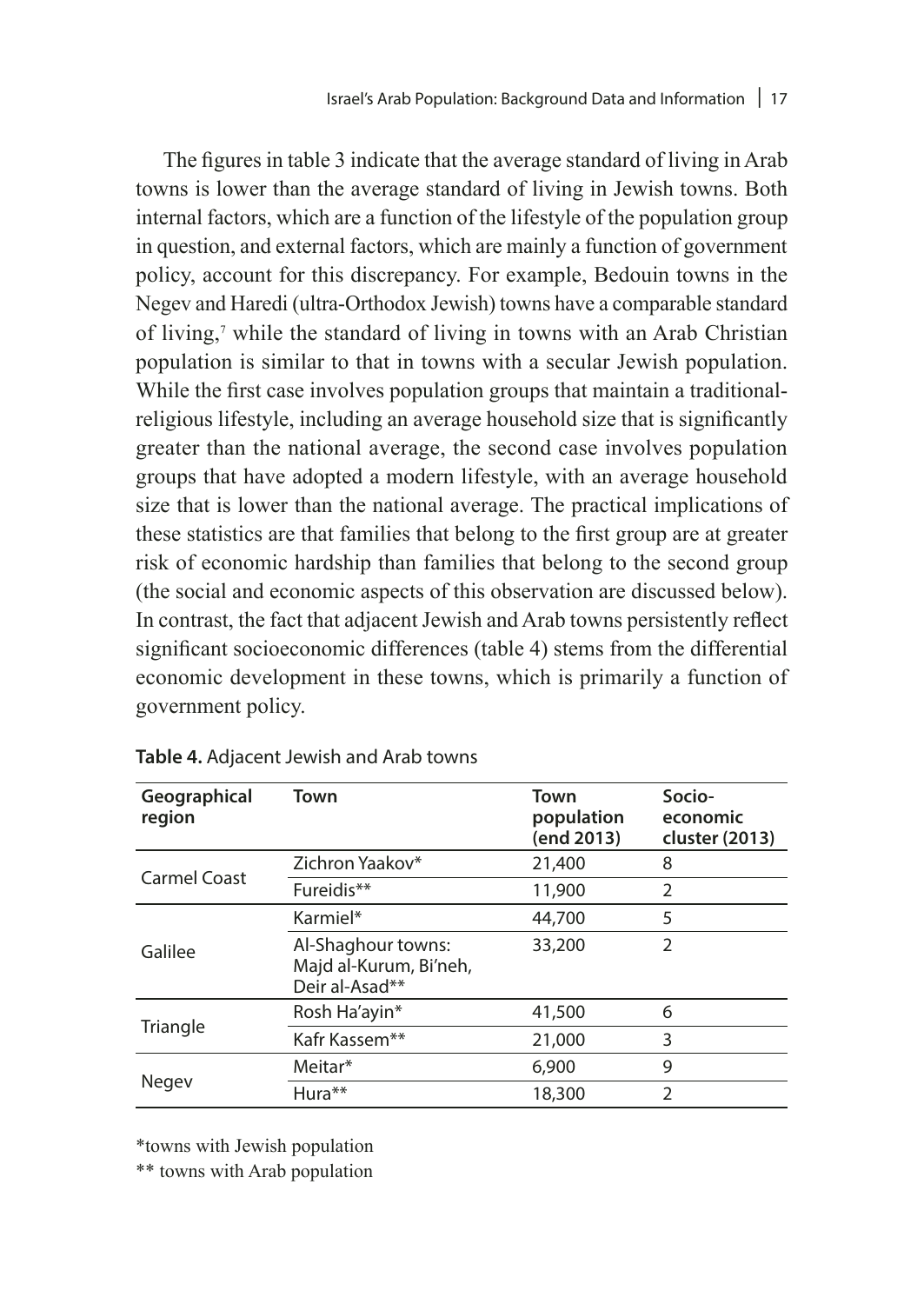The figures in table 3 indicate that the average standard of living in Arab towns is lower than the average standard of living in Jewish towns. Both internal factors, which are a function of the lifestyle of the population group in question, and external factors, which are mainly a function of government policy, account for this discrepancy. For example, Bedouin towns in the Negev and Haredi (ultra-Orthodox Jewish) towns have a comparable standard of living,[7] while the standard of living in towns with an Arab Christian population is similar to that in towns with a secular Jewish population. While the first case involves population groups that maintain a traditional-religious lifestyle, including an average household size that is significantly greater than the national average, the second case involves population groups that have adopted a modern lifestyle, with an average household size that is lower than the national average. The practical implications of these statistics are that families that belong to the first group are at greater risk of economic hardship than families that belong to the second group (the social and economic aspects of this observation are discussed below). In contrast, the fact that adjacent Jewish and Arab towns persistently reflect significant socioeconomic differences (table 4) stems from the differential economic development in these towns, which is primarily a function of government policy.

**Table 4.** Adjacent Jewish and Arab towns

| Geographical region | Town | Town population (end 2013) | Socio-economic cluster (2013) |
|---|---|---|---|
| Carmel Coast | Zichron Yaakov* | 21,400 | 8 |
| | Fureidis** | 11,900 | 2 |
| Galilee | Karmiel* | 44,700 | 5 |
| | Al-Shaghour towns: Majd al-Kurum, Bi'neh, Deir al-Asad** | 33,200 | 2 |
| Triangle | Rosh Ha'ayin* | 41,500 | 6 |
| | Kafr Kassem** | 21,000 | 3 |
| Negev | Meitar* | 6,900 | 9 |
| | Hura** | 18,300 | 2 |

*towns with Jewish population

** towns with Arab population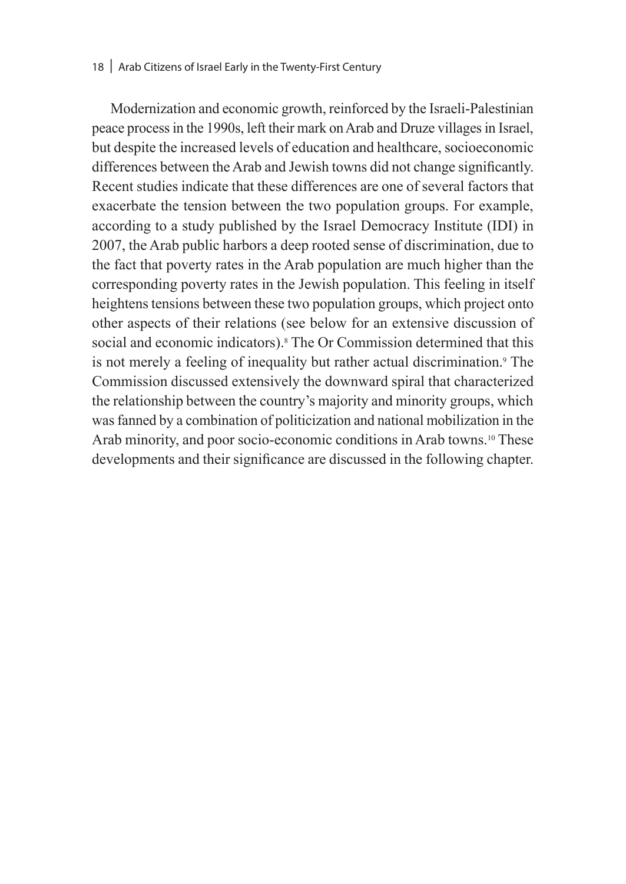Modernization and economic growth, reinforced by the Israeli-Palestinian peace process in the 1990s, left their mark on Arab and Druze villages in Israel, but despite the increased levels of education and healthcare, socioeconomic differences between the Arab and Jewish towns did not change significantly. Recent studies indicate that these differences are one of several factors that exacerbate the tension between the two population groups. For example, according to a study published by the Israel Democracy Institute (IDI) in 2007, the Arab public harbors a deep rooted sense of discrimination, due to the fact that poverty rates in the Arab population are much higher than the corresponding poverty rates in the Jewish population. This feeling in itself heightens tensions between these two population groups, which project onto other aspects of their relations (see below for an extensive discussion of social and economic indicators).[8] The Or Commission determined that this is not merely a feeling of inequality but rather actual discrimination.[9] The Commission discussed extensively the downward spiral that characterized the relationship between the country's majority and minority groups, which was fanned by a combination of politicization and national mobilization in the Arab minority, and poor socio-economic conditions in Arab towns.[10] These developments and their significance are discussed in the following chapter.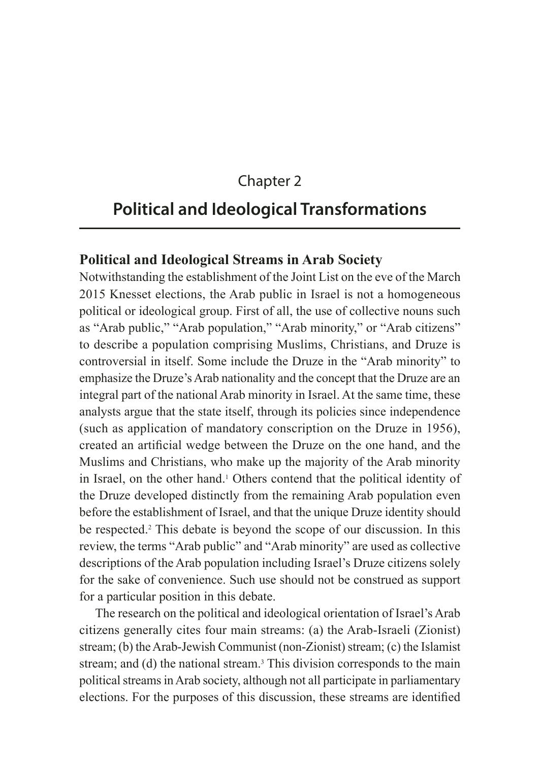Chapter 2

# Political and Ideological Transformations

## Political and Ideological Streams in Arab Society

Notwithstanding the establishment of the Joint List on the eve of the March 2015 Knesset elections, the Arab public in Israel is not a homogeneous political or ideological group. First of all, the use of collective nouns such as "Arab public," "Arab population," "Arab minority," or "Arab citizens" to describe a population comprising Muslims, Christians, and Druze is controversial in itself. Some include the Druze in the "Arab minority" to emphasize the Druze's Arab nationality and the concept that the Druze are an integral part of the national Arab minority in Israel. At the same time, these analysts argue that the state itself, through its policies since independence (such as application of mandatory conscription on the Druze in 1956), created an artificial wedge between the Druze on the one hand, and the Muslims and Christians, who make up the majority of the Arab minority in Israel, on the other hand.[1] Others contend that the political identity of the Druze developed distinctly from the remaining Arab population even before the establishment of Israel, and that the unique Druze identity should be respected.[2] This debate is beyond the scope of our discussion. In this review, the terms "Arab public" and "Arab minority" are used as collective descriptions of the Arab population including Israel's Druze citizens solely for the sake of convenience. Such use should not be construed as support for a particular position in this debate.

The research on the political and ideological orientation of Israel's Arab citizens generally cites four main streams: (a) the Arab-Israeli (Zionist) stream; (b) the Arab-Jewish Communist (non-Zionist) stream; (c) the Islamist stream; and (d) the national stream.[3] This division corresponds to the main political streams in Arab society, although not all participate in parliamentary elections. For the purposes of this discussion, these streams are identified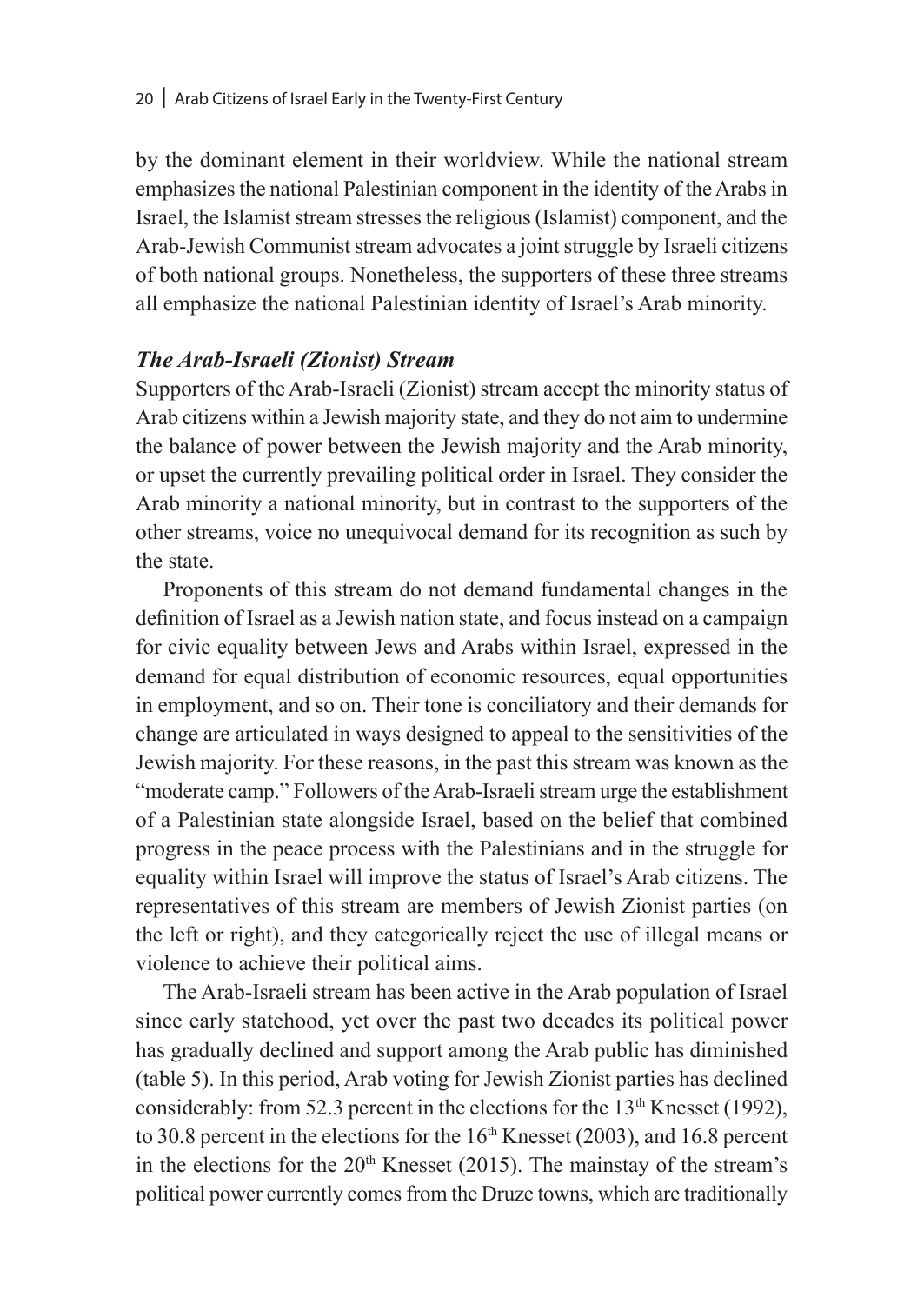by the dominant element in their worldview. While the national stream emphasizes the national Palestinian component in the identity of the Arabs in Israel, the Islamist stream stresses the religious (Islamist) component, and the Arab-Jewish Communist stream advocates a joint struggle by Israeli citizens of both national groups. Nonetheless, the supporters of these three streams all emphasize the national Palestinian identity of Israel's Arab minority.

### *The Arab-Israeli (Zionist) Stream*

Supporters of the Arab-Israeli (Zionist) stream accept the minority status of Arab citizens within a Jewish majority state, and they do not aim to undermine the balance of power between the Jewish majority and the Arab minority, or upset the currently prevailing political order in Israel. They consider the Arab minority a national minority, but in contrast to the supporters of the other streams, voice no unequivocal demand for its recognition as such by the state.

Proponents of this stream do not demand fundamental changes in the definition of Israel as a Jewish nation state, and focus instead on a campaign for civic equality between Jews and Arabs within Israel, expressed in the demand for equal distribution of economic resources, equal opportunities in employment, and so on. Their tone is conciliatory and their demands for change are articulated in ways designed to appeal to the sensitivities of the Jewish majority. For these reasons, in the past this stream was known as the "moderate camp." Followers of the Arab-Israeli stream urge the establishment of a Palestinian state alongside Israel, based on the belief that combined progress in the peace process with the Palestinians and in the struggle for equality within Israel will improve the status of Israel's Arab citizens. The representatives of this stream are members of Jewish Zionist parties (on the left or right), and they categorically reject the use of illegal means or violence to achieve their political aims.

The Arab-Israeli stream has been active in the Arab population of Israel since early statehood, yet over the past two decades its political power has gradually declined and support among the Arab public has diminished (table 5). In this period, Arab voting for Jewish Zionist parties has declined considerably: from 52.3 percent in the elections for the 13th Knesset (1992), to 30.8 percent in the elections for the 16th Knesset (2003), and 16.8 percent in the elections for the 20th Knesset (2015). The mainstay of the stream's political power currently comes from the Druze towns, which are traditionally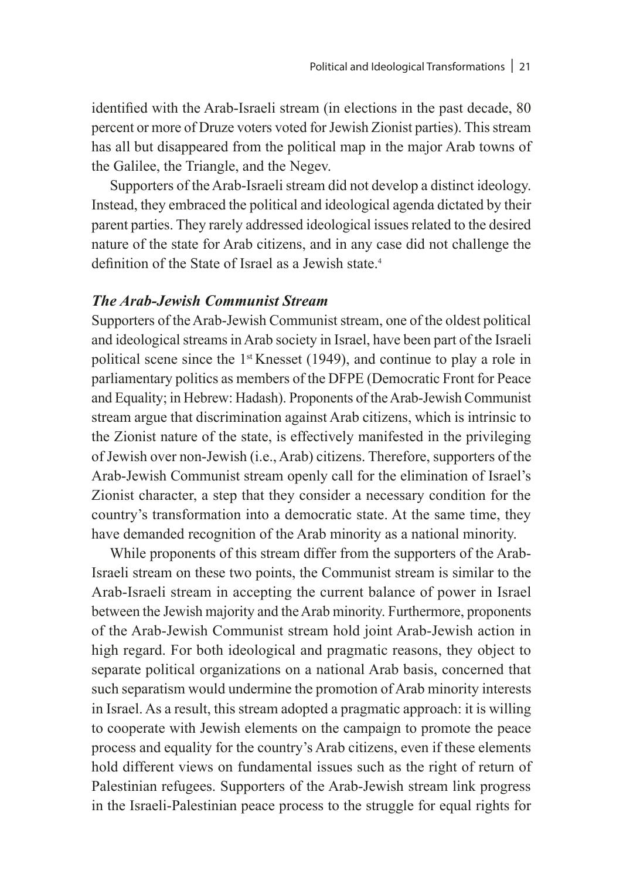identified with the Arab-Israeli stream (in elections in the past decade, 80 percent or more of Druze voters voted for Jewish Zionist parties). This stream has all but disappeared from the political map in the major Arab towns of the Galilee, the Triangle, and the Negev.

Supporters of the Arab-Israeli stream did not develop a distinct ideology. Instead, they embraced the political and ideological agenda dictated by their parent parties. They rarely addressed ideological issues related to the desired nature of the state for Arab citizens, and in any case did not challenge the definition of the State of Israel as a Jewish state.[4]

### *The Arab-Jewish Communist Stream*

Supporters of the Arab-Jewish Communist stream, one of the oldest political and ideological streams in Arab society in Israel, have been part of the Israeli political scene since the 1st Knesset (1949), and continue to play a role in parliamentary politics as members of the DFPE (Democratic Front for Peace and Equality; in Hebrew: Hadash). Proponents of the Arab-Jewish Communist stream argue that discrimination against Arab citizens, which is intrinsic to the Zionist nature of the state, is effectively manifested in the privileging of Jewish over non-Jewish (i.e., Arab) citizens. Therefore, supporters of the Arab-Jewish Communist stream openly call for the elimination of Israel's Zionist character, a step that they consider a necessary condition for the country's transformation into a democratic state. At the same time, they have demanded recognition of the Arab minority as a national minority.

While proponents of this stream differ from the supporters of the Arab-Israeli stream on these two points, the Communist stream is similar to the Arab-Israeli stream in accepting the current balance of power in Israel between the Jewish majority and the Arab minority. Furthermore, proponents of the Arab-Jewish Communist stream hold joint Arab-Jewish action in high regard. For both ideological and pragmatic reasons, they object to separate political organizations on a national Arab basis, concerned that such separatism would undermine the promotion of Arab minority interests in Israel. As a result, this stream adopted a pragmatic approach: it is willing to cooperate with Jewish elements on the campaign to promote the peace process and equality for the country's Arab citizens, even if these elements hold different views on fundamental issues such as the right of return of Palestinian refugees. Supporters of the Arab-Jewish stream link progress in the Israeli-Palestinian peace process to the struggle for equal rights for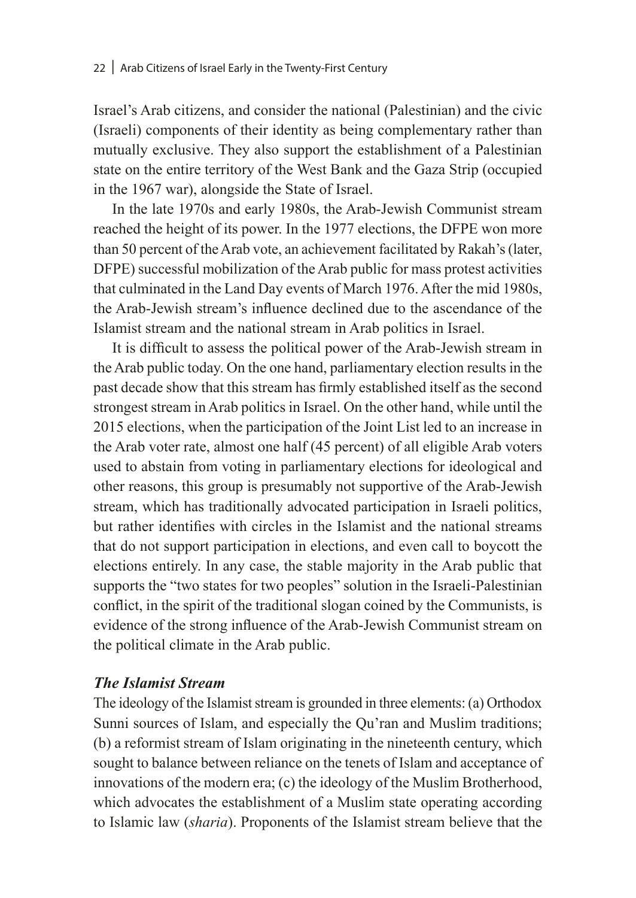Israel's Arab citizens, and consider the national (Palestinian) and the civic (Israeli) components of their identity as being complementary rather than mutually exclusive. They also support the establishment of a Palestinian state on the entire territory of the West Bank and the Gaza Strip (occupied in the 1967 war), alongside the State of Israel.

In the late 1970s and early 1980s, the Arab-Jewish Communist stream reached the height of its power. In the 1977 elections, the DFPE won more than 50 percent of the Arab vote, an achievement facilitated by Rakah's (later, DFPE) successful mobilization of the Arab public for mass protest activities that culminated in the Land Day events of March 1976. After the mid 1980s, the Arab-Jewish stream's influence declined due to the ascendance of the Islamist stream and the national stream in Arab politics in Israel.

It is difficult to assess the political power of the Arab-Jewish stream in the Arab public today. On the one hand, parliamentary election results in the past decade show that this stream has firmly established itself as the second strongest stream in Arab politics in Israel. On the other hand, while until the 2015 elections, when the participation of the Joint List led to an increase in the Arab voter rate, almost one half (45 percent) of all eligible Arab voters used to abstain from voting in parliamentary elections for ideological and other reasons, this group is presumably not supportive of the Arab-Jewish stream, which has traditionally advocated participation in Israeli politics, but rather identifies with circles in the Islamist and the national streams that do not support participation in elections, and even call to boycott the elections entirely. In any case, the stable majority in the Arab public that supports the "two states for two peoples" solution in the Israeli-Palestinian conflict, in the spirit of the traditional slogan coined by the Communists, is evidence of the strong influence of the Arab-Jewish Communist stream on the political climate in the Arab public.

### *The Islamist Stream*

The ideology of the Islamist stream is grounded in three elements: (a) Orthodox Sunni sources of Islam, and especially the Qu'ran and Muslim traditions; (b) a reformist stream of Islam originating in the nineteenth century, which sought to balance between reliance on the tenets of Islam and acceptance of innovations of the modern era; (c) the ideology of the Muslim Brotherhood, which advocates the establishment of a Muslim state operating according to Islamic law (*sharia*). Proponents of the Islamist stream believe that the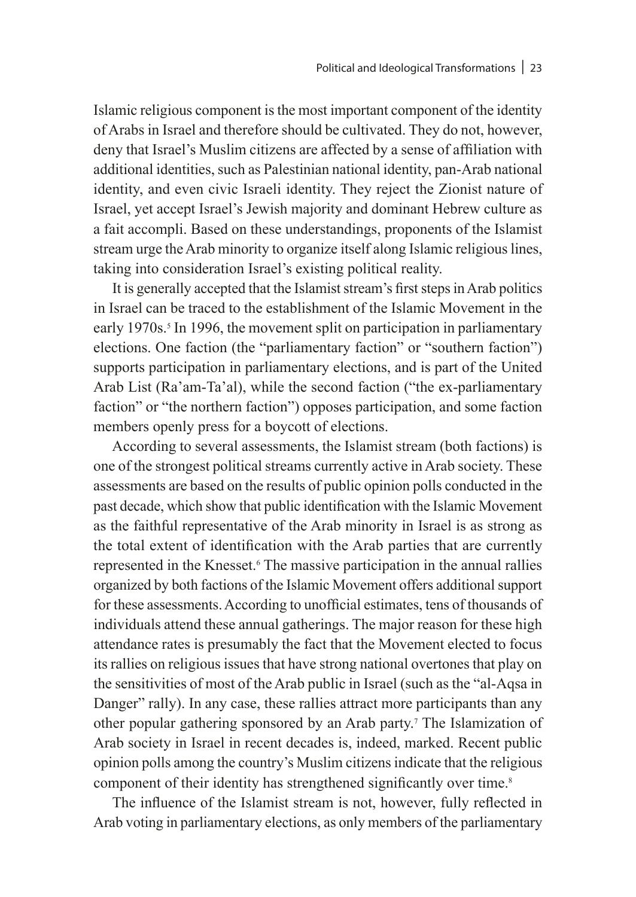Islamic religious component is the most important component of the identity of Arabs in Israel and therefore should be cultivated. They do not, however, deny that Israel's Muslim citizens are affected by a sense of affiliation with additional identities, such as Palestinian national identity, pan-Arab national identity, and even civic Israeli identity. They reject the Zionist nature of Israel, yet accept Israel's Jewish majority and dominant Hebrew culture as a fait accompli. Based on these understandings, proponents of the Islamist stream urge the Arab minority to organize itself along Islamic religious lines, taking into consideration Israel's existing political reality.

It is generally accepted that the Islamist stream's first steps in Arab politics in Israel can be traced to the establishment of the Islamic Movement in the early 1970s.[5] In 1996, the movement split on participation in parliamentary elections. One faction (the "parliamentary faction" or "southern faction") supports participation in parliamentary elections, and is part of the United Arab List (Ra'am-Ta'al), while the second faction ("the ex-parliamentary faction" or "the northern faction") opposes participation, and some faction members openly press for a boycott of elections.

According to several assessments, the Islamist stream (both factions) is one of the strongest political streams currently active in Arab society. These assessments are based on the results of public opinion polls conducted in the past decade, which show that public identification with the Islamic Movement as the faithful representative of the Arab minority in Israel is as strong as the total extent of identification with the Arab parties that are currently represented in the Knesset.[6] The massive participation in the annual rallies organized by both factions of the Islamic Movement offers additional support for these assessments. According to unofficial estimates, tens of thousands of individuals attend these annual gatherings. The major reason for these high attendance rates is presumably the fact that the Movement elected to focus its rallies on religious issues that have strong national overtones that play on the sensitivities of most of the Arab public in Israel (such as the "al-Aqsa in Danger" rally). In any case, these rallies attract more participants than any other popular gathering sponsored by an Arab party.[7] The Islamization of Arab society in Israel in recent decades is, indeed, marked. Recent public opinion polls among the country's Muslim citizens indicate that the religious component of their identity has strengthened significantly over time.[8]

The influence of the Islamist stream is not, however, fully reflected in Arab voting in parliamentary elections, as only members of the parliamentary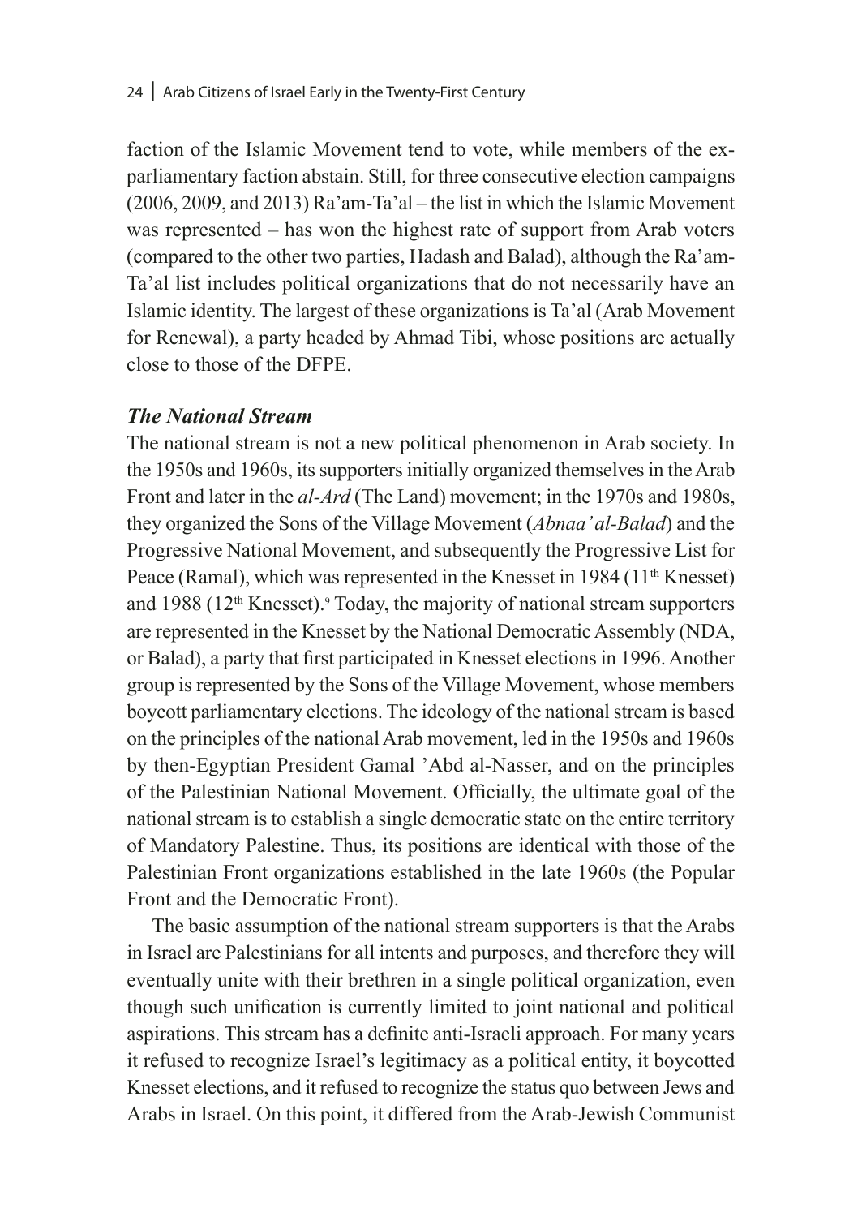faction of the Islamic Movement tend to vote, while members of the ex-parliamentary faction abstain. Still, for three consecutive election campaigns (2006, 2009, and 2013) Ra'am-Ta'al – the list in which the Islamic Movement was represented – has won the highest rate of support from Arab voters (compared to the other two parties, Hadash and Balad), although the Ra'am-Ta'al list includes political organizations that do not necessarily have an Islamic identity. The largest of these organizations is Ta'al (Arab Movement for Renewal), a party headed by Ahmad Tibi, whose positions are actually close to those of the DFPE.

### *The National Stream*

The national stream is not a new political phenomenon in Arab society. In the 1950s and 1960s, its supporters initially organized themselves in the Arab Front and later in the *al-Ard* (The Land) movement; in the 1970s and 1980s, they organized the Sons of the Village Movement (*Abnaa' al-Balad*) and the Progressive National Movement, and subsequently the Progressive List for Peace (Ramal), which was represented in the Knesset in 1984 (11th Knesset) and 1988 (12th Knesset).[9] Today, the majority of national stream supporters are represented in the Knesset by the National Democratic Assembly (NDA, or Balad), a party that first participated in Knesset elections in 1996. Another group is represented by the Sons of the Village Movement, whose members boycott parliamentary elections. The ideology of the national stream is based on the principles of the national Arab movement, led in the 1950s and 1960s by then-Egyptian President Gamal 'Abd al-Nasser, and on the principles of the Palestinian National Movement. Officially, the ultimate goal of the national stream is to establish a single democratic state on the entire territory of Mandatory Palestine. Thus, its positions are identical with those of the Palestinian Front organizations established in the late 1960s (the Popular Front and the Democratic Front).

The basic assumption of the national stream supporters is that the Arabs in Israel are Palestinians for all intents and purposes, and therefore they will eventually unite with their brethren in a single political organization, even though such unification is currently limited to joint national and political aspirations. This stream has a definite anti-Israeli approach. For many years it refused to recognize Israel's legitimacy as a political entity, it boycotted Knesset elections, and it refused to recognize the status quo between Jews and Arabs in Israel. On this point, it differed from the Arab-Jewish Communist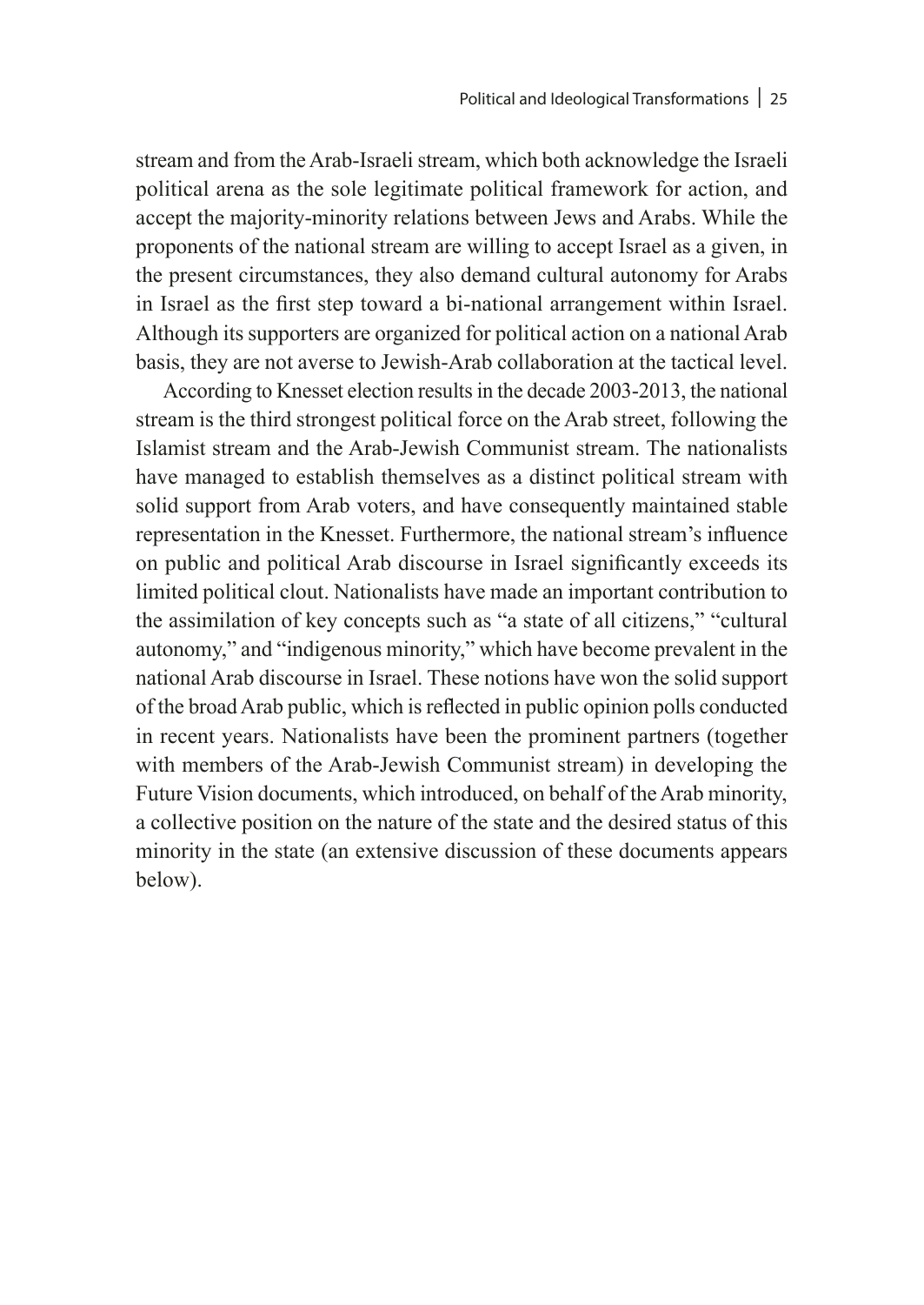stream and from the Arab-Israeli stream, which both acknowledge the Israeli political arena as the sole legitimate political framework for action, and accept the majority-minority relations between Jews and Arabs. While the proponents of the national stream are willing to accept Israel as a given, in the present circumstances, they also demand cultural autonomy for Arabs in Israel as the first step toward a bi-national arrangement within Israel. Although its supporters are organized for political action on a national Arab basis, they are not averse to Jewish-Arab collaboration at the tactical level.

According to Knesset election results in the decade 2003-2013, the national stream is the third strongest political force on the Arab street, following the Islamist stream and the Arab-Jewish Communist stream. The nationalists have managed to establish themselves as a distinct political stream with solid support from Arab voters, and have consequently maintained stable representation in the Knesset. Furthermore, the national stream's influence on public and political Arab discourse in Israel significantly exceeds its limited political clout. Nationalists have made an important contribution to the assimilation of key concepts such as "a state of all citizens," "cultural autonomy," and "indigenous minority," which have become prevalent in the national Arab discourse in Israel. These notions have won the solid support of the broad Arab public, which is reflected in public opinion polls conducted in recent years. Nationalists have been the prominent partners (together with members of the Arab-Jewish Communist stream) in developing the Future Vision documents, which introduced, on behalf of the Arab minority, a collective position on the nature of the state and the desired status of this minority in the state (an extensive discussion of these documents appears below).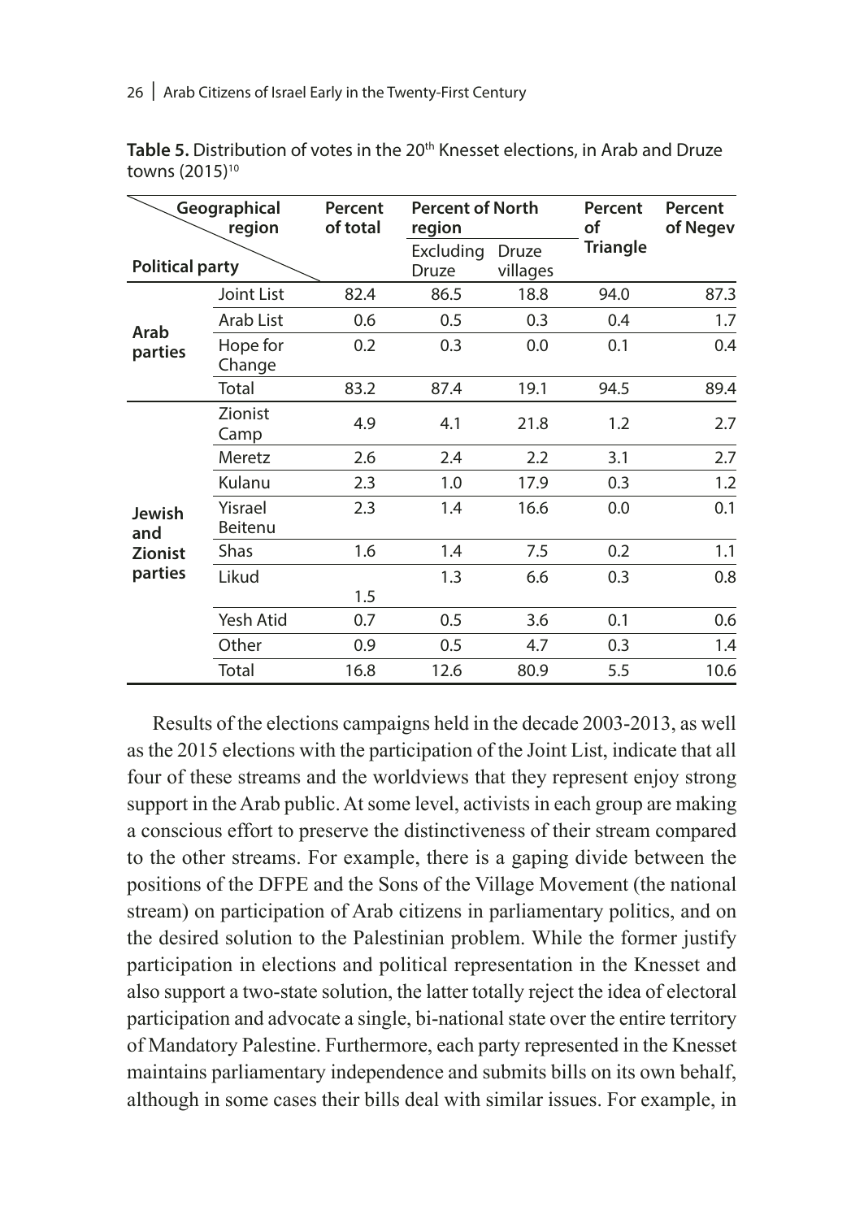**Table 5.** Distribution of votes in the 20th Knesset elections, in Arab and Druze towns (2015)[10]

| Political party \ Geographical region | | Percent of total | Percent of North region | | Percent of Triangle | Percent of Negev |
|---|---|---|---|---|---|---|
| | | | Excluding Druze | Druze villages | | |
| **Arab parties** | Joint List | 82.4 | 86.5 | 18.8 | 94.0 | 87.3 |
| | Arab List | 0.6 | 0.5 | 0.3 | 0.4 | 1.7 |
| | Hope for Change | 0.2 | 0.3 | 0.0 | 0.1 | 0.4 |
| | Total | 83.2 | 87.4 | 19.1 | 94.5 | 89.4 |
| **Jewish and Zionist parties** | Zionist Camp | 4.9 | 4.1 | 21.8 | 1.2 | 2.7 |
| | Meretz | 2.6 | 2.4 | 2.2 | 3.1 | 2.7 |
| | Kulanu | 2.3 | 1.0 | 17.9 | 0.3 | 1.2 |
| | Yisrael Beitenu | 2.3 | 1.4 | 16.6 | 0.0 | 0.1 |
| | Shas | 1.6 | 1.4 | 7.5 | 0.2 | 1.1 |
| | Likud | 1.5 | 1.3 | 6.6 | 0.3 | 0.8 |
| | Yesh Atid | 0.7 | 0.5 | 3.6 | 0.1 | 0.6 |
| | Other | 0.9 | 0.5 | 4.7 | 0.3 | 1.4 |
| | Total | 16.8 | 12.6 | 80.9 | 5.5 | 10.6 |

Results of the elections campaigns held in the decade 2003-2013, as well as the 2015 elections with the participation of the Joint List, indicate that all four of these streams and the worldviews that they represent enjoy strong support in the Arab public. At some level, activists in each group are making a conscious effort to preserve the distinctiveness of their stream compared to the other streams. For example, there is a gaping divide between the positions of the DFPE and the Sons of the Village Movement (the national stream) on participation of Arab citizens in parliamentary politics, and on the desired solution to the Palestinian problem. While the former justify participation in elections and political representation in the Knesset and also support a two-state solution, the latter totally reject the idea of electoral participation and advocate a single, bi-national state over the entire territory of Mandatory Palestine. Furthermore, each party represented in the Knesset maintains parliamentary independence and submits bills on its own behalf, although in some cases their bills deal with similar issues. For example, in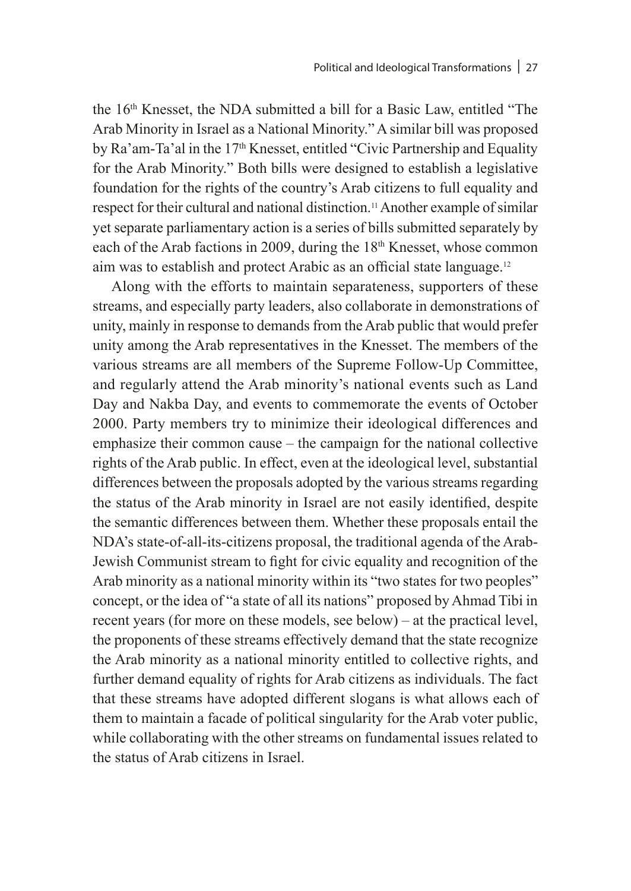the 16th Knesset, the NDA submitted a bill for a Basic Law, entitled "The Arab Minority in Israel as a National Minority." A similar bill was proposed by Ra'am-Ta'al in the 17th Knesset, entitled "Civic Partnership and Equality for the Arab Minority." Both bills were designed to establish a legislative foundation for the rights of the country's Arab citizens to full equality and respect for their cultural and national distinction.[11] Another example of similar yet separate parliamentary action is a series of bills submitted separately by each of the Arab factions in 2009, during the 18th Knesset, whose common aim was to establish and protect Arabic as an official state language.[12]

Along with the efforts to maintain separateness, supporters of these streams, and especially party leaders, also collaborate in demonstrations of unity, mainly in response to demands from the Arab public that would prefer unity among the Arab representatives in the Knesset. The members of the various streams are all members of the Supreme Follow-Up Committee, and regularly attend the Arab minority's national events such as Land Day and Nakba Day, and events to commemorate the events of October 2000. Party members try to minimize their ideological differences and emphasize their common cause – the campaign for the national collective rights of the Arab public. In effect, even at the ideological level, substantial differences between the proposals adopted by the various streams regarding the status of the Arab minority in Israel are not easily identified, despite the semantic differences between them. Whether these proposals entail the NDA's state-of-all-its-citizens proposal, the traditional agenda of the Arab-Jewish Communist stream to fight for civic equality and recognition of the Arab minority as a national minority within its "two states for two peoples" concept, or the idea of "a state of all its nations" proposed by Ahmad Tibi in recent years (for more on these models, see below) – at the practical level, the proponents of these streams effectively demand that the state recognize the Arab minority as a national minority entitled to collective rights, and further demand equality of rights for Arab citizens as individuals. The fact that these streams have adopted different slogans is what allows each of them to maintain a facade of political singularity for the Arab voter public, while collaborating with the other streams on fundamental issues related to the status of Arab citizens in Israel.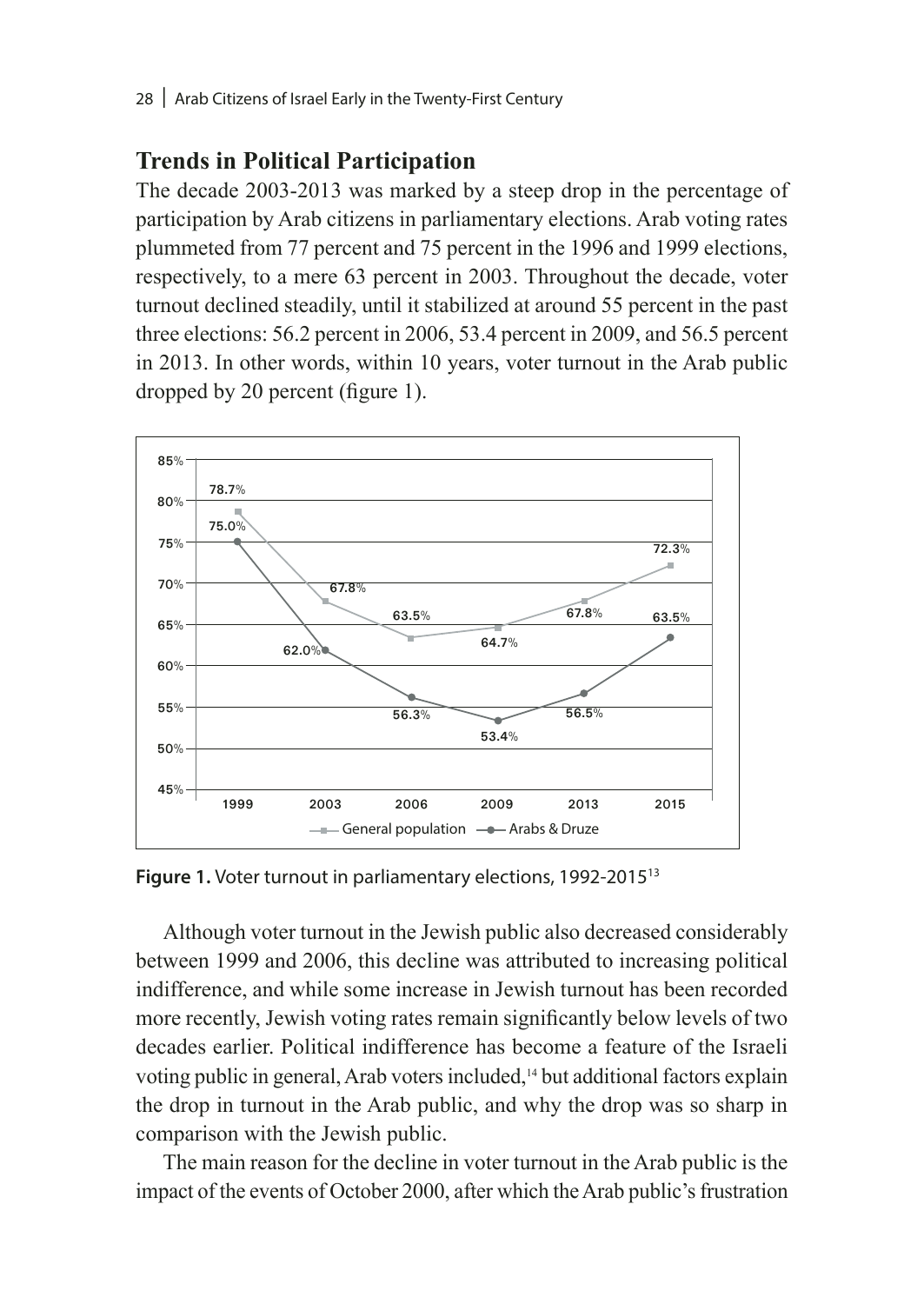## Trends in Political Participation

The decade 2003-2013 was marked by a steep drop in the percentage of participation by Arab citizens in parliamentary elections. Arab voting rates plummeted from 77 percent and 75 percent in the 1996 and 1999 elections, respectively, to a mere 63 percent in 2003. Throughout the decade, voter turnout declined steadily, until it stabilized at around 55 percent in the past three elections: 56.2 percent in 2006, 53.4 percent in 2009, and 56.5 percent in 2013. In other words, within 10 years, voter turnout in the Arab public dropped by 20 percent (figure 1).

| | 1999 | 2003 | 2006 | 2009 | 2013 | 2015 |
|---|---|---|---|---|---|---|
| General population | 78.7% | 67.8% | 63.5% | 64.7% | 67.8% | 72.3% |
| Arabs & Druze | 75.0% | 62.0% | 56.3% | 53.4% | 56.5% | 63.5% |

**Figure 1.** Voter turnout in parliamentary elections, 1992-2015[13]

Although voter turnout in the Jewish public also decreased considerably between 1999 and 2006, this decline was attributed to increasing political indifference, and while some increase in Jewish turnout has been recorded more recently, Jewish voting rates remain significantly below levels of two decades earlier. Political indifference has become a feature of the Israeli voting public in general, Arab voters included,[14] but additional factors explain the drop in turnout in the Arab public, and why the drop was so sharp in comparison with the Jewish public.

The main reason for the decline in voter turnout in the Arab public is the impact of the events of October 2000, after which the Arab public's frustration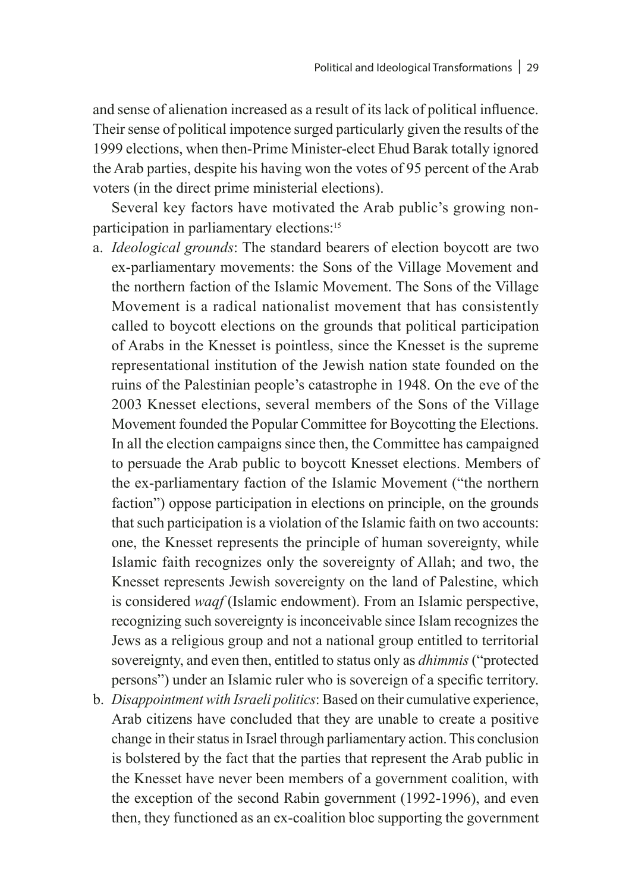and sense of alienation increased as a result of its lack of political influence. Their sense of political impotence surged particularly given the results of the 1999 elections, when then-Prime Minister-elect Ehud Barak totally ignored the Arab parties, despite his having won the votes of 95 percent of the Arab voters (in the direct prime ministerial elections).

Several key factors have motivated the Arab public's growing non-participation in parliamentary elections:[15]

a. *Ideological grounds*: The standard bearers of election boycott are two ex-parliamentary movements: the Sons of the Village Movement and the northern faction of the Islamic Movement. The Sons of the Village Movement is a radical nationalist movement that has consistently called to boycott elections on the grounds that political participation of Arabs in the Knesset is pointless, since the Knesset is the supreme representational institution of the Jewish nation state founded on the ruins of the Palestinian people's catastrophe in 1948. On the eve of the 2003 Knesset elections, several members of the Sons of the Village Movement founded the Popular Committee for Boycotting the Elections. In all the election campaigns since then, the Committee has campaigned to persuade the Arab public to boycott Knesset elections. Members of the ex-parliamentary faction of the Islamic Movement ("the northern faction") oppose participation in elections on principle, on the grounds that such participation is a violation of the Islamic faith on two accounts: one, the Knesset represents the principle of human sovereignty, while Islamic faith recognizes only the sovereignty of Allah; and two, the Knesset represents Jewish sovereignty on the land of Palestine, which is considered *waqf* (Islamic endowment). From an Islamic perspective, recognizing such sovereignty is inconceivable since Islam recognizes the Jews as a religious group and not a national group entitled to territorial sovereignty, and even then, entitled to status only as *dhimmis* ("protected persons") under an Islamic ruler who is sovereign of a specific territory.
b. *Disappointment with Israeli politics*: Based on their cumulative experience, Arab citizens have concluded that they are unable to create a positive change in their status in Israel through parliamentary action. This conclusion is bolstered by the fact that the parties that represent the Arab public in the Knesset have never been members of a government coalition, with the exception of the second Rabin government (1992-1996), and even then, they functioned as an ex-coalition bloc supporting the government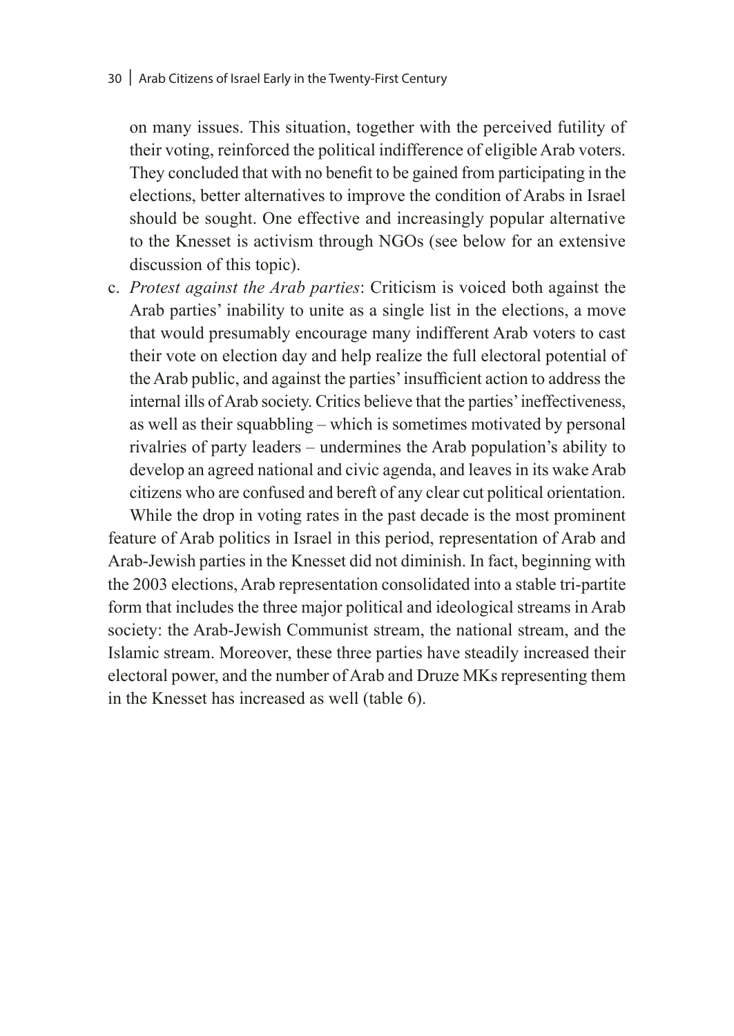on many issues. This situation, together with the perceived futility of their voting, reinforced the political indifference of eligible Arab voters. They concluded that with no benefit to be gained from participating in the elections, better alternatives to improve the condition of Arabs in Israel should be sought. One effective and increasingly popular alternative to the Knesset is activism through NGOs (see below for an extensive discussion of this topic).

c. *Protest against the Arab parties*: Criticism is voiced both against the Arab parties' inability to unite as a single list in the elections, a move that would presumably encourage many indifferent Arab voters to cast their vote on election day and help realize the full electoral potential of the Arab public, and against the parties' insufficient action to address the internal ills of Arab society. Critics believe that the parties' ineffectiveness, as well as their squabbling – which is sometimes motivated by personal rivalries of party leaders – undermines the Arab population's ability to develop an agreed national and civic agenda, and leaves in its wake Arab citizens who are confused and bereft of any clear cut political orientation.

While the drop in voting rates in the past decade is the most prominent feature of Arab politics in Israel in this period, representation of Arab and Arab-Jewish parties in the Knesset did not diminish. In fact, beginning with the 2003 elections, Arab representation consolidated into a stable tri-partite form that includes the three major political and ideological streams in Arab society: the Arab-Jewish Communist stream, the national stream, and the Islamic stream. Moreover, these three parties have steadily increased their electoral power, and the number of Arab and Druze MKs representing them in the Knesset has increased as well (table 6).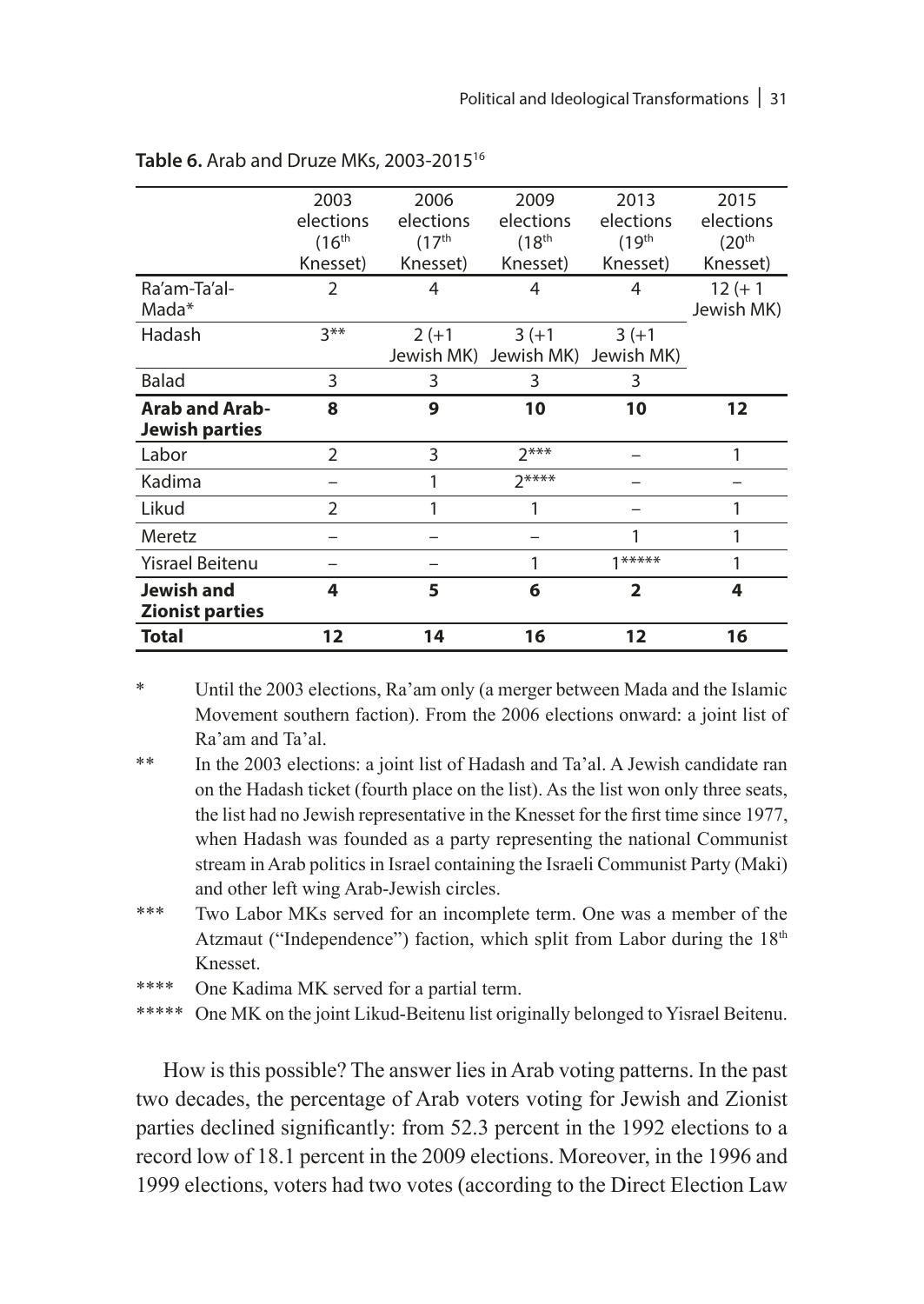**Table 6.** Arab and Druze MKs, 2003-2015[16]

| | 2003 elections (16th Knesset) | 2006 elections (17th Knesset) | 2009 elections (18th Knesset) | 2013 elections (19th Knesset) | 2015 elections (20th Knesset) |
|---|---|---|---|---|---|
| Ra'am-Ta'al-Mada* | 2 | 4 | 4 | 4 | 12 (+ 1 Jewish MK) |
| Hadash | 3** | 2 (+1 Jewish MK) | 3 (+1 Jewish MK) | 3 (+1 Jewish MK) | |
| Balad | 3 | 3 | 3 | 3 | |
| **Arab and Arab-Jewish parties** | **8** | **9** | **10** | **10** | **12** |
| Labor | 2 | 3 | 2*** | – | 1 |
| Kadima | – | 1 | 2**** | – | – |
| Likud | 2 | 1 | 1 | – | 1 |
| Meretz | – | – | – | 1 | 1 |
| Yisrael Beitenu | – | – | 1 | 1***** | 1 |
| **Jewish and Zionist parties** | **4** | **5** | **6** | **2** | **4** |
| **Total** | **12** | **14** | **16** | **12** | **16** |

\* Until the 2003 elections, Ra'am only (a merger between Mada and the Islamic Movement southern faction). From the 2006 elections onward: a joint list of Ra'am and Ta'al.

\*\* In the 2003 elections: a joint list of Hadash and Ta'al. A Jewish candidate ran on the Hadash ticket (fourth place on the list). As the list won only three seats, the list had no Jewish representative in the Knesset for the first time since 1977, when Hadash was founded as a party representing the national Communist stream in Arab politics in Israel containing the Israeli Communist Party (Maki) and other left wing Arab-Jewish circles.

\*\*\* Two Labor MKs served for an incomplete term. One was a member of the Atzmaut ("Independence") faction, which split from Labor during the 18th Knesset.

\*\*\*\* One Kadima MK served for a partial term.

\*\*\*\*\* One MK on the joint Likud-Beitenu list originally belonged to Yisrael Beitenu.

How is this possible? The answer lies in Arab voting patterns. In the past two decades, the percentage of Arab voters voting for Jewish and Zionist parties declined significantly: from 52.3 percent in the 1992 elections to a record low of 18.1 percent in the 2009 elections. Moreover, in the 1996 and 1999 elections, voters had two votes (according to the Direct Election Law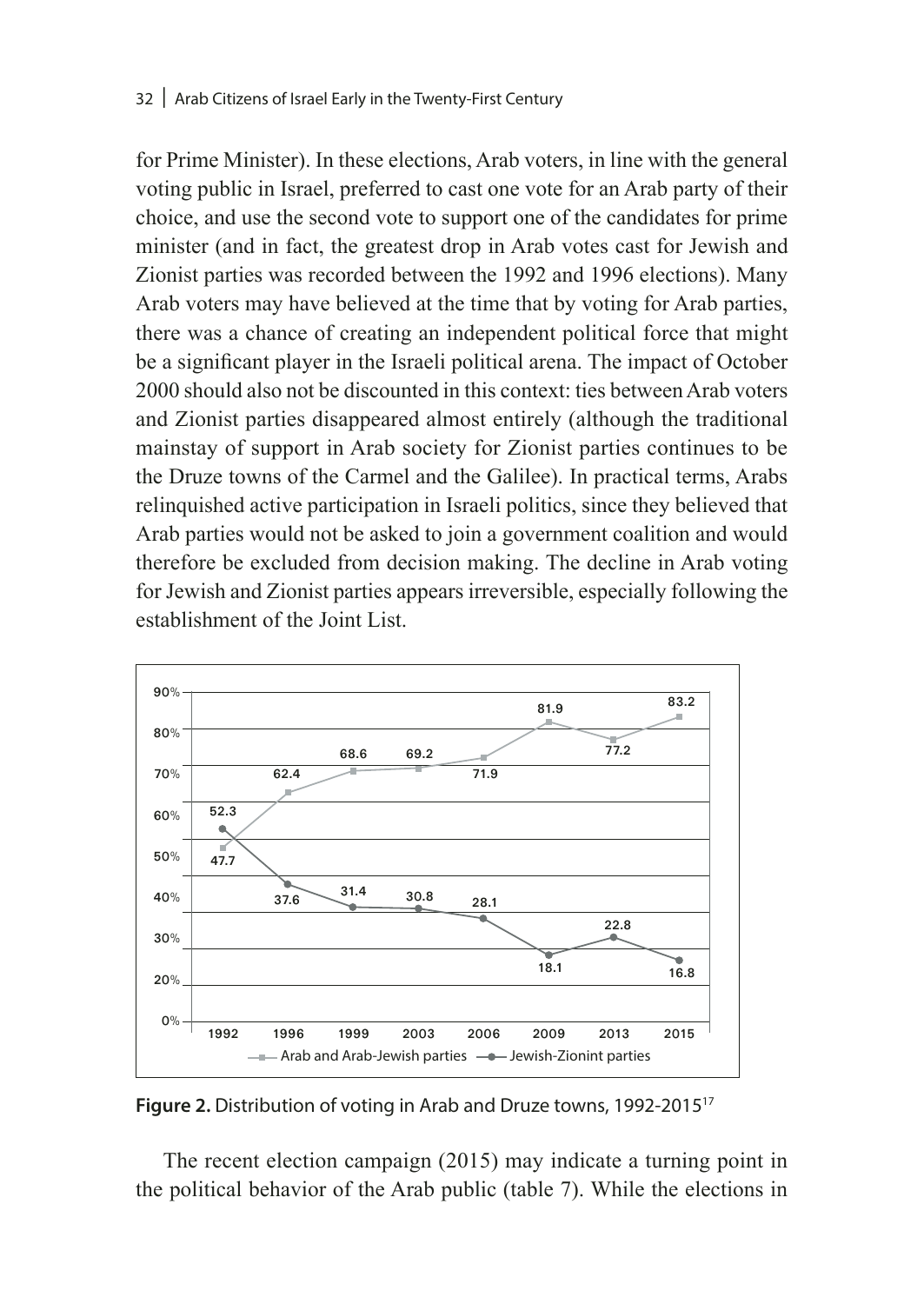for Prime Minister). In these elections, Arab voters, in line with the general voting public in Israel, preferred to cast one vote for an Arab party of their choice, and use the second vote to support one of the candidates for prime minister (and in fact, the greatest drop in Arab votes cast for Jewish and Zionist parties was recorded between the 1992 and 1996 elections). Many Arab voters may have believed at the time that by voting for Arab parties, there was a chance of creating an independent political force that might be a significant player in the Israeli political arena. The impact of October 2000 should also not be discounted in this context: ties between Arab voters and Zionist parties disappeared almost entirely (although the traditional mainstay of support in Arab society for Zionist parties continues to be the Druze towns of the Carmel and the Galilee). In practical terms, Arabs relinquished active participation in Israeli politics, since they believed that Arab parties would not be asked to join a government coalition and would therefore be excluded from decision making. The decline in Arab voting for Jewish and Zionist parties appears irreversible, especially following the establishment of the Joint List.

| | 1992 | 1996 | 1999 | 2003 | 2006 | 2009 | 2013 | 2015 |
|---|---|---|---|---|---|---|---|---|
| Arab and Arab-Jewish parties | 47.7 | 62.4 | 68.6 | 69.2 | 71.9 | 81.9 | 77.2 | 83.2 |
| Jewish-Zionint parties | 52.3 | 37.6 | 31.4 | 30.8 | 28.1 | 18.1 | 22.8 | 16.8 |

**Figure 2.** Distribution of voting in Arab and Druze towns, 1992-2015[17]

The recent election campaign (2015) may indicate a turning point in the political behavior of the Arab public (table 7). While the elections in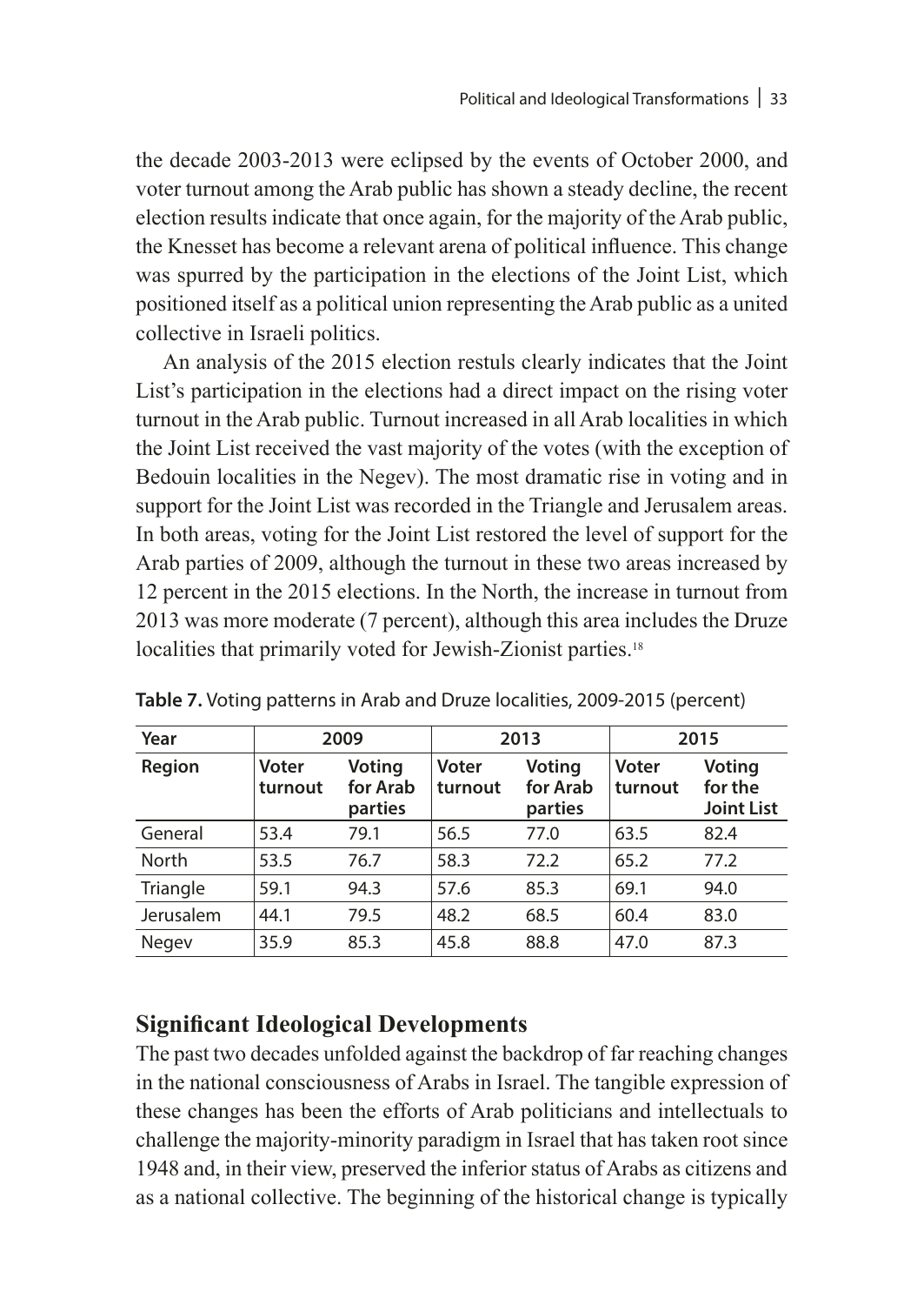the decade 2003-2013 were eclipsed by the events of October 2000, and voter turnout among the Arab public has shown a steady decline, the recent election results indicate that once again, for the majority of the Arab public, the Knesset has become a relevant arena of political influence. This change was spurred by the participation in the elections of the Joint List, which positioned itself as a political union representing the Arab public as a united collective in Israeli politics.

An analysis of the 2015 election restuls clearly indicates that the Joint List's participation in the elections had a direct impact on the rising voter turnout in the Arab public. Turnout increased in all Arab localities in which the Joint List received the vast majority of the votes (with the exception of Bedouin localities in the Negev). The most dramatic rise in voting and in support for the Joint List was recorded in the Triangle and Jerusalem areas. In both areas, voting for the Joint List restored the level of support for the Arab parties of 2009, although the turnout in these two areas increased by 12 percent in the 2015 elections. In the North, the increase in turnout from 2013 was more moderate (7 percent), although this area includes the Druze localities that primarily voted for Jewish-Zionist parties.[18]

**Table 7.** Voting patterns in Arab and Druze localities, 2009-2015 (percent)

| Year | 2009 | | 2013 | | 2015 | |
|---|---|---|---|---|---|---|
| **Region** | **Voter turnout** | **Voting for Arab parties** | **Voter turnout** | **Voting for Arab parties** | **Voter turnout** | **Voting for the Joint List** |
| General | 53.4 | 79.1 | 56.5 | 77.0 | 63.5 | 82.4 |
| North | 53.5 | 76.7 | 58.3 | 72.2 | 65.2 | 77.2 |
| Triangle | 59.1 | 94.3 | 57.6 | 85.3 | 69.1 | 94.0 |
| Jerusalem | 44.1 | 79.5 | 48.2 | 68.5 | 60.4 | 83.0 |
| Negev | 35.9 | 85.3 | 45.8 | 88.8 | 47.0 | 87.3 |

## Significant Ideological Developments

The past two decades unfolded against the backdrop of far reaching changes in the national consciousness of Arabs in Israel. The tangible expression of these changes has been the efforts of Arab politicians and intellectuals to challenge the majority-minority paradigm in Israel that has taken root since 1948 and, in their view, preserved the inferior status of Arabs as citizens and as a national collective. The beginning of the historical change is typically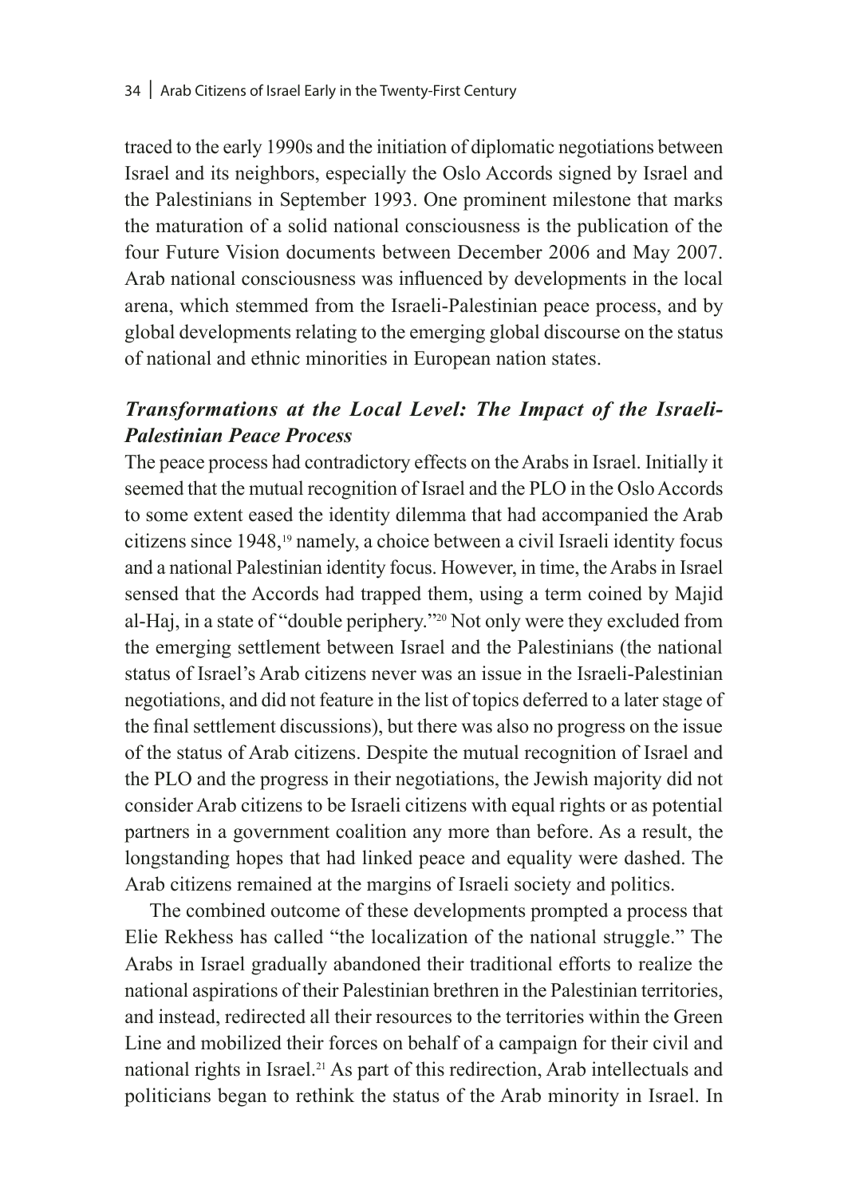traced to the early 1990s and the initiation of diplomatic negotiations between Israel and its neighbors, especially the Oslo Accords signed by Israel and the Palestinians in September 1993. One prominent milestone that marks the maturation of a solid national consciousness is the publication of the four Future Vision documents between December 2006 and May 2007. Arab national consciousness was influenced by developments in the local arena, which stemmed from the Israeli-Palestinian peace process, and by global developments relating to the emerging global discourse on the status of national and ethnic minorities in European nation states.

### ***Transformations at the Local Level: The Impact of the Israeli-Palestinian Peace Process***

The peace process had contradictory effects on the Arabs in Israel. Initially it seemed that the mutual recognition of Israel and the PLO in the Oslo Accords to some extent eased the identity dilemma that had accompanied the Arab citizens since 1948,[19] namely, a choice between a civil Israeli identity focus and a national Palestinian identity focus. However, in time, the Arabs in Israel sensed that the Accords had trapped them, using a term coined by Majid al-Haj, in a state of "double periphery."[20] Not only were they excluded from the emerging settlement between Israel and the Palestinians (the national status of Israel's Arab citizens never was an issue in the Israeli-Palestinian negotiations, and did not feature in the list of topics deferred to a later stage of the final settlement discussions), but there was also no progress on the issue of the status of Arab citizens. Despite the mutual recognition of Israel and the PLO and the progress in their negotiations, the Jewish majority did not consider Arab citizens to be Israeli citizens with equal rights or as potential partners in a government coalition any more than before. As a result, the longstanding hopes that had linked peace and equality were dashed. The Arab citizens remained at the margins of Israeli society and politics.

The combined outcome of these developments prompted a process that Elie Rekhess has called "the localization of the national struggle." The Arabs in Israel gradually abandoned their traditional efforts to realize the national aspirations of their Palestinian brethren in the Palestinian territories, and instead, redirected all their resources to the territories within the Green Line and mobilized their forces on behalf of a campaign for their civil and national rights in Israel.[21] As part of this redirection, Arab intellectuals and politicians began to rethink the status of the Arab minority in Israel. In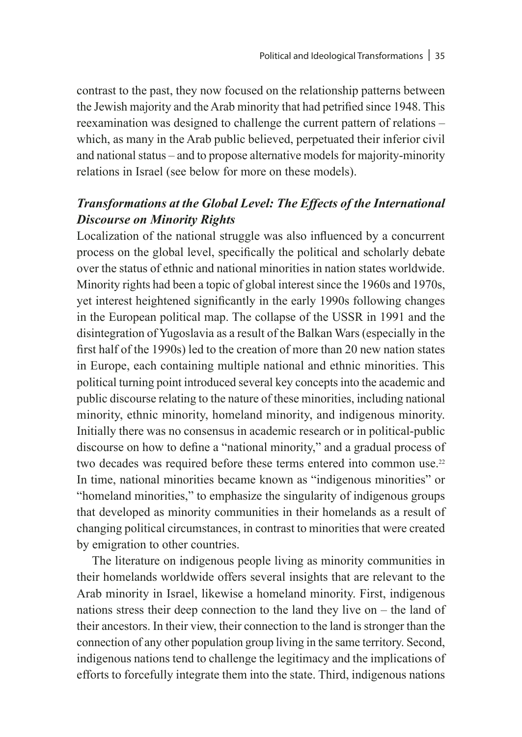contrast to the past, they now focused on the relationship patterns between the Jewish majority and the Arab minority that had petrified since 1948. This reexamination was designed to challenge the current pattern of relations – which, as many in the Arab public believed, perpetuated their inferior civil and national status – and to propose alternative models for majority-minority relations in Israel (see below for more on these models).

### *Transformations at the Global Level: The Effects of the International Discourse on Minority Rights*

Localization of the national struggle was also influenced by a concurrent process on the global level, specifically the political and scholarly debate over the status of ethnic and national minorities in nation states worldwide. Minority rights had been a topic of global interest since the 1960s and 1970s, yet interest heightened significantly in the early 1990s following changes in the European political map. The collapse of the USSR in 1991 and the disintegration of Yugoslavia as a result of the Balkan Wars (especially in the first half of the 1990s) led to the creation of more than 20 new nation states in Europe, each containing multiple national and ethnic minorities. This political turning point introduced several key concepts into the academic and public discourse relating to the nature of these minorities, including national minority, ethnic minority, homeland minority, and indigenous minority. Initially there was no consensus in academic research or in political-public discourse on how to define a "national minority," and a gradual process of two decades was required before these terms entered into common use.[22] In time, national minorities became known as "indigenous minorities" or "homeland minorities," to emphasize the singularity of indigenous groups that developed as minority communities in their homelands as a result of changing political circumstances, in contrast to minorities that were created by emigration to other countries.

The literature on indigenous people living as minority communities in their homelands worldwide offers several insights that are relevant to the Arab minority in Israel, likewise a homeland minority. First, indigenous nations stress their deep connection to the land they live on – the land of their ancestors. In their view, their connection to the land is stronger than the connection of any other population group living in the same territory. Second, indigenous nations tend to challenge the legitimacy and the implications of efforts to forcefully integrate them into the state. Third, indigenous nations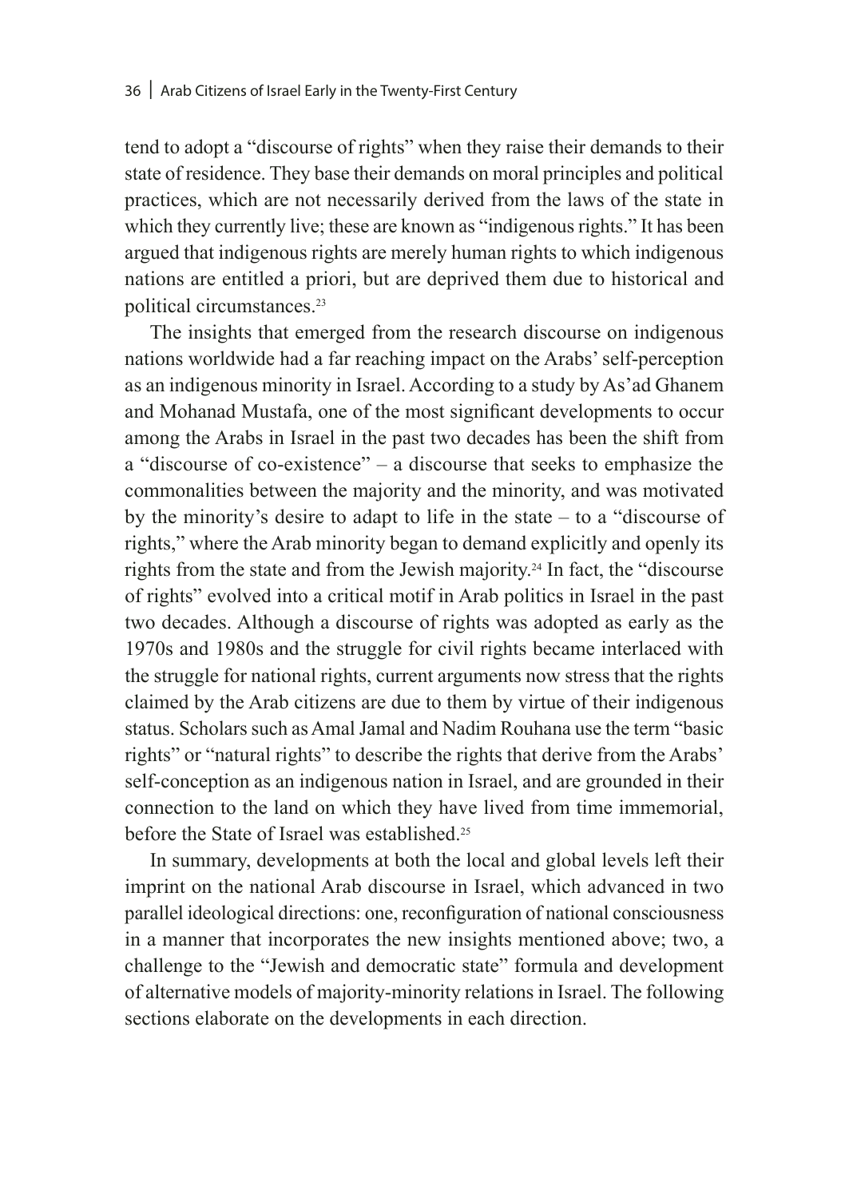tend to adopt a "discourse of rights" when they raise their demands to their state of residence. They base their demands on moral principles and political practices, which are not necessarily derived from the laws of the state in which they currently live; these are known as "indigenous rights." It has been argued that indigenous rights are merely human rights to which indigenous nations are entitled a priori, but are deprived them due to historical and political circumstances.[23]

The insights that emerged from the research discourse on indigenous nations worldwide had a far reaching impact on the Arabs' self-perception as an indigenous minority in Israel. According to a study by As'ad Ghanem and Mohanad Mustafa, one of the most significant developments to occur among the Arabs in Israel in the past two decades has been the shift from a "discourse of co-existence" – a discourse that seeks to emphasize the commonalities between the majority and the minority, and was motivated by the minority's desire to adapt to life in the state – to a "discourse of rights," where the Arab minority began to demand explicitly and openly its rights from the state and from the Jewish majority.[24] In fact, the "discourse of rights" evolved into a critical motif in Arab politics in Israel in the past two decades. Although a discourse of rights was adopted as early as the 1970s and 1980s and the struggle for civil rights became interlaced with the struggle for national rights, current arguments now stress that the rights claimed by the Arab citizens are due to them by virtue of their indigenous status. Scholars such as Amal Jamal and Nadim Rouhana use the term "basic rights" or "natural rights" to describe the rights that derive from the Arabs' self-conception as an indigenous nation in Israel, and are grounded in their connection to the land on which they have lived from time immemorial, before the State of Israel was established.[25]

In summary, developments at both the local and global levels left their imprint on the national Arab discourse in Israel, which advanced in two parallel ideological directions: one, reconfiguration of national consciousness in a manner that incorporates the new insights mentioned above; two, a challenge to the "Jewish and democratic state" formula and development of alternative models of majority-minority relations in Israel. The following sections elaborate on the developments in each direction.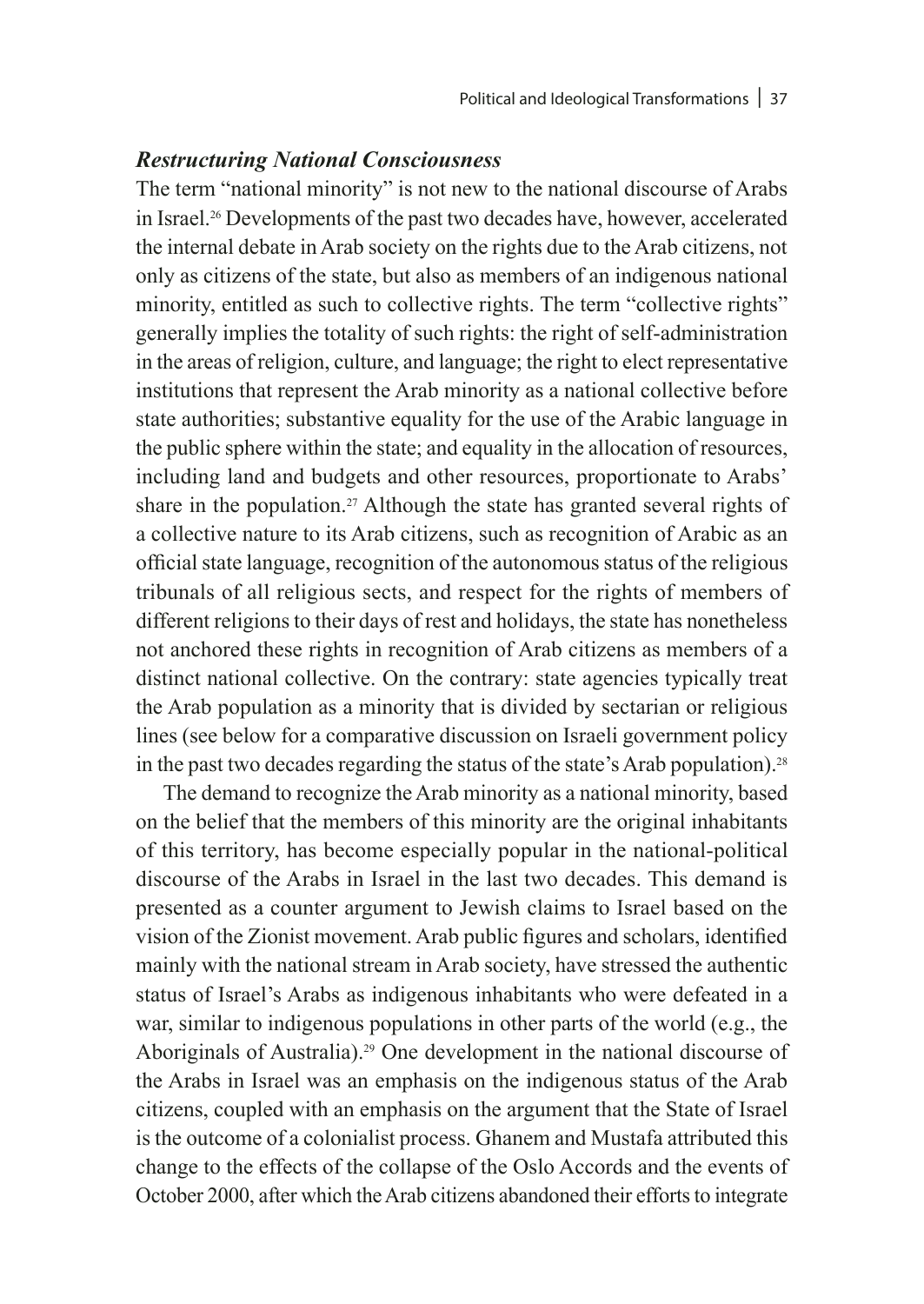### *Restructuring National Consciousness*

The term "national minority" is not new to the national discourse of Arabs in Israel.[26] Developments of the past two decades have, however, accelerated the internal debate in Arab society on the rights due to the Arab citizens, not only as citizens of the state, but also as members of an indigenous national minority, entitled as such to collective rights. The term "collective rights" generally implies the totality of such rights: the right of self-administration in the areas of religion, culture, and language; the right to elect representative institutions that represent the Arab minority as a national collective before state authorities; substantive equality for the use of the Arabic language in the public sphere within the state; and equality in the allocation of resources, including land and budgets and other resources, proportionate to Arabs' share in the population.[27] Although the state has granted several rights of a collective nature to its Arab citizens, such as recognition of Arabic as an official state language, recognition of the autonomous status of the religious tribunals of all religious sects, and respect for the rights of members of different religions to their days of rest and holidays, the state has nonetheless not anchored these rights in recognition of Arab citizens as members of a distinct national collective. On the contrary: state agencies typically treat the Arab population as a minority that is divided by sectarian or religious lines (see below for a comparative discussion on Israeli government policy in the past two decades regarding the status of the state's Arab population).[28]

The demand to recognize the Arab minority as a national minority, based on the belief that the members of this minority are the original inhabitants of this territory, has become especially popular in the national-political discourse of the Arabs in Israel in the last two decades. This demand is presented as a counter argument to Jewish claims to Israel based on the vision of the Zionist movement. Arab public figures and scholars, identified mainly with the national stream in Arab society, have stressed the authentic status of Israel's Arabs as indigenous inhabitants who were defeated in a war, similar to indigenous populations in other parts of the world (e.g., the Aboriginals of Australia).[29] One development in the national discourse of the Arabs in Israel was an emphasis on the indigenous status of the Arab citizens, coupled with an emphasis on the argument that the State of Israel is the outcome of a colonialist process. Ghanem and Mustafa attributed this change to the effects of the collapse of the Oslo Accords and the events of October 2000, after which the Arab citizens abandoned their efforts to integrate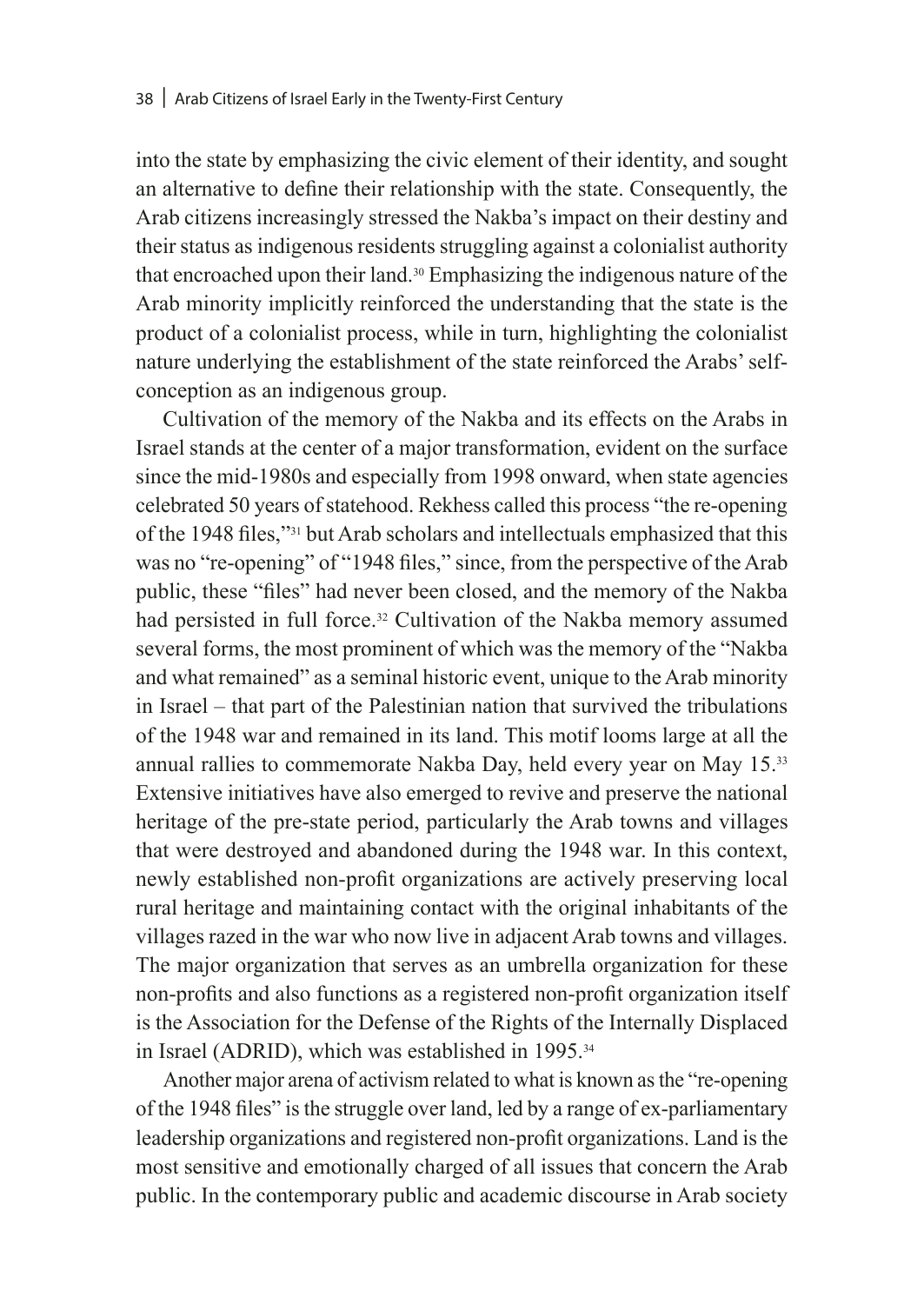into the state by emphasizing the civic element of their identity, and sought an alternative to define their relationship with the state. Consequently, the Arab citizens increasingly stressed the Nakba's impact on their destiny and their status as indigenous residents struggling against a colonialist authority that encroached upon their land.[30] Emphasizing the indigenous nature of the Arab minority implicitly reinforced the understanding that the state is the product of a colonialist process, while in turn, highlighting the colonialist nature underlying the establishment of the state reinforced the Arabs' self-conception as an indigenous group.

Cultivation of the memory of the Nakba and its effects on the Arabs in Israel stands at the center of a major transformation, evident on the surface since the mid-1980s and especially from 1998 onward, when state agencies celebrated 50 years of statehood. Rekhess called this process "the re-opening of the 1948 files,"[31] but Arab scholars and intellectuals emphasized that this was no "re-opening" of "1948 files," since, from the perspective of the Arab public, these "files" had never been closed, and the memory of the Nakba had persisted in full force.[32] Cultivation of the Nakba memory assumed several forms, the most prominent of which was the memory of the "Nakba and what remained" as a seminal historic event, unique to the Arab minority in Israel – that part of the Palestinian nation that survived the tribulations of the 1948 war and remained in its land. This motif looms large at all the annual rallies to commemorate Nakba Day, held every year on May 15.[33] Extensive initiatives have also emerged to revive and preserve the national heritage of the pre-state period, particularly the Arab towns and villages that were destroyed and abandoned during the 1948 war. In this context, newly established non-profit organizations are actively preserving local rural heritage and maintaining contact with the original inhabitants of the villages razed in the war who now live in adjacent Arab towns and villages. The major organization that serves as an umbrella organization for these non-profits and also functions as a registered non-profit organization itself is the Association for the Defense of the Rights of the Internally Displaced in Israel (ADRID), which was established in 1995.[34]

Another major arena of activism related to what is known as the "re-opening of the 1948 files" is the struggle over land, led by a range of ex-parliamentary leadership organizations and registered non-profit organizations. Land is the most sensitive and emotionally charged of all issues that concern the Arab public. In the contemporary public and academic discourse in Arab society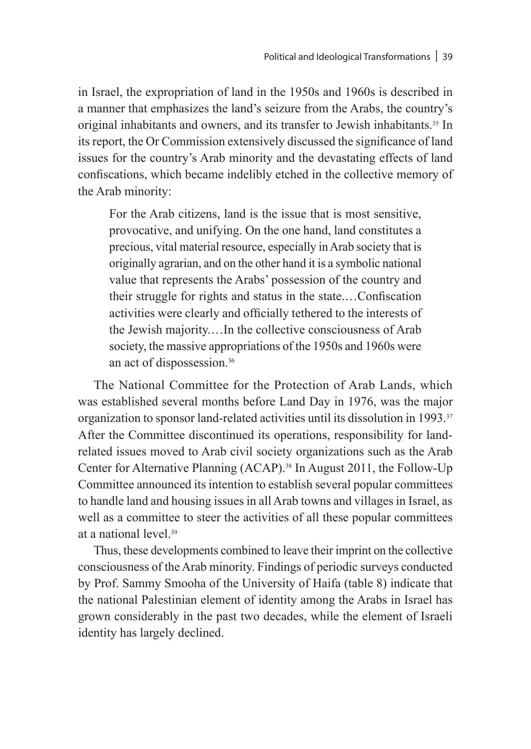in Israel, the expropriation of land in the 1950s and 1960s is described in a manner that emphasizes the land's seizure from the Arabs, the country's original inhabitants and owners, and its transfer to Jewish inhabitants.[35] In its report, the Or Commission extensively discussed the significance of land issues for the country's Arab minority and the devastating effects of land confiscations, which became indelibly etched in the collective memory of the Arab minority:

> For the Arab citizens, land is the issue that is most sensitive, provocative, and unifying. On the one hand, land constitutes a precious, vital material resource, especially in Arab society that is originally agrarian, and on the other hand it is a symbolic national value that represents the Arabs' possession of the country and their struggle for rights and status in the state.…Confiscation activities were clearly and officially tethered to the interests of the Jewish majority.…In the collective consciousness of Arab society, the massive appropriations of the 1950s and 1960s were an act of dispossession.[36]

The National Committee for the Protection of Arab Lands, which was established several months before Land Day in 1976, was the major organization to sponsor land-related activities until its dissolution in 1993.[37] After the Committee discontinued its operations, responsibility for land-related issues moved to Arab civil society organizations such as the Arab Center for Alternative Planning (ACAP).[38] In August 2011, the Follow-Up Committee announced its intention to establish several popular committees to handle land and housing issues in all Arab towns and villages in Israel, as well as a committee to steer the activities of all these popular committees at a national level.[39]

Thus, these developments combined to leave their imprint on the collective consciousness of the Arab minority. Findings of periodic surveys conducted by Prof. Sammy Smooha of the University of Haifa (table 8) indicate that the national Palestinian element of identity among the Arabs in Israel has grown considerably in the past two decades, while the element of Israeli identity has largely declined.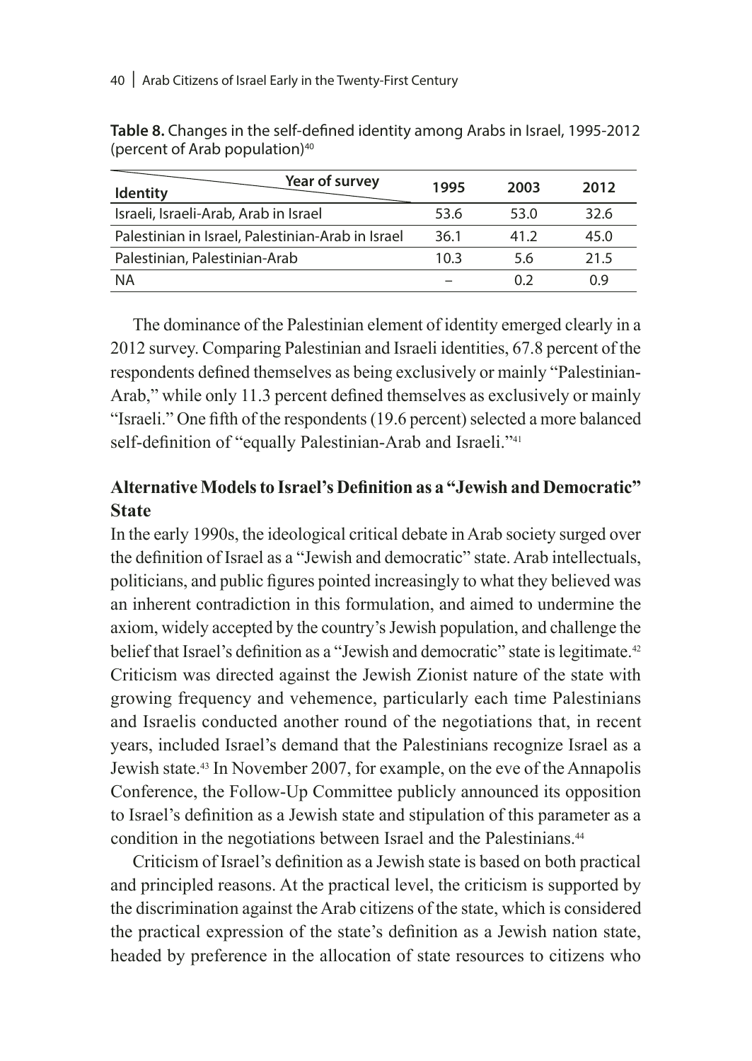**Table 8.** Changes in the self-defined identity among Arabs in Israel, 1995-2012 (percent of Arab population)[40]

| Identity / Year of survey | 1995 | 2003 | 2012 |
|---|---|---|---|
| Israeli, Israeli-Arab, Arab in Israel | 53.6 | 53.0 | 32.6 |
| Palestinian in Israel, Palestinian-Arab in Israel | 36.1 | 41.2 | 45.0 |
| Palestinian, Palestinian-Arab | 10.3 | 5.6 | 21.5 |
| NA | – | 0.2 | 0.9 |

The dominance of the Palestinian element of identity emerged clearly in a 2012 survey. Comparing Palestinian and Israeli identities, 67.8 percent of the respondents defined themselves as being exclusively or mainly "Palestinian-Arab," while only 11.3 percent defined themselves as exclusively or mainly "Israeli." One fifth of the respondents (19.6 percent) selected a more balanced self-definition of "equally Palestinian-Arab and Israeli."[41]

## Alternative Models to Israel's Definition as a "Jewish and Democratic" State

In the early 1990s, the ideological critical debate in Arab society surged over the definition of Israel as a "Jewish and democratic" state. Arab intellectuals, politicians, and public figures pointed increasingly to what they believed was an inherent contradiction in this formulation, and aimed to undermine the axiom, widely accepted by the country's Jewish population, and challenge the belief that Israel's definition as a "Jewish and democratic" state is legitimate.[42] Criticism was directed against the Jewish Zionist nature of the state with growing frequency and vehemence, particularly each time Palestinians and Israelis conducted another round of the negotiations that, in recent years, included Israel's demand that the Palestinians recognize Israel as a Jewish state.[43] In November 2007, for example, on the eve of the Annapolis Conference, the Follow-Up Committee publicly announced its opposition to Israel's definition as a Jewish state and stipulation of this parameter as a condition in the negotiations between Israel and the Palestinians.[44]

Criticism of Israel's definition as a Jewish state is based on both practical and principled reasons. At the practical level, the criticism is supported by the discrimination against the Arab citizens of the state, which is considered the practical expression of the state's definition as a Jewish nation state, headed by preference in the allocation of state resources to citizens who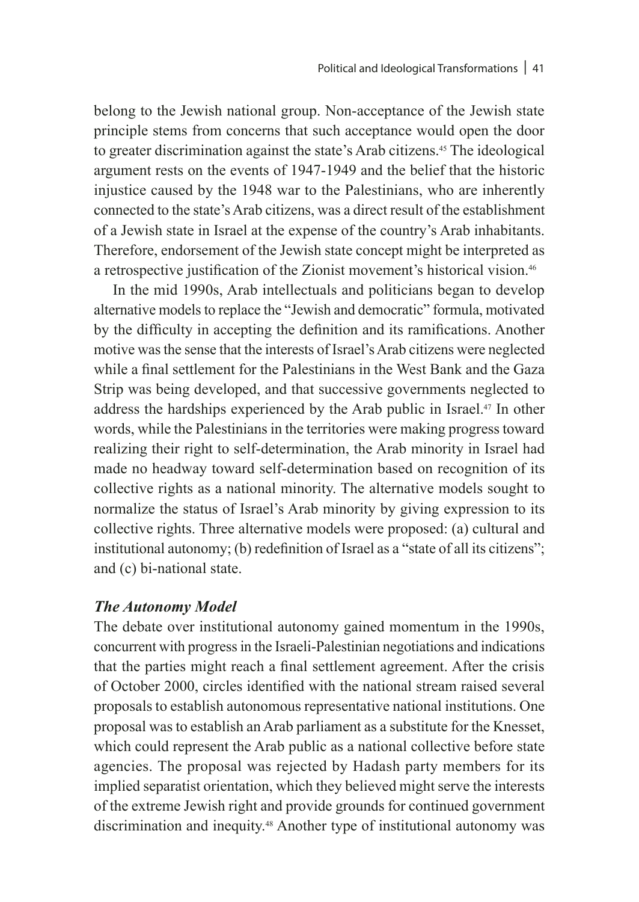belong to the Jewish national group. Non-acceptance of the Jewish state principle stems from concerns that such acceptance would open the door to greater discrimination against the state's Arab citizens.[45] The ideological argument rests on the events of 1947-1949 and the belief that the historic injustice caused by the 1948 war to the Palestinians, who are inherently connected to the state's Arab citizens, was a direct result of the establishment of a Jewish state in Israel at the expense of the country's Arab inhabitants. Therefore, endorsement of the Jewish state concept might be interpreted as a retrospective justification of the Zionist movement's historical vision.[46]

In the mid 1990s, Arab intellectuals and politicians began to develop alternative models to replace the "Jewish and democratic" formula, motivated by the difficulty in accepting the definition and its ramifications. Another motive was the sense that the interests of Israel's Arab citizens were neglected while a final settlement for the Palestinians in the West Bank and the Gaza Strip was being developed, and that successive governments neglected to address the hardships experienced by the Arab public in Israel.[47] In other words, while the Palestinians in the territories were making progress toward realizing their right to self-determination, the Arab minority in Israel had made no headway toward self-determination based on recognition of its collective rights as a national minority. The alternative models sought to normalize the status of Israel's Arab minority by giving expression to its collective rights. Three alternative models were proposed: (a) cultural and institutional autonomy; (b) redefinition of Israel as a "state of all its citizens"; and (c) bi-national state.

### *The Autonomy Model*

The debate over institutional autonomy gained momentum in the 1990s, concurrent with progress in the Israeli-Palestinian negotiations and indications that the parties might reach a final settlement agreement. After the crisis of October 2000, circles identified with the national stream raised several proposals to establish autonomous representative national institutions. One proposal was to establish an Arab parliament as a substitute for the Knesset, which could represent the Arab public as a national collective before state agencies. The proposal was rejected by Hadash party members for its implied separatist orientation, which they believed might serve the interests of the extreme Jewish right and provide grounds for continued government discrimination and inequity.[48] Another type of institutional autonomy was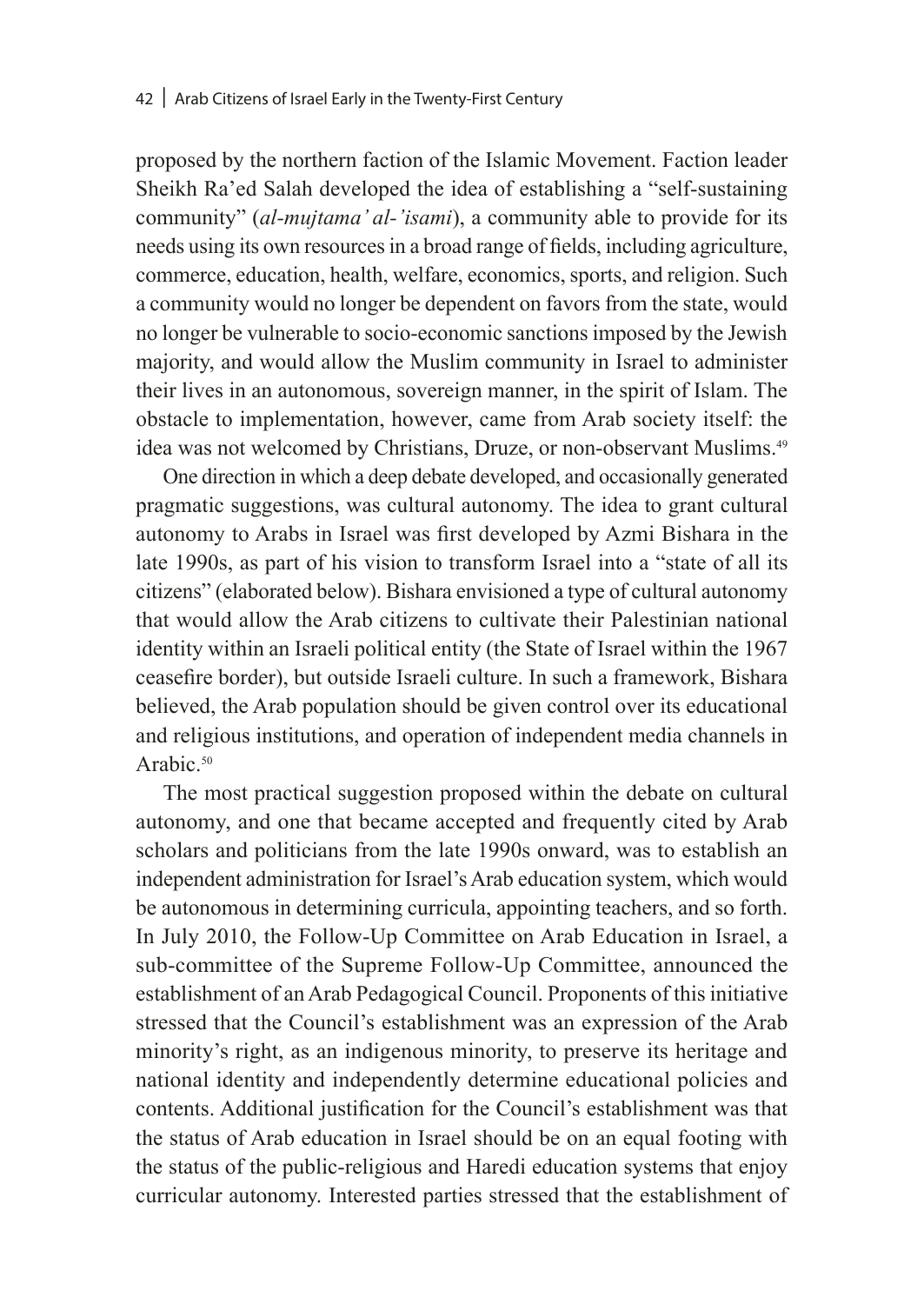proposed by the northern faction of the Islamic Movement. Faction leader Sheikh Ra'ed Salah developed the idea of establishing a "self-sustaining community" (*al-mujtama' al-'isami*), a community able to provide for its needs using its own resources in a broad range of fields, including agriculture, commerce, education, health, welfare, economics, sports, and religion. Such a community would no longer be dependent on favors from the state, would no longer be vulnerable to socio-economic sanctions imposed by the Jewish majority, and would allow the Muslim community in Israel to administer their lives in an autonomous, sovereign manner, in the spirit of Islam. The obstacle to implementation, however, came from Arab society itself: the idea was not welcomed by Christians, Druze, or non-observant Muslims.[49]

One direction in which a deep debate developed, and occasionally generated pragmatic suggestions, was cultural autonomy. The idea to grant cultural autonomy to Arabs in Israel was first developed by Azmi Bishara in the late 1990s, as part of his vision to transform Israel into a "state of all its citizens" (elaborated below). Bishara envisioned a type of cultural autonomy that would allow the Arab citizens to cultivate their Palestinian national identity within an Israeli political entity (the State of Israel within the 1967 ceasefire border), but outside Israeli culture. In such a framework, Bishara believed, the Arab population should be given control over its educational and religious institutions, and operation of independent media channels in Arabic.[50]

The most practical suggestion proposed within the debate on cultural autonomy, and one that became accepted and frequently cited by Arab scholars and politicians from the late 1990s onward, was to establish an independent administration for Israel's Arab education system, which would be autonomous in determining curricula, appointing teachers, and so forth. In July 2010, the Follow-Up Committee on Arab Education in Israel, a sub-committee of the Supreme Follow-Up Committee, announced the establishment of an Arab Pedagogical Council. Proponents of this initiative stressed that the Council's establishment was an expression of the Arab minority's right, as an indigenous minority, to preserve its heritage and national identity and independently determine educational policies and contents. Additional justification for the Council's establishment was that the status of Arab education in Israel should be on an equal footing with the status of the public-religious and Haredi education systems that enjoy curricular autonomy. Interested parties stressed that the establishment of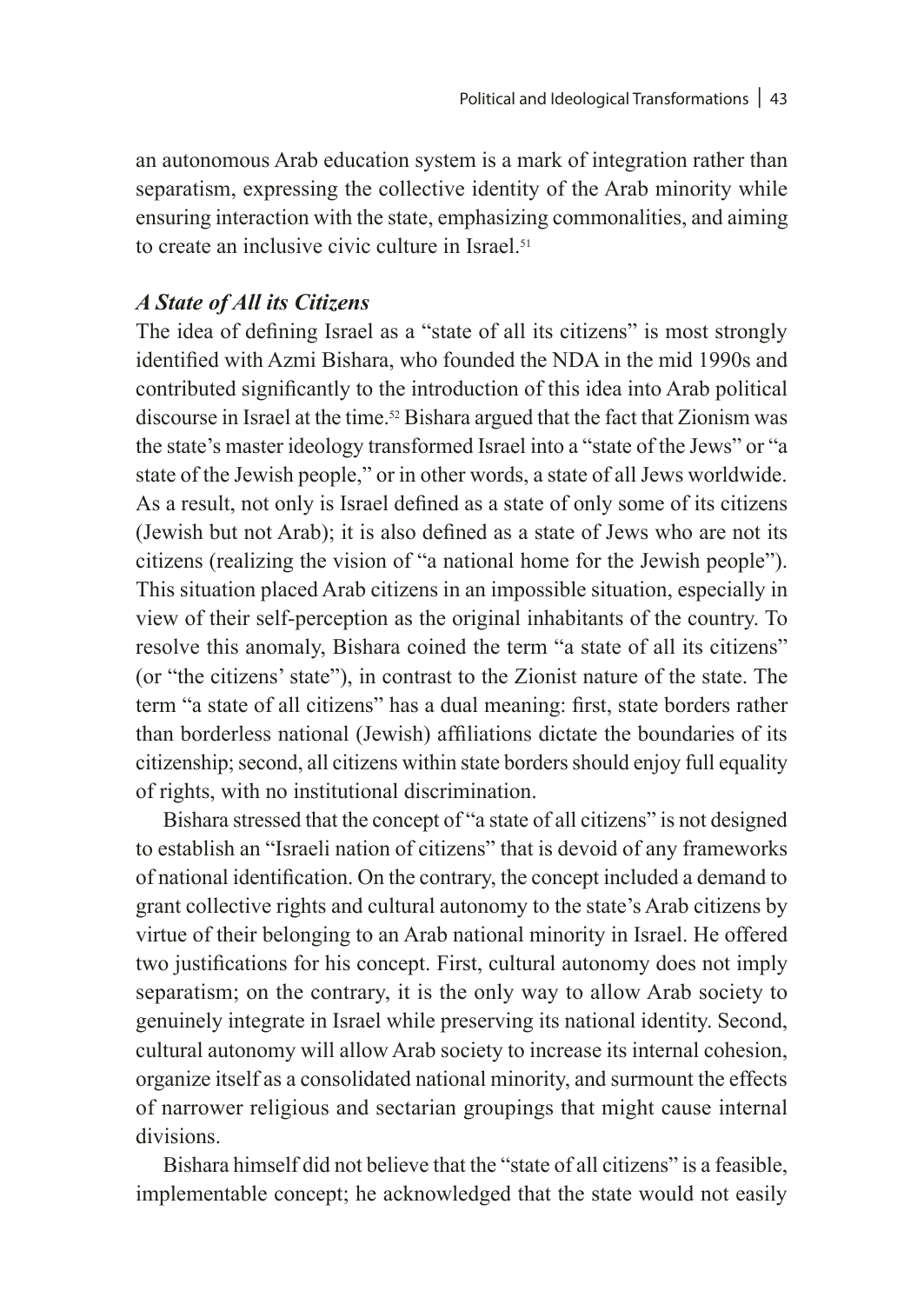an autonomous Arab education system is a mark of integration rather than separatism, expressing the collective identity of the Arab minority while ensuring interaction with the state, emphasizing commonalities, and aiming to create an inclusive civic culture in Israel.[51]

### *A State of All its Citizens*

The idea of defining Israel as a "state of all its citizens" is most strongly identified with Azmi Bishara, who founded the NDA in the mid 1990s and contributed significantly to the introduction of this idea into Arab political discourse in Israel at the time.[52] Bishara argued that the fact that Zionism was the state's master ideology transformed Israel into a "state of the Jews" or "a state of the Jewish people," or in other words, a state of all Jews worldwide. As a result, not only is Israel defined as a state of only some of its citizens (Jewish but not Arab); it is also defined as a state of Jews who are not its citizens (realizing the vision of "a national home for the Jewish people"). This situation placed Arab citizens in an impossible situation, especially in view of their self-perception as the original inhabitants of the country. To resolve this anomaly, Bishara coined the term "a state of all its citizens" (or "the citizens' state"), in contrast to the Zionist nature of the state. The term "a state of all citizens" has a dual meaning: first, state borders rather than borderless national (Jewish) affiliations dictate the boundaries of its citizenship; second, all citizens within state borders should enjoy full equality of rights, with no institutional discrimination.

Bishara stressed that the concept of "a state of all citizens" is not designed to establish an "Israeli nation of citizens" that is devoid of any frameworks of national identification. On the contrary, the concept included a demand to grant collective rights and cultural autonomy to the state's Arab citizens by virtue of their belonging to an Arab national minority in Israel. He offered two justifications for his concept. First, cultural autonomy does not imply separatism; on the contrary, it is the only way to allow Arab society to genuinely integrate in Israel while preserving its national identity. Second, cultural autonomy will allow Arab society to increase its internal cohesion, organize itself as a consolidated national minority, and surmount the effects of narrower religious and sectarian groupings that might cause internal divisions.

Bishara himself did not believe that the "state of all citizens" is a feasible, implementable concept; he acknowledged that the state would not easily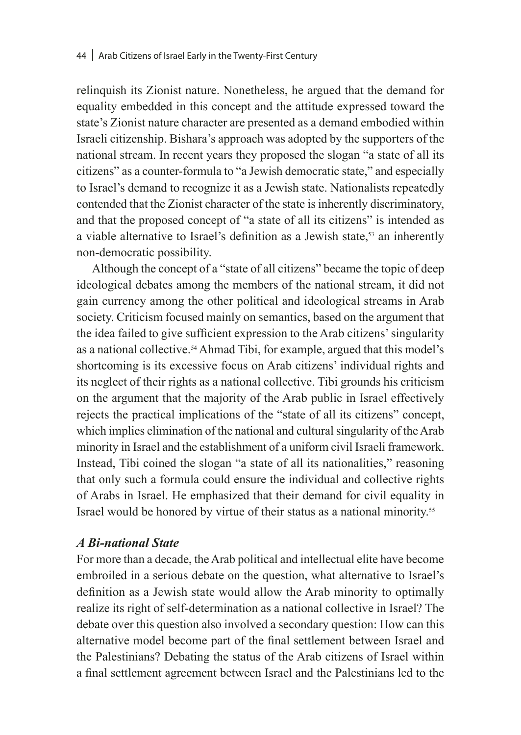relinquish its Zionist nature. Nonetheless, he argued that the demand for equality embedded in this concept and the attitude expressed toward the state's Zionist nature character are presented as a demand embodied within Israeli citizenship. Bishara's approach was adopted by the supporters of the national stream. In recent years they proposed the slogan "a state of all its citizens" as a counter-formula to "a Jewish democratic state," and especially to Israel's demand to recognize it as a Jewish state. Nationalists repeatedly contended that the Zionist character of the state is inherently discriminatory, and that the proposed concept of "a state of all its citizens" is intended as a viable alternative to Israel's definition as a Jewish state,[53] an inherently non-democratic possibility.

Although the concept of a "state of all citizens" became the topic of deep ideological debates among the members of the national stream, it did not gain currency among the other political and ideological streams in Arab society. Criticism focused mainly on semantics, based on the argument that the idea failed to give sufficient expression to the Arab citizens' singularity as a national collective.[54] Ahmad Tibi, for example, argued that this model's shortcoming is its excessive focus on Arab citizens' individual rights and its neglect of their rights as a national collective. Tibi grounds his criticism on the argument that the majority of the Arab public in Israel effectively rejects the practical implications of the "state of all its citizens" concept, which implies elimination of the national and cultural singularity of the Arab minority in Israel and the establishment of a uniform civil Israeli framework. Instead, Tibi coined the slogan "a state of all its nationalities," reasoning that only such a formula could ensure the individual and collective rights of Arabs in Israel. He emphasized that their demand for civil equality in Israel would be honored by virtue of their status as a national minority.[55]

### *A Bi-national State*

For more than a decade, the Arab political and intellectual elite have become embroiled in a serious debate on the question, what alternative to Israel's definition as a Jewish state would allow the Arab minority to optimally realize its right of self-determination as a national collective in Israel? The debate over this question also involved a secondary question: How can this alternative model become part of the final settlement between Israel and the Palestinians? Debating the status of the Arab citizens of Israel within a final settlement agreement between Israel and the Palestinians led to the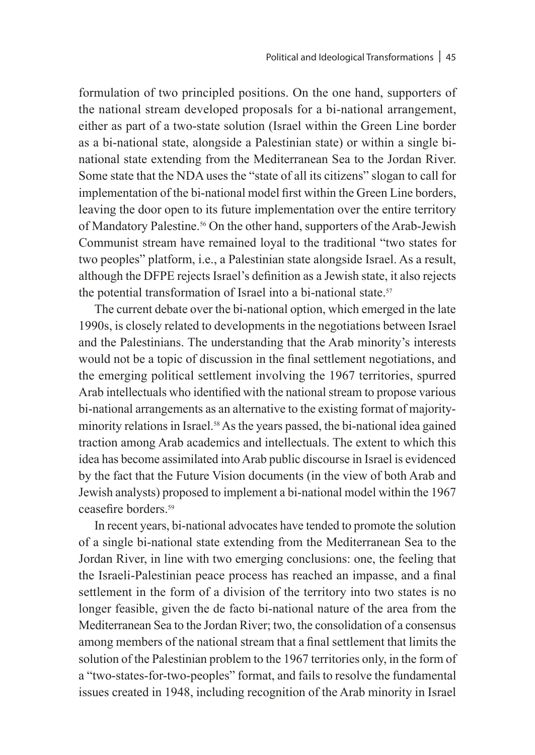formulation of two principled positions. On the one hand, supporters of the national stream developed proposals for a bi-national arrangement, either as part of a two-state solution (Israel within the Green Line border as a bi-national state, alongside a Palestinian state) or within a single bi-national state extending from the Mediterranean Sea to the Jordan River. Some state that the NDA uses the "state of all its citizens" slogan to call for implementation of the bi-national model first within the Green Line borders, leaving the door open to its future implementation over the entire territory of Mandatory Palestine.[56] On the other hand, supporters of the Arab-Jewish Communist stream have remained loyal to the traditional "two states for two peoples" platform, i.e., a Palestinian state alongside Israel. As a result, although the DFPE rejects Israel's definition as a Jewish state, it also rejects the potential transformation of Israel into a bi-national state.[57]

The current debate over the bi-national option, which emerged in the late 1990s, is closely related to developments in the negotiations between Israel and the Palestinians. The understanding that the Arab minority's interests would not be a topic of discussion in the final settlement negotiations, and the emerging political settlement involving the 1967 territories, spurred Arab intellectuals who identified with the national stream to propose various bi-national arrangements as an alternative to the existing format of majority-minority relations in Israel.[58] As the years passed, the bi-national idea gained traction among Arab academics and intellectuals. The extent to which this idea has become assimilated into Arab public discourse in Israel is evidenced by the fact that the Future Vision documents (in the view of both Arab and Jewish analysts) proposed to implement a bi-national model within the 1967 ceasefire borders.[59]

In recent years, bi-national advocates have tended to promote the solution of a single bi-national state extending from the Mediterranean Sea to the Jordan River, in line with two emerging conclusions: one, the feeling that the Israeli-Palestinian peace process has reached an impasse, and a final settlement in the form of a division of the territory into two states is no longer feasible, given the de facto bi-national nature of the area from the Mediterranean Sea to the Jordan River; two, the consolidation of a consensus among members of the national stream that a final settlement that limits the solution of the Palestinian problem to the 1967 territories only, in the form of a "two-states-for-two-peoples" format, and fails to resolve the fundamental issues created in 1948, including recognition of the Arab minority in Israel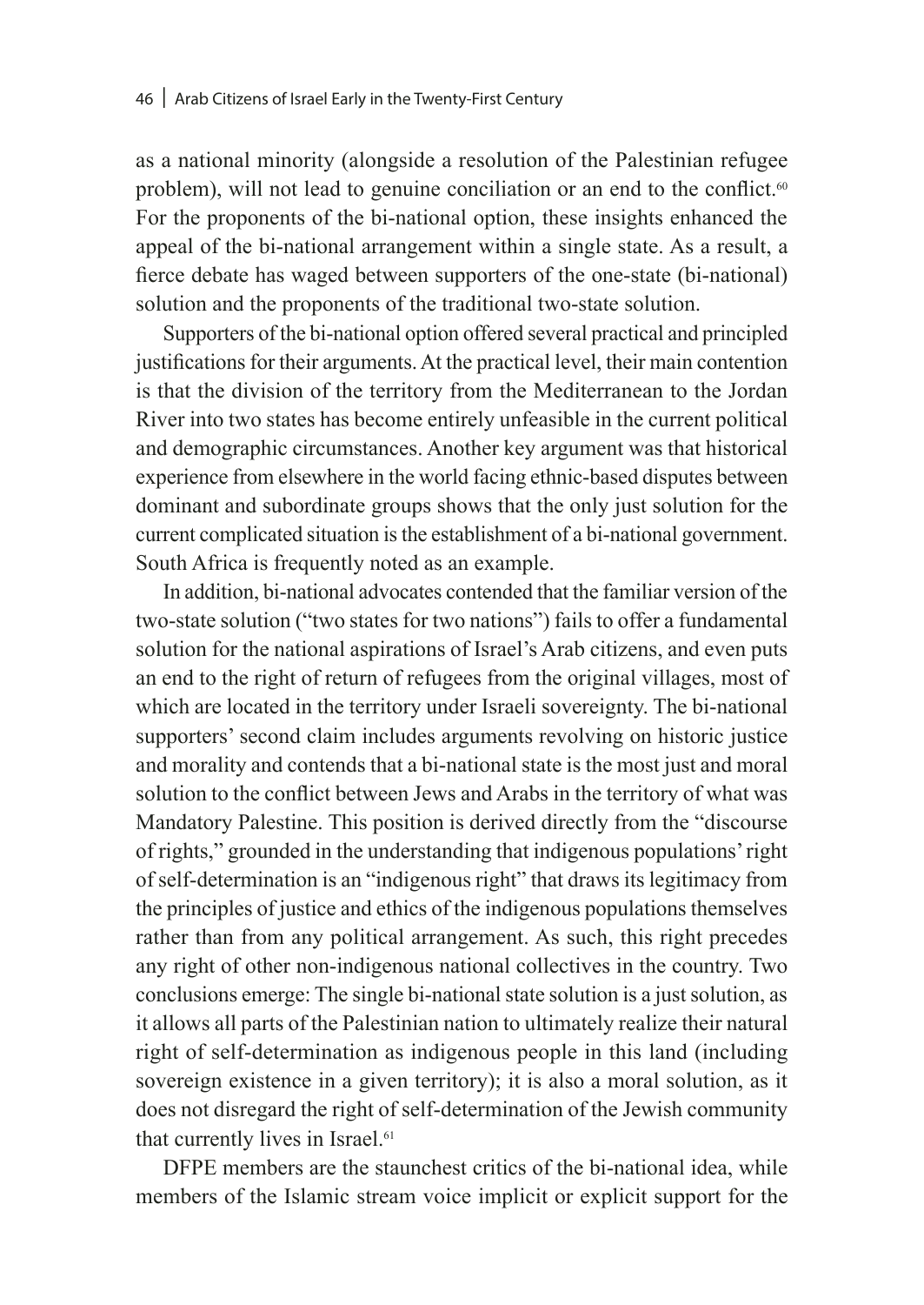as a national minority (alongside a resolution of the Palestinian refugee problem), will not lead to genuine conciliation or an end to the conflict.[60] For the proponents of the bi-national option, these insights enhanced the appeal of the bi-national arrangement within a single state. As a result, a fierce debate has waged between supporters of the one-state (bi-national) solution and the proponents of the traditional two-state solution.

Supporters of the bi-national option offered several practical and principled justifications for their arguments. At the practical level, their main contention is that the division of the territory from the Mediterranean to the Jordan River into two states has become entirely unfeasible in the current political and demographic circumstances. Another key argument was that historical experience from elsewhere in the world facing ethnic-based disputes between dominant and subordinate groups shows that the only just solution for the current complicated situation is the establishment of a bi-national government. South Africa is frequently noted as an example.

In addition, bi-national advocates contended that the familiar version of the two-state solution ("two states for two nations") fails to offer a fundamental solution for the national aspirations of Israel's Arab citizens, and even puts an end to the right of return of refugees from the original villages, most of which are located in the territory under Israeli sovereignty. The bi-national supporters' second claim includes arguments revolving on historic justice and morality and contends that a bi-national state is the most just and moral solution to the conflict between Jews and Arabs in the territory of what was Mandatory Palestine. This position is derived directly from the "discourse of rights," grounded in the understanding that indigenous populations' right of self-determination is an "indigenous right" that draws its legitimacy from the principles of justice and ethics of the indigenous populations themselves rather than from any political arrangement. As such, this right precedes any right of other non-indigenous national collectives in the country. Two conclusions emerge: The single bi-national state solution is a just solution, as it allows all parts of the Palestinian nation to ultimately realize their natural right of self-determination as indigenous people in this land (including sovereign existence in a given territory); it is also a moral solution, as it does not disregard the right of self-determination of the Jewish community that currently lives in Israel.[61]

DFPE members are the staunchest critics of the bi-national idea, while members of the Islamic stream voice implicit or explicit support for the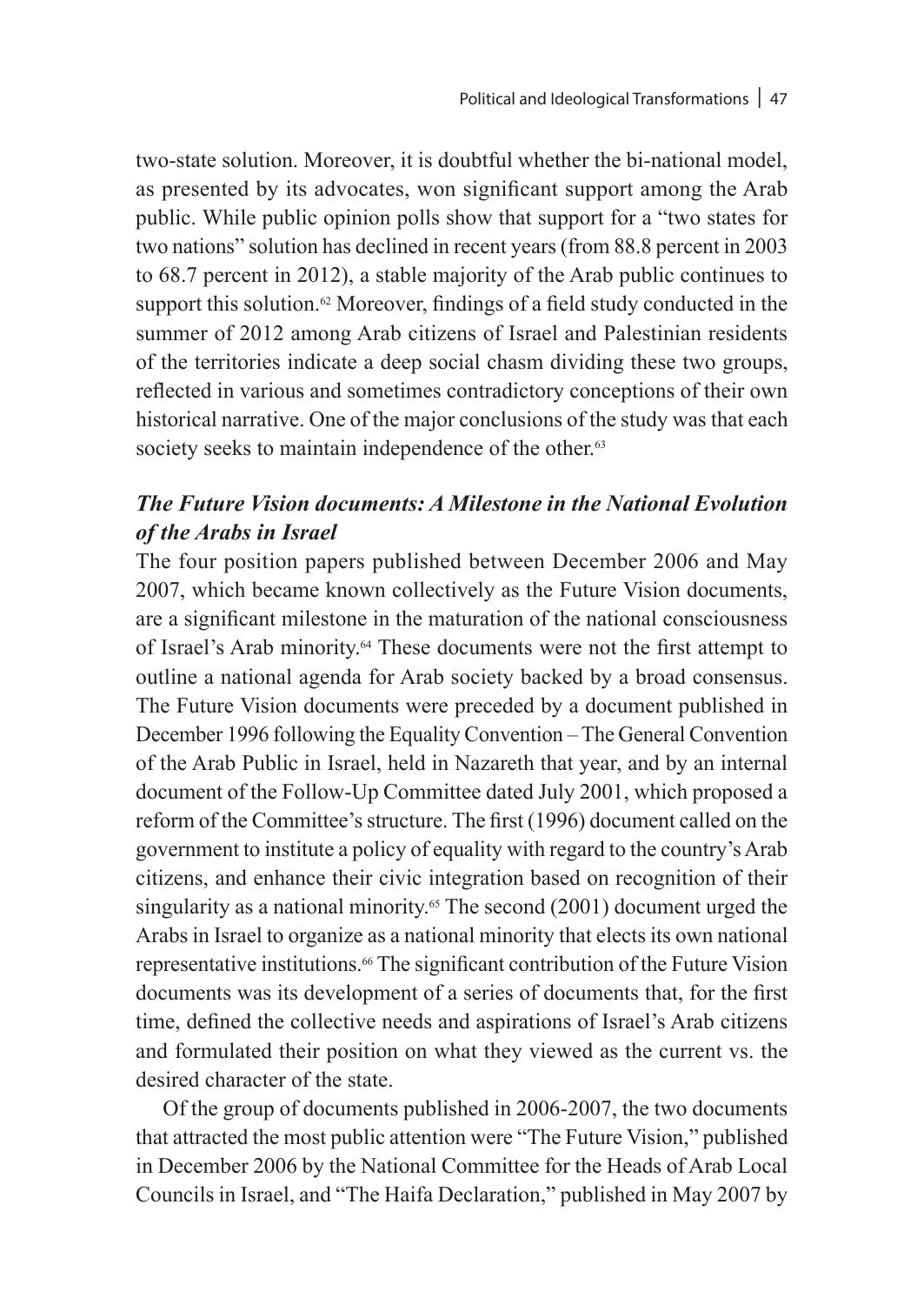two-state solution. Moreover, it is doubtful whether the bi-national model, as presented by its advocates, won significant support among the Arab public. While public opinion polls show that support for a "two states for two nations" solution has declined in recent years (from 88.8 percent in 2003 to 68.7 percent in 2012), a stable majority of the Arab public continues to support this solution.[62] Moreover, findings of a field study conducted in the summer of 2012 among Arab citizens of Israel and Palestinian residents of the territories indicate a deep social chasm dividing these two groups, reflected in various and sometimes contradictory conceptions of their own historical narrative. One of the major conclusions of the study was that each society seeks to maintain independence of the other.[63]

### *The Future Vision documents: A Milestone in the National Evolution of the Arabs in Israel*

The four position papers published between December 2006 and May 2007, which became known collectively as the Future Vision documents, are a significant milestone in the maturation of the national consciousness of Israel's Arab minority.[64] These documents were not the first attempt to outline a national agenda for Arab society backed by a broad consensus. The Future Vision documents were preceded by a document published in December 1996 following the Equality Convention – The General Convention of the Arab Public in Israel, held in Nazareth that year, and by an internal document of the Follow-Up Committee dated July 2001, which proposed a reform of the Committee's structure. The first (1996) document called on the government to institute a policy of equality with regard to the country's Arab citizens, and enhance their civic integration based on recognition of their singularity as a national minority.[65] The second (2001) document urged the Arabs in Israel to organize as a national minority that elects its own national representative institutions.[66] The significant contribution of the Future Vision documents was its development of a series of documents that, for the first time, defined the collective needs and aspirations of Israel's Arab citizens and formulated their position on what they viewed as the current vs. the desired character of the state.

Of the group of documents published in 2006-2007, the two documents that attracted the most public attention were "The Future Vision," published in December 2006 by the National Committee for the Heads of Arab Local Councils in Israel, and "The Haifa Declaration," published in May 2007 by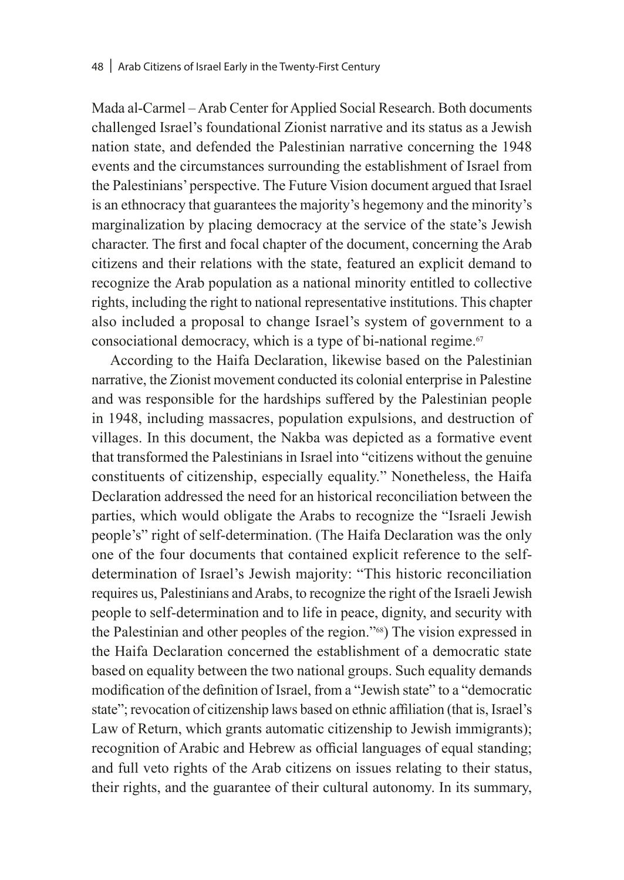Mada al-Carmel – Arab Center for Applied Social Research. Both documents challenged Israel's foundational Zionist narrative and its status as a Jewish nation state, and defended the Palestinian narrative concerning the 1948 events and the circumstances surrounding the establishment of Israel from the Palestinians' perspective. The Future Vision document argued that Israel is an ethnocracy that guarantees the majority's hegemony and the minority's marginalization by placing democracy at the service of the state's Jewish character. The first and focal chapter of the document, concerning the Arab citizens and their relations with the state, featured an explicit demand to recognize the Arab population as a national minority entitled to collective rights, including the right to national representative institutions. This chapter also included a proposal to change Israel's system of government to a consociational democracy, which is a type of bi-national regime.[67]

According to the Haifa Declaration, likewise based on the Palestinian narrative, the Zionist movement conducted its colonial enterprise in Palestine and was responsible for the hardships suffered by the Palestinian people in 1948, including massacres, population expulsions, and destruction of villages. In this document, the Nakba was depicted as a formative event that transformed the Palestinians in Israel into "citizens without the genuine constituents of citizenship, especially equality." Nonetheless, the Haifa Declaration addressed the need for an historical reconciliation between the parties, which would obligate the Arabs to recognize the "Israeli Jewish people's" right of self-determination. (The Haifa Declaration was the only one of the four documents that contained explicit reference to the self-determination of Israel's Jewish majority: "This historic reconciliation requires us, Palestinians and Arabs, to recognize the right of the Israeli Jewish people to self-determination and to life in peace, dignity, and security with the Palestinian and other peoples of the region."[68]) The vision expressed in the Haifa Declaration concerned the establishment of a democratic state based on equality between the two national groups. Such equality demands modification of the definition of Israel, from a "Jewish state" to a "democratic state"; revocation of citizenship laws based on ethnic affiliation (that is, Israel's Law of Return, which grants automatic citizenship to Jewish immigrants); recognition of Arabic and Hebrew as official languages of equal standing; and full veto rights of the Arab citizens on issues relating to their status, their rights, and the guarantee of their cultural autonomy. In its summary,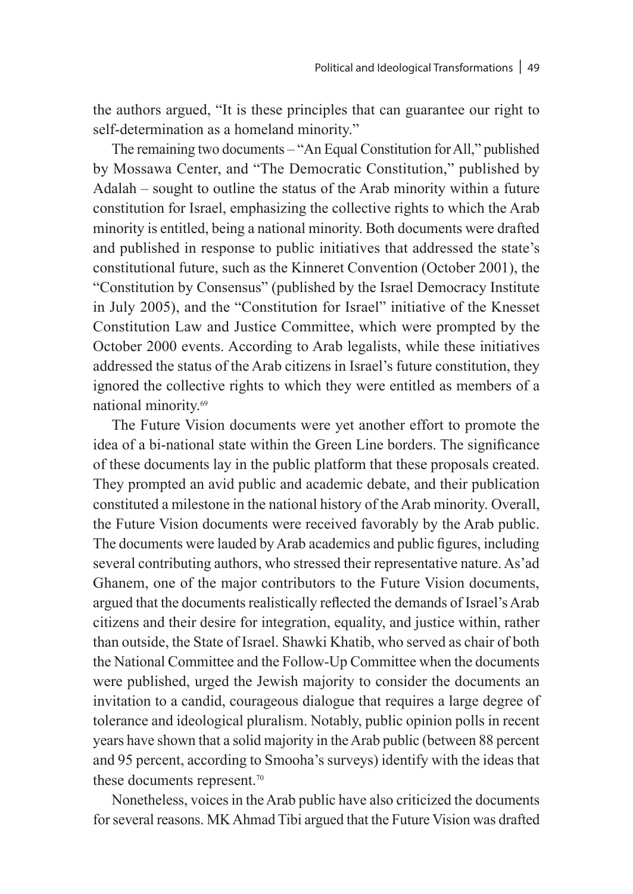the authors argued, "It is these principles that can guarantee our right to self-determination as a homeland minority."

The remaining two documents – "An Equal Constitution for All," published by Mossawa Center, and "The Democratic Constitution," published by Adalah – sought to outline the status of the Arab minority within a future constitution for Israel, emphasizing the collective rights to which the Arab minority is entitled, being a national minority. Both documents were drafted and published in response to public initiatives that addressed the state's constitutional future, such as the Kinneret Convention (October 2001), the "Constitution by Consensus" (published by the Israel Democracy Institute in July 2005), and the "Constitution for Israel" initiative of the Knesset Constitution Law and Justice Committee, which were prompted by the October 2000 events. According to Arab legalists, while these initiatives addressed the status of the Arab citizens in Israel's future constitution, they ignored the collective rights to which they were entitled as members of a national minority.[69]

The Future Vision documents were yet another effort to promote the idea of a bi-national state within the Green Line borders. The significance of these documents lay in the public platform that these proposals created. They prompted an avid public and academic debate, and their publication constituted a milestone in the national history of the Arab minority. Overall, the Future Vision documents were received favorably by the Arab public. The documents were lauded by Arab academics and public figures, including several contributing authors, who stressed their representative nature. As'ad Ghanem, one of the major contributors to the Future Vision documents, argued that the documents realistically reflected the demands of Israel's Arab citizens and their desire for integration, equality, and justice within, rather than outside, the State of Israel. Shawki Khatib, who served as chair of both the National Committee and the Follow-Up Committee when the documents were published, urged the Jewish majority to consider the documents an invitation to a candid, courageous dialogue that requires a large degree of tolerance and ideological pluralism. Notably, public opinion polls in recent years have shown that a solid majority in the Arab public (between 88 percent and 95 percent, according to Smooha's surveys) identify with the ideas that these documents represent.[70]

Nonetheless, voices in the Arab public have also criticized the documents for several reasons. MK Ahmad Tibi argued that the Future Vision was drafted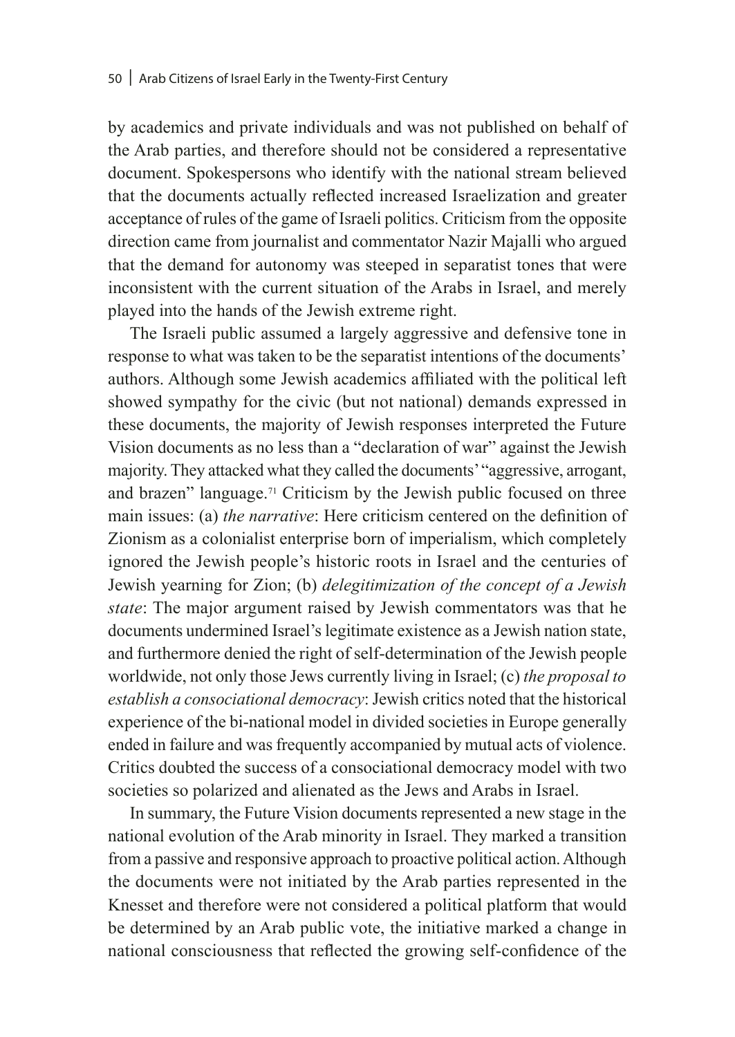by academics and private individuals and was not published on behalf of the Arab parties, and therefore should not be considered a representative document. Spokespersons who identify with the national stream believed that the documents actually reflected increased Israelization and greater acceptance of rules of the game of Israeli politics. Criticism from the opposite direction came from journalist and commentator Nazir Majalli who argued that the demand for autonomy was steeped in separatist tones that were inconsistent with the current situation of the Arabs in Israel, and merely played into the hands of the Jewish extreme right.

The Israeli public assumed a largely aggressive and defensive tone in response to what was taken to be the separatist intentions of the documents' authors. Although some Jewish academics affiliated with the political left showed sympathy for the civic (but not national) demands expressed in these documents, the majority of Jewish responses interpreted the Future Vision documents as no less than a "declaration of war" against the Jewish majority. They attacked what they called the documents' "aggressive, arrogant, and brazen" language.[71] Criticism by the Jewish public focused on three main issues: (a) *the narrative*: Here criticism centered on the definition of Zionism as a colonialist enterprise born of imperialism, which completely ignored the Jewish people's historic roots in Israel and the centuries of Jewish yearning for Zion; (b) *delegitimization of the concept of a Jewish state*: The major argument raised by Jewish commentators was that he documents undermined Israel's legitimate existence as a Jewish nation state, and furthermore denied the right of self-determination of the Jewish people worldwide, not only those Jews currently living in Israel; (c) *the proposal to establish a consociational democracy*: Jewish critics noted that the historical experience of the bi-national model in divided societies in Europe generally ended in failure and was frequently accompanied by mutual acts of violence. Critics doubted the success of a consociational democracy model with two societies so polarized and alienated as the Jews and Arabs in Israel.

In summary, the Future Vision documents represented a new stage in the national evolution of the Arab minority in Israel. They marked a transition from a passive and responsive approach to proactive political action. Although the documents were not initiated by the Arab parties represented in the Knesset and therefore were not considered a political platform that would be determined by an Arab public vote, the initiative marked a change in national consciousness that reflected the growing self-confidence of the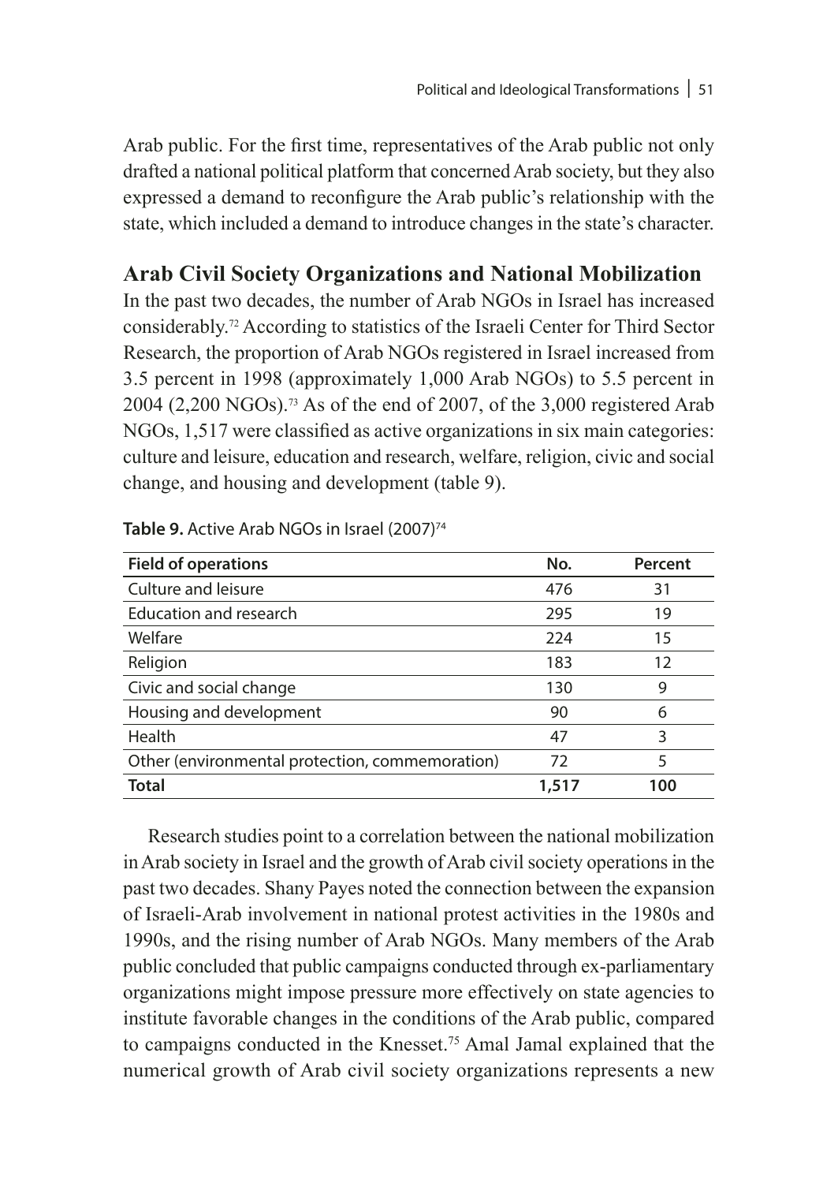Arab public. For the first time, representatives of the Arab public not only drafted a national political platform that concerned Arab society, but they also expressed a demand to reconfigure the Arab public's relationship with the state, which included a demand to introduce changes in the state's character.

## Arab Civil Society Organizations and National Mobilization

In the past two decades, the number of Arab NGOs in Israel has increased considerably.[72] According to statistics of the Israeli Center for Third Sector Research, the proportion of Arab NGOs registered in Israel increased from 3.5 percent in 1998 (approximately 1,000 Arab NGOs) to 5.5 percent in 2004 (2,200 NGOs).[73] As of the end of 2007, of the 3,000 registered Arab NGOs, 1,517 were classified as active organizations in six main categories: culture and leisure, education and research, welfare, religion, civic and social change, and housing and development (table 9).

**Table 9.** Active Arab NGOs in Israel (2007)[74]

| Field of operations | No. | Percent |
| --- | --- | --- |
| Culture and leisure | 476 | 31 |
| Education and research | 295 | 19 |
| Welfare | 224 | 15 |
| Religion | 183 | 12 |
| Civic and social change | 130 | 9 |
| Housing and development | 90 | 6 |
| Health | 47 | 3 |
| Other (environmental protection, commemoration) | 72 | 5 |
| **Total** | **1,517** | **100** |

Research studies point to a correlation between the national mobilization in Arab society in Israel and the growth of Arab civil society operations in the past two decades. Shany Payes noted the connection between the expansion of Israeli-Arab involvement in national protest activities in the 1980s and 1990s, and the rising number of Arab NGOs. Many members of the Arab public concluded that public campaigns conducted through ex-parliamentary organizations might impose pressure more effectively on state agencies to institute favorable changes in the conditions of the Arab public, compared to campaigns conducted in the Knesset.[75] Amal Jamal explained that the numerical growth of Arab civil society organizations represents a new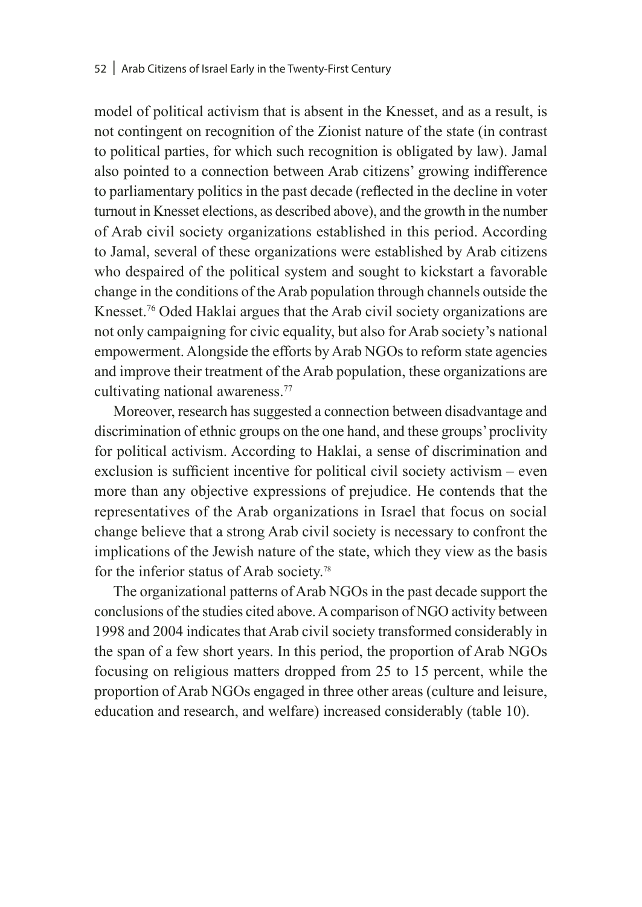model of political activism that is absent in the Knesset, and as a result, is not contingent on recognition of the Zionist nature of the state (in contrast to political parties, for which such recognition is obligated by law). Jamal also pointed to a connection between Arab citizens' growing indifference to parliamentary politics in the past decade (reflected in the decline in voter turnout in Knesset elections, as described above), and the growth in the number of Arab civil society organizations established in this period. According to Jamal, several of these organizations were established by Arab citizens who despaired of the political system and sought to kickstart a favorable change in the conditions of the Arab population through channels outside the Knesset.[76] Oded Haklai argues that the Arab civil society organizations are not only campaigning for civic equality, but also for Arab society's national empowerment. Alongside the efforts by Arab NGOs to reform state agencies and improve their treatment of the Arab population, these organizations are cultivating national awareness.[77]

Moreover, research has suggested a connection between disadvantage and discrimination of ethnic groups on the one hand, and these groups' proclivity for political activism. According to Haklai, a sense of discrimination and exclusion is sufficient incentive for political civil society activism – even more than any objective expressions of prejudice. He contends that the representatives of the Arab organizations in Israel that focus on social change believe that a strong Arab civil society is necessary to confront the implications of the Jewish nature of the state, which they view as the basis for the inferior status of Arab society.[78]

The organizational patterns of Arab NGOs in the past decade support the conclusions of the studies cited above. A comparison of NGO activity between 1998 and 2004 indicates that Arab civil society transformed considerably in the span of a few short years. In this period, the proportion of Arab NGOs focusing on religious matters dropped from 25 to 15 percent, while the proportion of Arab NGOs engaged in three other areas (culture and leisure, education and research, and welfare) increased considerably (table 10).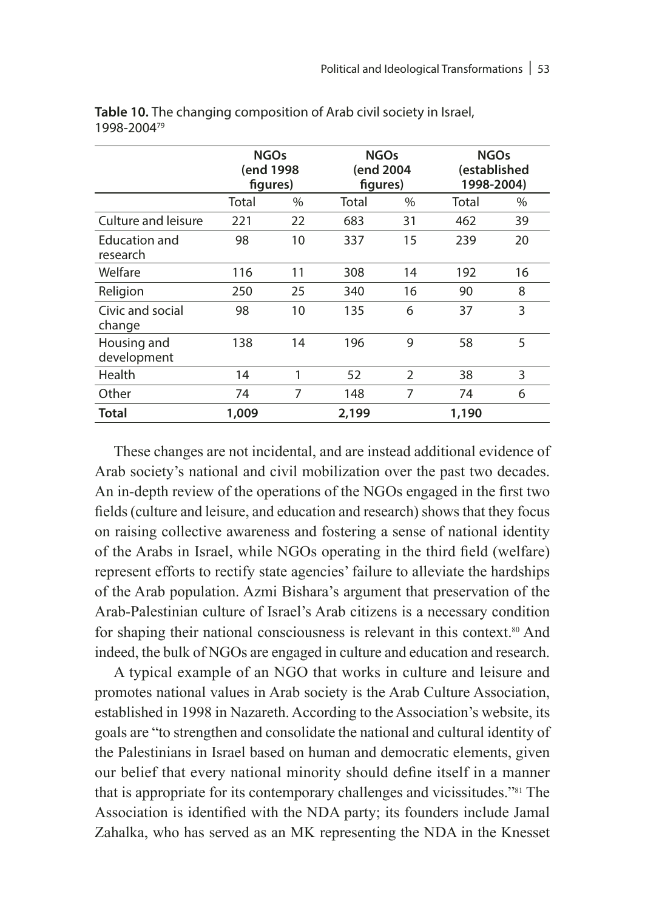**Table 10.** The changing composition of Arab civil society in Israel, 1998-2004[79]

| | NGOs (end 1998 figures) | | NGOs (end 2004 figures) | | NGOs (established 1998-2004) | |
|---|---|---|---|---|---|---|
| | Total | % | Total | % | Total | % |
| Culture and leisure | 221 | 22 | 683 | 31 | 462 | 39 |
| Education and research | 98 | 10 | 337 | 15 | 239 | 20 |
| Welfare | 116 | 11 | 308 | 14 | 192 | 16 |
| Religion | 250 | 25 | 340 | 16 | 90 | 8 |
| Civic and social change | 98 | 10 | 135 | 6 | 37 | 3 |
| Housing and development | 138 | 14 | 196 | 9 | 58 | 5 |
| Health | 14 | 1 | 52 | 2 | 38 | 3 |
| Other | 74 | 7 | 148 | 7 | 74 | 6 |
| **Total** | **1,009** | | **2,199** | | **1,190** | |

These changes are not incidental, and are instead additional evidence of Arab society's national and civil mobilization over the past two decades. An in-depth review of the operations of the NGOs engaged in the first two fields (culture and leisure, and education and research) shows that they focus on raising collective awareness and fostering a sense of national identity of the Arabs in Israel, while NGOs operating in the third field (welfare) represent efforts to rectify state agencies' failure to alleviate the hardships of the Arab population. Azmi Bishara's argument that preservation of the Arab-Palestinian culture of Israel's Arab citizens is a necessary condition for shaping their national consciousness is relevant in this context.[80] And indeed, the bulk of NGOs are engaged in culture and education and research.

A typical example of an NGO that works in culture and leisure and promotes national values in Arab society is the Arab Culture Association, established in 1998 in Nazareth. According to the Association's website, its goals are "to strengthen and consolidate the national and cultural identity of the Palestinians in Israel based on human and democratic elements, given our belief that every national minority should define itself in a manner that is appropriate for its contemporary challenges and vicissitudes."[81] The Association is identified with the NDA party; its founders include Jamal Zahalka, who has served as an MK representing the NDA in the Knesset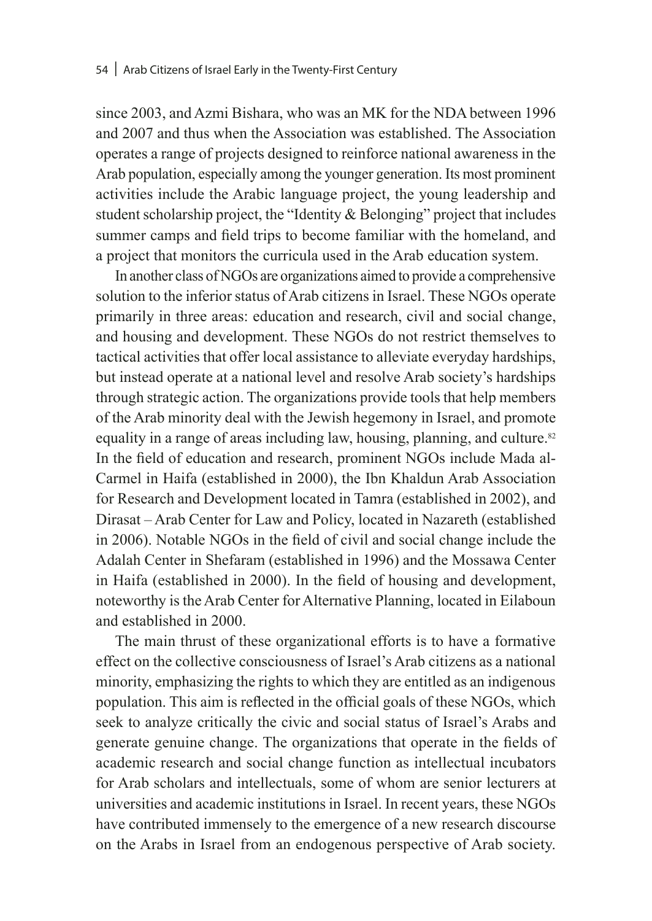since 2003, and Azmi Bishara, who was an MK for the NDA between 1996 and 2007 and thus when the Association was established. The Association operates a range of projects designed to reinforce national awareness in the Arab population, especially among the younger generation. Its most prominent activities include the Arabic language project, the young leadership and student scholarship project, the "Identity & Belonging" project that includes summer camps and field trips to become familiar with the homeland, and a project that monitors the curricula used in the Arab education system.

In another class of NGOs are organizations aimed to provide a comprehensive solution to the inferior status of Arab citizens in Israel. These NGOs operate primarily in three areas: education and research, civil and social change, and housing and development. These NGOs do not restrict themselves to tactical activities that offer local assistance to alleviate everyday hardships, but instead operate at a national level and resolve Arab society's hardships through strategic action. The organizations provide tools that help members of the Arab minority deal with the Jewish hegemony in Israel, and promote equality in a range of areas including law, housing, planning, and culture.[82] In the field of education and research, prominent NGOs include Mada al-Carmel in Haifa (established in 2000), the Ibn Khaldun Arab Association for Research and Development located in Tamra (established in 2002), and Dirasat – Arab Center for Law and Policy, located in Nazareth (established in 2006). Notable NGOs in the field of civil and social change include the Adalah Center in Shefaram (established in 1996) and the Mossawa Center in Haifa (established in 2000). In the field of housing and development, noteworthy is the Arab Center for Alternative Planning, located in Eilaboun and established in 2000.

The main thrust of these organizational efforts is to have a formative effect on the collective consciousness of Israel's Arab citizens as a national minority, emphasizing the rights to which they are entitled as an indigenous population. This aim is reflected in the official goals of these NGOs, which seek to analyze critically the civic and social status of Israel's Arabs and generate genuine change. The organizations that operate in the fields of academic research and social change function as intellectual incubators for Arab scholars and intellectuals, some of whom are senior lecturers at universities and academic institutions in Israel. In recent years, these NGOs have contributed immensely to the emergence of a new research discourse on the Arabs in Israel from an endogenous perspective of Arab society.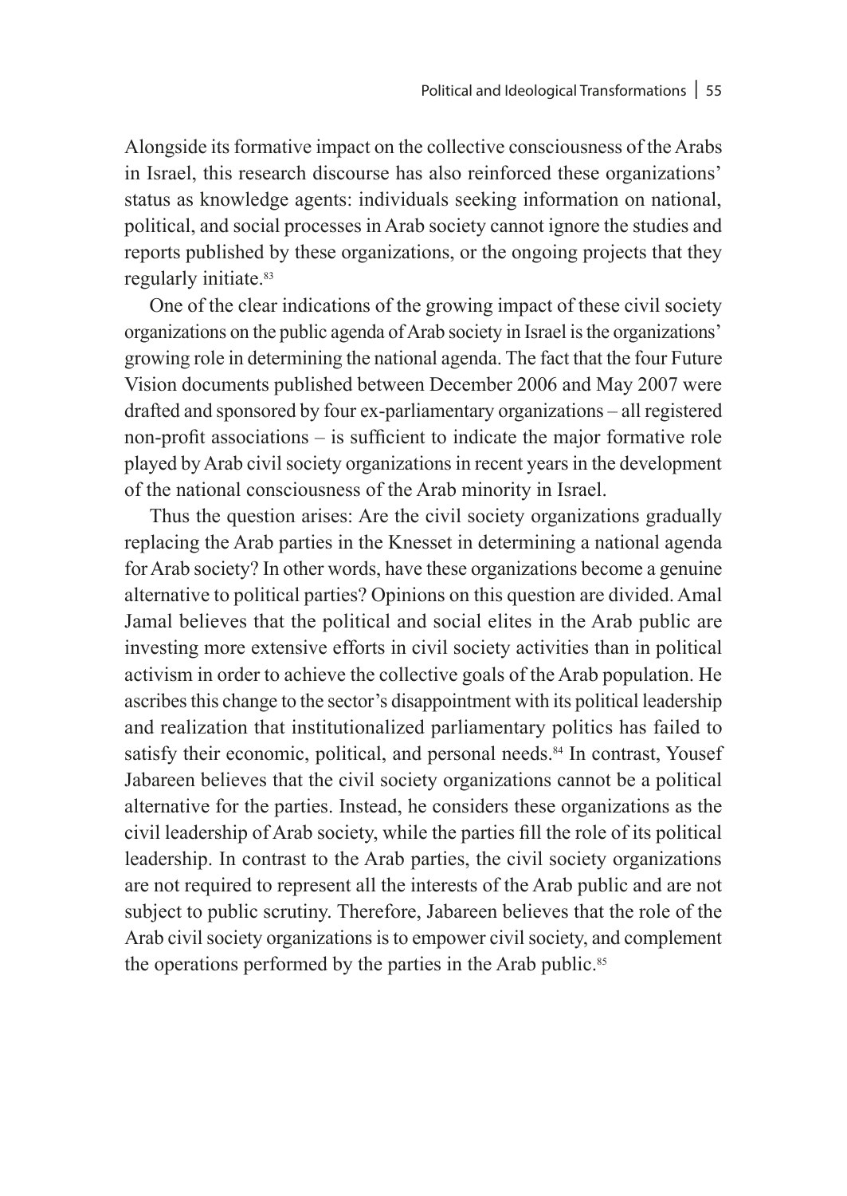Alongside its formative impact on the collective consciousness of the Arabs in Israel, this research discourse has also reinforced these organizations' status as knowledge agents: individuals seeking information on national, political, and social processes in Arab society cannot ignore the studies and reports published by these organizations, or the ongoing projects that they regularly initiate.[83]

One of the clear indications of the growing impact of these civil society organizations on the public agenda of Arab society in Israel is the organizations' growing role in determining the national agenda. The fact that the four Future Vision documents published between December 2006 and May 2007 were drafted and sponsored by four ex-parliamentary organizations – all registered non-profit associations – is sufficient to indicate the major formative role played by Arab civil society organizations in recent years in the development of the national consciousness of the Arab minority in Israel.

Thus the question arises: Are the civil society organizations gradually replacing the Arab parties in the Knesset in determining a national agenda for Arab society? In other words, have these organizations become a genuine alternative to political parties? Opinions on this question are divided. Amal Jamal believes that the political and social elites in the Arab public are investing more extensive efforts in civil society activities than in political activism in order to achieve the collective goals of the Arab population. He ascribes this change to the sector's disappointment with its political leadership and realization that institutionalized parliamentary politics has failed to satisfy their economic, political, and personal needs.[84] In contrast, Yousef Jabareen believes that the civil society organizations cannot be a political alternative for the parties. Instead, he considers these organizations as the civil leadership of Arab society, while the parties fill the role of its political leadership. In contrast to the Arab parties, the civil society organizations are not required to represent all the interests of the Arab public and are not subject to public scrutiny. Therefore, Jabareen believes that the role of the Arab civil society organizations is to empower civil society, and complement the operations performed by the parties in the Arab public.[85]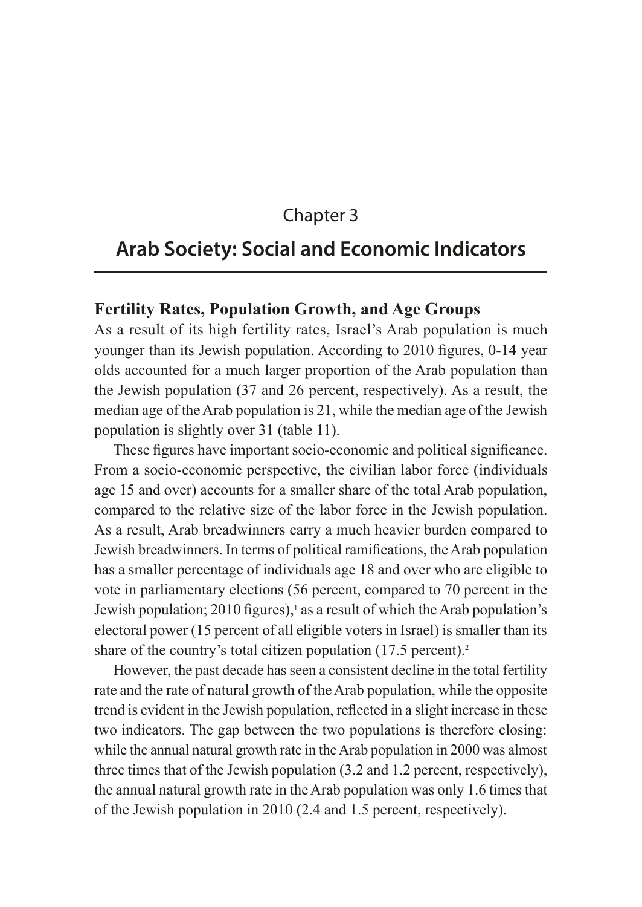Chapter 3

# Arab Society: Social and Economic Indicators

## Fertility Rates, Population Growth, and Age Groups

As a result of its high fertility rates, Israel's Arab population is much younger than its Jewish population. According to 2010 figures, 0-14 year olds accounted for a much larger proportion of the Arab population than the Jewish population (37 and 26 percent, respectively). As a result, the median age of the Arab population is 21, while the median age of the Jewish population is slightly over 31 (table 11).

These figures have important socio-economic and political significance. From a socio-economic perspective, the civilian labor force (individuals age 15 and over) accounts for a smaller share of the total Arab population, compared to the relative size of the labor force in the Jewish population. As a result, Arab breadwinners carry a much heavier burden compared to Jewish breadwinners. In terms of political ramifications, the Arab population has a smaller percentage of individuals age 18 and over who are eligible to vote in parliamentary elections (56 percent, compared to 70 percent in the Jewish population; 2010 figures),[1] as a result of which the Arab population's electoral power (15 percent of all eligible voters in Israel) is smaller than its share of the country's total citizen population (17.5 percent).[2]

However, the past decade has seen a consistent decline in the total fertility rate and the rate of natural growth of the Arab population, while the opposite trend is evident in the Jewish population, reflected in a slight increase in these two indicators. The gap between the two populations is therefore closing: while the annual natural growth rate in the Arab population in 2000 was almost three times that of the Jewish population (3.2 and 1.2 percent, respectively), the annual natural growth rate in the Arab population was only 1.6 times that of the Jewish population in 2010 (2.4 and 1.5 percent, respectively).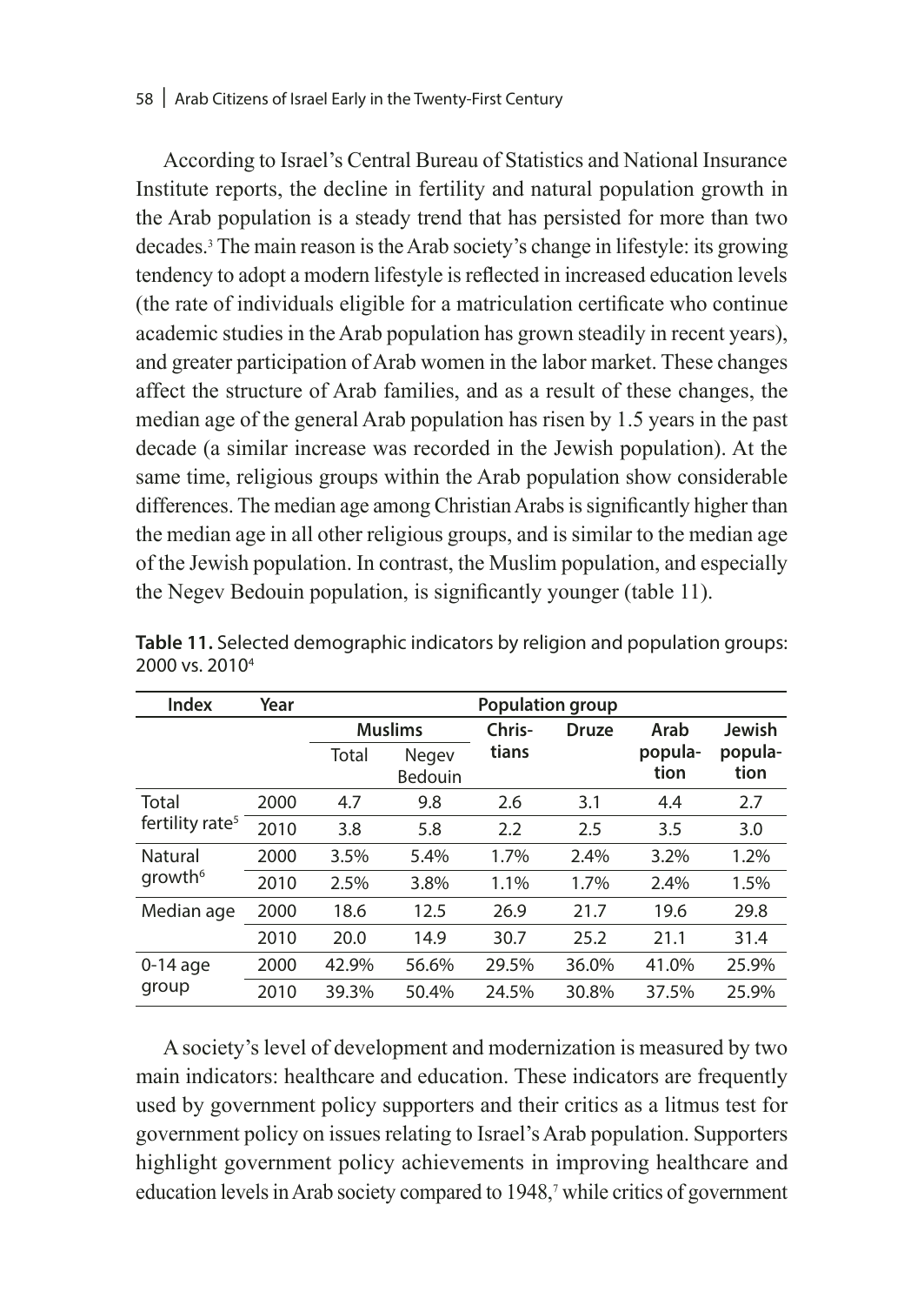According to Israel's Central Bureau of Statistics and National Insurance Institute reports, the decline in fertility and natural population growth in the Arab population is a steady trend that has persisted for more than two decades.[3] The main reason is the Arab society's change in lifestyle: its growing tendency to adopt a modern lifestyle is reflected in increased education levels (the rate of individuals eligible for a matriculation certificate who continue academic studies in the Arab population has grown steadily in recent years), and greater participation of Arab women in the labor market. These changes affect the structure of Arab families, and as a result of these changes, the median age of the general Arab population has risen by 1.5 years in the past decade (a similar increase was recorded in the Jewish population). At the same time, religious groups within the Arab population show considerable differences. The median age among Christian Arabs is significantly higher than the median age in all other religious groups, and is similar to the median age of the Jewish population. In contrast, the Muslim population, and especially the Negev Bedouin population, is significantly younger (table 11).

**Table 11.** Selected demographic indicators by religion and population groups: 2000 vs. 2010[4]

| Index | Year | Population group | | | | | |
|---|---|---|---|---|---|---|---|
| | | Muslims | | Christians | Druze | Arab population | Jewish population |
| | | Total | Negev Bedouin | | | | |
| Total fertility rate[5] | 2000 | 4.7 | 9.8 | 2.6 | 3.1 | 4.4 | 2.7 |
| | 2010 | 3.8 | 5.8 | 2.2 | 2.5 | 3.5 | 3.0 |
| Natural growth[6] | 2000 | 3.5% | 5.4% | 1.7% | 2.4% | 3.2% | 1.2% |
| | 2010 | 2.5% | 3.8% | 1.1% | 1.7% | 2.4% | 1.5% |
| Median age | 2000 | 18.6 | 12.5 | 26.9 | 21.7 | 19.6 | 29.8 |
| | 2010 | 20.0 | 14.9 | 30.7 | 25.2 | 21.1 | 31.4 |
| 0-14 age group | 2000 | 42.9% | 56.6% | 29.5% | 36.0% | 41.0% | 25.9% |
| | 2010 | 39.3% | 50.4% | 24.5% | 30.8% | 37.5% | 25.9% |

A society's level of development and modernization is measured by two main indicators: healthcare and education. These indicators are frequently used by government policy supporters and their critics as a litmus test for government policy on issues relating to Israel's Arab population. Supporters highlight government policy achievements in improving healthcare and education levels in Arab society compared to 1948,[7] while critics of government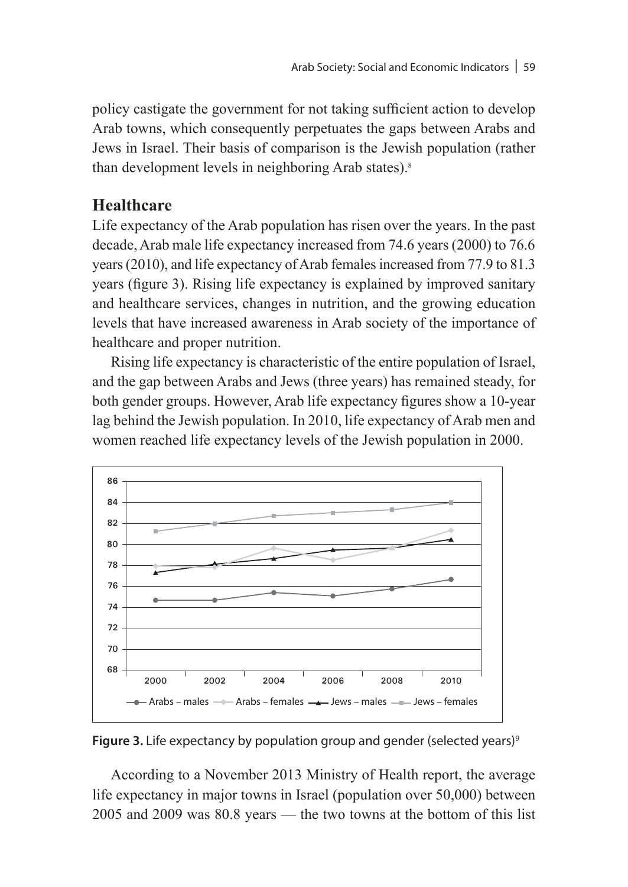policy castigate the government for not taking sufficient action to develop Arab towns, which consequently perpetuates the gaps between Arabs and Jews in Israel. Their basis of comparison is the Jewish population (rather than development levels in neighboring Arab states).[8]

## Healthcare

Life expectancy of the Arab population has risen over the years. In the past decade, Arab male life expectancy increased from 74.6 years (2000) to 76.6 years (2010), and life expectancy of Arab females increased from 77.9 to 81.3 years (figure 3). Rising life expectancy is explained by improved sanitary and healthcare services, changes in nutrition, and the growing education levels that have increased awareness in Arab society of the importance of healthcare and proper nutrition.

Rising life expectancy is characteristic of the entire population of Israel, and the gap between Arabs and Jews (three years) has remained steady, for both gender groups. However, Arab life expectancy figures show a 10-year lag behind the Jewish population. In 2010, life expectancy of Arab men and women reached life expectancy levels of the Jewish population in 2000.

**Figure 3.** Life expectancy by population group and gender (selected years)[9]

According to a November 2013 Ministry of Health report, the average life expectancy in major towns in Israel (population over 50,000) between 2005 and 2009 was 80.8 years — the two towns at the bottom of this list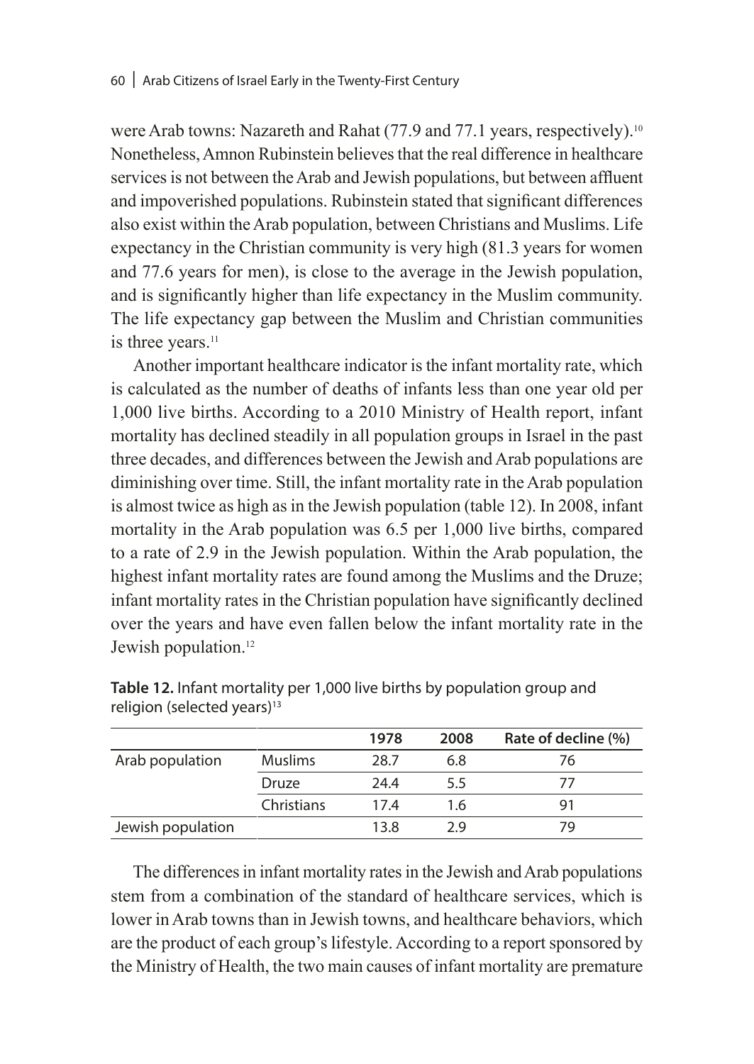were Arab towns: Nazareth and Rahat (77.9 and 77.1 years, respectively).[10] Nonetheless, Amnon Rubinstein believes that the real difference in healthcare services is not between the Arab and Jewish populations, but between affluent and impoverished populations. Rubinstein stated that significant differences also exist within the Arab population, between Christians and Muslims. Life expectancy in the Christian community is very high (81.3 years for women and 77.6 years for men), is close to the average in the Jewish population, and is significantly higher than life expectancy in the Muslim community. The life expectancy gap between the Muslim and Christian communities is three years.[11]

Another important healthcare indicator is the infant mortality rate, which is calculated as the number of deaths of infants less than one year old per 1,000 live births. According to a 2010 Ministry of Health report, infant mortality has declined steadily in all population groups in Israel in the past three decades, and differences between the Jewish and Arab populations are diminishing over time. Still, the infant mortality rate in the Arab population is almost twice as high as in the Jewish population (table 12). In 2008, infant mortality in the Arab population was 6.5 per 1,000 live births, compared to a rate of 2.9 in the Jewish population. Within the Arab population, the highest infant mortality rates are found among the Muslims and the Druze; infant mortality rates in the Christian population have significantly declined over the years and have even fallen below the infant mortality rate in the Jewish population.[12]

**Table 12.** Infant mortality per 1,000 live births by population group and religion (selected years)[13]

| | | 1978 | 2008 | Rate of decline (%) |
|---|---|---|---|---|
| Arab population | Muslims | 28.7 | 6.8 | 76 |
| | Druze | 24.4 | 5.5 | 77 |
| | Christians | 17.4 | 1.6 | 91 |
| Jewish population | | 13.8 | 2.9 | 79 |

The differences in infant mortality rates in the Jewish and Arab populations stem from a combination of the standard of healthcare services, which is lower in Arab towns than in Jewish towns, and healthcare behaviors, which are the product of each group's lifestyle. According to a report sponsored by the Ministry of Health, the two main causes of infant mortality are premature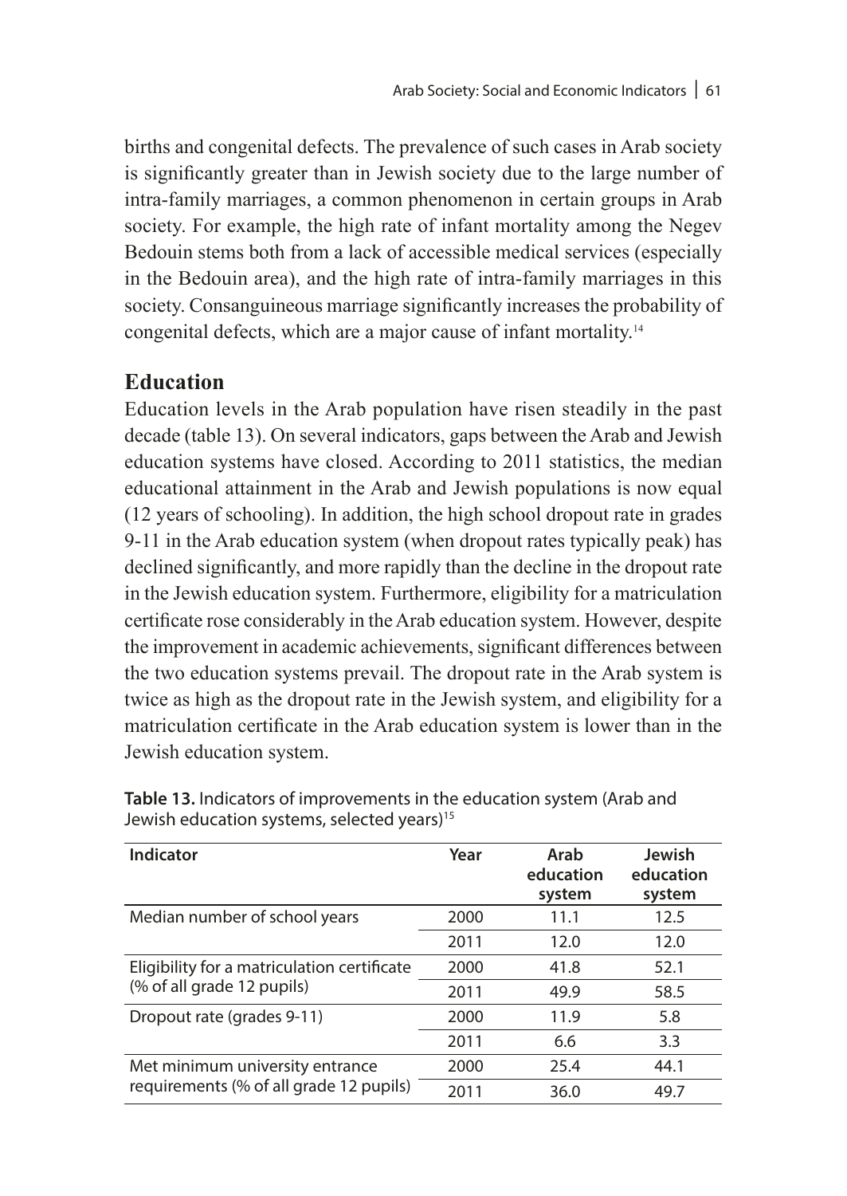births and congenital defects. The prevalence of such cases in Arab society is significantly greater than in Jewish society due to the large number of intra-family marriages, a common phenomenon in certain groups in Arab society. For example, the high rate of infant mortality among the Negev Bedouin stems both from a lack of accessible medical services (especially in the Bedouin area), and the high rate of intra-family marriages in this society. Consanguineous marriage significantly increases the probability of congenital defects, which are a major cause of infant mortality.[14]

## Education

Education levels in the Arab population have risen steadily in the past decade (table 13). On several indicators, gaps between the Arab and Jewish education systems have closed. According to 2011 statistics, the median educational attainment in the Arab and Jewish populations is now equal (12 years of schooling). In addition, the high school dropout rate in grades 9-11 in the Arab education system (when dropout rates typically peak) has declined significantly, and more rapidly than the decline in the dropout rate in the Jewish education system. Furthermore, eligibility for a matriculation certificate rose considerably in the Arab education system. However, despite the improvement in academic achievements, significant differences between the two education systems prevail. The dropout rate in the Arab system is twice as high as the dropout rate in the Jewish system, and eligibility for a matriculation certificate in the Arab education system is lower than in the Jewish education system.

**Table 13.** Indicators of improvements in the education system (Arab and Jewish education systems, selected years)[15]

| Indicator | Year | Arab education system | Jewish education system |
|---|---|---|---|
| Median number of school years | 2000 | 11.1 | 12.5 |
| | 2011 | 12.0 | 12.0 |
| Eligibility for a matriculation certificate (% of all grade 12 pupils) | 2000 | 41.8 | 52.1 |
| | 2011 | 49.9 | 58.5 |
| Dropout rate (grades 9-11) | 2000 | 11.9 | 5.8 |
| | 2011 | 6.6 | 3.3 |
| Met minimum university entrance requirements (% of all grade 12 pupils) | 2000 | 25.4 | 44.1 |
| | 2011 | 36.0 | 49.7 |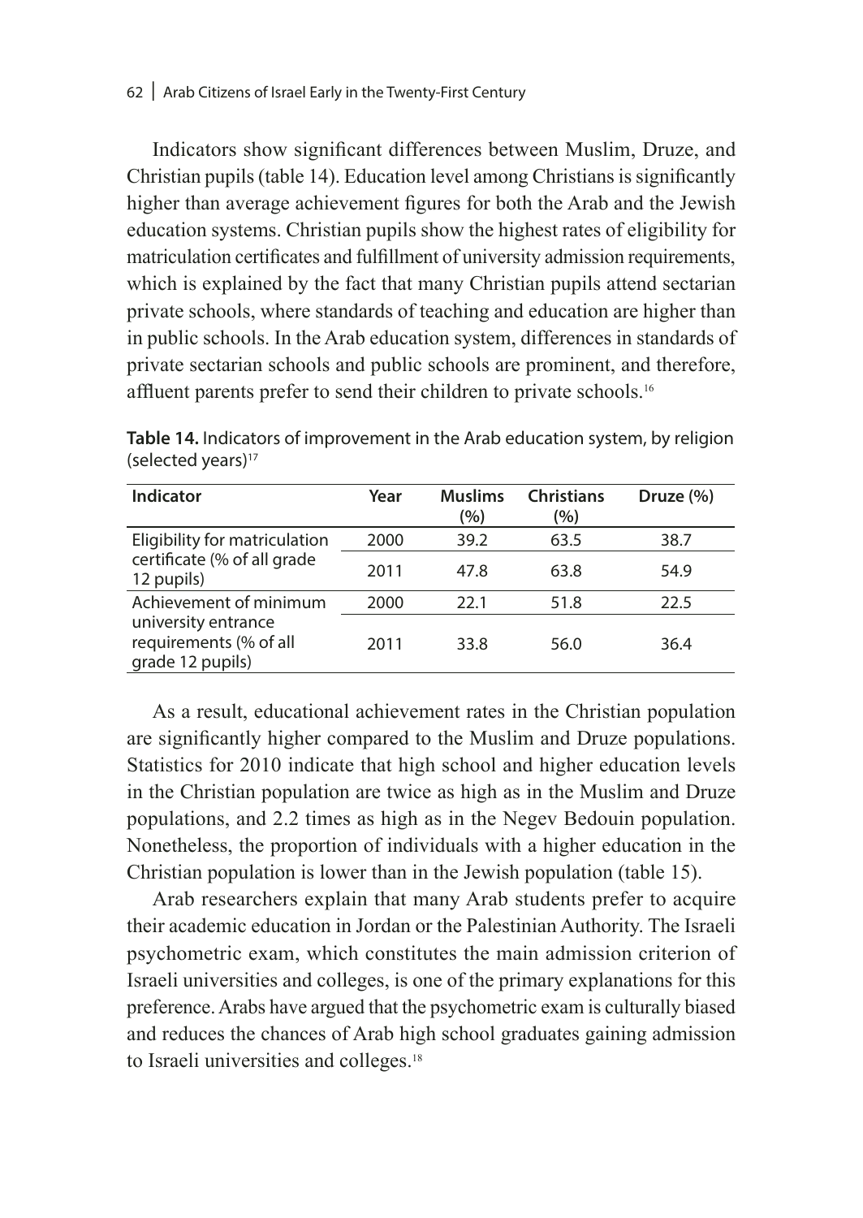Indicators show significant differences between Muslim, Druze, and Christian pupils (table 14). Education level among Christians is significantly higher than average achievement figures for both the Arab and the Jewish education systems. Christian pupils show the highest rates of eligibility for matriculation certificates and fulfillment of university admission requirements, which is explained by the fact that many Christian pupils attend sectarian private schools, where standards of teaching and education are higher than in public schools. In the Arab education system, differences in standards of private sectarian schools and public schools are prominent, and therefore, affluent parents prefer to send their children to private schools.[16]

**Table 14.** Indicators of improvement in the Arab education system, by religion (selected years)[17]

| Indicator | Year | Muslims (%) | Christians (%) | Druze (%) |
|---|---|---|---|---|
| Eligibility for matriculation certificate (% of all grade 12 pupils) | 2000 | 39.2 | 63.5 | 38.7 |
| | 2011 | 47.8 | 63.8 | 54.9 |
| Achievement of minimum university entrance requirements (% of all grade 12 pupils) | 2000 | 22.1 | 51.8 | 22.5 |
| | 2011 | 33.8 | 56.0 | 36.4 |

As a result, educational achievement rates in the Christian population are significantly higher compared to the Muslim and Druze populations. Statistics for 2010 indicate that high school and higher education levels in the Christian population are twice as high as in the Muslim and Druze populations, and 2.2 times as high as in the Negev Bedouin population. Nonetheless, the proportion of individuals with a higher education in the Christian population is lower than in the Jewish population (table 15).

Arab researchers explain that many Arab students prefer to acquire their academic education in Jordan or the Palestinian Authority. The Israeli psychometric exam, which constitutes the main admission criterion of Israeli universities and colleges, is one of the primary explanations for this preference. Arabs have argued that the psychometric exam is culturally biased and reduces the chances of Arab high school graduates gaining admission to Israeli universities and colleges.[18]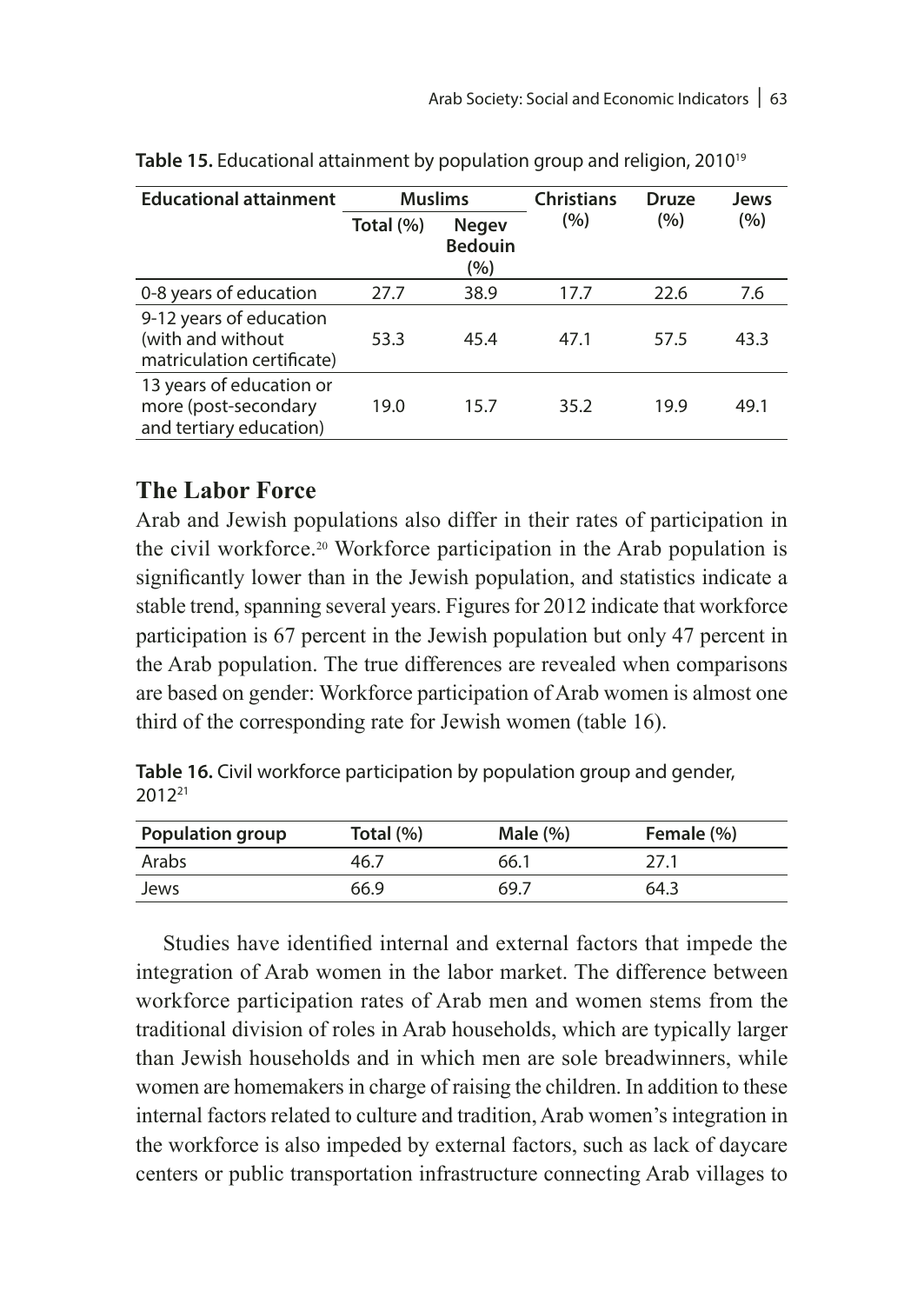**Table 15.** Educational attainment by population group and religion, 2010[19]

| Educational attainment | Muslims | | Christians (%) | Druze (%) | Jews (%) |
|---|---|---|---|---|---|
| | Total (%) | Negev Bedouin (%) | | | |
| 0-8 years of education | 27.7 | 38.9 | 17.7 | 22.6 | 7.6 |
| 9-12 years of education (with and without matriculation certificate) | 53.3 | 45.4 | 47.1 | 57.5 | 43.3 |
| 13 years of education or more (post-secondary and tertiary education) | 19.0 | 15.7 | 35.2 | 19.9 | 49.1 |

## The Labor Force

Arab and Jewish populations also differ in their rates of participation in the civil workforce.[20] Workforce participation in the Arab population is significantly lower than in the Jewish population, and statistics indicate a stable trend, spanning several years. Figures for 2012 indicate that workforce participation is 67 percent in the Jewish population but only 47 percent in the Arab population. The true differences are revealed when comparisons are based on gender: Workforce participation of Arab women is almost one third of the corresponding rate for Jewish women (table 16).

**Table 16.** Civil workforce participation by population group and gender, 2012[21]

| Population group | Total (%) | Male (%) | Female (%) |
|---|---|---|---|
| Arabs | 46.7 | 66.1 | 27.1 |
| Jews | 66.9 | 69.7 | 64.3 |

Studies have identified internal and external factors that impede the integration of Arab women in the labor market. The difference between workforce participation rates of Arab men and women stems from the traditional division of roles in Arab households, which are typically larger than Jewish households and in which men are sole breadwinners, while women are homemakers in charge of raising the children. In addition to these internal factors related to culture and tradition, Arab women's integration in the workforce is also impeded by external factors, such as lack of daycare centers or public transportation infrastructure connecting Arab villages to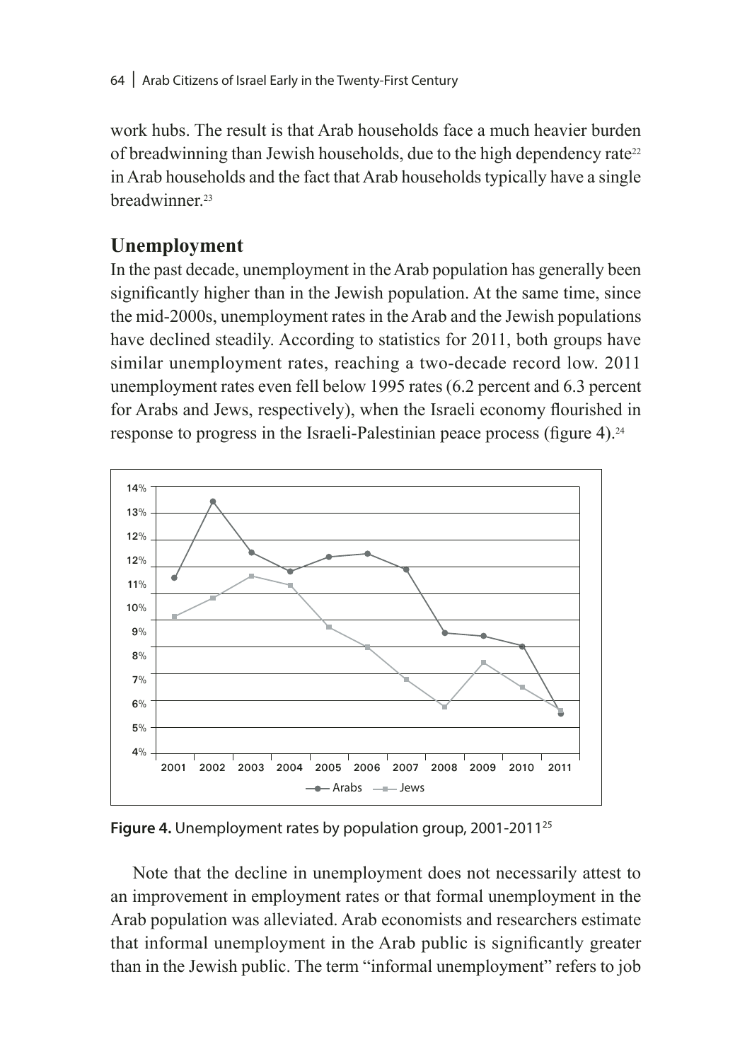work hubs. The result is that Arab households face a much heavier burden of breadwinning than Jewish households, due to the high dependency rate[22] in Arab households and the fact that Arab households typically have a single breadwinner.[23]

## Unemployment

In the past decade, unemployment in the Arab population has generally been significantly higher than in the Jewish population. At the same time, since the mid-2000s, unemployment rates in the Arab and the Jewish populations have declined steadily. According to statistics for 2011, both groups have similar unemployment rates, reaching a two-decade record low. 2011 unemployment rates even fell below 1995 rates (6.2 percent and 6.3 percent for Arabs and Jews, respectively), when the Israeli economy flourished in response to progress in the Israeli-Palestinian peace process (figure 4).[24]

**Figure 4.** Unemployment rates by population group, 2001-2011[25]

Note that the decline in unemployment does not necessarily attest to an improvement in employment rates or that formal unemployment in the Arab population was alleviated. Arab economists and researchers estimate that informal unemployment in the Arab public is significantly greater than in the Jewish public. The term "informal unemployment" refers to job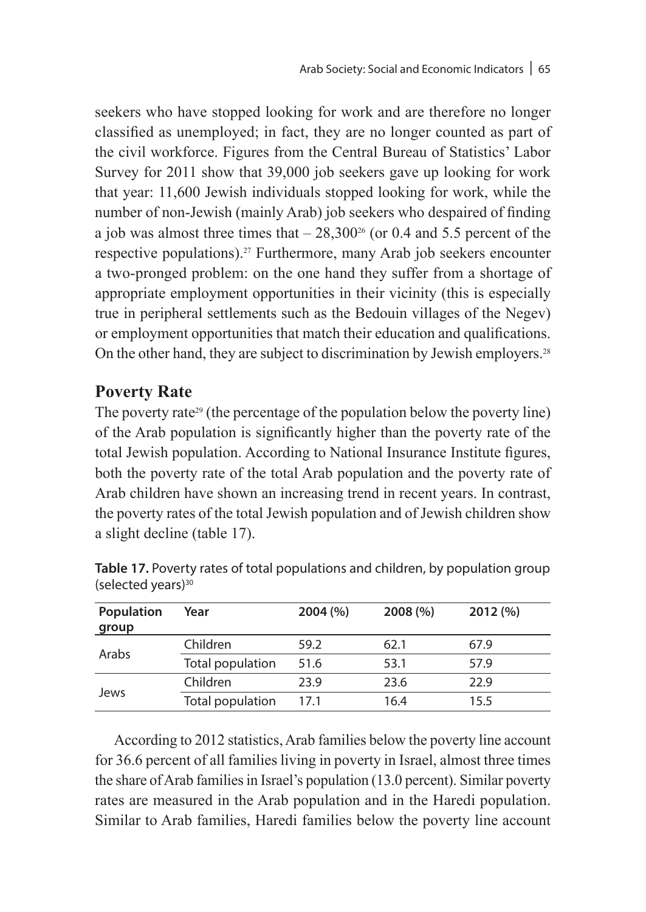seekers who have stopped looking for work and are therefore no longer classified as unemployed; in fact, they are no longer counted as part of the civil workforce. Figures from the Central Bureau of Statistics' Labor Survey for 2011 show that 39,000 job seekers gave up looking for work that year: 11,600 Jewish individuals stopped looking for work, while the number of non-Jewish (mainly Arab) job seekers who despaired of finding a job was almost three times that – 28,300[26] (or 0.4 and 5.5 percent of the respective populations).[27] Furthermore, many Arab job seekers encounter a two-pronged problem: on the one hand they suffer from a shortage of appropriate employment opportunities in their vicinity (this is especially true in peripheral settlements such as the Bedouin villages of the Negev) or employment opportunities that match their education and qualifications. On the other hand, they are subject to discrimination by Jewish employers.[28]

## Poverty Rate

The poverty rate[29] (the percentage of the population below the poverty line) of the Arab population is significantly higher than the poverty rate of the total Jewish population. According to National Insurance Institute figures, both the poverty rate of the total Arab population and the poverty rate of Arab children have shown an increasing trend in recent years. In contrast, the poverty rates of the total Jewish population and of Jewish children show a slight decline (table 17).

**Table 17.** Poverty rates of total populations and children, by population group (selected years)[30]

| Population group | Year | 2004 (%) | 2008 (%) | 2012 (%) |
|---|---|---|---|---|
| Arabs | Children | 59.2 | 62.1 | 67.9 |
| | Total population | 51.6 | 53.1 | 57.9 |
| Jews | Children | 23.9 | 23.6 | 22.9 |
| | Total population | 17.1 | 16.4 | 15.5 |

According to 2012 statistics, Arab families below the poverty line account for 36.6 percent of all families living in poverty in Israel, almost three times the share of Arab families in Israel's population (13.0 percent). Similar poverty rates are measured in the Arab population and in the Haredi population. Similar to Arab families, Haredi families below the poverty line account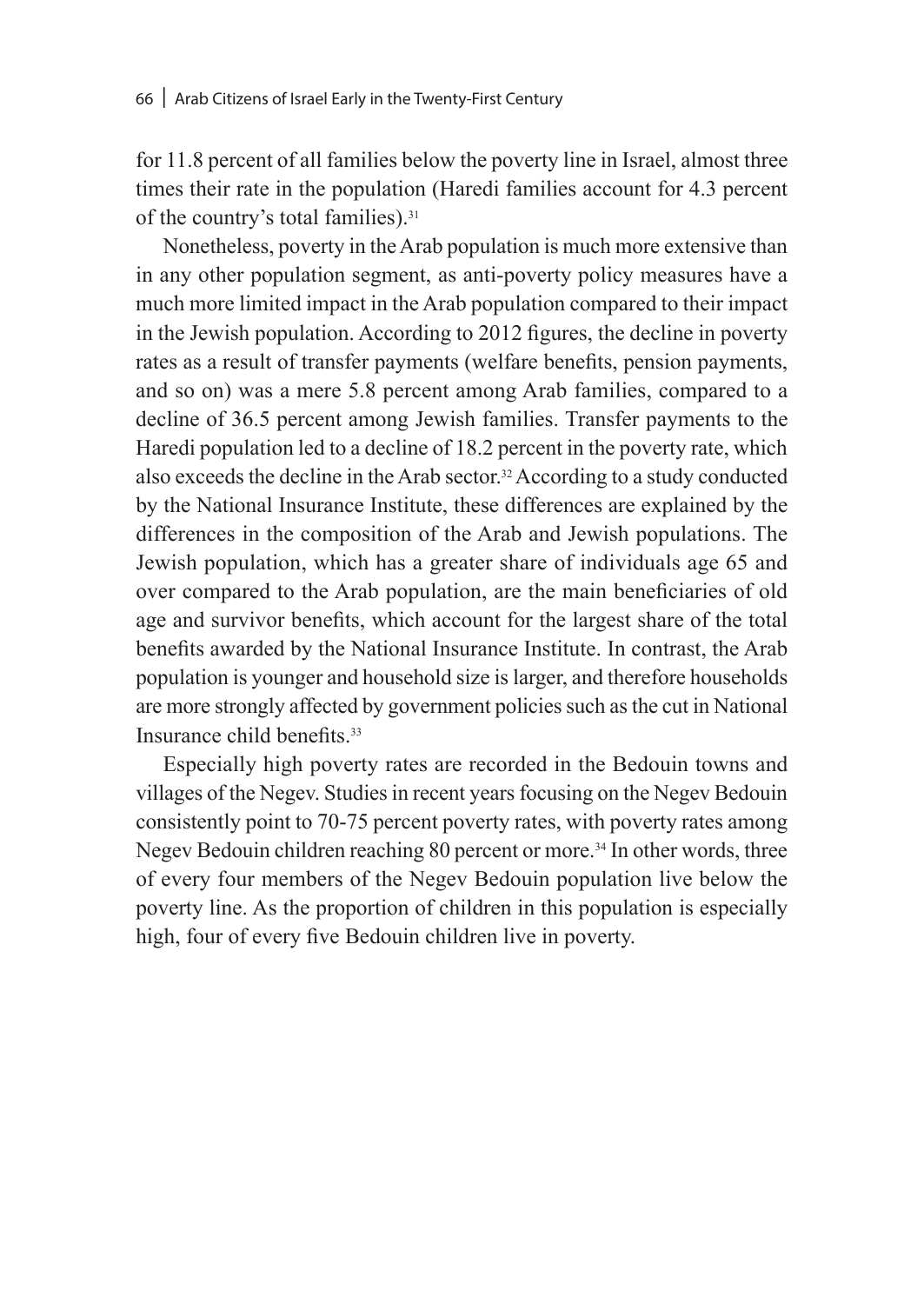for 11.8 percent of all families below the poverty line in Israel, almost three times their rate in the population (Haredi families account for 4.3 percent of the country's total families).[31]

Nonetheless, poverty in the Arab population is much more extensive than in any other population segment, as anti-poverty policy measures have a much more limited impact in the Arab population compared to their impact in the Jewish population. According to 2012 figures, the decline in poverty rates as a result of transfer payments (welfare benefits, pension payments, and so on) was a mere 5.8 percent among Arab families, compared to a decline of 36.5 percent among Jewish families. Transfer payments to the Haredi population led to a decline of 18.2 percent in the poverty rate, which also exceeds the decline in the Arab sector.[32] According to a study conducted by the National Insurance Institute, these differences are explained by the differences in the composition of the Arab and Jewish populations. The Jewish population, which has a greater share of individuals age 65 and over compared to the Arab population, are the main beneficiaries of old age and survivor benefits, which account for the largest share of the total benefits awarded by the National Insurance Institute. In contrast, the Arab population is younger and household size is larger, and therefore households are more strongly affected by government policies such as the cut in National Insurance child benefits.[33]

Especially high poverty rates are recorded in the Bedouin towns and villages of the Negev. Studies in recent years focusing on the Negev Bedouin consistently point to 70-75 percent poverty rates, with poverty rates among Negev Bedouin children reaching 80 percent or more.[34] In other words, three of every four members of the Negev Bedouin population live below the poverty line. As the proportion of children in this population is especially high, four of every five Bedouin children live in poverty.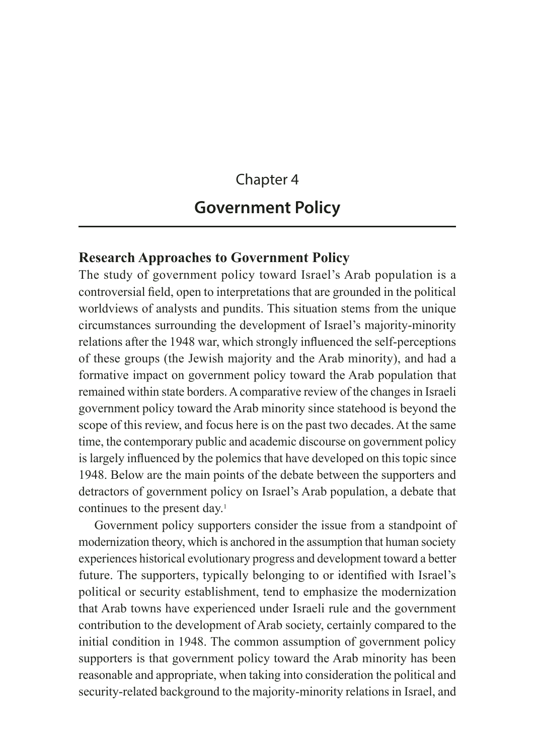# Chapter 4

# Government Policy

## Research Approaches to Government Policy

The study of government policy toward Israel's Arab population is a controversial field, open to interpretations that are grounded in the political worldviews of analysts and pundits. This situation stems from the unique circumstances surrounding the development of Israel's majority-minority relations after the 1948 war, which strongly influenced the self-perceptions of these groups (the Jewish majority and the Arab minority), and had a formative impact on government policy toward the Arab population that remained within state borders. A comparative review of the changes in Israeli government policy toward the Arab minority since statehood is beyond the scope of this review, and focus here is on the past two decades. At the same time, the contemporary public and academic discourse on government policy is largely influenced by the polemics that have developed on this topic since 1948. Below are the main points of the debate between the supporters and detractors of government policy on Israel's Arab population, a debate that continues to the present day.[1]

Government policy supporters consider the issue from a standpoint of modernization theory, which is anchored in the assumption that human society experiences historical evolutionary progress and development toward a better future. The supporters, typically belonging to or identified with Israel's political or security establishment, tend to emphasize the modernization that Arab towns have experienced under Israeli rule and the government contribution to the development of Arab society, certainly compared to the initial condition in 1948. The common assumption of government policy supporters is that government policy toward the Arab minority has been reasonable and appropriate, when taking into consideration the political and security-related background to the majority-minority relations in Israel, and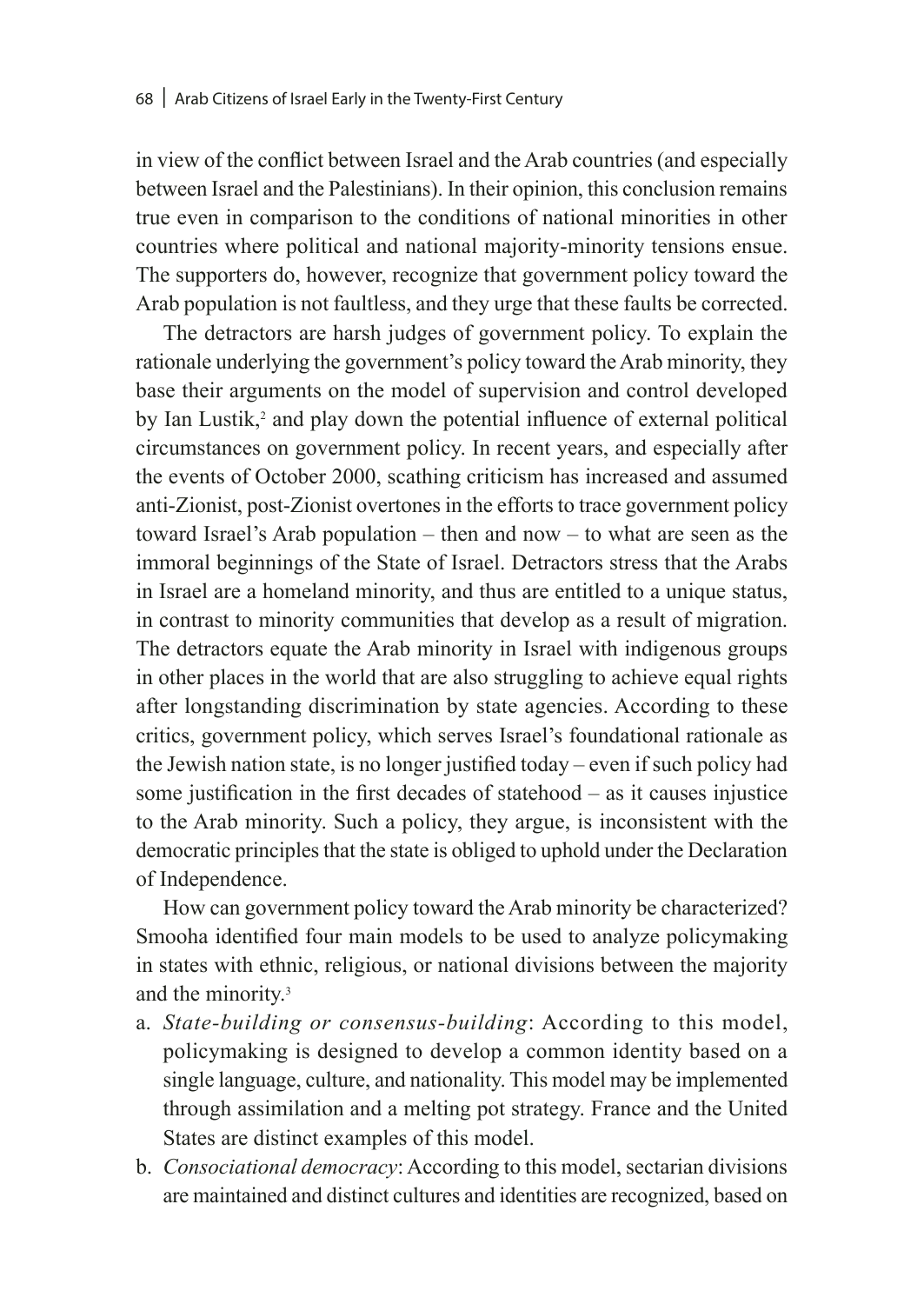in view of the conflict between Israel and the Arab countries (and especially between Israel and the Palestinians). In their opinion, this conclusion remains true even in comparison to the conditions of national minorities in other countries where political and national majority-minority tensions ensue. The supporters do, however, recognize that government policy toward the Arab population is not faultless, and they urge that these faults be corrected.

The detractors are harsh judges of government policy. To explain the rationale underlying the government's policy toward the Arab minority, they base their arguments on the model of supervision and control developed by Ian Lustik,[2] and play down the potential influence of external political circumstances on government policy. In recent years, and especially after the events of October 2000, scathing criticism has increased and assumed anti-Zionist, post-Zionist overtones in the efforts to trace government policy toward Israel's Arab population – then and now – to what are seen as the immoral beginnings of the State of Israel. Detractors stress that the Arabs in Israel are a homeland minority, and thus are entitled to a unique status, in contrast to minority communities that develop as a result of migration. The detractors equate the Arab minority in Israel with indigenous groups in other places in the world that are also struggling to achieve equal rights after longstanding discrimination by state agencies. According to these critics, government policy, which serves Israel's foundational rationale as the Jewish nation state, is no longer justified today – even if such policy had some justification in the first decades of statehood – as it causes injustice to the Arab minority. Such a policy, they argue, is inconsistent with the democratic principles that the state is obliged to uphold under the Declaration of Independence.

How can government policy toward the Arab minority be characterized? Smooha identified four main models to be used to analyze policymaking in states with ethnic, religious, or national divisions between the majority and the minority.[3]

a. *State-building or consensus-building*: According to this model, policymaking is designed to develop a common identity based on a single language, culture, and nationality. This model may be implemented through assimilation and a melting pot strategy. France and the United States are distinct examples of this model.
b. *Consociational democracy*: According to this model, sectarian divisions are maintained and distinct cultures and identities are recognized, based on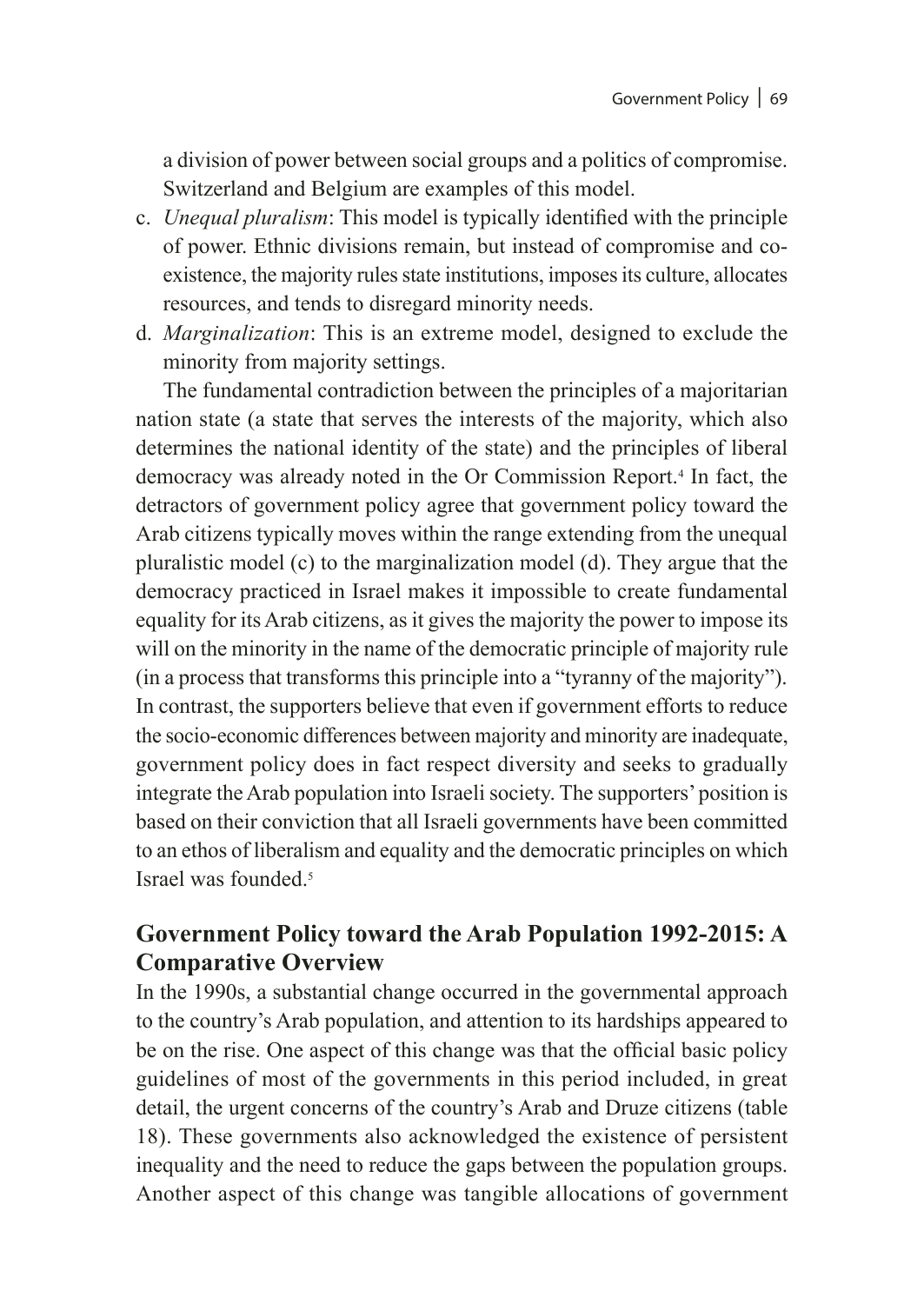a division of power between social groups and a politics of compromise. Switzerland and Belgium are examples of this model.

c. *Unequal pluralism*: This model is typically identified with the principle of power. Ethnic divisions remain, but instead of compromise and co-existence, the majority rules state institutions, imposes its culture, allocates resources, and tends to disregard minority needs.
d. *Marginalization*: This is an extreme model, designed to exclude the minority from majority settings.

The fundamental contradiction between the principles of a majoritarian nation state (a state that serves the interests of the majority, which also determines the national identity of the state) and the principles of liberal democracy was already noted in the Or Commission Report.[4] In fact, the detractors of government policy agree that government policy toward the Arab citizens typically moves within the range extending from the unequal pluralistic model (c) to the marginalization model (d). They argue that the democracy practiced in Israel makes it impossible to create fundamental equality for its Arab citizens, as it gives the majority the power to impose its will on the minority in the name of the democratic principle of majority rule (in a process that transforms this principle into a "tyranny of the majority"). In contrast, the supporters believe that even if government efforts to reduce the socio-economic differences between majority and minority are inadequate, government policy does in fact respect diversity and seeks to gradually integrate the Arab population into Israeli society. The supporters' position is based on their conviction that all Israeli governments have been committed to an ethos of liberalism and equality and the democratic principles on which Israel was founded.[5]

## Government Policy toward the Arab Population 1992-2015: A Comparative Overview

In the 1990s, a substantial change occurred in the governmental approach to the country's Arab population, and attention to its hardships appeared to be on the rise. One aspect of this change was that the official basic policy guidelines of most of the governments in this period included, in great detail, the urgent concerns of the country's Arab and Druze citizens (table 18). These governments also acknowledged the existence of persistent inequality and the need to reduce the gaps between the population groups. Another aspect of this change was tangible allocations of government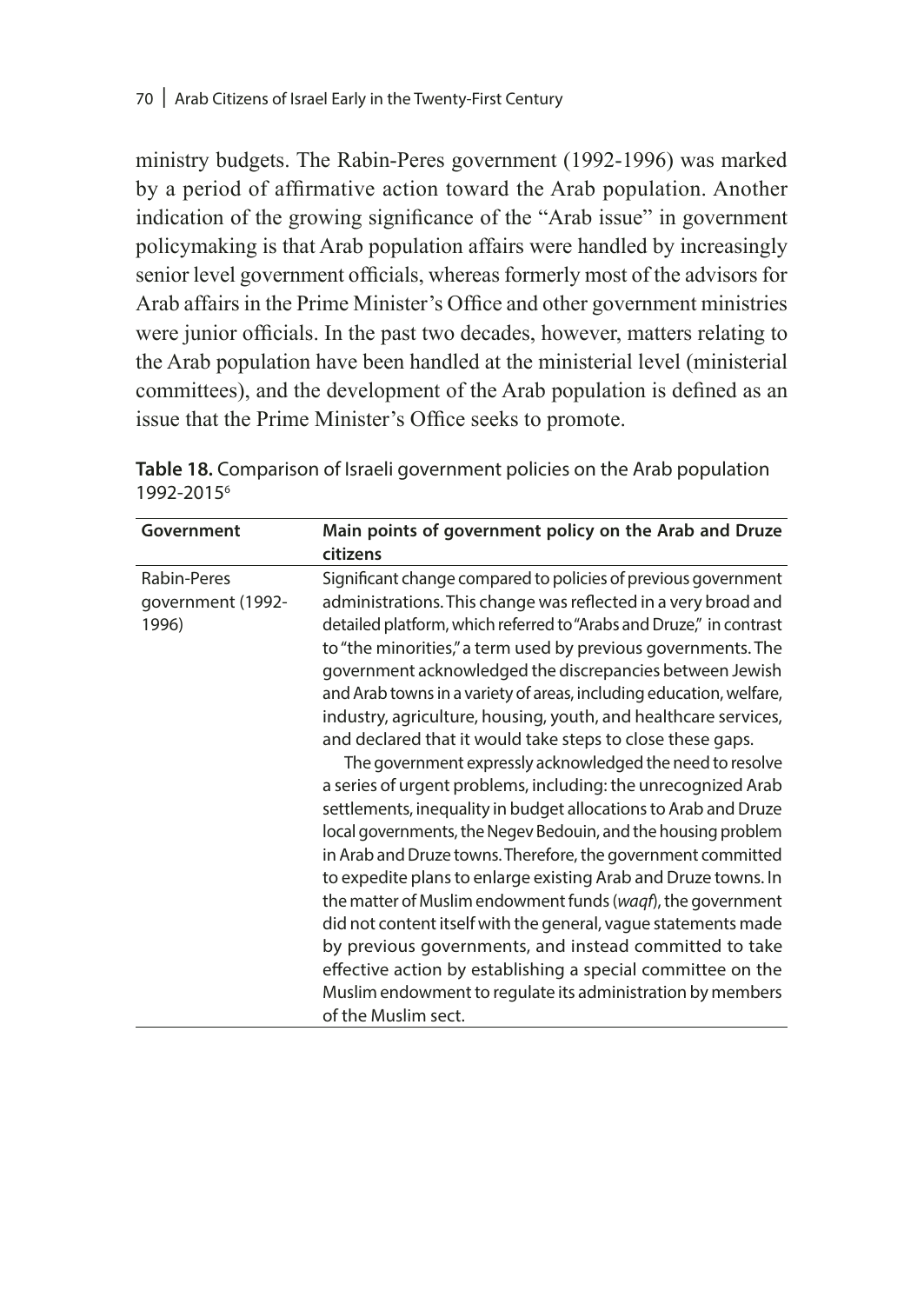ministry budgets. The Rabin-Peres government (1992-1996) was marked by a period of affirmative action toward the Arab population. Another indication of the growing significance of the "Arab issue" in government policymaking is that Arab population affairs were handled by increasingly senior level government officials, whereas formerly most of the advisors for Arab affairs in the Prime Minister's Office and other government ministries were junior officials. In the past two decades, however, matters relating to the Arab population have been handled at the ministerial level (ministerial committees), and the development of the Arab population is defined as an issue that the Prime Minister's Office seeks to promote.

**Table 18.** Comparison of Israeli government policies on the Arab population 1992-2015[6]

| Government | Main points of government policy on the Arab and Druze citizens |
|---|---|
| Rabin-Peres government (1992-1996) | Significant change compared to policies of previous government administrations. This change was reflected in a very broad and detailed platform, which referred to "Arabs and Druze," in contrast to "the minorities," a term used by previous governments. The government acknowledged the discrepancies between Jewish and Arab towns in a variety of areas, including education, welfare, industry, agriculture, housing, youth, and healthcare services, and declared that it would take steps to close these gaps. The government expressly acknowledged the need to resolve a series of urgent problems, including: the unrecognized Arab settlements, inequality in budget allocations to Arab and Druze local governments, the Negev Bedouin, and the housing problem in Arab and Druze towns. Therefore, the government committed to expedite plans to enlarge existing Arab and Druze towns. In the matter of Muslim endowment funds (*waqf*), the government did not content itself with the general, vague statements made by previous governments, and instead committed to take effective action by establishing a special committee on the Muslim endowment to regulate its administration by members of the Muslim sect. |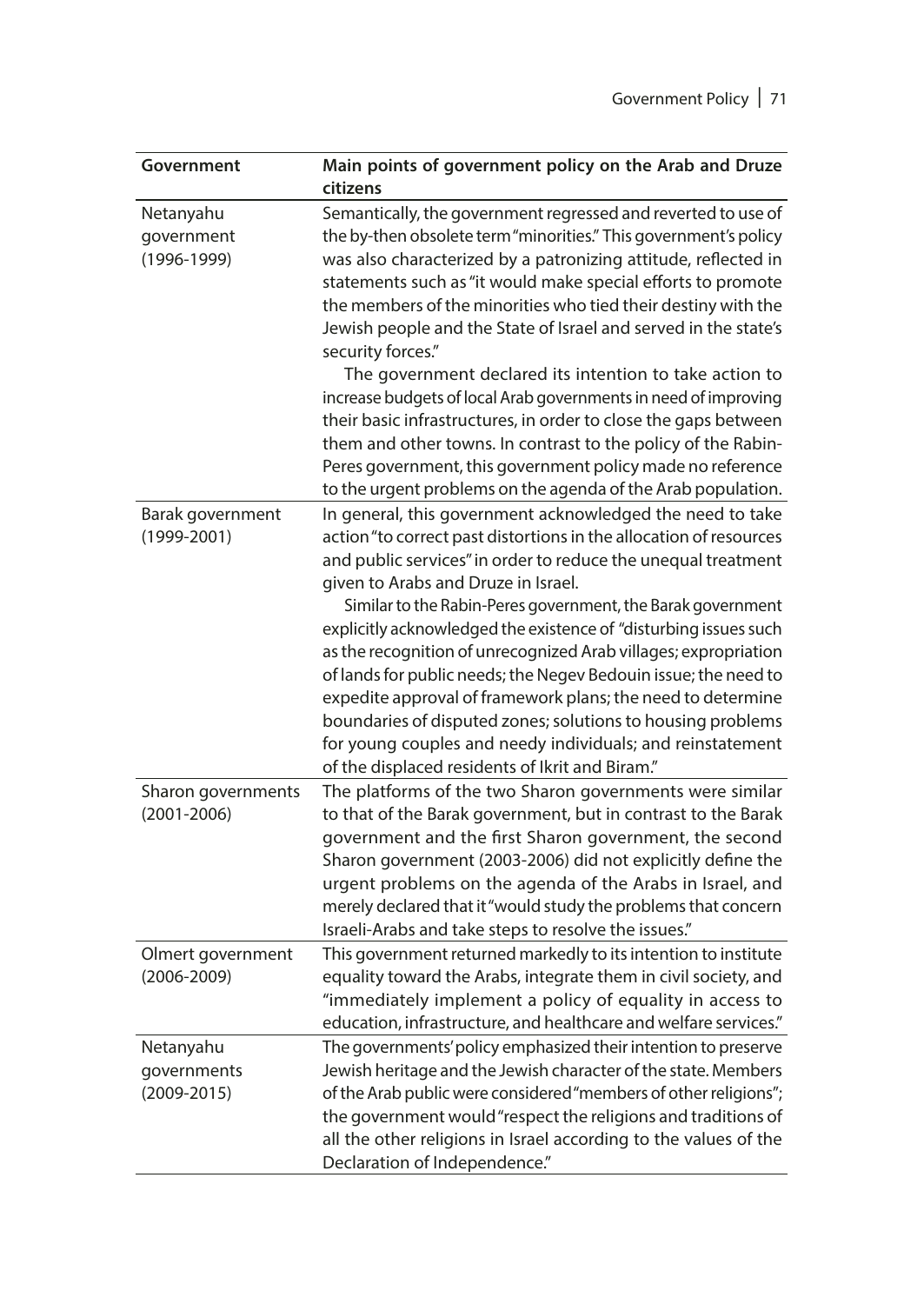| Government | Main points of government policy on the Arab and Druze citizens |
|---|---|
| Netanyahu government (1996-1999) | Semantically, the government regressed and reverted to use of the by-then obsolete term "minorities." This government's policy was also characterized by a patronizing attitude, reflected in statements such as "it would make special efforts to promote the members of the minorities who tied their destiny with the Jewish people and the State of Israel and served in the state's security forces." The government declared its intention to take action to increase budgets of local Arab governments in need of improving their basic infrastructures, in order to close the gaps between them and other towns. In contrast to the policy of the Rabin-Peres government, this government policy made no reference to the urgent problems on the agenda of the Arab population. |
| Barak government (1999-2001) | In general, this government acknowledged the need to take action "to correct past distortions in the allocation of resources and public services" in order to reduce the unequal treatment given to Arabs and Druze in Israel. Similar to the Rabin-Peres government, the Barak government explicitly acknowledged the existence of "disturbing issues such as the recognition of unrecognized Arab villages; expropriation of lands for public needs; the Negev Bedouin issue; the need to expedite approval of framework plans; the need to determine boundaries of disputed zones; solutions to housing problems for young couples and needy individuals; and reinstatement of the displaced residents of Ikrit and Biram." |
| Sharon governments (2001-2006) | The platforms of the two Sharon governments were similar to that of the Barak government, but in contrast to the Barak government and the first Sharon government, the second Sharon government (2003-2006) did not explicitly define the urgent problems on the agenda of the Arabs in Israel, and merely declared that it "would study the problems that concern Israeli-Arabs and take steps to resolve the issues." |
| Olmert government (2006-2009) | This government returned markedly to its intention to institute equality toward the Arabs, integrate them in civil society, and "immediately implement a policy of equality in access to education, infrastructure, and healthcare and welfare services." |
| Netanyahu governments (2009-2015) | The governments' policy emphasized their intention to preserve Jewish heritage and the Jewish character of the state. Members of the Arab public were considered "members of other religions"; the government would "respect the religions and traditions of all the other religions in Israel according to the values of the Declaration of Independence." |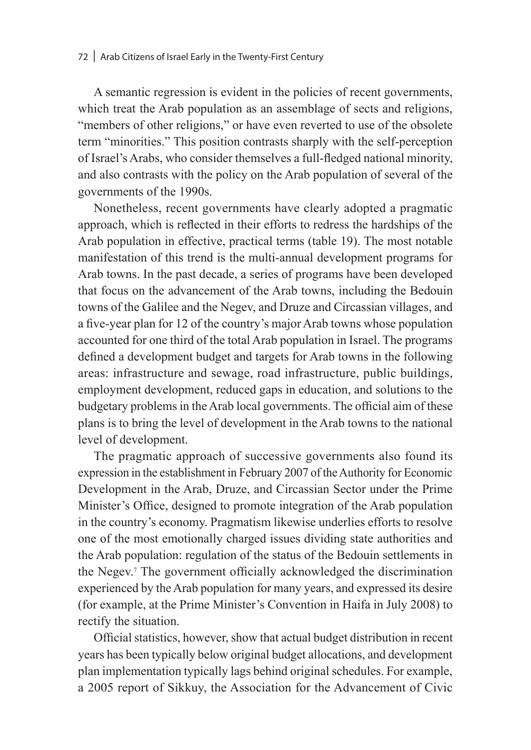A semantic regression is evident in the policies of recent governments, which treat the Arab population as an assemblage of sects and religions, "members of other religions," or have even reverted to use of the obsolete term "minorities." This position contrasts sharply with the self-perception of Israel's Arabs, who consider themselves a full-fledged national minority, and also contrasts with the policy on the Arab population of several of the governments of the 1990s.

Nonetheless, recent governments have clearly adopted a pragmatic approach, which is reflected in their efforts to redress the hardships of the Arab population in effective, practical terms (table 19). The most notable manifestation of this trend is the multi-annual development programs for Arab towns. In the past decade, a series of programs have been developed that focus on the advancement of the Arab towns, including the Bedouin towns of the Galilee and the Negev, and Druze and Circassian villages, and a five-year plan for 12 of the country's major Arab towns whose population accounted for one third of the total Arab population in Israel. The programs defined a development budget and targets for Arab towns in the following areas: infrastructure and sewage, road infrastructure, public buildings, employment development, reduced gaps in education, and solutions to the budgetary problems in the Arab local governments. The official aim of these plans is to bring the level of development in the Arab towns to the national level of development.

The pragmatic approach of successive governments also found its expression in the establishment in February 2007 of the Authority for Economic Development in the Arab, Druze, and Circassian Sector under the Prime Minister's Office, designed to promote integration of the Arab population in the country's economy. Pragmatism likewise underlies efforts to resolve one of the most emotionally charged issues dividing state authorities and the Arab population: regulation of the status of the Bedouin settlements in the Negev.[7] The government officially acknowledged the discrimination experienced by the Arab population for many years, and expressed its desire (for example, at the Prime Minister's Convention in Haifa in July 2008) to rectify the situation.

Official statistics, however, show that actual budget distribution in recent years has been typically below original budget allocations, and development plan implementation typically lags behind original schedules. For example, a 2005 report of Sikkuy, the Association for the Advancement of Civic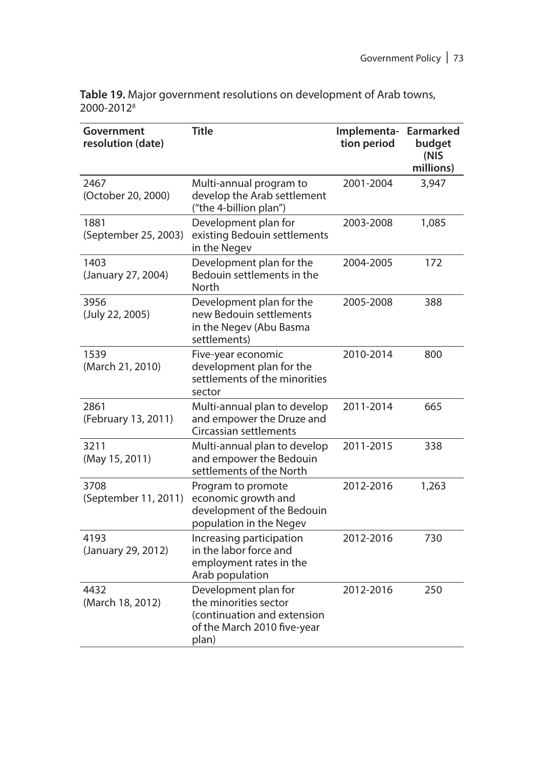**Table 19.** Major government resolutions on development of Arab towns, 2000-2012[8]

| Government resolution (date) | Title | Implementation period | Earmarked budget (NIS millions) |
|---|---|---|---|
| 2467 (October 20, 2000) | Multi-annual program to develop the Arab settlement ("the 4-billion plan") | 2001-2004 | 3,947 |
| 1881 (September 25, 2003) | Development plan for existing Bedouin settlements in the Negev | 2003-2008 | 1,085 |
| 1403 (January 27, 2004) | Development plan for the Bedouin settlements in the North | 2004-2005 | 172 |
| 3956 (July 22, 2005) | Development plan for the new Bedouin settlements in the Negev (Abu Basma settlements) | 2005-2008 | 388 |
| 1539 (March 21, 2010) | Five-year economic development plan for the settlements of the minorities sector | 2010-2014 | 800 |
| 2861 (February 13, 2011) | Multi-annual plan to develop and empower the Druze and Circassian settlements | 2011-2014 | 665 |
| 3211 (May 15, 2011) | Multi-annual plan to develop and empower the Bedouin settlements of the North | 2011-2015 | 338 |
| 3708 (September 11, 2011) | Program to promote economic growth and development of the Bedouin population in the Negev | 2012-2016 | 1,263 |
| 4193 (January 29, 2012) | Increasing participation in the labor force and employment rates in the Arab population | 2012-2016 | 730 |
| 4432 (March 18, 2012) | Development plan for the minorities sector (continuation and extension of the March 2010 five-year plan) | 2012-2016 | 250 |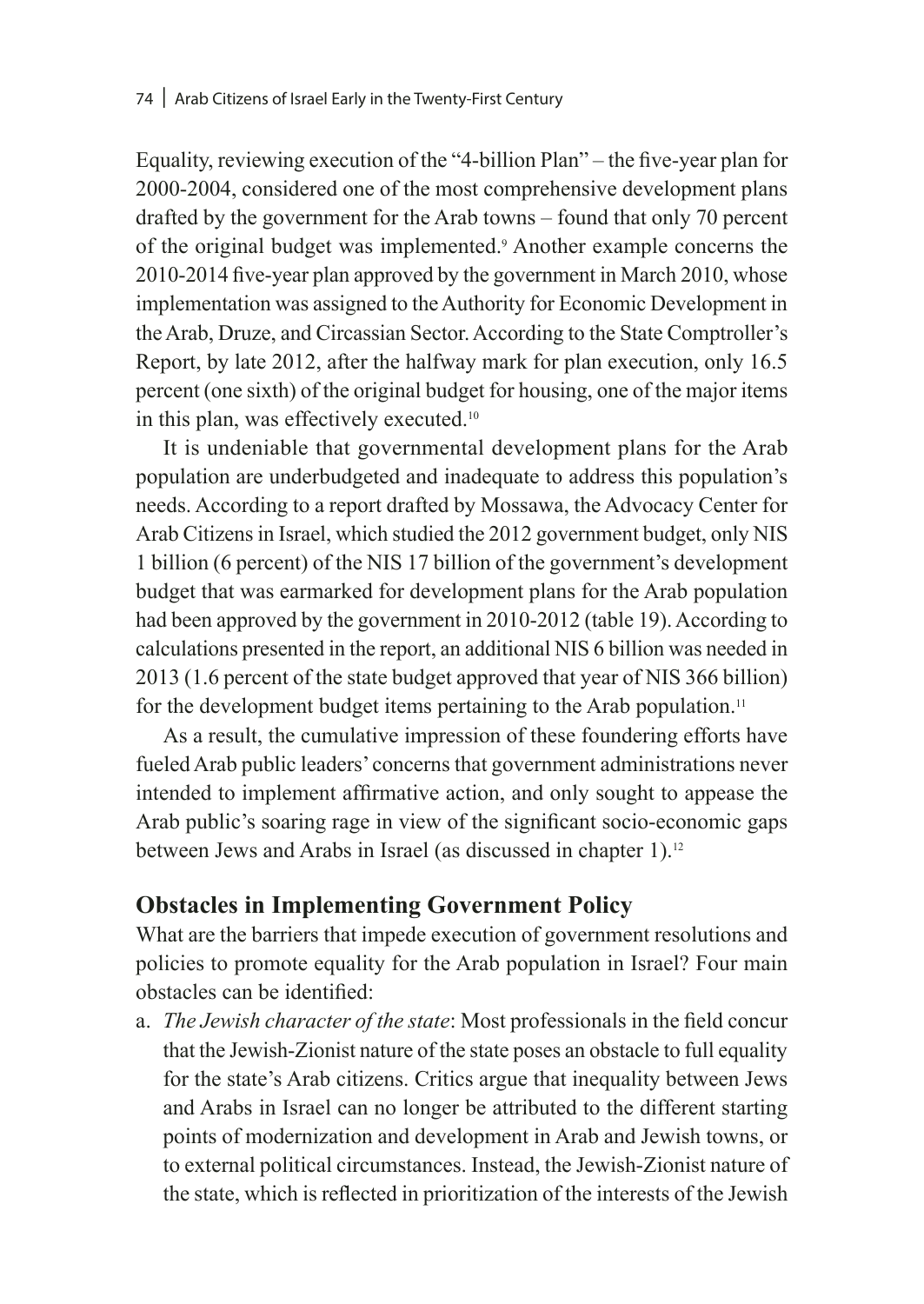Equality, reviewing execution of the "4-billion Plan" – the five-year plan for 2000-2004, considered one of the most comprehensive development plans drafted by the government for the Arab towns – found that only 70 percent of the original budget was implemented.[9] Another example concerns the 2010-2014 five-year plan approved by the government in March 2010, whose implementation was assigned to the Authority for Economic Development in the Arab, Druze, and Circassian Sector. According to the State Comptroller's Report, by late 2012, after the halfway mark for plan execution, only 16.5 percent (one sixth) of the original budget for housing, one of the major items in this plan, was effectively executed.[10]

It is undeniable that governmental development plans for the Arab population are underbudgeted and inadequate to address this population's needs. According to a report drafted by Mossawa, the Advocacy Center for Arab Citizens in Israel, which studied the 2012 government budget, only NIS 1 billion (6 percent) of the NIS 17 billion of the government's development budget that was earmarked for development plans for the Arab population had been approved by the government in 2010-2012 (table 19). According to calculations presented in the report, an additional NIS 6 billion was needed in 2013 (1.6 percent of the state budget approved that year of NIS 366 billion) for the development budget items pertaining to the Arab population.[11]

As a result, the cumulative impression of these foundering efforts have fueled Arab public leaders' concerns that government administrations never intended to implement affirmative action, and only sought to appease the Arab public's soaring rage in view of the significant socio-economic gaps between Jews and Arabs in Israel (as discussed in chapter 1).[12]

## Obstacles in Implementing Government Policy

What are the barriers that impede execution of government resolutions and policies to promote equality for the Arab population in Israel? Four main obstacles can be identified:

a. *The Jewish character of the state*: Most professionals in the field concur that the Jewish-Zionist nature of the state poses an obstacle to full equality for the state's Arab citizens. Critics argue that inequality between Jews and Arabs in Israel can no longer be attributed to the different starting points of modernization and development in Arab and Jewish towns, or to external political circumstances. Instead, the Jewish-Zionist nature of the state, which is reflected in prioritization of the interests of the Jewish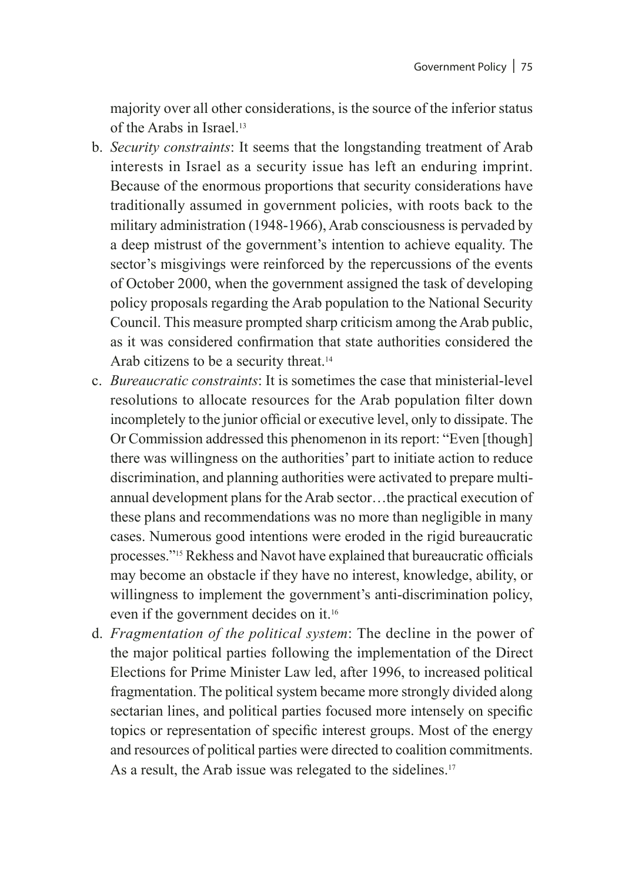majority over all other considerations, is the source of the inferior status of the Arabs in Israel.[13]

b. *Security constraints*: It seems that the longstanding treatment of Arab interests in Israel as a security issue has left an enduring imprint. Because of the enormous proportions that security considerations have traditionally assumed in government policies, with roots back to the military administration (1948-1966), Arab consciousness is pervaded by a deep mistrust of the government's intention to achieve equality. The sector's misgivings were reinforced by the repercussions of the events of October 2000, when the government assigned the task of developing policy proposals regarding the Arab population to the National Security Council. This measure prompted sharp criticism among the Arab public, as it was considered confirmation that state authorities considered the Arab citizens to be a security threat.[14]

c. *Bureaucratic constraints*: It is sometimes the case that ministerial-level resolutions to allocate resources for the Arab population filter down incompletely to the junior official or executive level, only to dissipate. The Or Commission addressed this phenomenon in its report: "Even [though] there was willingness on the authorities' part to initiate action to reduce discrimination, and planning authorities were activated to prepare multi-annual development plans for the Arab sector…the practical execution of these plans and recommendations was no more than negligible in many cases. Numerous good intentions were eroded in the rigid bureaucratic processes."[15] Rekhess and Navot have explained that bureaucratic officials may become an obstacle if they have no interest, knowledge, ability, or willingness to implement the government's anti-discrimination policy, even if the government decides on it.[16]

d. *Fragmentation of the political system*: The decline in the power of the major political parties following the implementation of the Direct Elections for Prime Minister Law led, after 1996, to increased political fragmentation. The political system became more strongly divided along sectarian lines, and political parties focused more intensely on specific topics or representation of specific interest groups. Most of the energy and resources of political parties were directed to coalition commitments. As a result, the Arab issue was relegated to the sidelines.[17]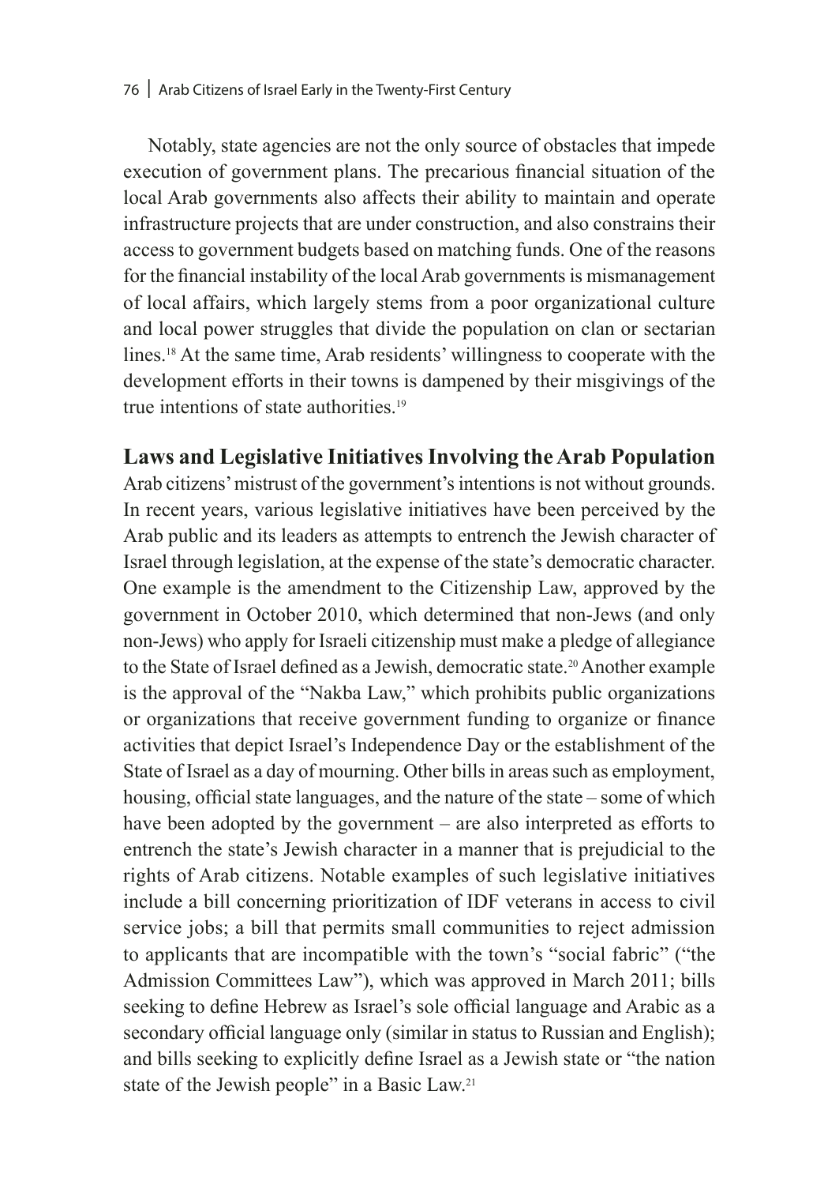Notably, state agencies are not the only source of obstacles that impede execution of government plans. The precarious financial situation of the local Arab governments also affects their ability to maintain and operate infrastructure projects that are under construction, and also constrains their access to government budgets based on matching funds. One of the reasons for the financial instability of the local Arab governments is mismanagement of local affairs, which largely stems from a poor organizational culture and local power struggles that divide the population on clan or sectarian lines.[18] At the same time, Arab residents' willingness to cooperate with the development efforts in their towns is dampened by their misgivings of the true intentions of state authorities.[19]

## Laws and Legislative Initiatives Involving the Arab Population

Arab citizens' mistrust of the government's intentions is not without grounds. In recent years, various legislative initiatives have been perceived by the Arab public and its leaders as attempts to entrench the Jewish character of Israel through legislation, at the expense of the state's democratic character. One example is the amendment to the Citizenship Law, approved by the government in October 2010, which determined that non-Jews (and only non-Jews) who apply for Israeli citizenship must make a pledge of allegiance to the State of Israel defined as a Jewish, democratic state.[20] Another example is the approval of the "Nakba Law," which prohibits public organizations or organizations that receive government funding to organize or finance activities that depict Israel's Independence Day or the establishment of the State of Israel as a day of mourning. Other bills in areas such as employment, housing, official state languages, and the nature of the state – some of which have been adopted by the government – are also interpreted as efforts to entrench the state's Jewish character in a manner that is prejudicial to the rights of Arab citizens. Notable examples of such legislative initiatives include a bill concerning prioritization of IDF veterans in access to civil service jobs; a bill that permits small communities to reject admission to applicants that are incompatible with the town's "social fabric" ("the Admission Committees Law"), which was approved in March 2011; bills seeking to define Hebrew as Israel's sole official language and Arabic as a secondary official language only (similar in status to Russian and English); and bills seeking to explicitly define Israel as a Jewish state or "the nation state of the Jewish people" in a Basic Law.[21]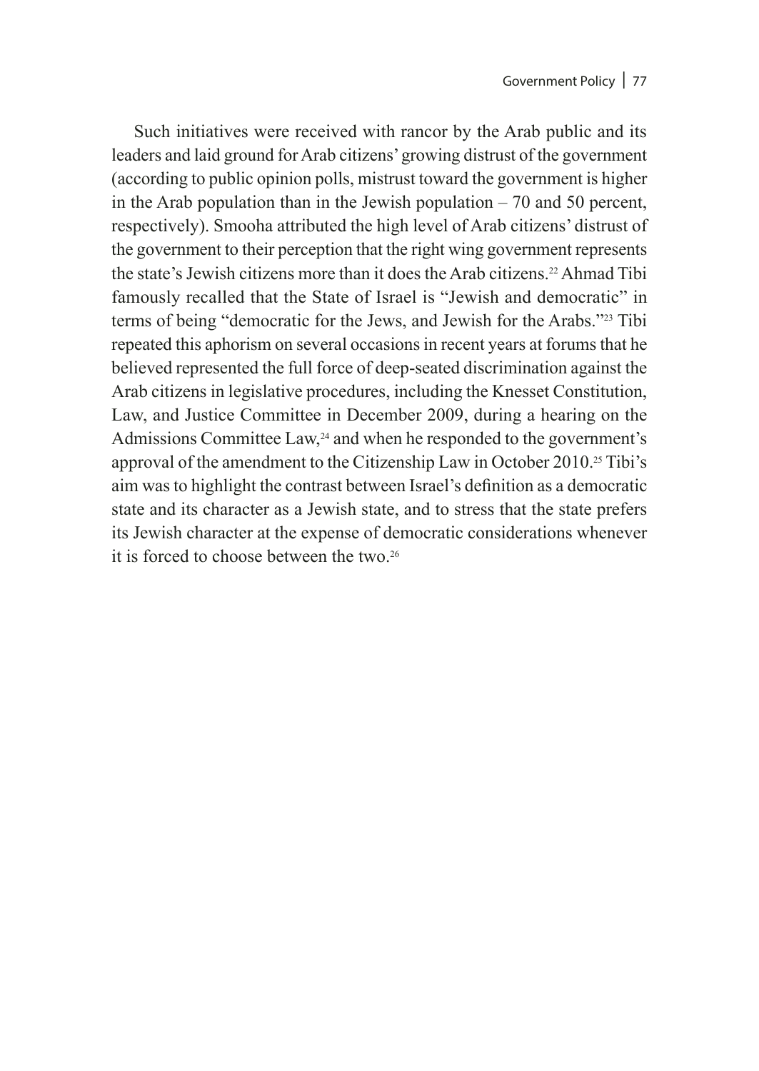Such initiatives were received with rancor by the Arab public and its leaders and laid ground for Arab citizens' growing distrust of the government (according to public opinion polls, mistrust toward the government is higher in the Arab population than in the Jewish population – 70 and 50 percent, respectively). Smooha attributed the high level of Arab citizens' distrust of the government to their perception that the right wing government represents the state's Jewish citizens more than it does the Arab citizens.[22] Ahmad Tibi famously recalled that the State of Israel is "Jewish and democratic" in terms of being "democratic for the Jews, and Jewish for the Arabs."[23] Tibi repeated this aphorism on several occasions in recent years at forums that he believed represented the full force of deep-seated discrimination against the Arab citizens in legislative procedures, including the Knesset Constitution, Law, and Justice Committee in December 2009, during a hearing on the Admissions Committee Law,[24] and when he responded to the government's approval of the amendment to the Citizenship Law in October 2010.[25] Tibi's aim was to highlight the contrast between Israel's definition as a democratic state and its character as a Jewish state, and to stress that the state prefers its Jewish character at the expense of democratic considerations whenever it is forced to choose between the two.[26]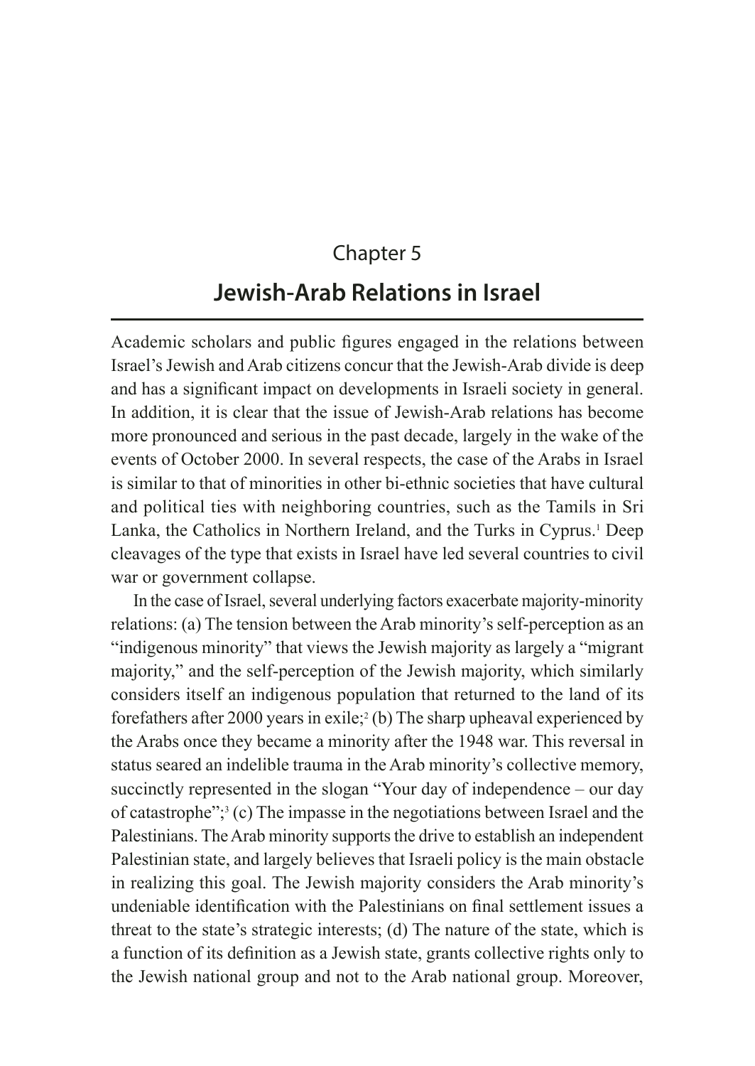Chapter 5

# Jewish-Arab Relations in Israel

Academic scholars and public figures engaged in the relations between Israel's Jewish and Arab citizens concur that the Jewish-Arab divide is deep and has a significant impact on developments in Israeli society in general. In addition, it is clear that the issue of Jewish-Arab relations has become more pronounced and serious in the past decade, largely in the wake of the events of October 2000. In several respects, the case of the Arabs in Israel is similar to that of minorities in other bi-ethnic societies that have cultural and political ties with neighboring countries, such as the Tamils in Sri Lanka, the Catholics in Northern Ireland, and the Turks in Cyprus.[1] Deep cleavages of the type that exists in Israel have led several countries to civil war or government collapse.

In the case of Israel, several underlying factors exacerbate majority-minority relations: (a) The tension between the Arab minority's self-perception as an "indigenous minority" that views the Jewish majority as largely a "migrant majority," and the self-perception of the Jewish majority, which similarly considers itself an indigenous population that returned to the land of its forefathers after 2000 years in exile;[2] (b) The sharp upheaval experienced by the Arabs once they became a minority after the 1948 war. This reversal in status seared an indelible trauma in the Arab minority's collective memory, succinctly represented in the slogan "Your day of independence – our day of catastrophe";[3] (c) The impasse in the negotiations between Israel and the Palestinians. The Arab minority supports the drive to establish an independent Palestinian state, and largely believes that Israeli policy is the main obstacle in realizing this goal. The Jewish majority considers the Arab minority's undeniable identification with the Palestinians on final settlement issues a threat to the state's strategic interests; (d) The nature of the state, which is a function of its definition as a Jewish state, grants collective rights only to the Jewish national group and not to the Arab national group. Moreover,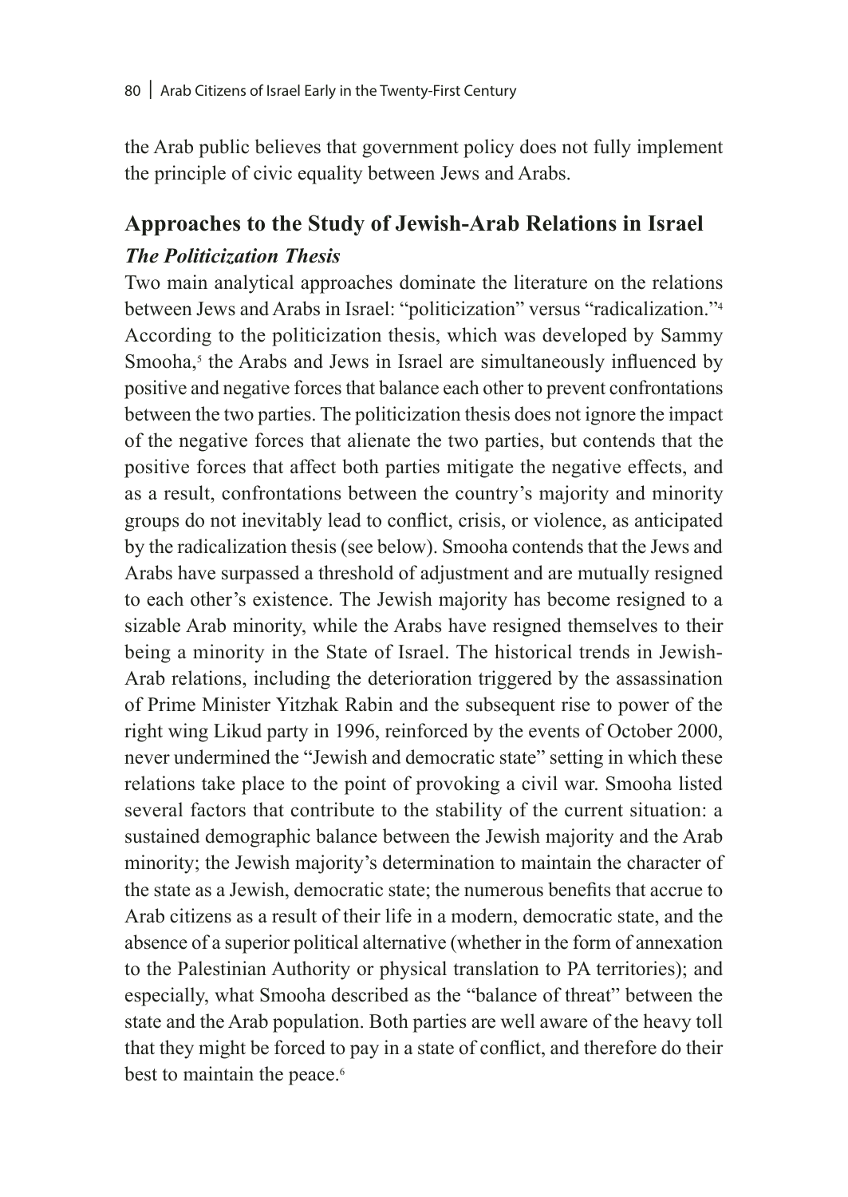the Arab public believes that government policy does not fully implement the principle of civic equality between Jews and Arabs.

## Approaches to the Study of Jewish-Arab Relations in Israel

### *The Politicization Thesis*

Two main analytical approaches dominate the literature on the relations between Jews and Arabs in Israel: "politicization" versus "radicalization."[4] According to the politicization thesis, which was developed by Sammy Smooha,[5] the Arabs and Jews in Israel are simultaneously influenced by positive and negative forces that balance each other to prevent confrontations between the two parties. The politicization thesis does not ignore the impact of the negative forces that alienate the two parties, but contends that the positive forces that affect both parties mitigate the negative effects, and as a result, confrontations between the country's majority and minority groups do not inevitably lead to conflict, crisis, or violence, as anticipated by the radicalization thesis (see below). Smooha contends that the Jews and Arabs have surpassed a threshold of adjustment and are mutually resigned to each other's existence. The Jewish majority has become resigned to a sizable Arab minority, while the Arabs have resigned themselves to their being a minority in the State of Israel. The historical trends in Jewish-Arab relations, including the deterioration triggered by the assassination of Prime Minister Yitzhak Rabin and the subsequent rise to power of the right wing Likud party in 1996, reinforced by the events of October 2000, never undermined the "Jewish and democratic state" setting in which these relations take place to the point of provoking a civil war. Smooha listed several factors that contribute to the stability of the current situation: a sustained demographic balance between the Jewish majority and the Arab minority; the Jewish majority's determination to maintain the character of the state as a Jewish, democratic state; the numerous benefits that accrue to Arab citizens as a result of their life in a modern, democratic state, and the absence of a superior political alternative (whether in the form of annexation to the Palestinian Authority or physical translation to PA territories); and especially, what Smooha described as the "balance of threat" between the state and the Arab population. Both parties are well aware of the heavy toll that they might be forced to pay in a state of conflict, and therefore do their best to maintain the peace.[6]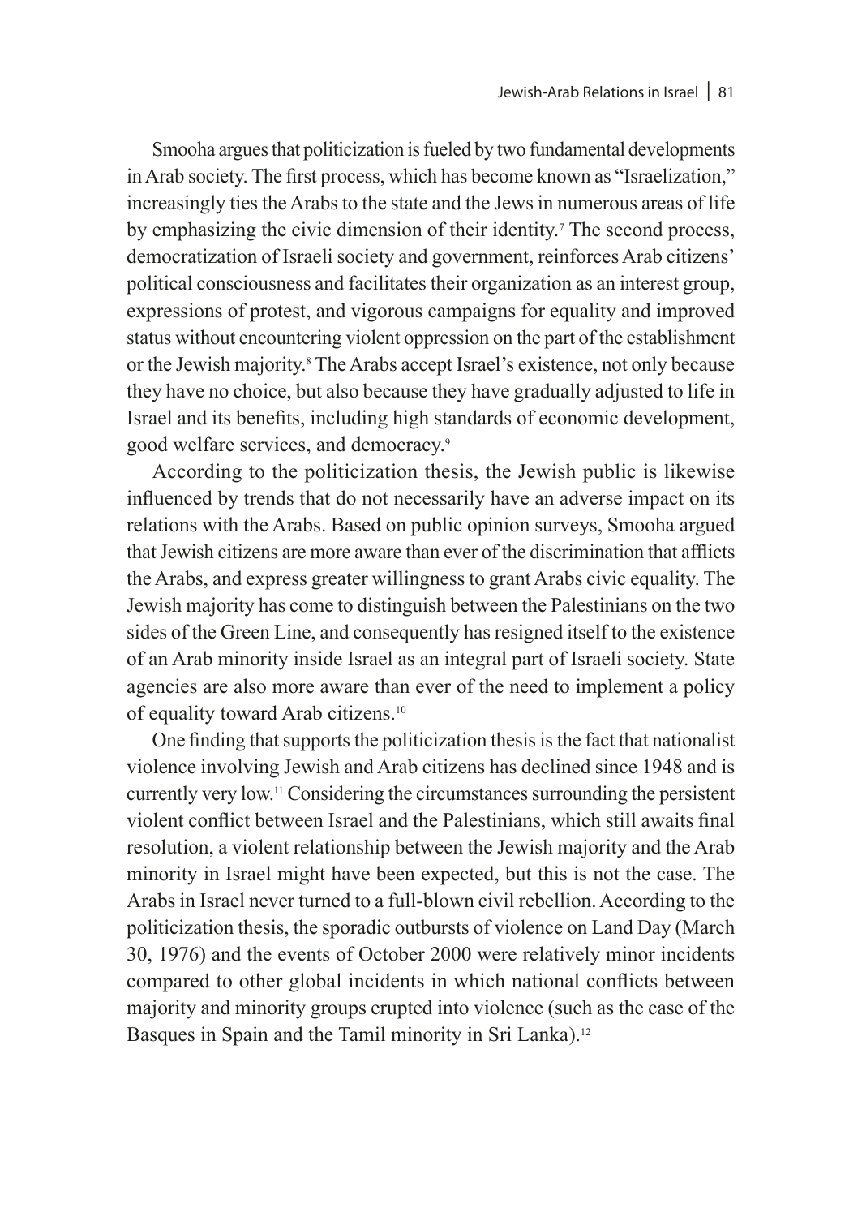Smooha argues that politicization is fueled by two fundamental developments in Arab society. The first process, which has become known as "Israelization," increasingly ties the Arabs to the state and the Jews in numerous areas of life by emphasizing the civic dimension of their identity.[7] The second process, democratization of Israeli society and government, reinforces Arab citizens' political consciousness and facilitates their organization as an interest group, expressions of protest, and vigorous campaigns for equality and improved status without encountering violent oppression on the part of the establishment or the Jewish majority.[8] The Arabs accept Israel's existence, not only because they have no choice, but also because they have gradually adjusted to life in Israel and its benefits, including high standards of economic development, good welfare services, and democracy.[9]

According to the politicization thesis, the Jewish public is likewise influenced by trends that do not necessarily have an adverse impact on its relations with the Arabs. Based on public opinion surveys, Smooha argued that Jewish citizens are more aware than ever of the discrimination that afflicts the Arabs, and express greater willingness to grant Arabs civic equality. The Jewish majority has come to distinguish between the Palestinians on the two sides of the Green Line, and consequently has resigned itself to the existence of an Arab minority inside Israel as an integral part of Israeli society. State agencies are also more aware than ever of the need to implement a policy of equality toward Arab citizens.[10]

One finding that supports the politicization thesis is the fact that nationalist violence involving Jewish and Arab citizens has declined since 1948 and is currently very low.[11] Considering the circumstances surrounding the persistent violent conflict between Israel and the Palestinians, which still awaits final resolution, a violent relationship between the Jewish majority and the Arab minority in Israel might have been expected, but this is not the case. The Arabs in Israel never turned to a full-blown civil rebellion. According to the politicization thesis, the sporadic outbursts of violence on Land Day (March 30, 1976) and the events of October 2000 were relatively minor incidents compared to other global incidents in which national conflicts between majority and minority groups erupted into violence (such as the case of the Basques in Spain and the Tamil minority in Sri Lanka).[12]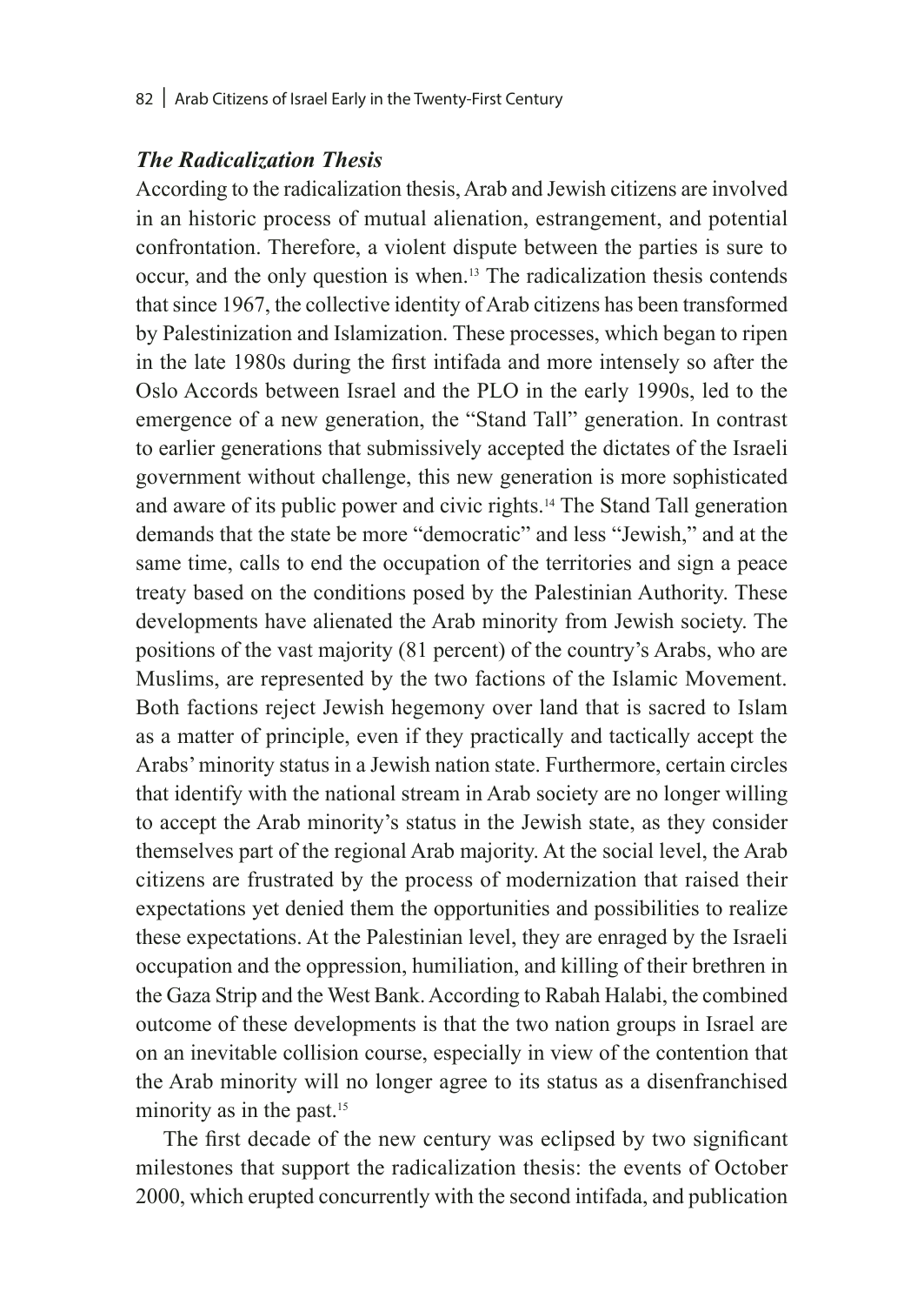### *The Radicalization Thesis*

According to the radicalization thesis, Arab and Jewish citizens are involved in an historic process of mutual alienation, estrangement, and potential confrontation. Therefore, a violent dispute between the parties is sure to occur, and the only question is when.[13] The radicalization thesis contends that since 1967, the collective identity of Arab citizens has been transformed by Palestinization and Islamization. These processes, which began to ripen in the late 1980s during the first intifada and more intensely so after the Oslo Accords between Israel and the PLO in the early 1990s, led to the emergence of a new generation, the "Stand Tall" generation. In contrast to earlier generations that submissively accepted the dictates of the Israeli government without challenge, this new generation is more sophisticated and aware of its public power and civic rights.[14] The Stand Tall generation demands that the state be more "democratic" and less "Jewish," and at the same time, calls to end the occupation of the territories and sign a peace treaty based on the conditions posed by the Palestinian Authority. These developments have alienated the Arab minority from Jewish society. The positions of the vast majority (81 percent) of the country's Arabs, who are Muslims, are represented by the two factions of the Islamic Movement. Both factions reject Jewish hegemony over land that is sacred to Islam as a matter of principle, even if they practically and tactically accept the Arabs' minority status in a Jewish nation state. Furthermore, certain circles that identify with the national stream in Arab society are no longer willing to accept the Arab minority's status in the Jewish state, as they consider themselves part of the regional Arab majority. At the social level, the Arab citizens are frustrated by the process of modernization that raised their expectations yet denied them the opportunities and possibilities to realize these expectations. At the Palestinian level, they are enraged by the Israeli occupation and the oppression, humiliation, and killing of their brethren in the Gaza Strip and the West Bank. According to Rabah Halabi, the combined outcome of these developments is that the two nation groups in Israel are on an inevitable collision course, especially in view of the contention that the Arab minority will no longer agree to its status as a disenfranchised minority as in the past.[15]

The first decade of the new century was eclipsed by two significant milestones that support the radicalization thesis: the events of October 2000, which erupted concurrently with the second intifada, and publication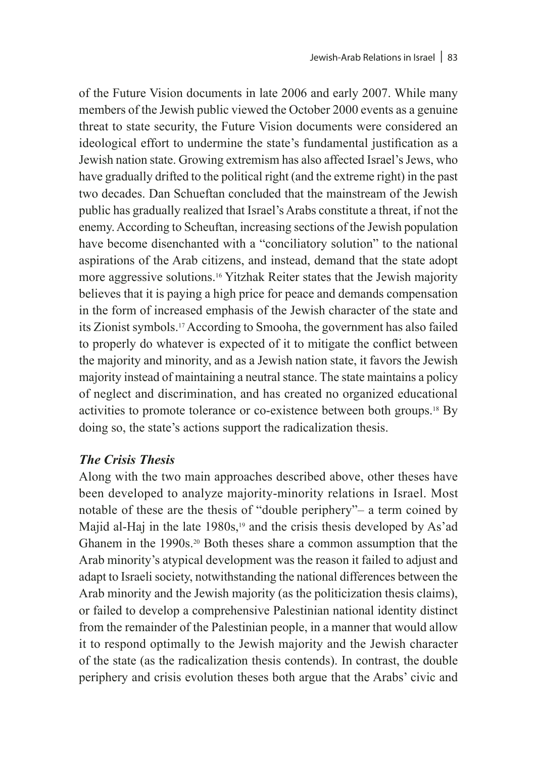of the Future Vision documents in late 2006 and early 2007. While many members of the Jewish public viewed the October 2000 events as a genuine threat to state security, the Future Vision documents were considered an ideological effort to undermine the state's fundamental justification as a Jewish nation state. Growing extremism has also affected Israel's Jews, who have gradually drifted to the political right (and the extreme right) in the past two decades. Dan Schueftan concluded that the mainstream of the Jewish public has gradually realized that Israel's Arabs constitute a threat, if not the enemy. According to Scheuftan, increasing sections of the Jewish population have become disenchanted with a "conciliatory solution" to the national aspirations of the Arab citizens, and instead, demand that the state adopt more aggressive solutions.[16] Yitzhak Reiter states that the Jewish majority believes that it is paying a high price for peace and demands compensation in the form of increased emphasis of the Jewish character of the state and its Zionist symbols.[17] According to Smooha, the government has also failed to properly do whatever is expected of it to mitigate the conflict between the majority and minority, and as a Jewish nation state, it favors the Jewish majority instead of maintaining a neutral stance. The state maintains a policy of neglect and discrimination, and has created no organized educational activities to promote tolerance or co-existence between both groups.[18] By doing so, the state's actions support the radicalization thesis.

### *The Crisis Thesis*

Along with the two main approaches described above, other theses have been developed to analyze majority-minority relations in Israel. Most notable of these are the thesis of "double periphery"– a term coined by Majid al-Haj in the late 1980s,[19] and the crisis thesis developed by As'ad Ghanem in the 1990s.[20] Both theses share a common assumption that the Arab minority's atypical development was the reason it failed to adjust and adapt to Israeli society, notwithstanding the national differences between the Arab minority and the Jewish majority (as the politicization thesis claims), or failed to develop a comprehensive Palestinian national identity distinct from the remainder of the Palestinian people, in a manner that would allow it to respond optimally to the Jewish majority and the Jewish character of the state (as the radicalization thesis contends). In contrast, the double periphery and crisis evolution theses both argue that the Arabs' civic and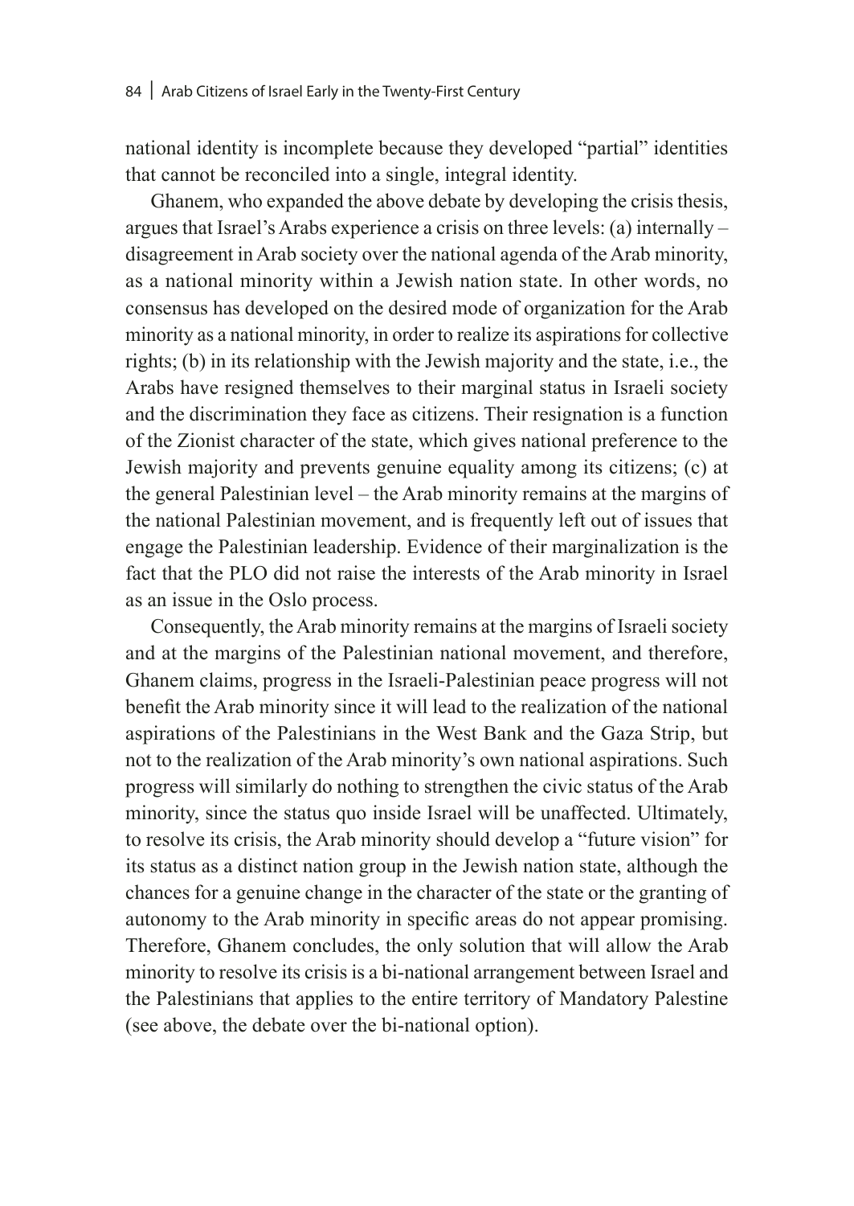national identity is incomplete because they developed "partial" identities that cannot be reconciled into a single, integral identity.

Ghanem, who expanded the above debate by developing the crisis thesis, argues that Israel's Arabs experience a crisis on three levels: (a) internally – disagreement in Arab society over the national agenda of the Arab minority, as a national minority within a Jewish nation state. In other words, no consensus has developed on the desired mode of organization for the Arab minority as a national minority, in order to realize its aspirations for collective rights; (b) in its relationship with the Jewish majority and the state, i.e., the Arabs have resigned themselves to their marginal status in Israeli society and the discrimination they face as citizens. Their resignation is a function of the Zionist character of the state, which gives national preference to the Jewish majority and prevents genuine equality among its citizens; (c) at the general Palestinian level – the Arab minority remains at the margins of the national Palestinian movement, and is frequently left out of issues that engage the Palestinian leadership. Evidence of their marginalization is the fact that the PLO did not raise the interests of the Arab minority in Israel as an issue in the Oslo process.

Consequently, the Arab minority remains at the margins of Israeli society and at the margins of the Palestinian national movement, and therefore, Ghanem claims, progress in the Israeli-Palestinian peace progress will not benefit the Arab minority since it will lead to the realization of the national aspirations of the Palestinians in the West Bank and the Gaza Strip, but not to the realization of the Arab minority's own national aspirations. Such progress will similarly do nothing to strengthen the civic status of the Arab minority, since the status quo inside Israel will be unaffected. Ultimately, to resolve its crisis, the Arab minority should develop a "future vision" for its status as a distinct nation group in the Jewish nation state, although the chances for a genuine change in the character of the state or the granting of autonomy to the Arab minority in specific areas do not appear promising. Therefore, Ghanem concludes, the only solution that will allow the Arab minority to resolve its crisis is a bi-national arrangement between Israel and the Palestinians that applies to the entire territory of Mandatory Palestine (see above, the debate over the bi-national option).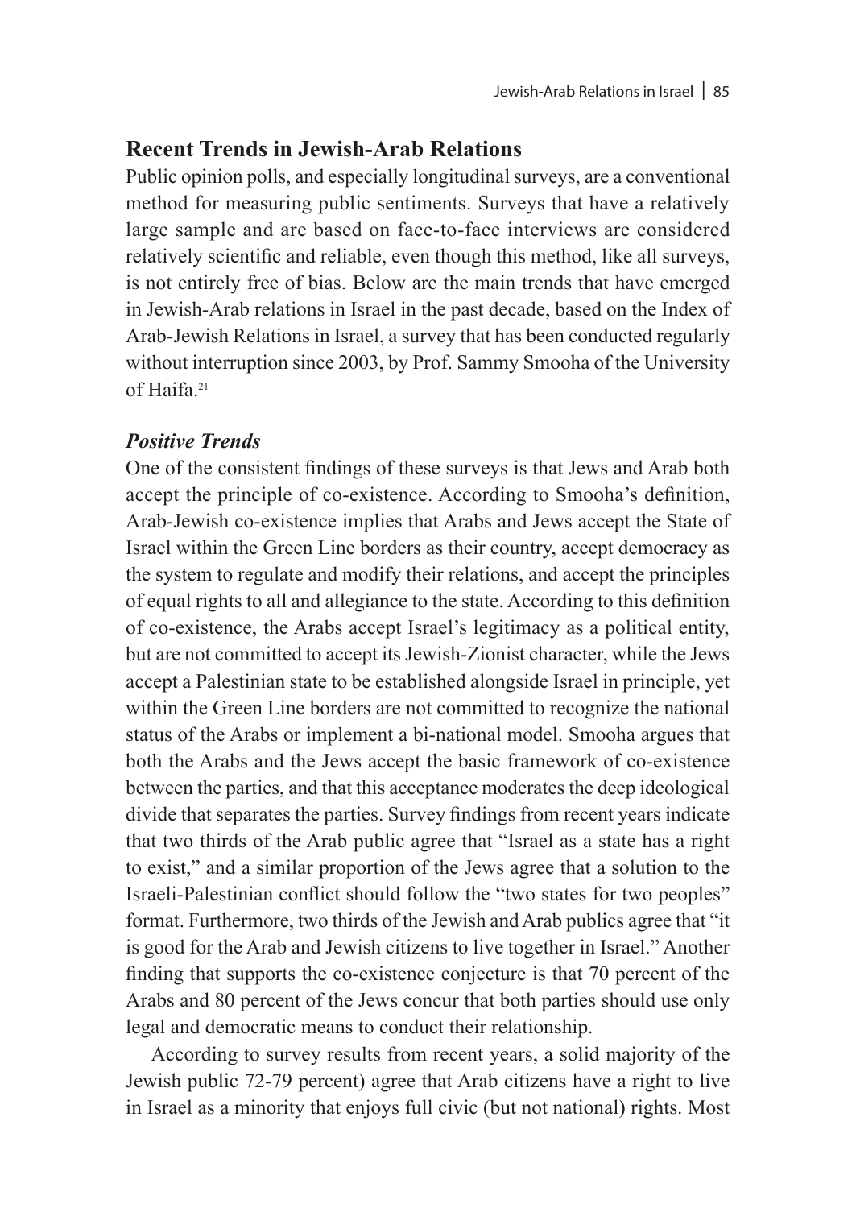## Recent Trends in Jewish-Arab Relations

Public opinion polls, and especially longitudinal surveys, are a conventional method for measuring public sentiments. Surveys that have a relatively large sample and are based on face-to-face interviews are considered relatively scientific and reliable, even though this method, like all surveys, is not entirely free of bias. Below are the main trends that have emerged in Jewish-Arab relations in Israel in the past decade, based on the Index of Arab-Jewish Relations in Israel, a survey that has been conducted regularly without interruption since 2003, by Prof. Sammy Smooha of the University of Haifa.[21]

### *Positive Trends*

One of the consistent findings of these surveys is that Jews and Arab both accept the principle of co-existence. According to Smooha's definition, Arab-Jewish co-existence implies that Arabs and Jews accept the State of Israel within the Green Line borders as their country, accept democracy as the system to regulate and modify their relations, and accept the principles of equal rights to all and allegiance to the state. According to this definition of co-existence, the Arabs accept Israel's legitimacy as a political entity, but are not committed to accept its Jewish-Zionist character, while the Jews accept a Palestinian state to be established alongside Israel in principle, yet within the Green Line borders are not committed to recognize the national status of the Arabs or implement a bi-national model. Smooha argues that both the Arabs and the Jews accept the basic framework of co-existence between the parties, and that this acceptance moderates the deep ideological divide that separates the parties. Survey findings from recent years indicate that two thirds of the Arab public agree that "Israel as a state has a right to exist," and a similar proportion of the Jews agree that a solution to the Israeli-Palestinian conflict should follow the "two states for two peoples" format. Furthermore, two thirds of the Jewish and Arab publics agree that "it is good for the Arab and Jewish citizens to live together in Israel." Another finding that supports the co-existence conjecture is that 70 percent of the Arabs and 80 percent of the Jews concur that both parties should use only legal and democratic means to conduct their relationship.

According to survey results from recent years, a solid majority of the Jewish public 72-79 percent) agree that Arab citizens have a right to live in Israel as a minority that enjoys full civic (but not national) rights. Most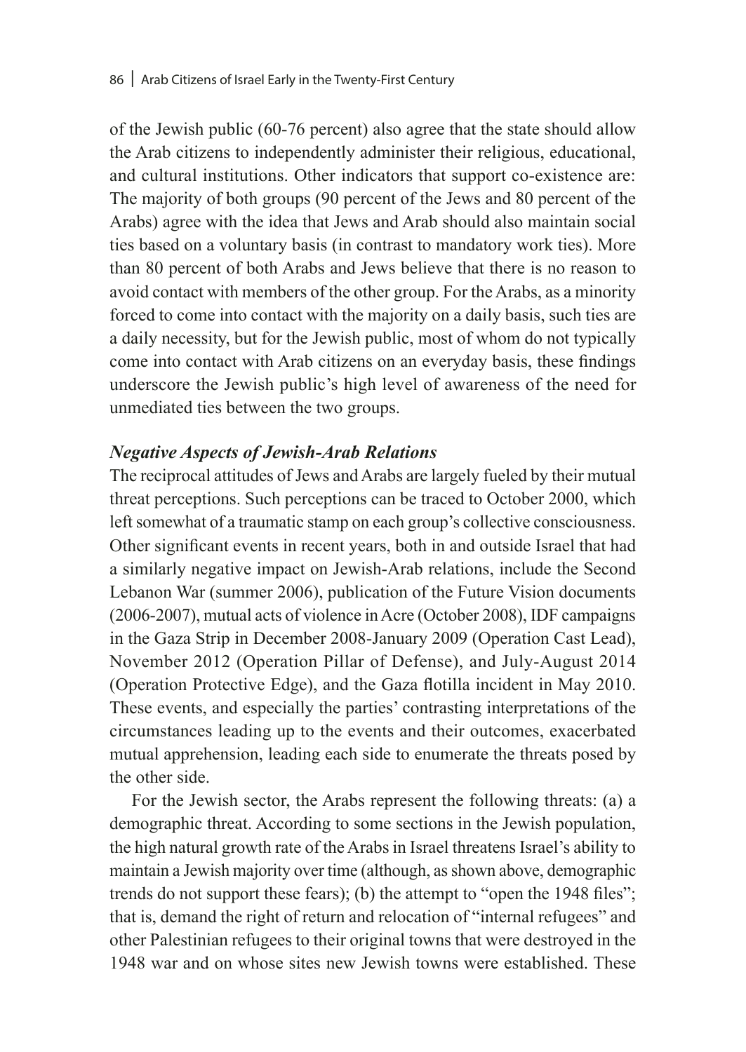of the Jewish public (60-76 percent) also agree that the state should allow the Arab citizens to independently administer their religious, educational, and cultural institutions. Other indicators that support co-existence are: The majority of both groups (90 percent of the Jews and 80 percent of the Arabs) agree with the idea that Jews and Arab should also maintain social ties based on a voluntary basis (in contrast to mandatory work ties). More than 80 percent of both Arabs and Jews believe that there is no reason to avoid contact with members of the other group. For the Arabs, as a minority forced to come into contact with the majority on a daily basis, such ties are a daily necessity, but for the Jewish public, most of whom do not typically come into contact with Arab citizens on an everyday basis, these findings underscore the Jewish public's high level of awareness of the need for unmediated ties between the two groups.

### *Negative Aspects of Jewish-Arab Relations*

The reciprocal attitudes of Jews and Arabs are largely fueled by their mutual threat perceptions. Such perceptions can be traced to October 2000, which left somewhat of a traumatic stamp on each group's collective consciousness. Other significant events in recent years, both in and outside Israel that had a similarly negative impact on Jewish-Arab relations, include the Second Lebanon War (summer 2006), publication of the Future Vision documents (2006-2007), mutual acts of violence in Acre (October 2008), IDF campaigns in the Gaza Strip in December 2008-January 2009 (Operation Cast Lead), November 2012 (Operation Pillar of Defense), and July-August 2014 (Operation Protective Edge), and the Gaza flotilla incident in May 2010. These events, and especially the parties' contrasting interpretations of the circumstances leading up to the events and their outcomes, exacerbated mutual apprehension, leading each side to enumerate the threats posed by the other side.

For the Jewish sector, the Arabs represent the following threats: (a) a demographic threat. According to some sections in the Jewish population, the high natural growth rate of the Arabs in Israel threatens Israel's ability to maintain a Jewish majority over time (although, as shown above, demographic trends do not support these fears); (b) the attempt to "open the 1948 files"; that is, demand the right of return and relocation of "internal refugees" and other Palestinian refugees to their original towns that were destroyed in the 1948 war and on whose sites new Jewish towns were established. These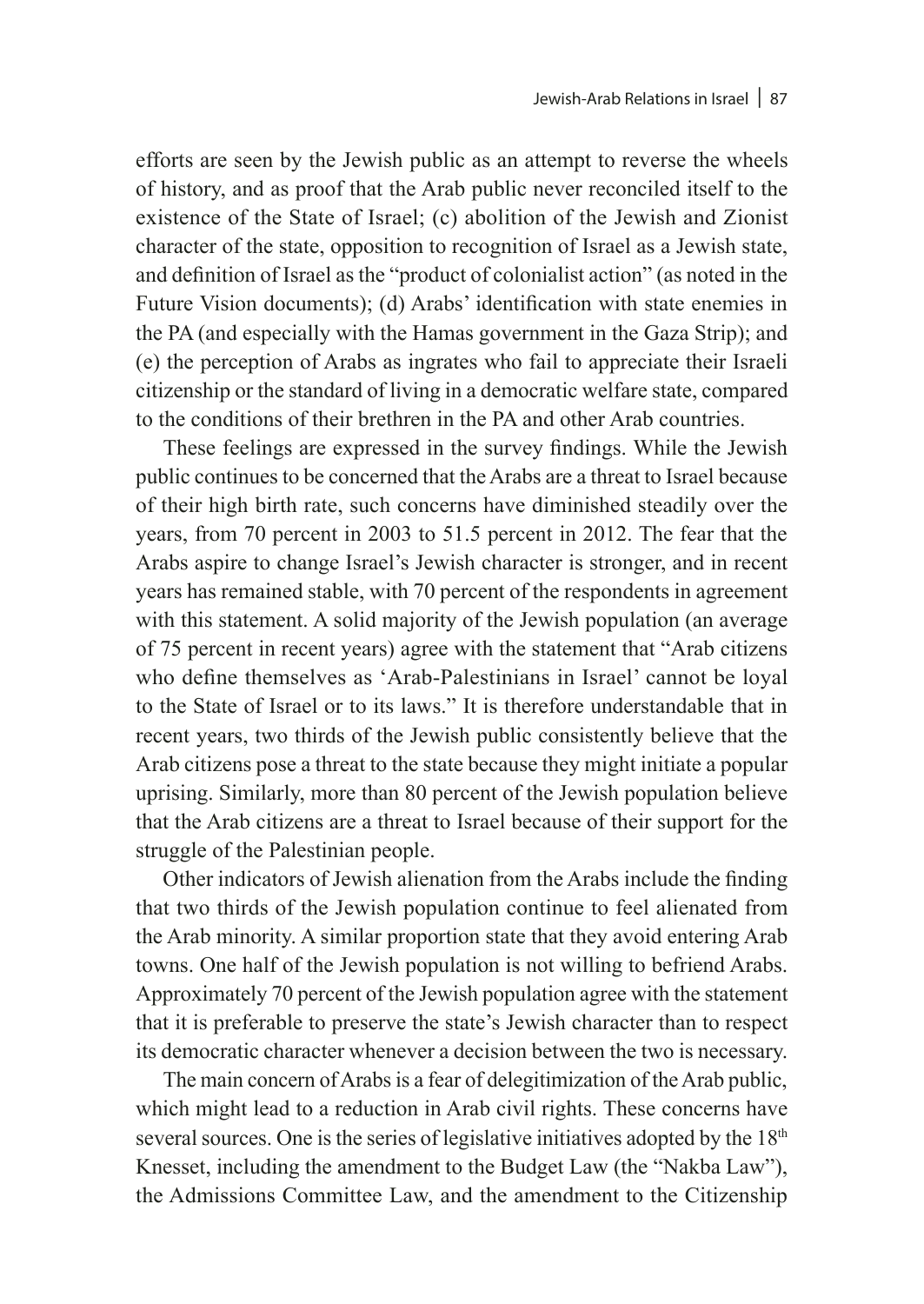efforts are seen by the Jewish public as an attempt to reverse the wheels of history, and as proof that the Arab public never reconciled itself to the existence of the State of Israel; (c) abolition of the Jewish and Zionist character of the state, opposition to recognition of Israel as a Jewish state, and definition of Israel as the "product of colonialist action" (as noted in the Future Vision documents); (d) Arabs' identification with state enemies in the PA (and especially with the Hamas government in the Gaza Strip); and (e) the perception of Arabs as ingrates who fail to appreciate their Israeli citizenship or the standard of living in a democratic welfare state, compared to the conditions of their brethren in the PA and other Arab countries.

These feelings are expressed in the survey findings. While the Jewish public continues to be concerned that the Arabs are a threat to Israel because of their high birth rate, such concerns have diminished steadily over the years, from 70 percent in 2003 to 51.5 percent in 2012. The fear that the Arabs aspire to change Israel's Jewish character is stronger, and in recent years has remained stable, with 70 percent of the respondents in agreement with this statement. A solid majority of the Jewish population (an average of 75 percent in recent years) agree with the statement that "Arab citizens who define themselves as 'Arab-Palestinians in Israel' cannot be loyal to the State of Israel or to its laws." It is therefore understandable that in recent years, two thirds of the Jewish public consistently believe that the Arab citizens pose a threat to the state because they might initiate a popular uprising. Similarly, more than 80 percent of the Jewish population believe that the Arab citizens are a threat to Israel because of their support for the struggle of the Palestinian people.

Other indicators of Jewish alienation from the Arabs include the finding that two thirds of the Jewish population continue to feel alienated from the Arab minority. A similar proportion state that they avoid entering Arab towns. One half of the Jewish population is not willing to befriend Arabs. Approximately 70 percent of the Jewish population agree with the statement that it is preferable to preserve the state's Jewish character than to respect its democratic character whenever a decision between the two is necessary.

The main concern of Arabs is a fear of delegitimization of the Arab public, which might lead to a reduction in Arab civil rights. These concerns have several sources. One is the series of legislative initiatives adopted by the 18th Knesset, including the amendment to the Budget Law (the "Nakba Law"), the Admissions Committee Law, and the amendment to the Citizenship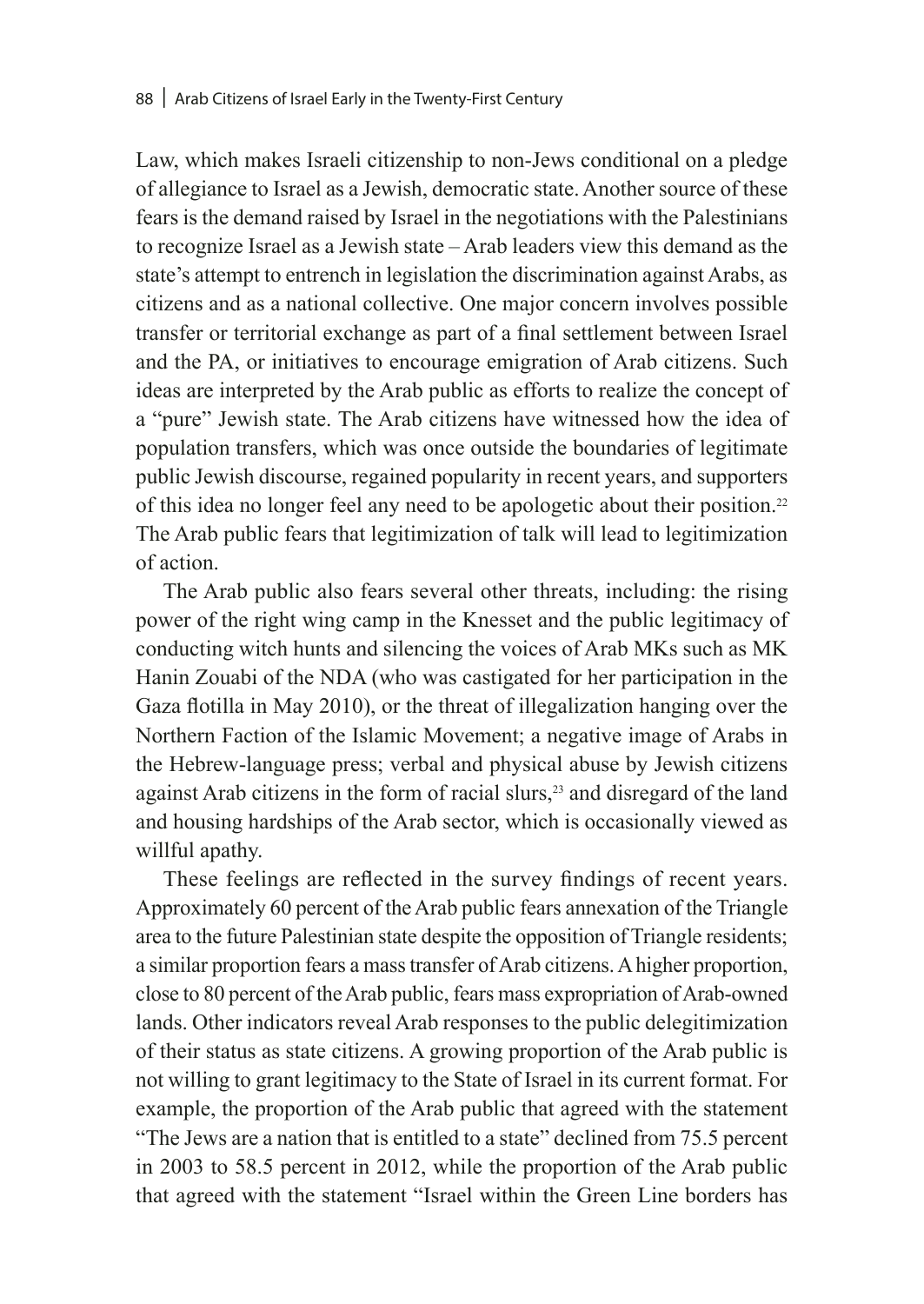Law, which makes Israeli citizenship to non-Jews conditional on a pledge of allegiance to Israel as a Jewish, democratic state. Another source of these fears is the demand raised by Israel in the negotiations with the Palestinians to recognize Israel as a Jewish state – Arab leaders view this demand as the state's attempt to entrench in legislation the discrimination against Arabs, as citizens and as a national collective. One major concern involves possible transfer or territorial exchange as part of a final settlement between Israel and the PA, or initiatives to encourage emigration of Arab citizens. Such ideas are interpreted by the Arab public as efforts to realize the concept of a "pure" Jewish state. The Arab citizens have witnessed how the idea of population transfers, which was once outside the boundaries of legitimate public Jewish discourse, regained popularity in recent years, and supporters of this idea no longer feel any need to be apologetic about their position.[22] The Arab public fears that legitimization of talk will lead to legitimization of action.

The Arab public also fears several other threats, including: the rising power of the right wing camp in the Knesset and the public legitimacy of conducting witch hunts and silencing the voices of Arab MKs such as MK Hanin Zouabi of the NDA (who was castigated for her participation in the Gaza flotilla in May 2010), or the threat of illegalization hanging over the Northern Faction of the Islamic Movement; a negative image of Arabs in the Hebrew-language press; verbal and physical abuse by Jewish citizens against Arab citizens in the form of racial slurs,[23] and disregard of the land and housing hardships of the Arab sector, which is occasionally viewed as willful apathy.

These feelings are reflected in the survey findings of recent years. Approximately 60 percent of the Arab public fears annexation of the Triangle area to the future Palestinian state despite the opposition of Triangle residents; a similar proportion fears a mass transfer of Arab citizens. A higher proportion, close to 80 percent of the Arab public, fears mass expropriation of Arab-owned lands. Other indicators reveal Arab responses to the public delegitimization of their status as state citizens. A growing proportion of the Arab public is not willing to grant legitimacy to the State of Israel in its current format. For example, the proportion of the Arab public that agreed with the statement "The Jews are a nation that is entitled to a state" declined from 75.5 percent in 2003 to 58.5 percent in 2012, while the proportion of the Arab public that agreed with the statement "Israel within the Green Line borders has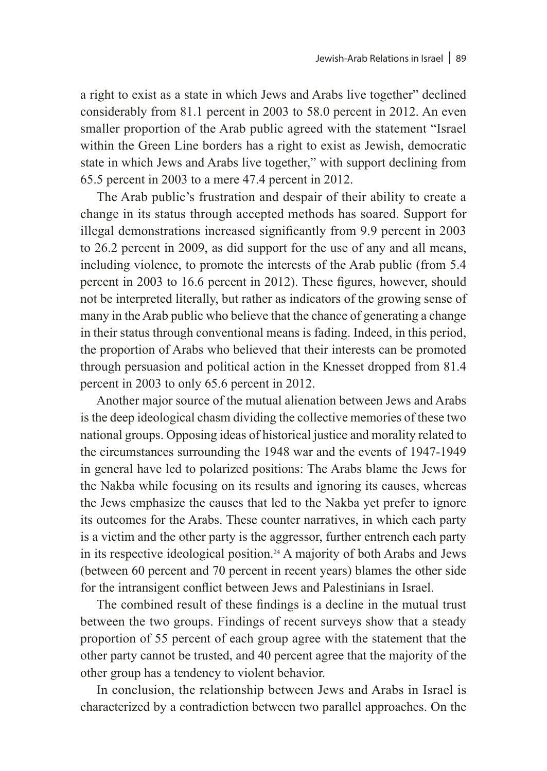a right to exist as a state in which Jews and Arabs live together" declined considerably from 81.1 percent in 2003 to 58.0 percent in 2012. An even smaller proportion of the Arab public agreed with the statement "Israel within the Green Line borders has a right to exist as Jewish, democratic state in which Jews and Arabs live together," with support declining from 65.5 percent in 2003 to a mere 47.4 percent in 2012.

The Arab public's frustration and despair of their ability to create a change in its status through accepted methods has soared. Support for illegal demonstrations increased significantly from 9.9 percent in 2003 to 26.2 percent in 2009, as did support for the use of any and all means, including violence, to promote the interests of the Arab public (from 5.4 percent in 2003 to 16.6 percent in 2012). These figures, however, should not be interpreted literally, but rather as indicators of the growing sense of many in the Arab public who believe that the chance of generating a change in their status through conventional means is fading. Indeed, in this period, the proportion of Arabs who believed that their interests can be promoted through persuasion and political action in the Knesset dropped from 81.4 percent in 2003 to only 65.6 percent in 2012.

Another major source of the mutual alienation between Jews and Arabs is the deep ideological chasm dividing the collective memories of these two national groups. Opposing ideas of historical justice and morality related to the circumstances surrounding the 1948 war and the events of 1947-1949 in general have led to polarized positions: The Arabs blame the Jews for the Nakba while focusing on its results and ignoring its causes, whereas the Jews emphasize the causes that led to the Nakba yet prefer to ignore its outcomes for the Arabs. These counter narratives, in which each party is a victim and the other party is the aggressor, further entrench each party in its respective ideological position.[24] A majority of both Arabs and Jews (between 60 percent and 70 percent in recent years) blames the other side for the intransigent conflict between Jews and Palestinians in Israel.

The combined result of these findings is a decline in the mutual trust between the two groups. Findings of recent surveys show that a steady proportion of 55 percent of each group agree with the statement that the other party cannot be trusted, and 40 percent agree that the majority of the other group has a tendency to violent behavior.

In conclusion, the relationship between Jews and Arabs in Israel is characterized by a contradiction between two parallel approaches. On the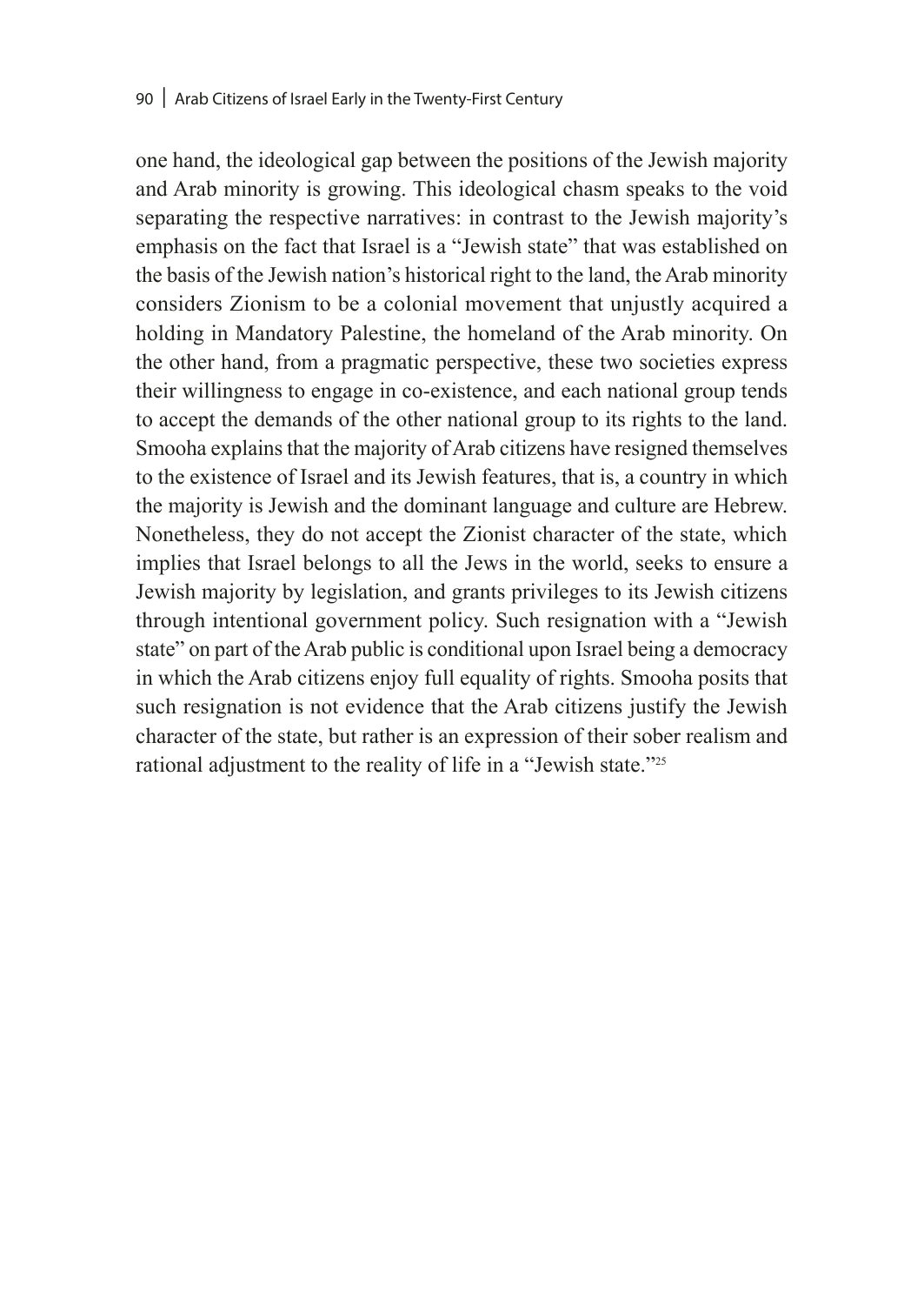one hand, the ideological gap between the positions of the Jewish majority and Arab minority is growing. This ideological chasm speaks to the void separating the respective narratives: in contrast to the Jewish majority's emphasis on the fact that Israel is a "Jewish state" that was established on the basis of the Jewish nation's historical right to the land, the Arab minority considers Zionism to be a colonial movement that unjustly acquired a holding in Mandatory Palestine, the homeland of the Arab minority. On the other hand, from a pragmatic perspective, these two societies express their willingness to engage in co-existence, and each national group tends to accept the demands of the other national group to its rights to the land. Smooha explains that the majority of Arab citizens have resigned themselves to the existence of Israel and its Jewish features, that is, a country in which the majority is Jewish and the dominant language and culture are Hebrew. Nonetheless, they do not accept the Zionist character of the state, which implies that Israel belongs to all the Jews in the world, seeks to ensure a Jewish majority by legislation, and grants privileges to its Jewish citizens through intentional government policy. Such resignation with a "Jewish state" on part of the Arab public is conditional upon Israel being a democracy in which the Arab citizens enjoy full equality of rights. Smooha posits that such resignation is not evidence that the Arab citizens justify the Jewish character of the state, but rather is an expression of their sober realism and rational adjustment to the reality of life in a "Jewish state."[25]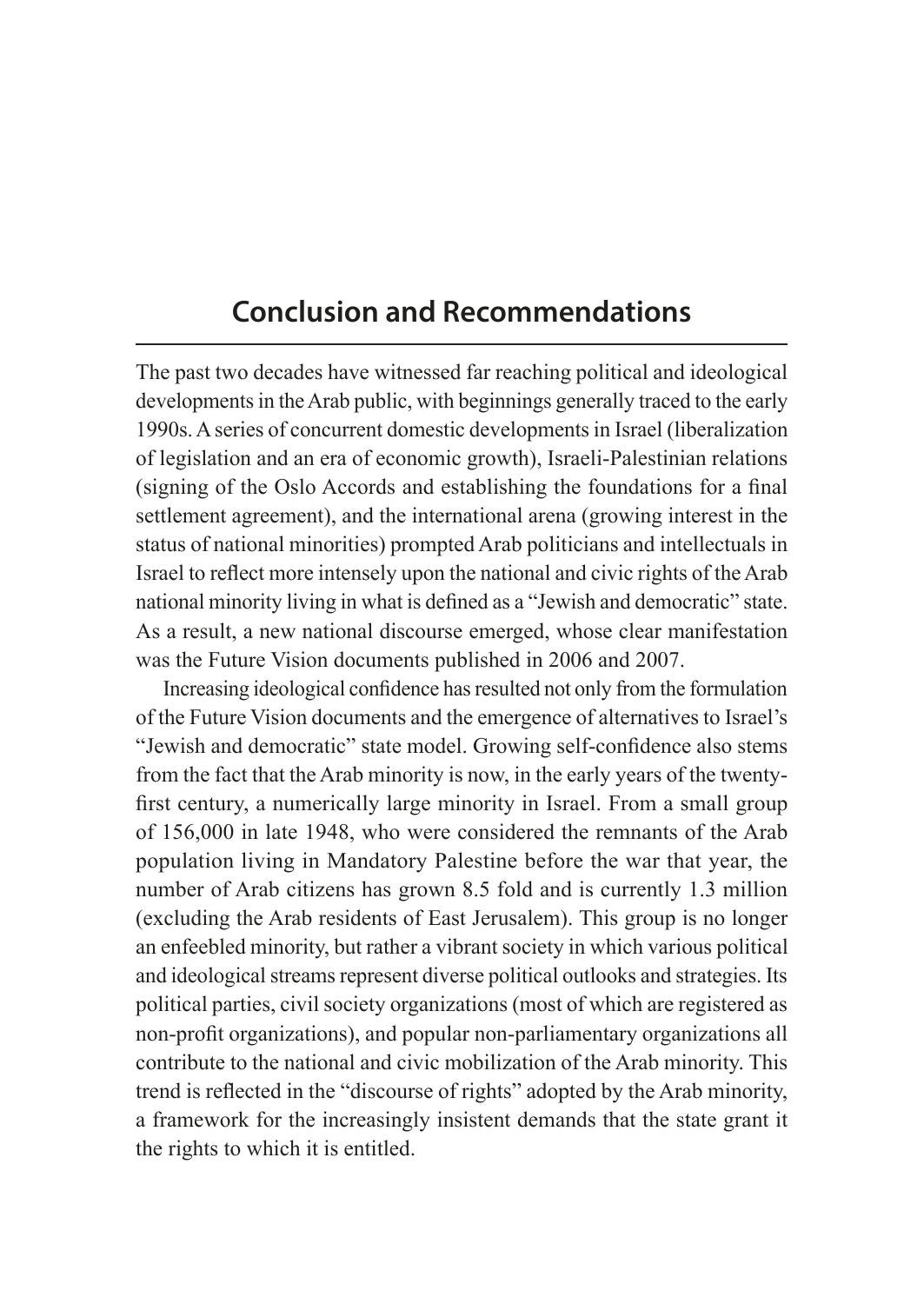# Conclusion and Recommendations

The past two decades have witnessed far reaching political and ideological developments in the Arab public, with beginnings generally traced to the early 1990s. A series of concurrent domestic developments in Israel (liberalization of legislation and an era of economic growth), Israeli-Palestinian relations (signing of the Oslo Accords and establishing the foundations for a final settlement agreement), and the international arena (growing interest in the status of national minorities) prompted Arab politicians and intellectuals in Israel to reflect more intensely upon the national and civic rights of the Arab national minority living in what is defined as a "Jewish and democratic" state. As a result, a new national discourse emerged, whose clear manifestation was the Future Vision documents published in 2006 and 2007.

Increasing ideological confidence has resulted not only from the formulation of the Future Vision documents and the emergence of alternatives to Israel's "Jewish and democratic" state model. Growing self-confidence also stems from the fact that the Arab minority is now, in the early years of the twenty-first century, a numerically large minority in Israel. From a small group of 156,000 in late 1948, who were considered the remnants of the Arab population living in Mandatory Palestine before the war that year, the number of Arab citizens has grown 8.5 fold and is currently 1.3 million (excluding the Arab residents of East Jerusalem). This group is no longer an enfeebled minority, but rather a vibrant society in which various political and ideological streams represent diverse political outlooks and strategies. Its political parties, civil society organizations (most of which are registered as non-profit organizations), and popular non-parliamentary organizations all contribute to the national and civic mobilization of the Arab minority. This trend is reflected in the "discourse of rights" adopted by the Arab minority, a framework for the increasingly insistent demands that the state grant it the rights to which it is entitled.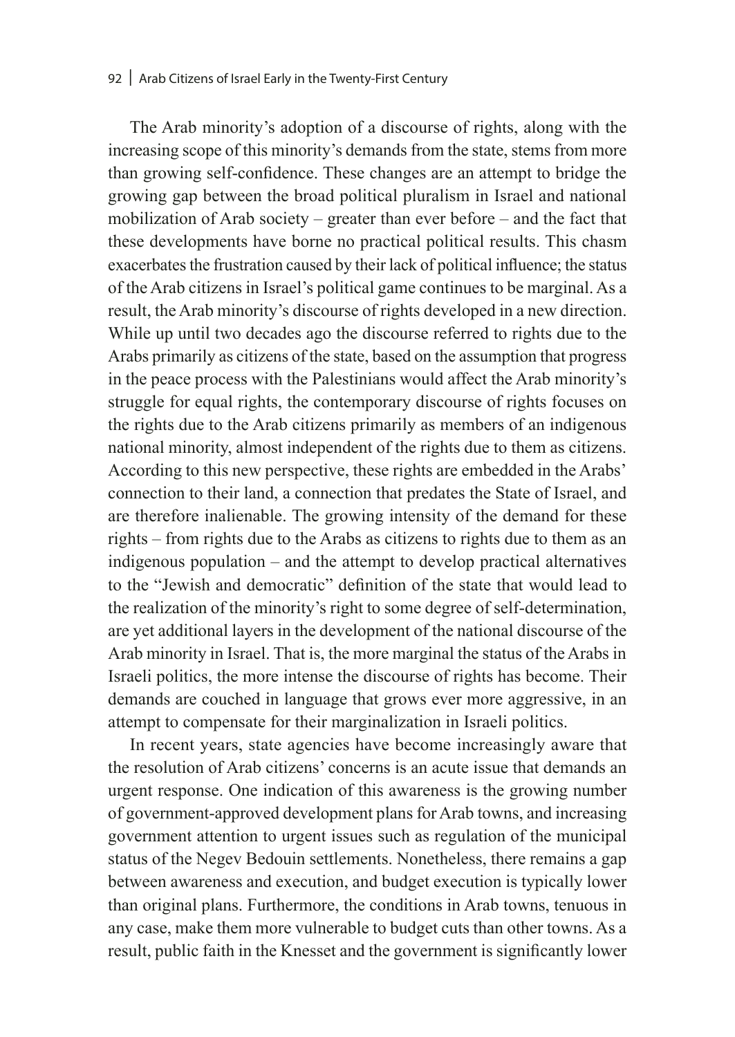The Arab minority's adoption of a discourse of rights, along with the increasing scope of this minority's demands from the state, stems from more than growing self-confidence. These changes are an attempt to bridge the growing gap between the broad political pluralism in Israel and national mobilization of Arab society – greater than ever before – and the fact that these developments have borne no practical political results. This chasm exacerbates the frustration caused by their lack of political influence; the status of the Arab citizens in Israel's political game continues to be marginal. As a result, the Arab minority's discourse of rights developed in a new direction. While up until two decades ago the discourse referred to rights due to the Arabs primarily as citizens of the state, based on the assumption that progress in the peace process with the Palestinians would affect the Arab minority's struggle for equal rights, the contemporary discourse of rights focuses on the rights due to the Arab citizens primarily as members of an indigenous national minority, almost independent of the rights due to them as citizens. According to this new perspective, these rights are embedded in the Arabs' connection to their land, a connection that predates the State of Israel, and are therefore inalienable. The growing intensity of the demand for these rights – from rights due to the Arabs as citizens to rights due to them as an indigenous population – and the attempt to develop practical alternatives to the "Jewish and democratic" definition of the state that would lead to the realization of the minority's right to some degree of self-determination, are yet additional layers in the development of the national discourse of the Arab minority in Israel. That is, the more marginal the status of the Arabs in Israeli politics, the more intense the discourse of rights has become. Their demands are couched in language that grows ever more aggressive, in an attempt to compensate for their marginalization in Israeli politics.

In recent years, state agencies have become increasingly aware that the resolution of Arab citizens' concerns is an acute issue that demands an urgent response. One indication of this awareness is the growing number of government-approved development plans for Arab towns, and increasing government attention to urgent issues such as regulation of the municipal status of the Negev Bedouin settlements. Nonetheless, there remains a gap between awareness and execution, and budget execution is typically lower than original plans. Furthermore, the conditions in Arab towns, tenuous in any case, make them more vulnerable to budget cuts than other towns. As a result, public faith in the Knesset and the government is significantly lower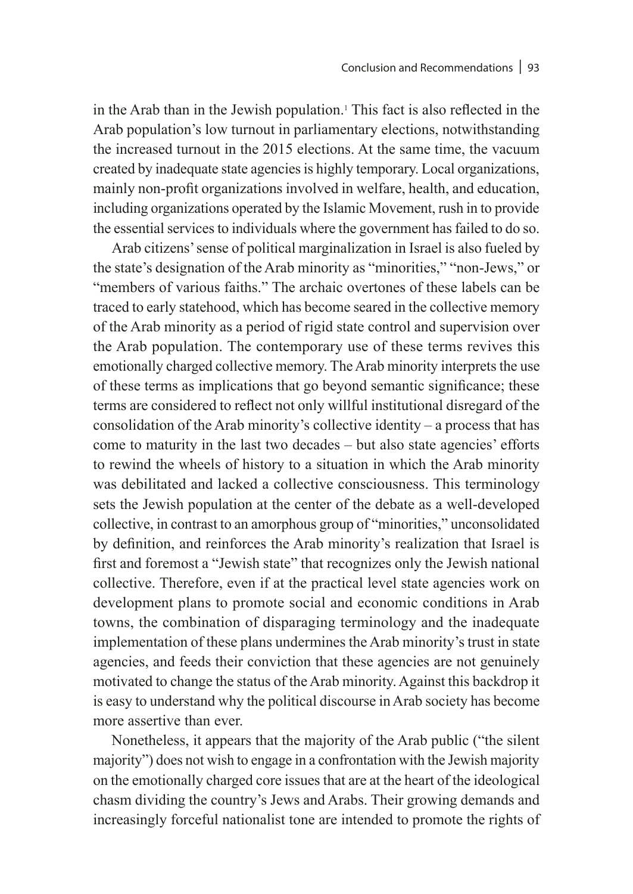in the Arab than in the Jewish population.[1] This fact is also reflected in the Arab population's low turnout in parliamentary elections, notwithstanding the increased turnout in the 2015 elections. At the same time, the vacuum created by inadequate state agencies is highly temporary. Local organizations, mainly non-profit organizations involved in welfare, health, and education, including organizations operated by the Islamic Movement, rush in to provide the essential services to individuals where the government has failed to do so.

Arab citizens' sense of political marginalization in Israel is also fueled by the state's designation of the Arab minority as "minorities," "non-Jews," or "members of various faiths." The archaic overtones of these labels can be traced to early statehood, which has become seared in the collective memory of the Arab minority as a period of rigid state control and supervision over the Arab population. The contemporary use of these terms revives this emotionally charged collective memory. The Arab minority interprets the use of these terms as implications that go beyond semantic significance; these terms are considered to reflect not only willful institutional disregard of the consolidation of the Arab minority's collective identity – a process that has come to maturity in the last two decades – but also state agencies' efforts to rewind the wheels of history to a situation in which the Arab minority was debilitated and lacked a collective consciousness. This terminology sets the Jewish population at the center of the debate as a well-developed collective, in contrast to an amorphous group of "minorities," unconsolidated by definition, and reinforces the Arab minority's realization that Israel is first and foremost a "Jewish state" that recognizes only the Jewish national collective. Therefore, even if at the practical level state agencies work on development plans to promote social and economic conditions in Arab towns, the combination of disparaging terminology and the inadequate implementation of these plans undermines the Arab minority's trust in state agencies, and feeds their conviction that these agencies are not genuinely motivated to change the status of the Arab minority. Against this backdrop it is easy to understand why the political discourse in Arab society has become more assertive than ever.

Nonetheless, it appears that the majority of the Arab public ("the silent majority") does not wish to engage in a confrontation with the Jewish majority on the emotionally charged core issues that are at the heart of the ideological chasm dividing the country's Jews and Arabs. Their growing demands and increasingly forceful nationalist tone are intended to promote the rights of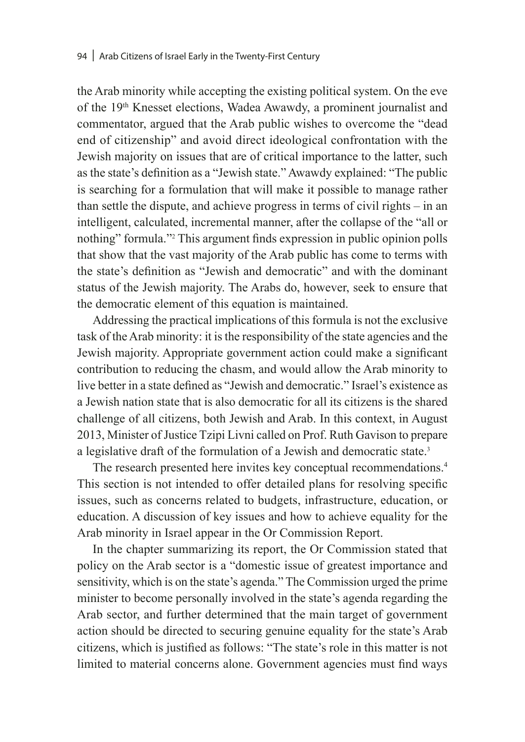the Arab minority while accepting the existing political system. On the eve of the 19th Knesset elections, Wadea Awawdy, a prominent journalist and commentator, argued that the Arab public wishes to overcome the "dead end of citizenship" and avoid direct ideological confrontation with the Jewish majority on issues that are of critical importance to the latter, such as the state's definition as a "Jewish state." Awawdy explained: "The public is searching for a formulation that will make it possible to manage rather than settle the dispute, and achieve progress in terms of civil rights – in an intelligent, calculated, incremental manner, after the collapse of the "all or nothing" formula."[2] This argument finds expression in public opinion polls that show that the vast majority of the Arab public has come to terms with the state's definition as "Jewish and democratic" and with the dominant status of the Jewish majority. The Arabs do, however, seek to ensure that the democratic element of this equation is maintained.

Addressing the practical implications of this formula is not the exclusive task of the Arab minority: it is the responsibility of the state agencies and the Jewish majority. Appropriate government action could make a significant contribution to reducing the chasm, and would allow the Arab minority to live better in a state defined as "Jewish and democratic." Israel's existence as a Jewish nation state that is also democratic for all its citizens is the shared challenge of all citizens, both Jewish and Arab. In this context, in August 2013, Minister of Justice Tzipi Livni called on Prof. Ruth Gavison to prepare a legislative draft of the formulation of a Jewish and democratic state.[3]

The research presented here invites key conceptual recommendations.[4] This section is not intended to offer detailed plans for resolving specific issues, such as concerns related to budgets, infrastructure, education, or education. A discussion of key issues and how to achieve equality for the Arab minority in Israel appear in the Or Commission Report.

In the chapter summarizing its report, the Or Commission stated that policy on the Arab sector is a "domestic issue of greatest importance and sensitivity, which is on the state's agenda." The Commission urged the prime minister to become personally involved in the state's agenda regarding the Arab sector, and further determined that the main target of government action should be directed to securing genuine equality for the state's Arab citizens, which is justified as follows: "The state's role in this matter is not limited to material concerns alone. Government agencies must find ways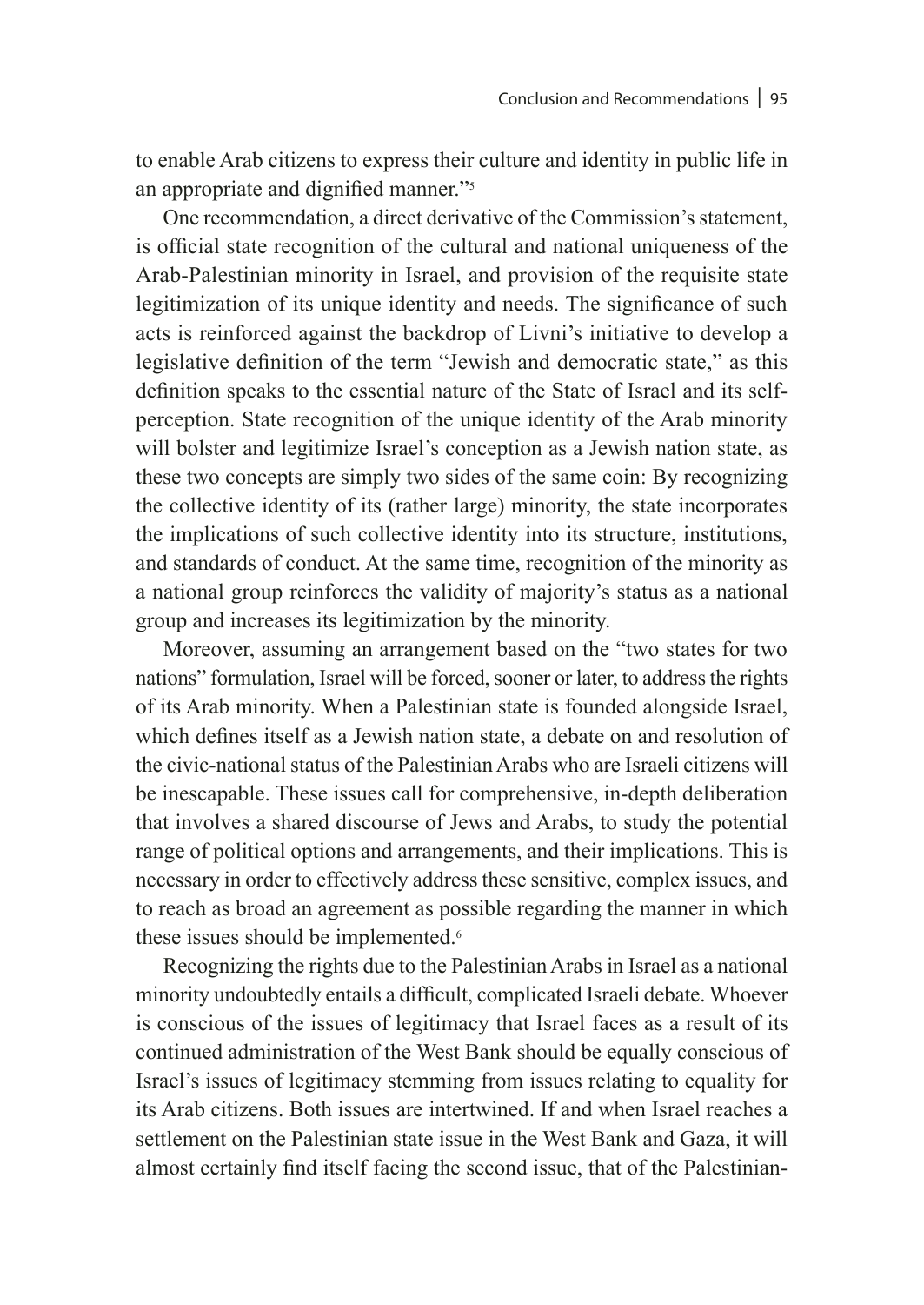to enable Arab citizens to express their culture and identity in public life in an appropriate and dignified manner."[5]

One recommendation, a direct derivative of the Commission's statement, is official state recognition of the cultural and national uniqueness of the Arab-Palestinian minority in Israel, and provision of the requisite state legitimization of its unique identity and needs. The significance of such acts is reinforced against the backdrop of Livni's initiative to develop a legislative definition of the term "Jewish and democratic state," as this definition speaks to the essential nature of the State of Israel and its self-perception. State recognition of the unique identity of the Arab minority will bolster and legitimize Israel's conception as a Jewish nation state, as these two concepts are simply two sides of the same coin: By recognizing the collective identity of its (rather large) minority, the state incorporates the implications of such collective identity into its structure, institutions, and standards of conduct. At the same time, recognition of the minority as a national group reinforces the validity of majority's status as a national group and increases its legitimization by the minority.

Moreover, assuming an arrangement based on the "two states for two nations" formulation, Israel will be forced, sooner or later, to address the rights of its Arab minority. When a Palestinian state is founded alongside Israel, which defines itself as a Jewish nation state, a debate on and resolution of the civic-national status of the Palestinian Arabs who are Israeli citizens will be inescapable. These issues call for comprehensive, in-depth deliberation that involves a shared discourse of Jews and Arabs, to study the potential range of political options and arrangements, and their implications. This is necessary in order to effectively address these sensitive, complex issues, and to reach as broad an agreement as possible regarding the manner in which these issues should be implemented.[6]

Recognizing the rights due to the Palestinian Arabs in Israel as a national minority undoubtedly entails a difficult, complicated Israeli debate. Whoever is conscious of the issues of legitimacy that Israel faces as a result of its continued administration of the West Bank should be equally conscious of Israel's issues of legitimacy stemming from issues relating to equality for its Arab citizens. Both issues are intertwined. If and when Israel reaches a settlement on the Palestinian state issue in the West Bank and Gaza, it will almost certainly find itself facing the second issue, that of the Palestinian-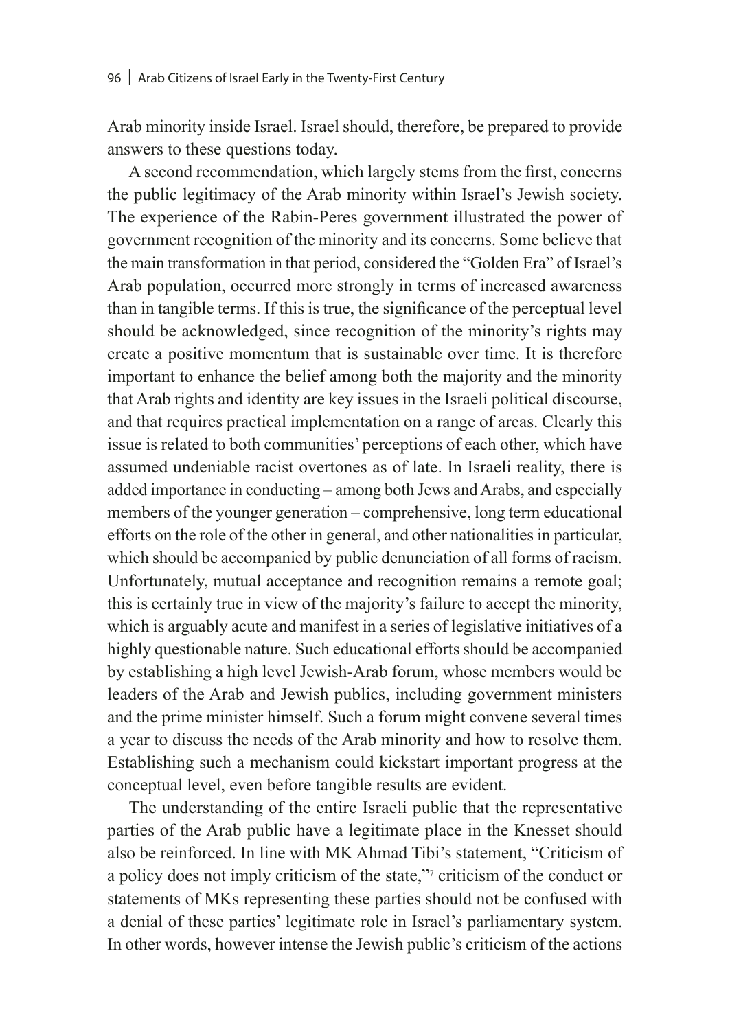Arab minority inside Israel. Israel should, therefore, be prepared to provide answers to these questions today.

A second recommendation, which largely stems from the first, concerns the public legitimacy of the Arab minority within Israel's Jewish society. The experience of the Rabin-Peres government illustrated the power of government recognition of the minority and its concerns. Some believe that the main transformation in that period, considered the "Golden Era" of Israel's Arab population, occurred more strongly in terms of increased awareness than in tangible terms. If this is true, the significance of the perceptual level should be acknowledged, since recognition of the minority's rights may create a positive momentum that is sustainable over time. It is therefore important to enhance the belief among both the majority and the minority that Arab rights and identity are key issues in the Israeli political discourse, and that requires practical implementation on a range of areas. Clearly this issue is related to both communities' perceptions of each other, which have assumed undeniable racist overtones as of late. In Israeli reality, there is added importance in conducting – among both Jews and Arabs, and especially members of the younger generation – comprehensive, long term educational efforts on the role of the other in general, and other nationalities in particular, which should be accompanied by public denunciation of all forms of racism. Unfortunately, mutual acceptance and recognition remains a remote goal; this is certainly true in view of the majority's failure to accept the minority, which is arguably acute and manifest in a series of legislative initiatives of a highly questionable nature. Such educational efforts should be accompanied by establishing a high level Jewish-Arab forum, whose members would be leaders of the Arab and Jewish publics, including government ministers and the prime minister himself. Such a forum might convene several times a year to discuss the needs of the Arab minority and how to resolve them. Establishing such a mechanism could kickstart important progress at the conceptual level, even before tangible results are evident.

The understanding of the entire Israeli public that the representative parties of the Arab public have a legitimate place in the Knesset should also be reinforced. In line with MK Ahmad Tibi's statement, "Criticism of a policy does not imply criticism of the state,"[7] criticism of the conduct or statements of MKs representing these parties should not be confused with a denial of these parties' legitimate role in Israel's parliamentary system. In other words, however intense the Jewish public's criticism of the actions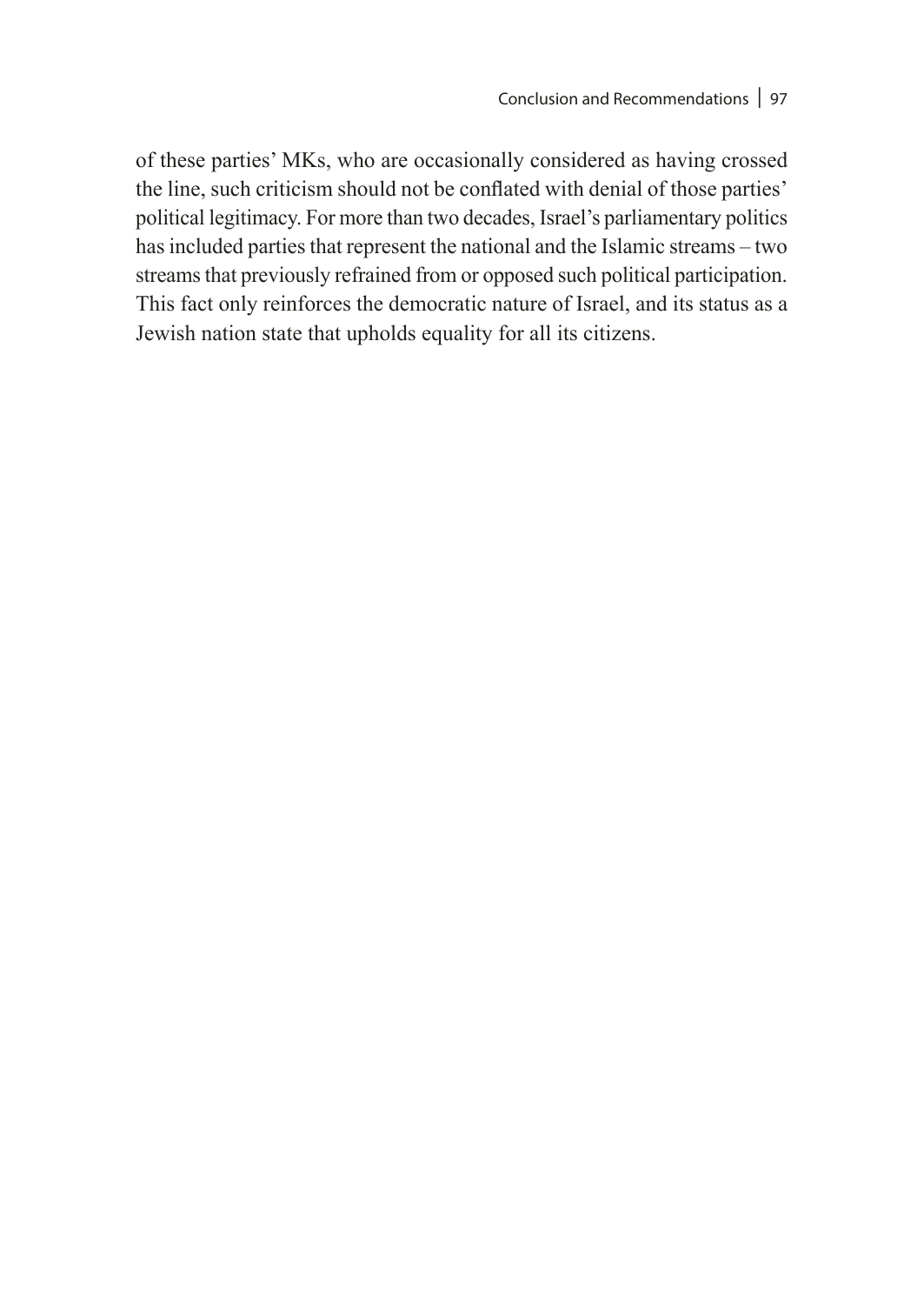of these parties' MKs, who are occasionally considered as having crossed the line, such criticism should not be conflated with denial of those parties' political legitimacy. For more than two decades, Israel's parliamentary politics has included parties that represent the national and the Islamic streams – two streams that previously refrained from or opposed such political participation. This fact only reinforces the democratic nature of Israel, and its status as a Jewish nation state that upholds equality for all its citizens.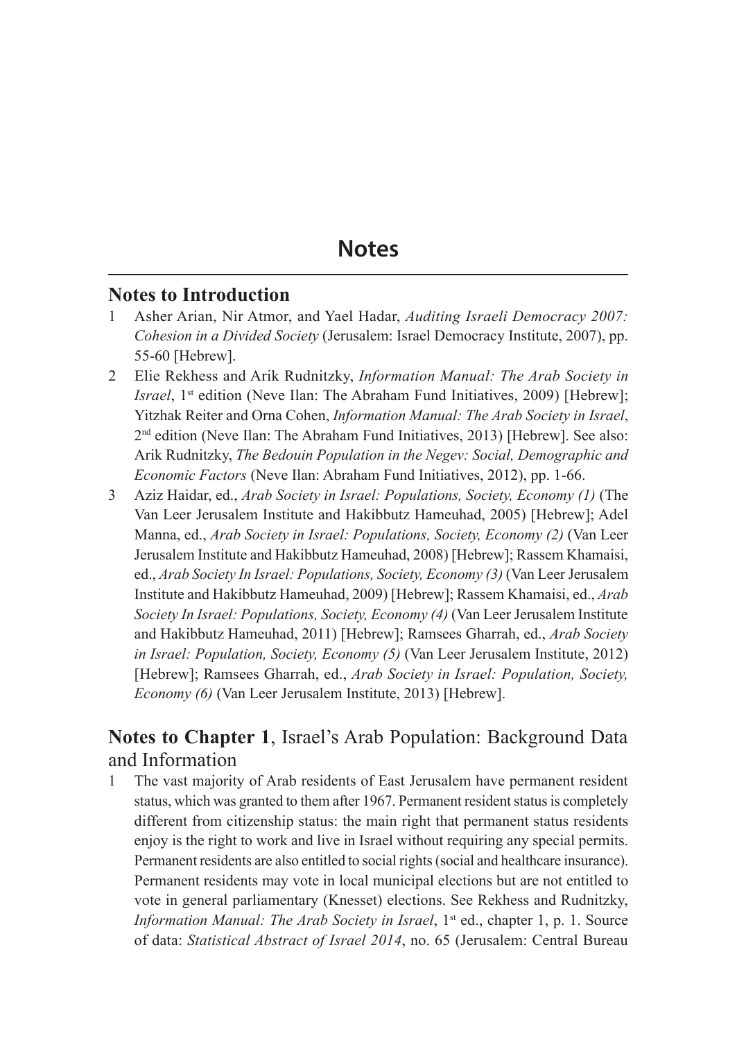# Notes

## Notes to Introduction

1 Asher Arian, Nir Atmor, and Yael Hadar, *Auditing Israeli Democracy 2007: Cohesion in a Divided Society* (Jerusalem: Israel Democracy Institute, 2007), pp. 55-60 [Hebrew].

2 Elie Rekhess and Arik Rudnitzky, *Information Manual: The Arab Society in Israel*, 1st edition (Neve Ilan: The Abraham Fund Initiatives, 2009) [Hebrew]; Yitzhak Reiter and Orna Cohen, *Information Manual: The Arab Society in Israel*, 2nd edition (Neve Ilan: The Abraham Fund Initiatives, 2013) [Hebrew]. See also: Arik Rudnitzky, *The Bedouin Population in the Negev: Social, Demographic and Economic Factors* (Neve Ilan: Abraham Fund Initiatives, 2012), pp. 1-66.

3 Aziz Haidar, ed., *Arab Society in Israel: Populations, Society, Economy (1)* (The Van Leer Jerusalem Institute and Hakibbutz Hameuhad, 2005) [Hebrew]; Adel Manna, ed., *Arab Society in Israel: Populations, Society, Economy (2)* (Van Leer Jerusalem Institute and Hakibbutz Hameuhad, 2008) [Hebrew]; Rassem Khamaisi, ed., *Arab Society In Israel: Populations, Society, Economy (3)* (Van Leer Jerusalem Institute and Hakibbutz Hameuhad, 2009) [Hebrew]; Rassem Khamaisi, ed., *Arab Society In Israel: Populations, Society, Economy (4)* (Van Leer Jerusalem Institute and Hakibbutz Hameuhad, 2011) [Hebrew]; Ramsees Gharrah, ed., *Arab Society in Israel: Population, Society, Economy (5)* (Van Leer Jerusalem Institute, 2012) [Hebrew]; Ramsees Gharrah, ed., *Arab Society in Israel: Population, Society, Economy (6)* (Van Leer Jerusalem Institute, 2013) [Hebrew].

## Notes to Chapter 1, Israel's Arab Population: Background Data and Information

1 The vast majority of Arab residents of East Jerusalem have permanent resident status, which was granted to them after 1967. Permanent resident status is completely different from citizenship status: the main right that permanent status residents enjoy is the right to work and live in Israel without requiring any special permits. Permanent residents are also entitled to social rights (social and healthcare insurance). Permanent residents may vote in local municipal elections but are not entitled to vote in general parliamentary (Knesset) elections. See Rekhess and Rudnitzky, *Information Manual: The Arab Society in Israel*, 1st ed., chapter 1, p. 1. Source of data: *Statistical Abstract of Israel 2014*, no. 65 (Jerusalem: Central Bureau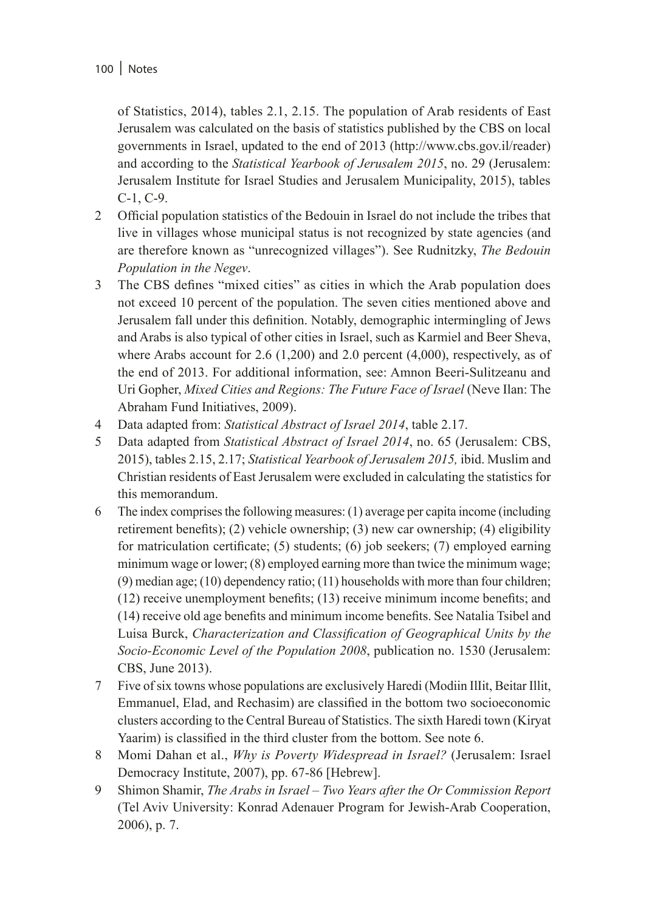of Statistics, 2014), tables 2.1, 2.15. The population of Arab residents of East Jerusalem was calculated on the basis of statistics published by the CBS on local governments in Israel, updated to the end of 2013 (http://www.cbs.gov.il/reader) and according to the *Statistical Yearbook of Jerusalem 2015*, no. 29 (Jerusalem: Jerusalem Institute for Israel Studies and Jerusalem Municipality, 2015), tables C-1, C-9.

2 Official population statistics of the Bedouin in Israel do not include the tribes that live in villages whose municipal status is not recognized by state agencies (and are therefore known as "unrecognized villages"). See Rudnitzky, *The Bedouin Population in the Negev*.

3 The CBS defines "mixed cities" as cities in which the Arab population does not exceed 10 percent of the population. The seven cities mentioned above and Jerusalem fall under this definition. Notably, demographic intermingling of Jews and Arabs is also typical of other cities in Israel, such as Karmiel and Beer Sheva, where Arabs account for 2.6 (1,200) and 2.0 percent (4,000), respectively, as of the end of 2013. For additional information, see: Amnon Beeri-Sulitzeanu and Uri Gopher, *Mixed Cities and Regions: The Future Face of Israel* (Neve Ilan: The Abraham Fund Initiatives, 2009).

4 Data adapted from: *Statistical Abstract of Israel 2014*, table 2.17.

5 Data adapted from *Statistical Abstract of Israel 2014*, no. 65 (Jerusalem: CBS, 2015), tables 2.15, 2.17; *Statistical Yearbook of Jerusalem 2015,* ibid. Muslim and Christian residents of East Jerusalem were excluded in calculating the statistics for this memorandum.

6 The index comprises the following measures: (1) average per capita income (including retirement benefits); (2) vehicle ownership; (3) new car ownership; (4) eligibility for matriculation certificate; (5) students; (6) job seekers; (7) employed earning minimum wage or lower; (8) employed earning more than twice the minimum wage; (9) median age; (10) dependency ratio; (11) households with more than four children; (12) receive unemployment benefits; (13) receive minimum income benefits; and (14) receive old age benefits and minimum income benefits. See Natalia Tsibel and Luisa Burck, *Characterization and Classification of Geographical Units by the Socio-Economic Level of the Population 2008*, publication no. 1530 (Jerusalem: CBS, June 2013).

7 Five of six towns whose populations are exclusively Haredi (Modiin IlIit, Beitar Illit, Emmanuel, Elad, and Rechasim) are classified in the bottom two socioeconomic clusters according to the Central Bureau of Statistics. The sixth Haredi town (Kiryat Yaarim) is classified in the third cluster from the bottom. See note 6.

8 Momi Dahan et al., *Why is Poverty Widespread in Israel?* (Jerusalem: Israel Democracy Institute, 2007), pp. 67-86 [Hebrew].

9 Shimon Shamir, *The Arabs in Israel – Two Years after the Or Commission Report* (Tel Aviv University: Konrad Adenauer Program for Jewish-Arab Cooperation, 2006), p. 7.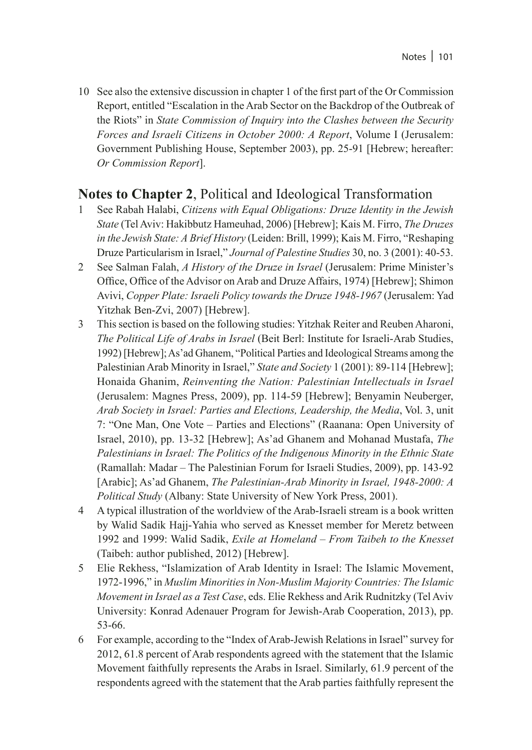10 See also the extensive discussion in chapter 1 of the first part of the Or Commission Report, entitled "Escalation in the Arab Sector on the Backdrop of the Outbreak of the Riots" in *State Commission of Inquiry into the Clashes between the Security Forces and Israeli Citizens in October 2000: A Report*, Volume I (Jerusalem: Government Publishing House, September 2003), pp. 25-91 [Hebrew; hereafter: *Or Commission Report*].

## **Notes to Chapter 2**, Political and Ideological Transformation

1 See Rabah Halabi, *Citizens with Equal Obligations: Druze Identity in the Jewish State* (Tel Aviv: Hakibbutz Hameuhad, 2006) [Hebrew]; Kais M. Firro, *The Druzes in the Jewish State: A Brief History* (Leiden: Brill, 1999); Kais M. Firro, "Reshaping Druze Particularism in Israel," *Journal of Palestine Studies* 30, no. 3 (2001): 40-53.

2 See Salman Falah, *A History of the Druze in Israel* (Jerusalem: Prime Minister's Office, Office of the Advisor on Arab and Druze Affairs, 1974) [Hebrew]; Shimon Avivi, *Copper Plate: Israeli Policy towards the Druze 1948-1967* (Jerusalem: Yad Yitzhak Ben-Zvi, 2007) [Hebrew].

3 This section is based on the following studies: Yitzhak Reiter and Reuben Aharoni, *The Political Life of Arabs in Israel* (Beit Berl: Institute for Israeli-Arab Studies, 1992) [Hebrew]; As'ad Ghanem, "Political Parties and Ideological Streams among the Palestinian Arab Minority in Israel," *State and Society* 1 (2001): 89-114 [Hebrew]; Honaida Ghanim, *Reinventing the Nation: Palestinian Intellectuals in Israel* (Jerusalem: Magnes Press, 2009), pp. 114-59 [Hebrew]; Benyamin Neuberger, *Arab Society in Israel: Parties and Elections, Leadership, the Media*, Vol. 3, unit 7: "One Man, One Vote – Parties and Elections" (Raanana: Open University of Israel, 2010), pp. 13-32 [Hebrew]; As'ad Ghanem and Mohanad Mustafa, *The Palestinians in Israel: The Politics of the Indigenous Minority in the Ethnic State* (Ramallah: Madar – The Palestinian Forum for Israeli Studies, 2009), pp. 143-92 [Arabic]; As'ad Ghanem, *The Palestinian-Arab Minority in Israel, 1948-2000: A Political Study* (Albany: State University of New York Press, 2001).

4 A typical illustration of the worldview of the Arab-Israeli stream is a book written by Walid Sadik Hajj-Yahia who served as Knesset member for Meretz between 1992 and 1999: Walid Sadik, *Exile at Homeland – From Taibeh to the Knesset* (Taibeh: author published, 2012) [Hebrew].

5 Elie Rekhess, "Islamization of Arab Identity in Israel: The Islamic Movement, 1972-1996," in *Muslim Minorities in Non-Muslim Majority Countries: The Islamic Movement in Israel as a Test Case*, eds. Elie Rekhess and Arik Rudnitzky (Tel Aviv University: Konrad Adenauer Program for Jewish-Arab Cooperation, 2013), pp. 53-66.

6 For example, according to the "Index of Arab-Jewish Relations in Israel" survey for 2012, 61.8 percent of Arab respondents agreed with the statement that the Islamic Movement faithfully represents the Arabs in Israel. Similarly, 61.9 percent of the respondents agreed with the statement that the Arab parties faithfully represent the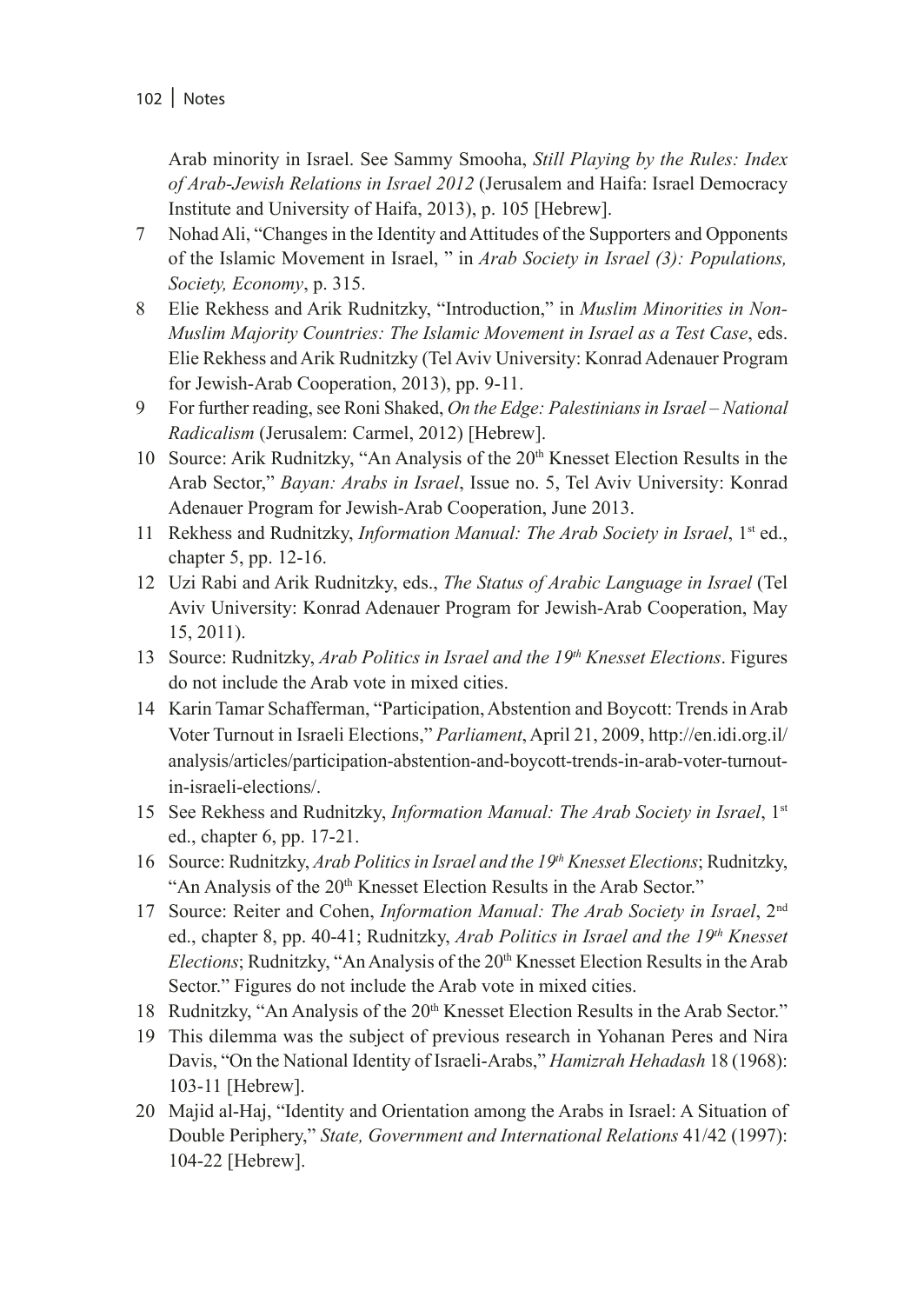Arab minority in Israel. See Sammy Smooha, *Still Playing by the Rules: Index of Arab-Jewish Relations in Israel 2012* (Jerusalem and Haifa: Israel Democracy Institute and University of Haifa, 2013), p. 105 [Hebrew].

7 Nohad Ali, "Changes in the Identity and Attitudes of the Supporters and Opponents of the Islamic Movement in Israel, " in *Arab Society in Israel (3): Populations, Society, Economy*, p. 315.

8 Elie Rekhess and Arik Rudnitzky, "Introduction," in *Muslim Minorities in Non-Muslim Majority Countries: The Islamic Movement in Israel as a Test Case*, eds. Elie Rekhess and Arik Rudnitzky (Tel Aviv University: Konrad Adenauer Program for Jewish-Arab Cooperation, 2013), pp. 9-11.

9 For further reading, see Roni Shaked, *On the Edge: Palestinians in Israel – National Radicalism* (Jerusalem: Carmel, 2012) [Hebrew].

10 Source: Arik Rudnitzky, "An Analysis of the 20th Knesset Election Results in the Arab Sector," *Bayan: Arabs in Israel*, Issue no. 5, Tel Aviv University: Konrad Adenauer Program for Jewish-Arab Cooperation, June 2013.

11 Rekhess and Rudnitzky, *Information Manual: The Arab Society in Israel*, 1st ed., chapter 5, pp. 12-16.

12 Uzi Rabi and Arik Rudnitzky, eds., *The Status of Arabic Language in Israel* (Tel Aviv University: Konrad Adenauer Program for Jewish-Arab Cooperation, May 15, 2011).

13 Source: Rudnitzky, *Arab Politics in Israel and the 19th Knesset Elections*. Figures do not include the Arab vote in mixed cities.

14 Karin Tamar Schafferman, "Participation, Abstention and Boycott: Trends in Arab Voter Turnout in Israeli Elections," *Parliament*, April 21, 2009, http://en.idi.org.il/analysis/articles/participation-abstention-and-boycott-trends-in-arab-voter-turnout-in-israeli-elections/.

15 See Rekhess and Rudnitzky, *Information Manual: The Arab Society in Israel*, 1st ed., chapter 6, pp. 17-21.

16 Source: Rudnitzky, *Arab Politics in Israel and the 19th Knesset Elections*; Rudnitzky, "An Analysis of the 20th Knesset Election Results in the Arab Sector."

17 Source: Reiter and Cohen, *Information Manual: The Arab Society in Israel*, 2nd ed., chapter 8, pp. 40-41; Rudnitzky, *Arab Politics in Israel and the 19th Knesset Elections*; Rudnitzky, "An Analysis of the 20th Knesset Election Results in the Arab Sector." Figures do not include the Arab vote in mixed cities.

18 Rudnitzky, "An Analysis of the 20th Knesset Election Results in the Arab Sector."

19 This dilemma was the subject of previous research in Yohanan Peres and Nira Davis, "On the National Identity of Israeli-Arabs," *Hamizrah Hehadash* 18 (1968): 103-11 [Hebrew].

20 Majid al-Haj, "Identity and Orientation among the Arabs in Israel: A Situation of Double Periphery," *State, Government and International Relations* 41/42 (1997): 104-22 [Hebrew].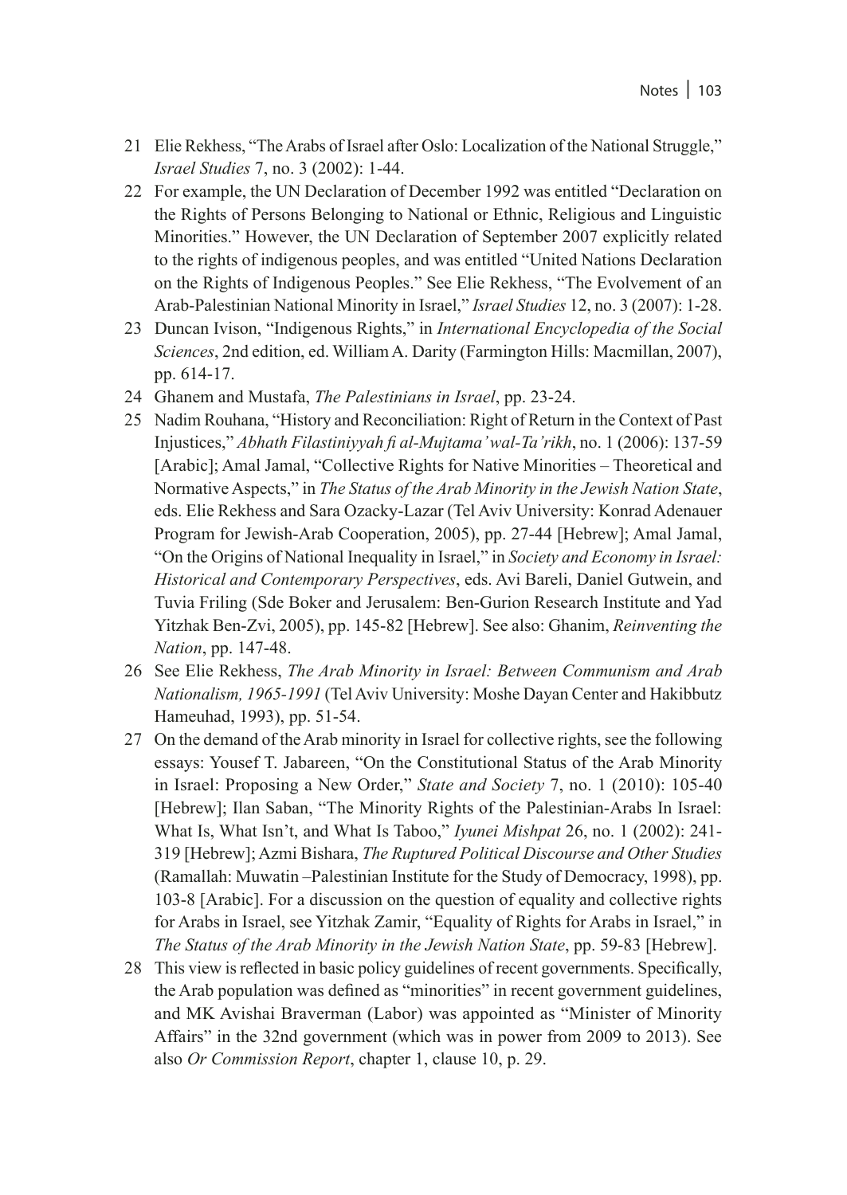21 Elie Rekhess, "The Arabs of Israel after Oslo: Localization of the National Struggle," *Israel Studies* 7, no. 3 (2002): 1-44.

22 For example, the UN Declaration of December 1992 was entitled "Declaration on the Rights of Persons Belonging to National or Ethnic, Religious and Linguistic Minorities." However, the UN Declaration of September 2007 explicitly related to the rights of indigenous peoples, and was entitled "United Nations Declaration on the Rights of Indigenous Peoples." See Elie Rekhess, "The Evolvement of an Arab-Palestinian National Minority in Israel," *Israel Studies* 12, no. 3 (2007): 1-28.

23 Duncan Ivison, "Indigenous Rights," in *International Encyclopedia of the Social Sciences*, 2nd edition, ed. William A. Darity (Farmington Hills: Macmillan, 2007), pp. 614-17.

24 Ghanem and Mustafa, *The Palestinians in Israel*, pp. 23-24.

25 Nadim Rouhana, "History and Reconciliation: Right of Return in the Context of Past Injustices," *Abhath Filastiniyyah fi al-Mujtama'wal-Ta'rikh*, no. 1 (2006): 137-59 [Arabic]; Amal Jamal, "Collective Rights for Native Minorities – Theoretical and Normative Aspects," in *The Status of the Arab Minority in the Jewish Nation State*, eds. Elie Rekhess and Sara Ozacky-Lazar (Tel Aviv University: Konrad Adenauer Program for Jewish-Arab Cooperation, 2005), pp. 27-44 [Hebrew]; Amal Jamal, "On the Origins of National Inequality in Israel," in *Society and Economy in Israel: Historical and Contemporary Perspectives*, eds. Avi Bareli, Daniel Gutwein, and Tuvia Friling (Sde Boker and Jerusalem: Ben-Gurion Research Institute and Yad Yitzhak Ben-Zvi, 2005), pp. 145-82 [Hebrew]. See also: Ghanim, *Reinventing the Nation*, pp. 147-48.

26 See Elie Rekhess, *The Arab Minority in Israel: Between Communism and Arab Nationalism, 1965-1991* (Tel Aviv University: Moshe Dayan Center and Hakibbutz Hameuhad, 1993), pp. 51-54.

27 On the demand of the Arab minority in Israel for collective rights, see the following essays: Yousef T. Jabareen, "On the Constitutional Status of the Arab Minority in Israel: Proposing a New Order," *State and Society* 7, no. 1 (2010): 105-40 [Hebrew]; Ilan Saban, "The Minority Rights of the Palestinian-Arabs In Israel: What Is, What Isn't, and What Is Taboo," *Iyunei Mishpat* 26, no. 1 (2002): 241-319 [Hebrew]; Azmi Bishara, *The Ruptured Political Discourse and Other Studies* (Ramallah: Muwatin –Palestinian Institute for the Study of Democracy, 1998), pp. 103-8 [Arabic]. For a discussion on the question of equality and collective rights for Arabs in Israel, see Yitzhak Zamir, "Equality of Rights for Arabs in Israel," in *The Status of the Arab Minority in the Jewish Nation State*, pp. 59-83 [Hebrew].

28 This view is reflected in basic policy guidelines of recent governments. Specifically, the Arab population was defined as "minorities" in recent government guidelines, and MK Avishai Braverman (Labor) was appointed as "Minister of Minority Affairs" in the 32nd government (which was in power from 2009 to 2013). See also *Or Commission Report*, chapter 1, clause 10, p. 29.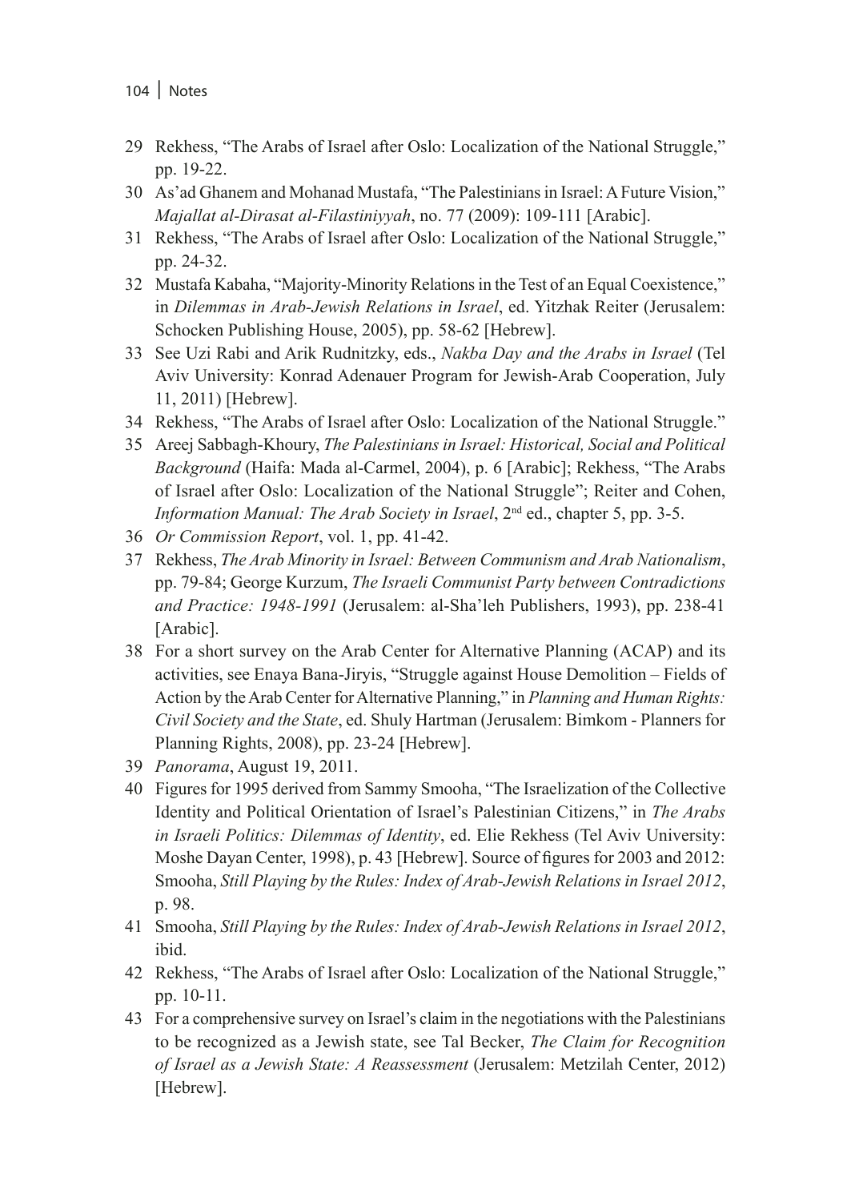29 Rekhess, "The Arabs of Israel after Oslo: Localization of the National Struggle," pp. 19-22.

30 As'ad Ghanem and Mohanad Mustafa, "The Palestinians in Israel: A Future Vision," *Majallat al-Dirasat al-Filastiniyyah*, no. 77 (2009): 109-111 [Arabic].

31 Rekhess, "The Arabs of Israel after Oslo: Localization of the National Struggle," pp. 24-32.

32 Mustafa Kabaha, "Majority-Minority Relations in the Test of an Equal Coexistence," in *Dilemmas in Arab-Jewish Relations in Israel*, ed. Yitzhak Reiter (Jerusalem: Schocken Publishing House, 2005), pp. 58-62 [Hebrew].

33 See Uzi Rabi and Arik Rudnitzky, eds., *Nakba Day and the Arabs in Israel* (Tel Aviv University: Konrad Adenauer Program for Jewish-Arab Cooperation, July 11, 2011) [Hebrew].

34 Rekhess, "The Arabs of Israel after Oslo: Localization of the National Struggle."

35 Areej Sabbagh-Khoury, *The Palestinians in Israel: Historical, Social and Political Background* (Haifa: Mada al-Carmel, 2004), p. 6 [Arabic]; Rekhess, "The Arabs of Israel after Oslo: Localization of the National Struggle"; Reiter and Cohen, *Information Manual: The Arab Society in Israel*, 2nd ed., chapter 5, pp. 3-5.

36 *Or Commission Report*, vol. 1, pp. 41-42.

37 Rekhess, *The Arab Minority in Israel: Between Communism and Arab Nationalism*, pp. 79-84; George Kurzum, *The Israeli Communist Party between Contradictions and Practice: 1948-1991* (Jerusalem: al-Sha'leh Publishers, 1993), pp. 238-41 [Arabic].

38 For a short survey on the Arab Center for Alternative Planning (ACAP) and its activities, see Enaya Bana-Jiryis, "Struggle against House Demolition – Fields of Action by the Arab Center for Alternative Planning," in *Planning and Human Rights: Civil Society and the State*, ed. Shuly Hartman (Jerusalem: Bimkom - Planners for Planning Rights, 2008), pp. 23-24 [Hebrew].

39 *Panorama*, August 19, 2011.

40 Figures for 1995 derived from Sammy Smooha, "The Israelization of the Collective Identity and Political Orientation of Israel's Palestinian Citizens," in *The Arabs in Israeli Politics: Dilemmas of Identity*, ed. Elie Rekhess (Tel Aviv University: Moshe Dayan Center, 1998), p. 43 [Hebrew]. Source of figures for 2003 and 2012: Smooha, *Still Playing by the Rules: Index of Arab-Jewish Relations in Israel 2012*, p. 98.

41 Smooha, *Still Playing by the Rules: Index of Arab-Jewish Relations in Israel 2012*, ibid.

42 Rekhess, "The Arabs of Israel after Oslo: Localization of the National Struggle," pp. 10-11.

43 For a comprehensive survey on Israel's claim in the negotiations with the Palestinians to be recognized as a Jewish state, see Tal Becker, *The Claim for Recognition of Israel as a Jewish State: A Reassessment* (Jerusalem: Metzilah Center, 2012) [Hebrew].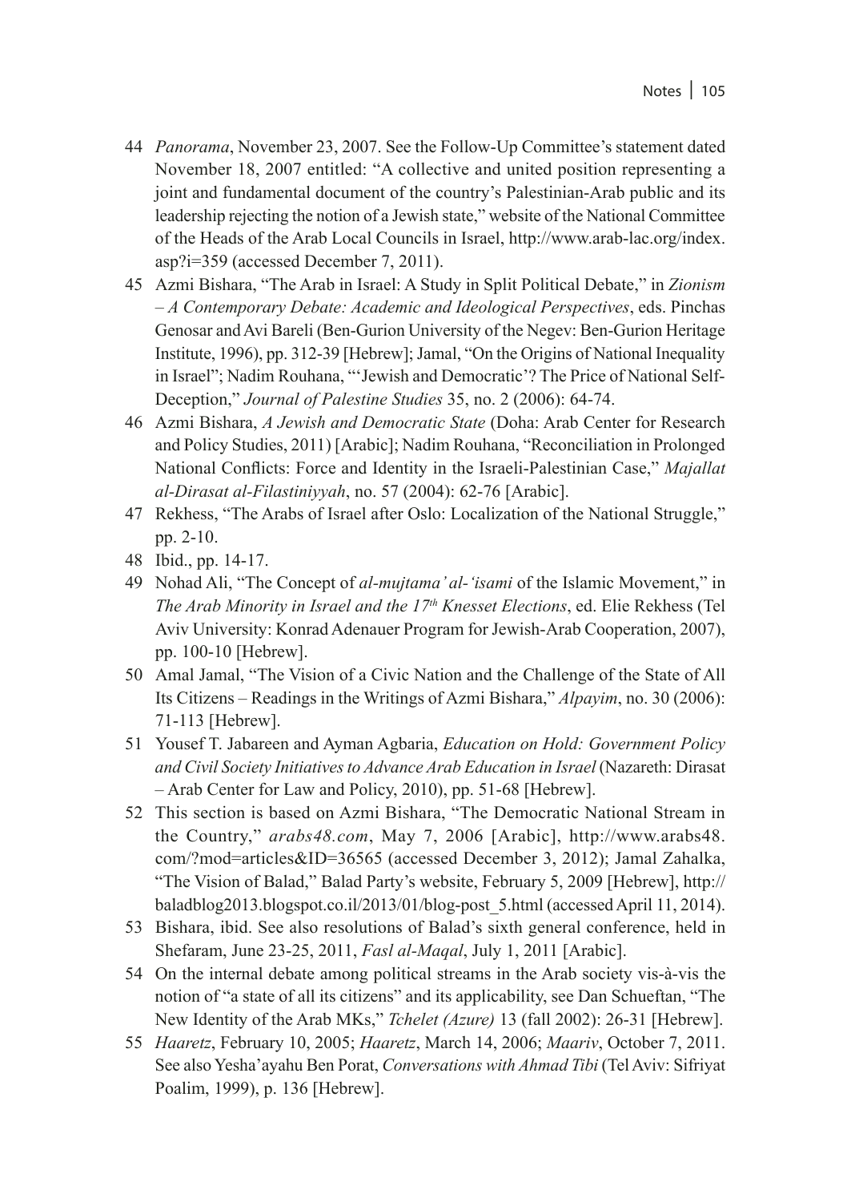44 *Panorama*, November 23, 2007. See the Follow-Up Committee's statement dated November 18, 2007 entitled: "A collective and united position representing a joint and fundamental document of the country's Palestinian-Arab public and its leadership rejecting the notion of a Jewish state," website of the National Committee of the Heads of the Arab Local Councils in Israel, http://www.arab-lac.org/index.asp?i=359 (accessed December 7, 2011).

45 Azmi Bishara, "The Arab in Israel: A Study in Split Political Debate," in *Zionism – A Contemporary Debate: Academic and Ideological Perspectives*, eds. Pinchas Genosar and Avi Bareli (Ben-Gurion University of the Negev: Ben-Gurion Heritage Institute, 1996), pp. 312-39 [Hebrew]; Jamal, "On the Origins of National Inequality in Israel"; Nadim Rouhana, "'Jewish and Democratic'? The Price of National Self-Deception," *Journal of Palestine Studies* 35, no. 2 (2006): 64-74.

46 Azmi Bishara, *A Jewish and Democratic State* (Doha: Arab Center for Research and Policy Studies, 2011) [Arabic]; Nadim Rouhana, "Reconciliation in Prolonged National Conflicts: Force and Identity in the Israeli-Palestinian Case," *Majallat al-Dirasat al-Filastiniyyah*, no. 57 (2004): 62-76 [Arabic].

47 Rekhess, "The Arabs of Israel after Oslo: Localization of the National Struggle," pp. 2-10.

48 Ibid., pp. 14-17.

49 Nohad Ali, "The Concept of *al-mujtama' al-'isami* of the Islamic Movement," in *The Arab Minority in Israel and the 17th Knesset Elections*, ed. Elie Rekhess (Tel Aviv University: Konrad Adenauer Program for Jewish-Arab Cooperation, 2007), pp. 100-10 [Hebrew].

50 Amal Jamal, "The Vision of a Civic Nation and the Challenge of the State of All Its Citizens – Readings in the Writings of Azmi Bishara," *Alpayim*, no. 30 (2006): 71-113 [Hebrew].

51 Yousef T. Jabareen and Ayman Agbaria, *Education on Hold: Government Policy and Civil Society Initiatives to Advance Arab Education in Israel* (Nazareth: Dirasat – Arab Center for Law and Policy, 2010), pp. 51-68 [Hebrew].

52 This section is based on Azmi Bishara, "The Democratic National Stream in the Country," *arabs48.com*, May 7, 2006 [Arabic], http://www.arabs48.com/?mod=articles&ID=36565 (accessed December 3, 2012); Jamal Zahalka, "The Vision of Balad," Balad Party's website, February 5, 2009 [Hebrew], http://baladblog2013.blogspot.co.il/2013/01/blog-post_5.html (accessed April 11, 2014).

53 Bishara, ibid. See also resolutions of Balad's sixth general conference, held in Shefaram, June 23-25, 2011, *Fasl al-Maqal*, July 1, 2011 [Arabic].

54 On the internal debate among political streams in the Arab society vis-à-vis the notion of "a state of all its citizens" and its applicability, see Dan Schueftan, "The New Identity of the Arab MKs," *Tchelet (Azure)* 13 (fall 2002): 26-31 [Hebrew].

55 *Haaretz*, February 10, 2005; *Haaretz*, March 14, 2006; *Maariv*, October 7, 2011. See also Yesha'ayahu Ben Porat, *Conversations with Ahmad Tibi* (Tel Aviv: Sifriyat Poalim, 1999), p. 136 [Hebrew].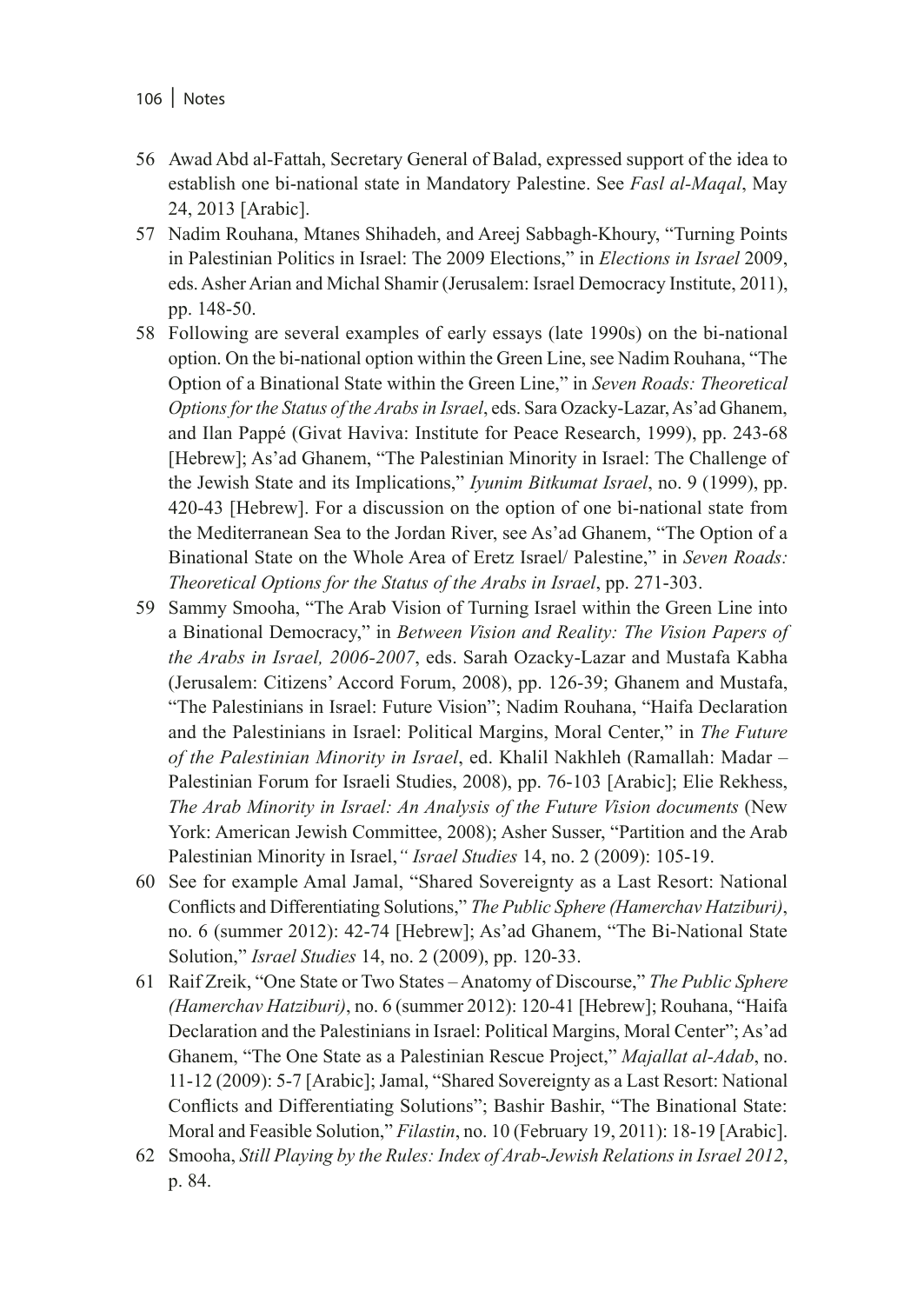56 Awad Abd al-Fattah, Secretary General of Balad, expressed support of the idea to establish one bi-national state in Mandatory Palestine. See *Fasl al-Maqal*, May 24, 2013 [Arabic].

57 Nadim Rouhana, Mtanes Shihadeh, and Areej Sabbagh-Khoury, "Turning Points in Palestinian Politics in Israel: The 2009 Elections," in *Elections in Israel* 2009, eds. Asher Arian and Michal Shamir (Jerusalem: Israel Democracy Institute, 2011), pp. 148-50.

58 Following are several examples of early essays (late 1990s) on the bi-national option. On the bi-national option within the Green Line, see Nadim Rouhana, "The Option of a Binational State within the Green Line," in *Seven Roads: Theoretical Options for the Status of the Arabs in Israel*, eds. Sara Ozacky-Lazar, As'ad Ghanem, and Ilan Pappé (Givat Haviva: Institute for Peace Research, 1999), pp. 243-68 [Hebrew]; As'ad Ghanem, "The Palestinian Minority in Israel: The Challenge of the Jewish State and its Implications," *Iyunim Bitkumat Israel*, no. 9 (1999), pp. 420-43 [Hebrew]. For a discussion on the option of one bi-national state from the Mediterranean Sea to the Jordan River, see As'ad Ghanem, "The Option of a Binational State on the Whole Area of Eretz Israel/ Palestine," in *Seven Roads: Theoretical Options for the Status of the Arabs in Israel*, pp. 271-303.

59 Sammy Smooha, "The Arab Vision of Turning Israel within the Green Line into a Binational Democracy," in *Between Vision and Reality: The Vision Papers of the Arabs in Israel, 2006-2007*, eds. Sarah Ozacky-Lazar and Mustafa Kabha (Jerusalem: Citizens' Accord Forum, 2008), pp. 126-39; Ghanem and Mustafa, "The Palestinians in Israel: Future Vision"; Nadim Rouhana, "Haifa Declaration and the Palestinians in Israel: Political Margins, Moral Center," in *The Future of the Palestinian Minority in Israel*, ed. Khalil Nakhleh (Ramallah: Madar – Palestinian Forum for Israeli Studies, 2008), pp. 76-103 [Arabic]; Elie Rekhess, *The Arab Minority in Israel: An Analysis of the Future Vision documents* (New York: American Jewish Committee, 2008); Asher Susser, "Partition and the Arab Palestinian Minority in Israel," *Israel Studies* 14, no. 2 (2009): 105-19.

60 See for example Amal Jamal, "Shared Sovereignty as a Last Resort: National Conflicts and Differentiating Solutions," *The Public Sphere (Hamerchav Hatziburi)*, no. 6 (summer 2012): 42-74 [Hebrew]; As'ad Ghanem, "The Bi-National State Solution," *Israel Studies* 14, no. 2 (2009), pp. 120-33.

61 Raif Zreik, "One State or Two States – Anatomy of Discourse," *The Public Sphere (Hamerchav Hatziburi)*, no. 6 (summer 2012): 120-41 [Hebrew]; Rouhana, "Haifa Declaration and the Palestinians in Israel: Political Margins, Moral Center"; As'ad Ghanem, "The One State as a Palestinian Rescue Project," *Majallat al-Adab*, no. 11-12 (2009): 5-7 [Arabic]; Jamal, "Shared Sovereignty as a Last Resort: National Conflicts and Differentiating Solutions"; Bashir Bashir, "The Binational State: Moral and Feasible Solution," *Filastin*, no. 10 (February 19, 2011): 18-19 [Arabic].

62 Smooha, *Still Playing by the Rules: Index of Arab-Jewish Relations in Israel 2012*, p. 84.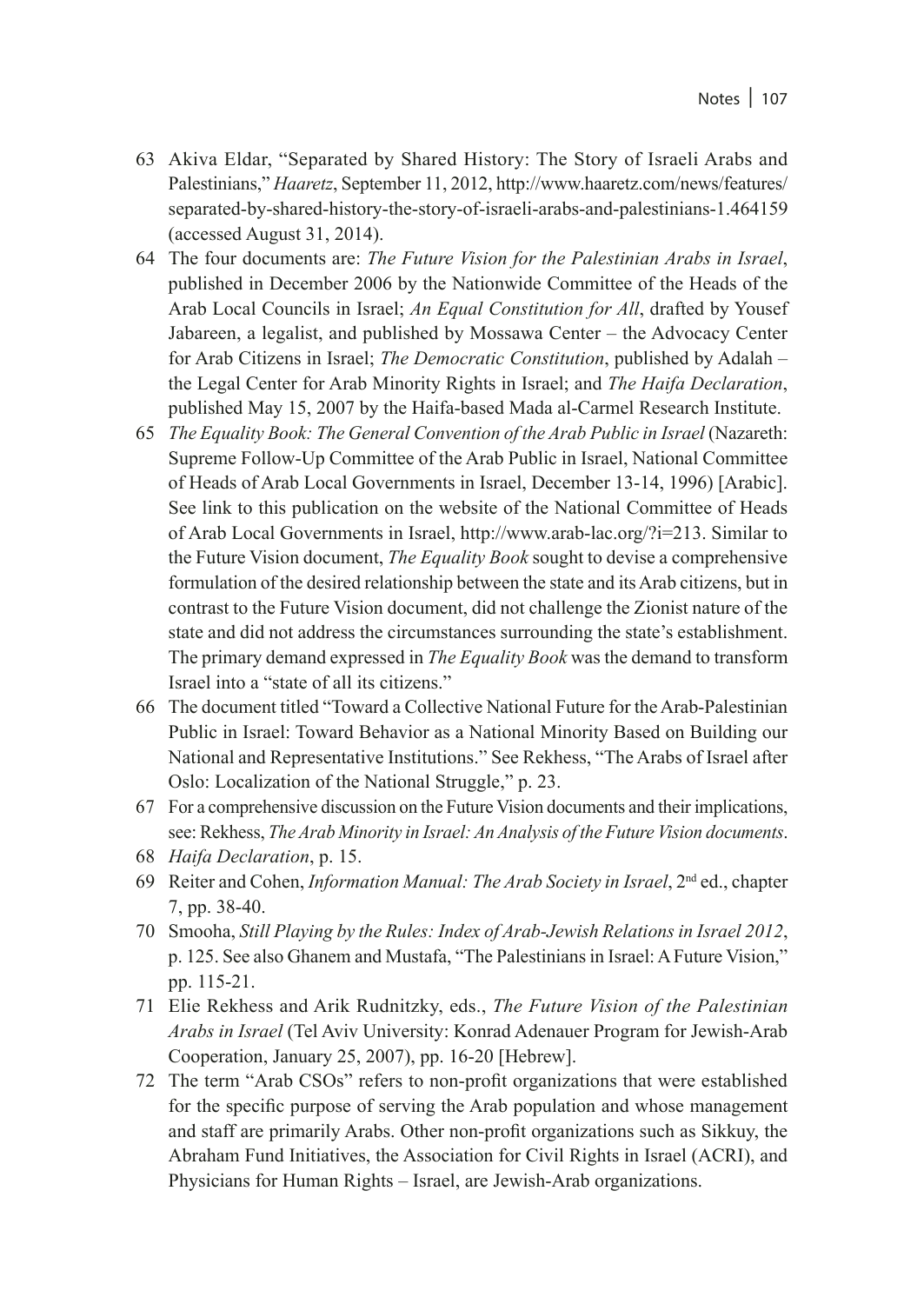63 Akiva Eldar, "Separated by Shared History: The Story of Israeli Arabs and Palestinians," *Haaretz*, September 11, 2012, http://www.haaretz.com/news/features/separated-by-shared-history-the-story-of-israeli-arabs-and-palestinians-1.464159 (accessed August 31, 2014).

64 The four documents are: *The Future Vision for the Palestinian Arabs in Israel*, published in December 2006 by the Nationwide Committee of the Heads of the Arab Local Councils in Israel; *An Equal Constitution for All*, drafted by Yousef Jabareen, a legalist, and published by Mossawa Center – the Advocacy Center for Arab Citizens in Israel; *The Democratic Constitution*, published by Adalah – the Legal Center for Arab Minority Rights in Israel; and *The Haifa Declaration*, published May 15, 2007 by the Haifa-based Mada al-Carmel Research Institute.

65 *The Equality Book: The General Convention of the Arab Public in Israel* (Nazareth: Supreme Follow-Up Committee of the Arab Public in Israel, National Committee of Heads of Arab Local Governments in Israel, December 13-14, 1996) [Arabic]. See link to this publication on the website of the National Committee of Heads of Arab Local Governments in Israel, http://www.arab-lac.org/?i=213. Similar to the Future Vision document, *The Equality Book* sought to devise a comprehensive formulation of the desired relationship between the state and its Arab citizens, but in contrast to the Future Vision document, did not challenge the Zionist nature of the state and did not address the circumstances surrounding the state's establishment. The primary demand expressed in *The Equality Book* was the demand to transform Israel into a "state of all its citizens."

66 The document titled "Toward a Collective National Future for the Arab-Palestinian Public in Israel: Toward Behavior as a National Minority Based on Building our National and Representative Institutions." See Rekhess, "The Arabs of Israel after Oslo: Localization of the National Struggle," p. 23.

67 For a comprehensive discussion on the Future Vision documents and their implications, see: Rekhess, *The Arab Minority in Israel: An Analysis of the Future Vision documents*.

68 *Haifa Declaration*, p. 15.

69 Reiter and Cohen, *Information Manual: The Arab Society in Israel*, 2nd ed., chapter 7, pp. 38-40.

70 Smooha, *Still Playing by the Rules: Index of Arab-Jewish Relations in Israel 2012*, p. 125. See also Ghanem and Mustafa, "The Palestinians in Israel: A Future Vision," pp. 115-21.

71 Elie Rekhess and Arik Rudnitzky, eds., *The Future Vision of the Palestinian Arabs in Israel* (Tel Aviv University: Konrad Adenauer Program for Jewish-Arab Cooperation, January 25, 2007), pp. 16-20 [Hebrew].

72 The term "Arab CSOs" refers to non-profit organizations that were established for the specific purpose of serving the Arab population and whose management and staff are primarily Arabs. Other non-profit organizations such as Sikkuy, the Abraham Fund Initiatives, the Association for Civil Rights in Israel (ACRI), and Physicians for Human Rights – Israel, are Jewish-Arab organizations.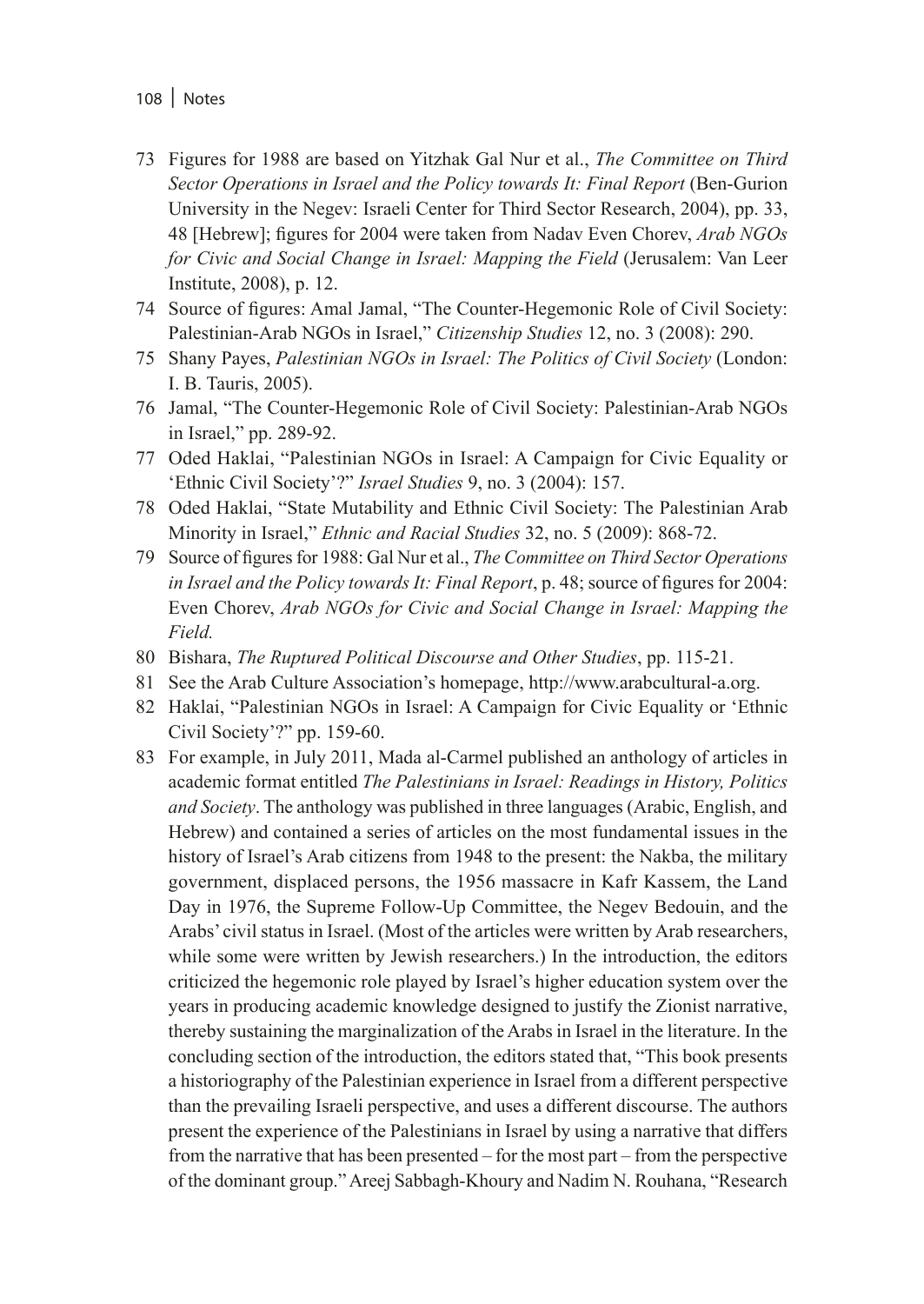73 Figures for 1988 are based on Yitzhak Gal Nur et al., *The Committee on Third Sector Operations in Israel and the Policy towards It: Final Report* (Ben-Gurion University in the Negev: Israeli Center for Third Sector Research, 2004), pp. 33, 48 [Hebrew]; figures for 2004 were taken from Nadav Even Chorev, *Arab NGOs for Civic and Social Change in Israel: Mapping the Field* (Jerusalem: Van Leer Institute, 2008), p. 12.

74 Source of figures: Amal Jamal, "The Counter-Hegemonic Role of Civil Society: Palestinian-Arab NGOs in Israel," *Citizenship Studies* 12, no. 3 (2008): 290.

75 Shany Payes, *Palestinian NGOs in Israel: The Politics of Civil Society* (London: I. B. Tauris, 2005).

76 Jamal, "The Counter-Hegemonic Role of Civil Society: Palestinian-Arab NGOs in Israel," pp. 289-92.

77 Oded Haklai, "Palestinian NGOs in Israel: A Campaign for Civic Equality or 'Ethnic Civil Society'?" *Israel Studies* 9, no. 3 (2004): 157.

78 Oded Haklai, "State Mutability and Ethnic Civil Society: The Palestinian Arab Minority in Israel," *Ethnic and Racial Studies* 32, no. 5 (2009): 868-72.

79 Source of figures for 1988: Gal Nur et al., *The Committee on Third Sector Operations in Israel and the Policy towards It: Final Report*, p. 48; source of figures for 2004: Even Chorev, *Arab NGOs for Civic and Social Change in Israel: Mapping the Field.*

80 Bishara, *The Ruptured Political Discourse and Other Studies*, pp. 115-21.

81 See the Arab Culture Association's homepage, http://www.arabcultural-a.org.

82 Haklai, "Palestinian NGOs in Israel: A Campaign for Civic Equality or 'Ethnic Civil Society'?" pp. 159-60.

83 For example, in July 2011, Mada al-Carmel published an anthology of articles in academic format entitled *The Palestinians in Israel: Readings in History, Politics and Society*. The anthology was published in three languages (Arabic, English, and Hebrew) and contained a series of articles on the most fundamental issues in the history of Israel's Arab citizens from 1948 to the present: the Nakba, the military government, displaced persons, the 1956 massacre in Kafr Kassem, the Land Day in 1976, the Supreme Follow-Up Committee, the Negev Bedouin, and the Arabs' civil status in Israel. (Most of the articles were written by Arab researchers, while some were written by Jewish researchers.) In the introduction, the editors criticized the hegemonic role played by Israel's higher education system over the years in producing academic knowledge designed to justify the Zionist narrative, thereby sustaining the marginalization of the Arabs in Israel in the literature. In the concluding section of the introduction, the editors stated that, "This book presents a historiography of the Palestinian experience in Israel from a different perspective than the prevailing Israeli perspective, and uses a different discourse. The authors present the experience of the Palestinians in Israel by using a narrative that differs from the narrative that has been presented – for the most part – from the perspective of the dominant group." Areej Sabbagh-Khoury and Nadim N. Rouhana, "Research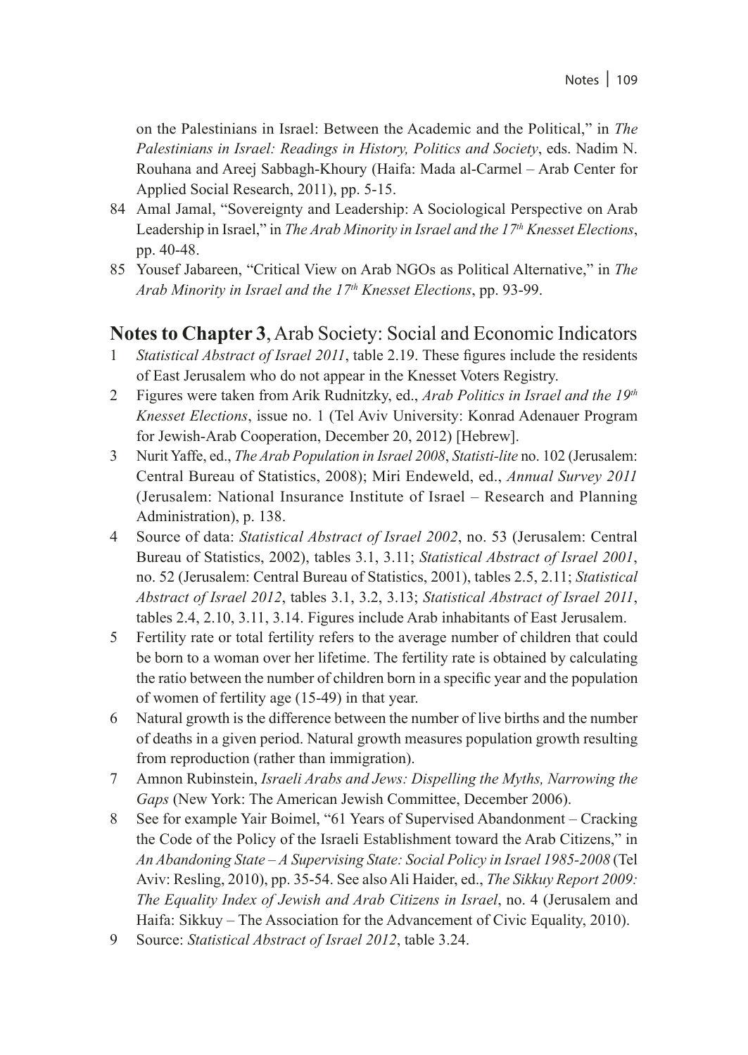on the Palestinians in Israel: Between the Academic and the Political," in *The Palestinians in Israel: Readings in History, Politics and Society*, eds. Nadim N. Rouhana and Areej Sabbagh-Khoury (Haifa: Mada al-Carmel – Arab Center for Applied Social Research, 2011), pp. 5-15.

84 Amal Jamal, "Sovereignty and Leadership: A Sociological Perspective on Arab Leadership in Israel," in *The Arab Minority in Israel and the 17th Knesset Elections*, pp. 40-48.

85 Yousef Jabareen, "Critical View on Arab NGOs as Political Alternative," in *The Arab Minority in Israel and the 17th Knesset Elections*, pp. 93-99.

## **Notes to Chapter 3**, Arab Society: Social and Economic Indicators

1 *Statistical Abstract of Israel 2011*, table 2.19. These figures include the residents of East Jerusalem who do not appear in the Knesset Voters Registry.

2 Figures were taken from Arik Rudnitzky, ed., *Arab Politics in Israel and the 19th Knesset Elections*, issue no. 1 (Tel Aviv University: Konrad Adenauer Program for Jewish-Arab Cooperation, December 20, 2012) [Hebrew].

3 Nurit Yaffe, ed., *The Arab Population in Israel 2008*, *Statisti-lite* no. 102 (Jerusalem: Central Bureau of Statistics, 2008); Miri Endeweld, ed., *Annual Survey 2011* (Jerusalem: National Insurance Institute of Israel – Research and Planning Administration), p. 138.

4 Source of data: *Statistical Abstract of Israel 2002*, no. 53 (Jerusalem: Central Bureau of Statistics, 2002), tables 3.1, 3.11; *Statistical Abstract of Israel 2001*, no. 52 (Jerusalem: Central Bureau of Statistics, 2001), tables 2.5, 2.11; *Statistical Abstract of Israel 2012*, tables 3.1, 3.2, 3.13; *Statistical Abstract of Israel 2011*, tables 2.4, 2.10, 3.11, 3.14. Figures include Arab inhabitants of East Jerusalem.

5 Fertility rate or total fertility refers to the average number of children that could be born to a woman over her lifetime. The fertility rate is obtained by calculating the ratio between the number of children born in a specific year and the population of women of fertility age (15-49) in that year.

6 Natural growth is the difference between the number of live births and the number of deaths in a given period. Natural growth measures population growth resulting from reproduction (rather than immigration).

7 Amnon Rubinstein, *Israeli Arabs and Jews: Dispelling the Myths, Narrowing the Gaps* (New York: The American Jewish Committee, December 2006).

8 See for example Yair Boimel, "61 Years of Supervised Abandonment – Cracking the Code of the Policy of the Israeli Establishment toward the Arab Citizens," in *An Abandoning State – A Supervising State: Social Policy in Israel 1985-2008* (Tel Aviv: Resling, 2010), pp. 35-54. See also Ali Haider, ed., *The Sikkuy Report 2009: The Equality Index of Jewish and Arab Citizens in Israel*, no. 4 (Jerusalem and Haifa: Sikkuy – The Association for the Advancement of Civic Equality, 2010).

9 Source: *Statistical Abstract of Israel 2012*, table 3.24.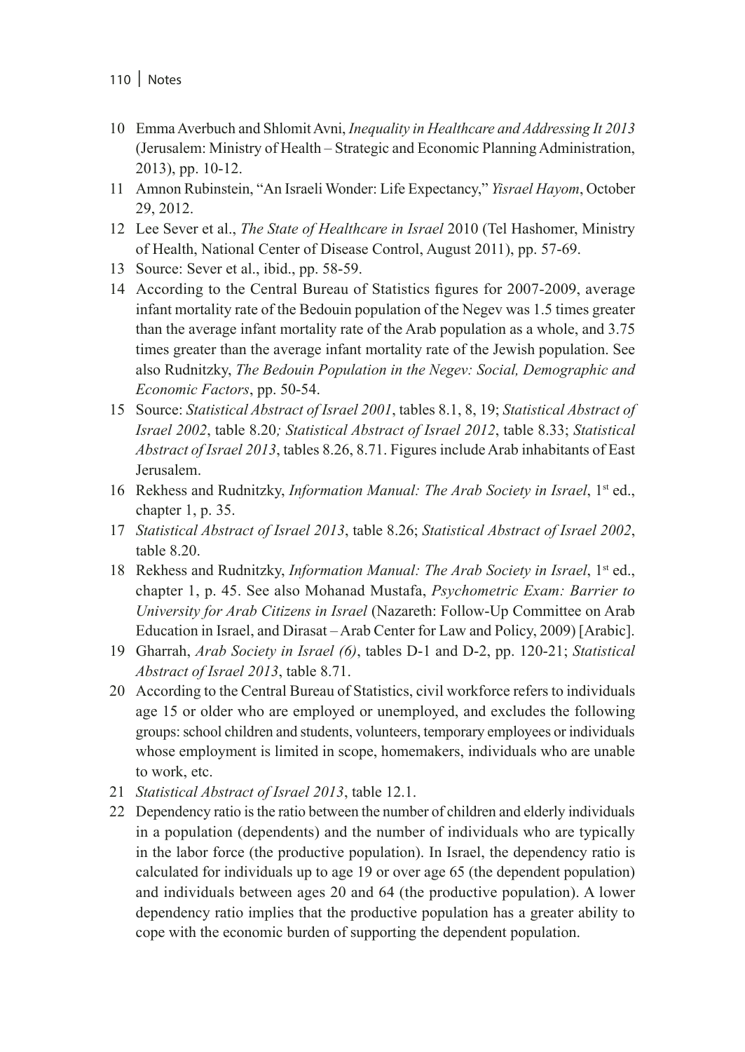10 Emma Averbuch and Shlomit Avni, *Inequality in Healthcare and Addressing It 2013* (Jerusalem: Ministry of Health – Strategic and Economic Planning Administration, 2013), pp. 10-12.

11 Amnon Rubinstein, "An Israeli Wonder: Life Expectancy," *Yisrael Hayom*, October 29, 2012.

12 Lee Sever et al., *The State of Healthcare in Israel* 2010 (Tel Hashomer, Ministry of Health, National Center of Disease Control, August 2011), pp. 57-69.

13 Source: Sever et al., ibid., pp. 58-59.

14 According to the Central Bureau of Statistics figures for 2007-2009, average infant mortality rate of the Bedouin population of the Negev was 1.5 times greater than the average infant mortality rate of the Arab population as a whole, and 3.75 times greater than the average infant mortality rate of the Jewish population. See also Rudnitzky, *The Bedouin Population in the Negev: Social, Demographic and Economic Factors*, pp. 50-54.

15 Source: *Statistical Abstract of Israel 2001*, tables 8.1, 8, 19; *Statistical Abstract of Israel 2002*, table 8.20*; Statistical Abstract of Israel 2012*, table 8.33; *Statistical Abstract of Israel 2013*, tables 8.26, 8.71. Figures include Arab inhabitants of East Jerusalem.

16 Rekhess and Rudnitzky, *Information Manual: The Arab Society in Israel*, 1st ed., chapter 1, p. 35.

17 *Statistical Abstract of Israel 2013*, table 8.26; *Statistical Abstract of Israel 2002*, table 8.20.

18 Rekhess and Rudnitzky, *Information Manual: The Arab Society in Israel*, 1st ed., chapter 1, p. 45. See also Mohanad Mustafa, *Psychometric Exam: Barrier to University for Arab Citizens in Israel* (Nazareth: Follow-Up Committee on Arab Education in Israel, and Dirasat – Arab Center for Law and Policy, 2009) [Arabic].

19 Gharrah, *Arab Society in Israel (6)*, tables D-1 and D-2, pp. 120-21; *Statistical Abstract of Israel 2013*, table 8.71.

20 According to the Central Bureau of Statistics, civil workforce refers to individuals age 15 or older who are employed or unemployed, and excludes the following groups: school children and students, volunteers, temporary employees or individuals whose employment is limited in scope, homemakers, individuals who are unable to work, etc.

21 *Statistical Abstract of Israel 2013*, table 12.1.

22 Dependency ratio is the ratio between the number of children and elderly individuals in a population (dependents) and the number of individuals who are typically in the labor force (the productive population). In Israel, the dependency ratio is calculated for individuals up to age 19 or over age 65 (the dependent population) and individuals between ages 20 and 64 (the productive population). A lower dependency ratio implies that the productive population has a greater ability to cope with the economic burden of supporting the dependent population.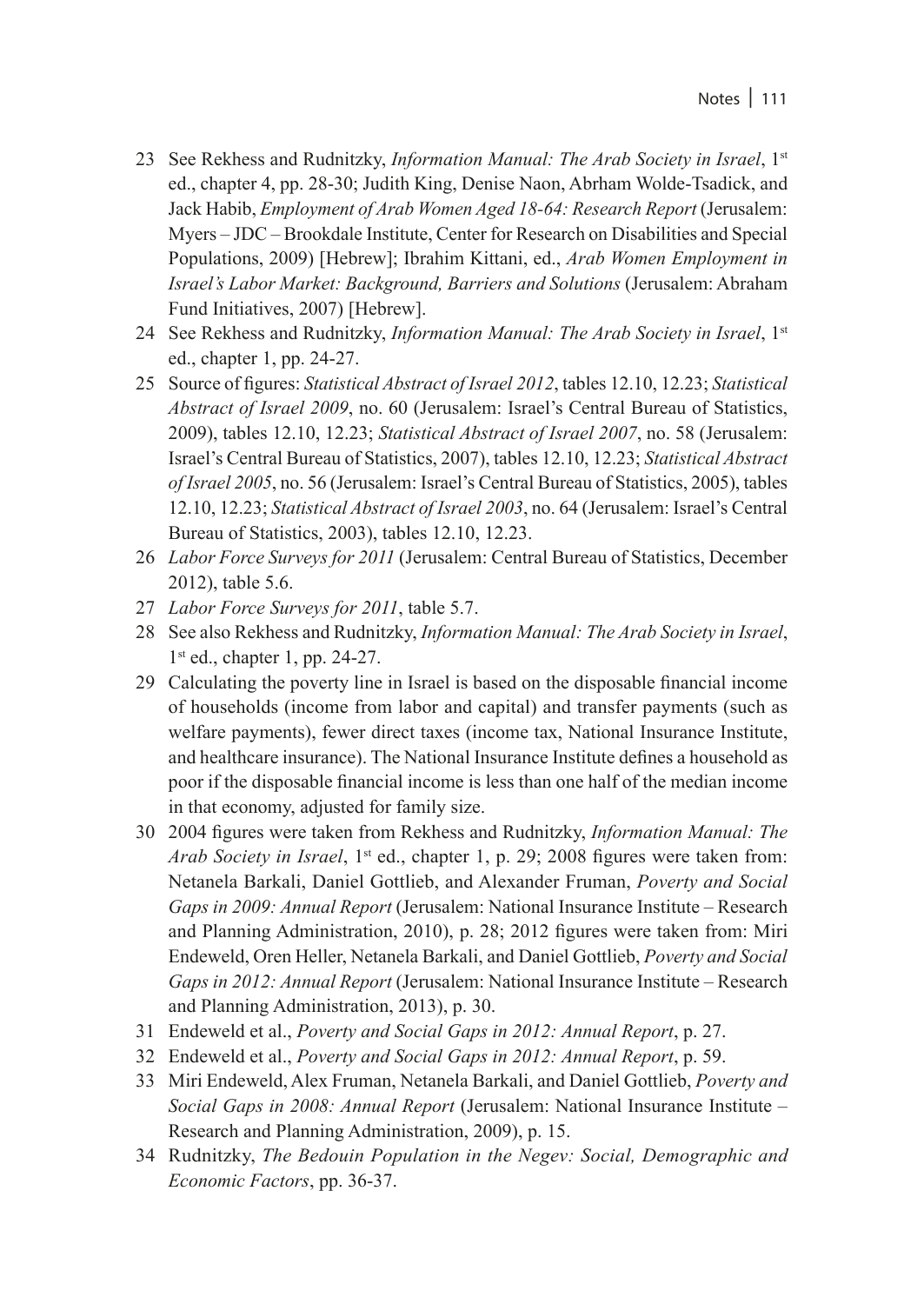23 See Rekhess and Rudnitzky, *Information Manual: The Arab Society in Israel*, 1st ed., chapter 4, pp. 28-30; Judith King, Denise Naon, Abrham Wolde-Tsadick, and Jack Habib, *Employment of Arab Women Aged 18-64: Research Report* (Jerusalem: Myers – JDC – Brookdale Institute, Center for Research on Disabilities and Special Populations, 2009) [Hebrew]; Ibrahim Kittani, ed., *Arab Women Employment in Israel's Labor Market: Background, Barriers and Solutions* (Jerusalem: Abraham Fund Initiatives, 2007) [Hebrew].

24 See Rekhess and Rudnitzky, *Information Manual: The Arab Society in Israel*, 1st ed., chapter 1, pp. 24-27.

25 Source of figures: *Statistical Abstract of Israel 2012*, tables 12.10, 12.23; *Statistical Abstract of Israel 2009*, no. 60 (Jerusalem: Israel's Central Bureau of Statistics, 2009), tables 12.10, 12.23; *Statistical Abstract of Israel 2007*, no. 58 (Jerusalem: Israel's Central Bureau of Statistics, 2007), tables 12.10, 12.23; *Statistical Abstract of Israel 2005*, no. 56 (Jerusalem: Israel's Central Bureau of Statistics, 2005), tables 12.10, 12.23; *Statistical Abstract of Israel 2003*, no. 64 (Jerusalem: Israel's Central Bureau of Statistics, 2003), tables 12.10, 12.23.

26 *Labor Force Surveys for 2011* (Jerusalem: Central Bureau of Statistics, December 2012), table 5.6.

27 *Labor Force Surveys for 2011*, table 5.7.

28 See also Rekhess and Rudnitzky, *Information Manual: The Arab Society in Israel*, 1st ed., chapter 1, pp. 24-27.

29 Calculating the poverty line in Israel is based on the disposable financial income of households (income from labor and capital) and transfer payments (such as welfare payments), fewer direct taxes (income tax, National Insurance Institute, and healthcare insurance). The National Insurance Institute defines a household as poor if the disposable financial income is less than one half of the median income in that economy, adjusted for family size.

30 2004 figures were taken from Rekhess and Rudnitzky, *Information Manual: The Arab Society in Israel*, 1st ed., chapter 1, p. 29; 2008 figures were taken from: Netanela Barkali, Daniel Gottlieb, and Alexander Fruman, *Poverty and Social Gaps in 2009: Annual Report* (Jerusalem: National Insurance Institute – Research and Planning Administration, 2010), p. 28; 2012 figures were taken from: Miri Endeweld, Oren Heller, Netanela Barkali, and Daniel Gottlieb, *Poverty and Social Gaps in 2012: Annual Report* (Jerusalem: National Insurance Institute – Research and Planning Administration, 2013), p. 30.

31 Endeweld et al., *Poverty and Social Gaps in 2012: Annual Report*, p. 27.

32 Endeweld et al., *Poverty and Social Gaps in 2012: Annual Report*, p. 59.

33 Miri Endeweld, Alex Fruman, Netanela Barkali, and Daniel Gottlieb, *Poverty and Social Gaps in 2008: Annual Report* (Jerusalem: National Insurance Institute – Research and Planning Administration, 2009), p. 15.

34 Rudnitzky, *The Bedouin Population in the Negev: Social, Demographic and Economic Factors*, pp. 36-37.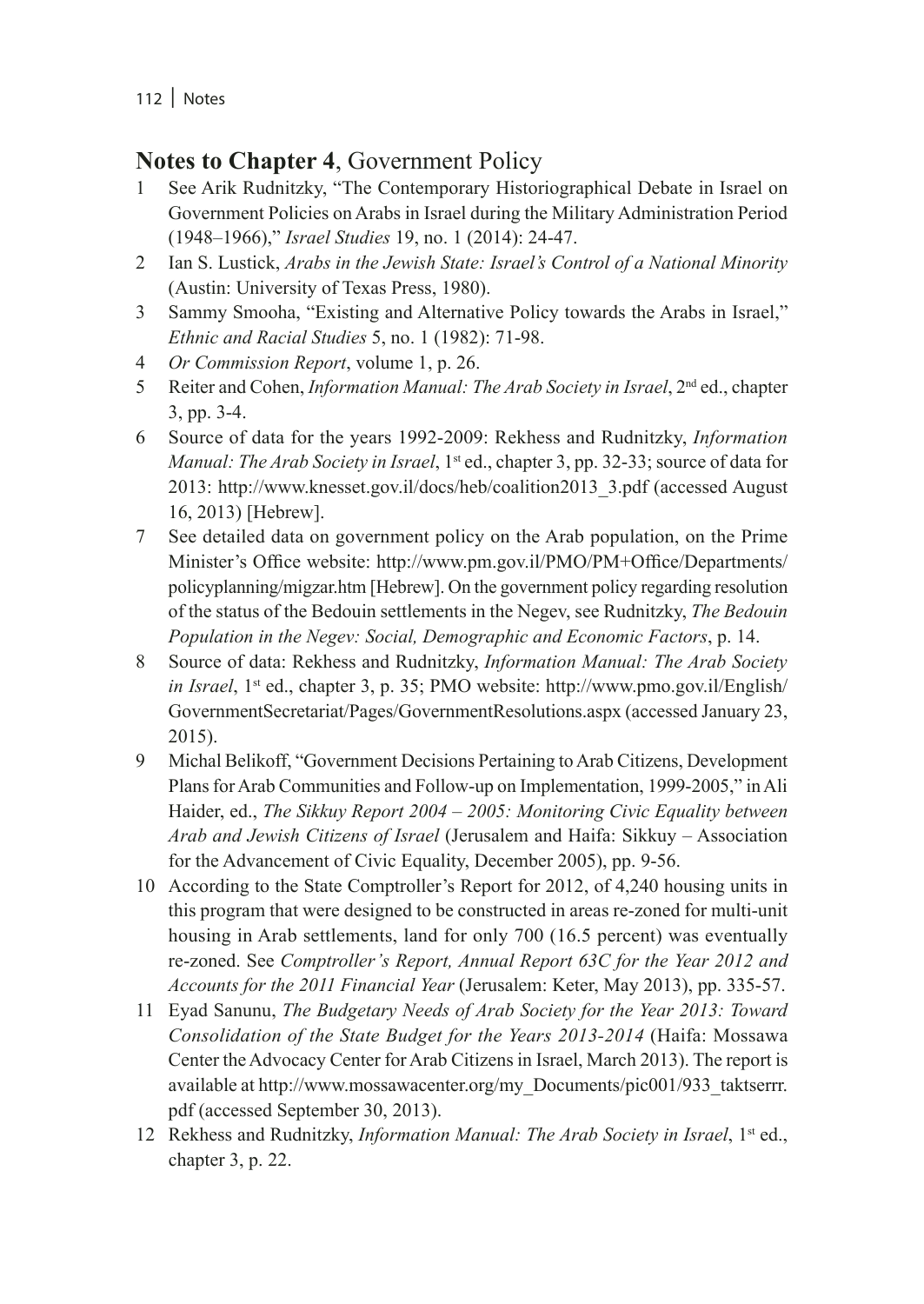## **Notes to Chapter 4**, Government Policy

1. See Arik Rudnitzky, "The Contemporary Historiographical Debate in Israel on Government Policies on Arabs in Israel during the Military Administration Period (1948–1966)," *Israel Studies* 19, no. 1 (2014): 24-47.
2. Ian S. Lustick, *Arabs in the Jewish State: Israel's Control of a National Minority* (Austin: University of Texas Press, 1980).
3. Sammy Smooha, "Existing and Alternative Policy towards the Arabs in Israel," *Ethnic and Racial Studies* 5, no. 1 (1982): 71-98.
4. *Or Commission Report*, volume 1, p. 26.
5. Reiter and Cohen, *Information Manual: The Arab Society in Israel*, 2nd ed., chapter 3, pp. 3-4.
6. Source of data for the years 1992-2009: Rekhess and Rudnitzky, *Information Manual: The Arab Society in Israel*, 1st ed., chapter 3, pp. 32-33; source of data for 2013: http://www.knesset.gov.il/docs/heb/coalition2013_3.pdf (accessed August 16, 2013) [Hebrew].
7. See detailed data on government policy on the Arab population, on the Prime Minister's Office website: http://www.pm.gov.il/PMO/PM+Office/Departments/policyplanning/migzar.htm [Hebrew]. On the government policy regarding resolution of the status of the Bedouin settlements in the Negev, see Rudnitzky, *The Bedouin Population in the Negev: Social, Demographic and Economic Factors*, p. 14.
8. Source of data: Rekhess and Rudnitzky, *Information Manual: The Arab Society in Israel*, 1st ed., chapter 3, p. 35; PMO website: http://www.pmo.gov.il/English/GovernmentSecretariat/Pages/GovernmentResolutions.aspx (accessed January 23, 2015).
9. Michal Belikoff, "Government Decisions Pertaining to Arab Citizens, Development Plans for Arab Communities and Follow-up on Implementation, 1999-2005," in Ali Haider, ed., *The Sikkuy Report 2004 – 2005: Monitoring Civic Equality between Arab and Jewish Citizens of Israel* (Jerusalem and Haifa: Sikkuy – Association for the Advancement of Civic Equality, December 2005), pp. 9-56.
10. According to the State Comptroller's Report for 2012, of 4,240 housing units in this program that were designed to be constructed in areas re-zoned for multi-unit housing in Arab settlements, land for only 700 (16.5 percent) was eventually re-zoned. See *Comptroller's Report, Annual Report 63C for the Year 2012 and Accounts for the 2011 Financial Year* (Jerusalem: Keter, May 2013), pp. 335-57.
11. Eyad Sanunu, *The Budgetary Needs of Arab Society for the Year 2013: Toward Consolidation of the State Budget for the Years 2013-2014* (Haifa: Mossawa Center the Advocacy Center for Arab Citizens in Israel, March 2013). The report is available at http://www.mossawacenter.org/my_Documents/pic001/933_taktserrr.pdf (accessed September 30, 2013).
12. Rekhess and Rudnitzky, *Information Manual: The Arab Society in Israel*, 1st ed., chapter 3, p. 22.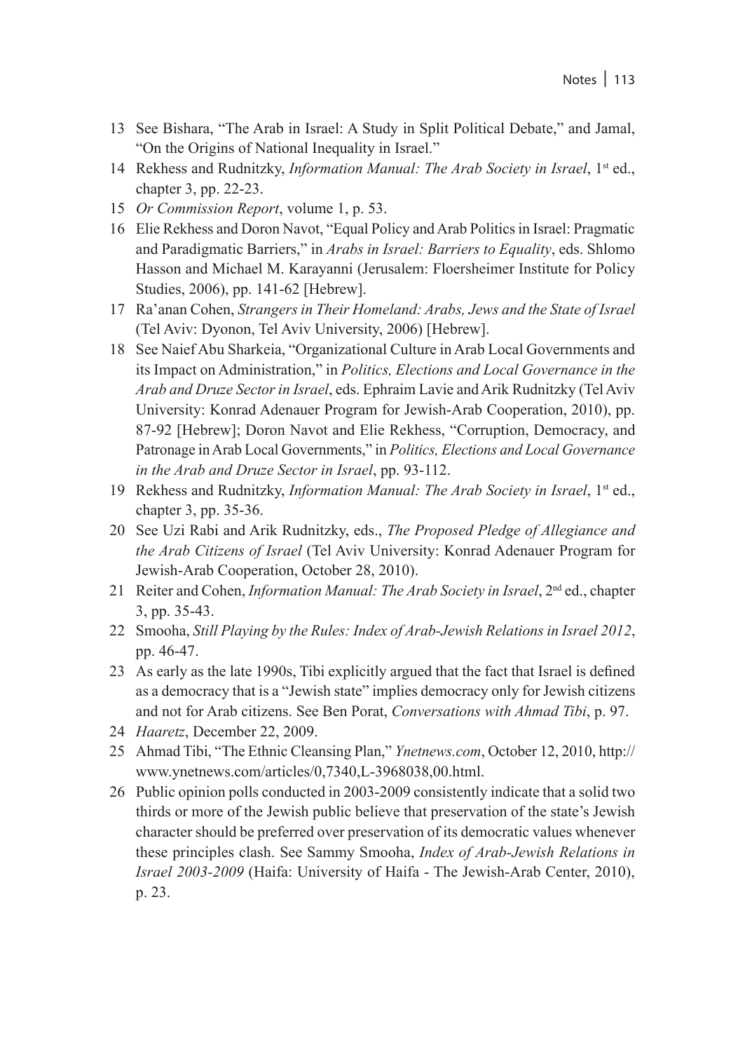13 See Bishara, "The Arab in Israel: A Study in Split Political Debate," and Jamal, "On the Origins of National Inequality in Israel."

14 Rekhess and Rudnitzky, *Information Manual: The Arab Society in Israel*, 1st ed., chapter 3, pp. 22-23.

15 *Or Commission Report*, volume 1, p. 53.

16 Elie Rekhess and Doron Navot, "Equal Policy and Arab Politics in Israel: Pragmatic and Paradigmatic Barriers," in *Arabs in Israel: Barriers to Equality*, eds. Shlomo Hasson and Michael M. Karayanni (Jerusalem: Floersheimer Institute for Policy Studies, 2006), pp. 141-62 [Hebrew].

17 Ra'anan Cohen, *Strangers in Their Homeland: Arabs, Jews and the State of Israel* (Tel Aviv: Dyonon, Tel Aviv University, 2006) [Hebrew].

18 See Naief Abu Sharkeia, "Organizational Culture in Arab Local Governments and its Impact on Administration," in *Politics, Elections and Local Governance in the Arab and Druze Sector in Israel*, eds. Ephraim Lavie and Arik Rudnitzky (Tel Aviv University: Konrad Adenauer Program for Jewish-Arab Cooperation, 2010), pp. 87-92 [Hebrew]; Doron Navot and Elie Rekhess, "Corruption, Democracy, and Patronage in Arab Local Governments," in *Politics, Elections and Local Governance in the Arab and Druze Sector in Israel*, pp. 93-112.

19 Rekhess and Rudnitzky, *Information Manual: The Arab Society in Israel*, 1st ed., chapter 3, pp. 35-36.

20 See Uzi Rabi and Arik Rudnitzky, eds., *The Proposed Pledge of Allegiance and the Arab Citizens of Israel* (Tel Aviv University: Konrad Adenauer Program for Jewish-Arab Cooperation, October 28, 2010).

21 Reiter and Cohen, *Information Manual: The Arab Society in Israel*, 2nd ed., chapter 3, pp. 35-43.

22 Smooha, *Still Playing by the Rules: Index of Arab-Jewish Relations in Israel 2012*, pp. 46-47.

23 As early as the late 1990s, Tibi explicitly argued that the fact that Israel is defined as a democracy that is a "Jewish state" implies democracy only for Jewish citizens and not for Arab citizens. See Ben Porat, *Conversations with Ahmad Tibi*, p. 97.

24 *Haaretz*, December 22, 2009.

25 Ahmad Tibi, "The Ethnic Cleansing Plan," *Ynetnews.com*, October 12, 2010, http://www.ynetnews.com/articles/0,7340,L-3968038,00.html.

26 Public opinion polls conducted in 2003-2009 consistently indicate that a solid two thirds or more of the Jewish public believe that preservation of the state's Jewish character should be preferred over preservation of its democratic values whenever these principles clash. See Sammy Smooha, *Index of Arab-Jewish Relations in Israel 2003-2009* (Haifa: University of Haifa - The Jewish-Arab Center, 2010), p. 23.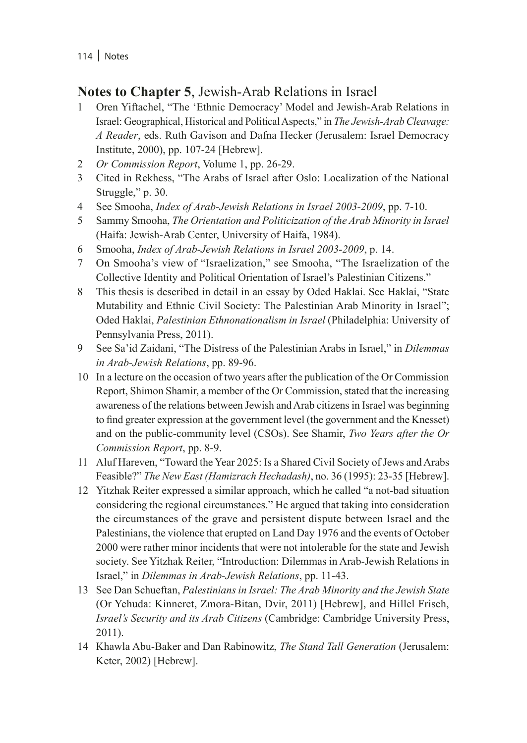## **Notes to Chapter 5**, Jewish-Arab Relations in Israel

1. Oren Yiftachel, "The 'Ethnic Democracy' Model and Jewish-Arab Relations in Israel: Geographical, Historical and Political Aspects," in *The Jewish-Arab Cleavage: A Reader*, eds. Ruth Gavison and Dafna Hecker (Jerusalem: Israel Democracy Institute, 2000), pp. 107-24 [Hebrew].
2. *Or Commission Report*, Volume 1, pp. 26-29.
3. Cited in Rekhess, "The Arabs of Israel after Oslo: Localization of the National Struggle," p. 30.
4. See Smooha, *Index of Arab-Jewish Relations in Israel 2003-2009*, pp. 7-10.
5. Sammy Smooha, *The Orientation and Politicization of the Arab Minority in Israel* (Haifa: Jewish-Arab Center, University of Haifa, 1984).
6. Smooha, *Index of Arab-Jewish Relations in Israel 2003-2009*, p. 14.
7. On Smooha's view of "Israelization," see Smooha, "The Israelization of the Collective Identity and Political Orientation of Israel's Palestinian Citizens."
8. This thesis is described in detail in an essay by Oded Haklai. See Haklai, "State Mutability and Ethnic Civil Society: The Palestinian Arab Minority in Israel"; Oded Haklai, *Palestinian Ethnonationalism in Israel* (Philadelphia: University of Pennsylvania Press, 2011).
9. See Sa'id Zaidani, "The Distress of the Palestinian Arabs in Israel," in *Dilemmas in Arab-Jewish Relations*, pp. 89-96.
10. In a lecture on the occasion of two years after the publication of the Or Commission Report, Shimon Shamir, a member of the Or Commission, stated that the increasing awareness of the relations between Jewish and Arab citizens in Israel was beginning to find greater expression at the government level (the government and the Knesset) and on the public-community level (CSOs). See Shamir, *Two Years after the Or Commission Report*, pp. 8-9.
11. Aluf Hareven, "Toward the Year 2025: Is a Shared Civil Society of Jews and Arabs Feasible?" *The New East (Hamizrach Hechadash)*, no. 36 (1995): 23-35 [Hebrew].
12. Yitzhak Reiter expressed a similar approach, which he called "a not-bad situation considering the regional circumstances." He argued that taking into consideration the circumstances of the grave and persistent dispute between Israel and the Palestinians, the violence that erupted on Land Day 1976 and the events of October 2000 were rather minor incidents that were not intolerable for the state and Jewish society. See Yitzhak Reiter, "Introduction: Dilemmas in Arab-Jewish Relations in Israel," in *Dilemmas in Arab-Jewish Relations*, pp. 11-43.
13. See Dan Schueftan, *Palestinians in Israel: The Arab Minority and the Jewish State* (Or Yehuda: Kinneret, Zmora-Bitan, Dvir, 2011) [Hebrew], and Hillel Frisch, *Israel's Security and its Arab Citizens* (Cambridge: Cambridge University Press, 2011).
14. Khawla Abu-Baker and Dan Rabinowitz, *The Stand Tall Generation* (Jerusalem: Keter, 2002) [Hebrew].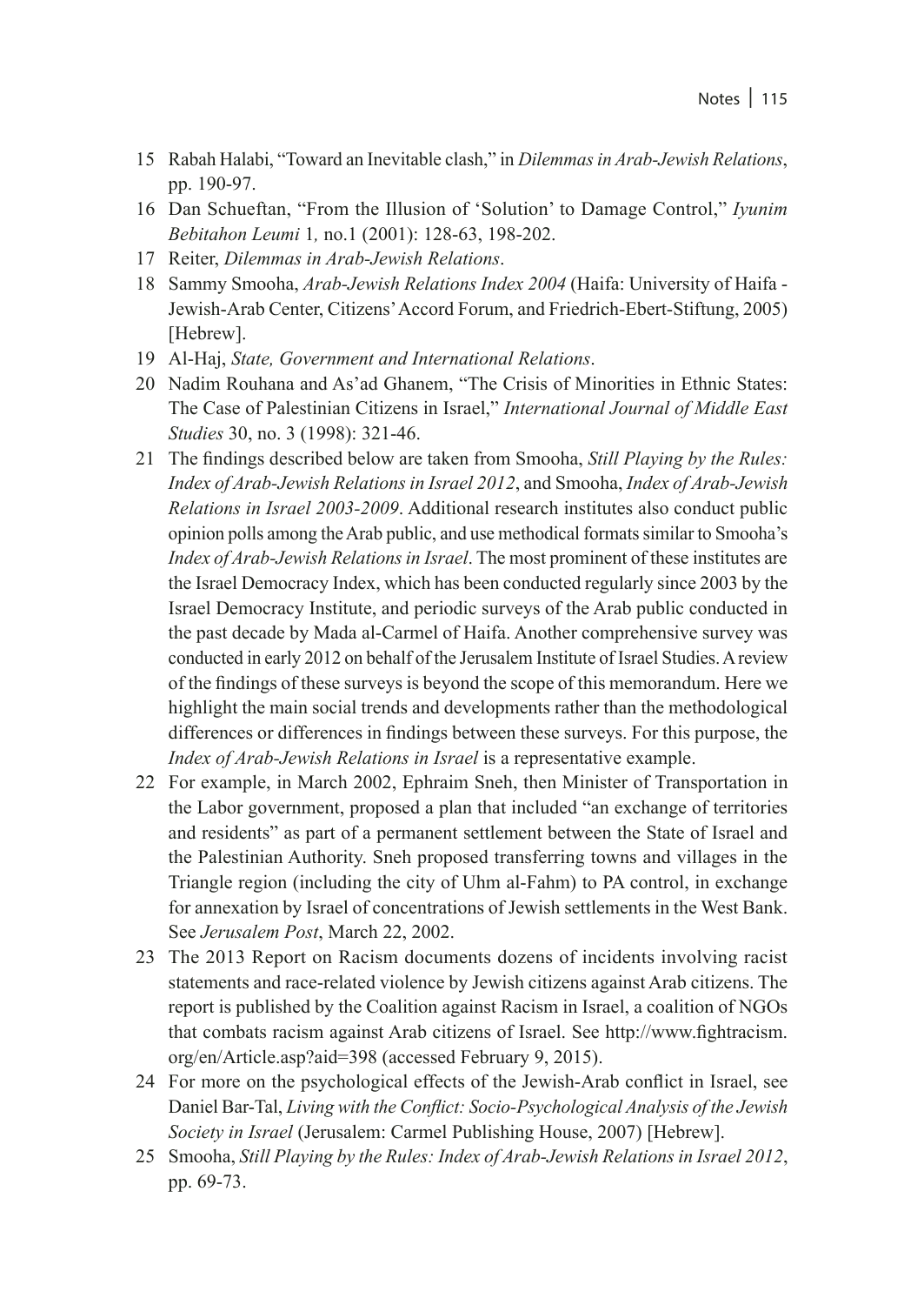15 Rabah Halabi, "Toward an Inevitable clash," in *Dilemmas in Arab-Jewish Relations*, pp. 190-97.

16 Dan Schueftan, "From the Illusion of 'Solution' to Damage Control," *Iyunim Bebitahon Leumi* 1*,* no.1 (2001): 128-63, 198-202.

17 Reiter, *Dilemmas in Arab-Jewish Relations*.

18 Sammy Smooha, *Arab-Jewish Relations Index 2004* (Haifa: University of Haifa - Jewish-Arab Center, Citizens' Accord Forum, and Friedrich-Ebert-Stiftung, 2005) [Hebrew].

19 Al-Haj, *State, Government and International Relations*.

20 Nadim Rouhana and As'ad Ghanem, "The Crisis of Minorities in Ethnic States: The Case of Palestinian Citizens in Israel," *International Journal of Middle East Studies* 30, no. 3 (1998): 321-46.

21 The findings described below are taken from Smooha, *Still Playing by the Rules: Index of Arab-Jewish Relations in Israel 2012*, and Smooha, *Index of Arab-Jewish Relations in Israel 2003-2009*. Additional research institutes also conduct public opinion polls among the Arab public, and use methodical formats similar to Smooha's *Index of Arab-Jewish Relations in Israel*. The most prominent of these institutes are the Israel Democracy Index, which has been conducted regularly since 2003 by the Israel Democracy Institute, and periodic surveys of the Arab public conducted in the past decade by Mada al-Carmel of Haifa. Another comprehensive survey was conducted in early 2012 on behalf of the Jerusalem Institute of Israel Studies. A review of the findings of these surveys is beyond the scope of this memorandum. Here we highlight the main social trends and developments rather than the methodological differences or differences in findings between these surveys. For this purpose, the *Index of Arab-Jewish Relations in Israel* is a representative example.

22 For example, in March 2002, Ephraim Sneh, then Minister of Transportation in the Labor government, proposed a plan that included "an exchange of territories and residents" as part of a permanent settlement between the State of Israel and the Palestinian Authority. Sneh proposed transferring towns and villages in the Triangle region (including the city of Uhm al-Fahm) to PA control, in exchange for annexation by Israel of concentrations of Jewish settlements in the West Bank. See *Jerusalem Post*, March 22, 2002.

23 The 2013 Report on Racism documents dozens of incidents involving racist statements and race-related violence by Jewish citizens against Arab citizens. The report is published by the Coalition against Racism in Israel, a coalition of NGOs that combats racism against Arab citizens of Israel. See http://www.fightracism.org/en/Article.asp?aid=398 (accessed February 9, 2015).

24 For more on the psychological effects of the Jewish-Arab conflict in Israel, see Daniel Bar-Tal, *Living with the Conflict: Socio-Psychological Analysis of the Jewish Society in Israel* (Jerusalem: Carmel Publishing House, 2007) [Hebrew].

25 Smooha, *Still Playing by the Rules: Index of Arab-Jewish Relations in Israel 2012*, pp. 69-73.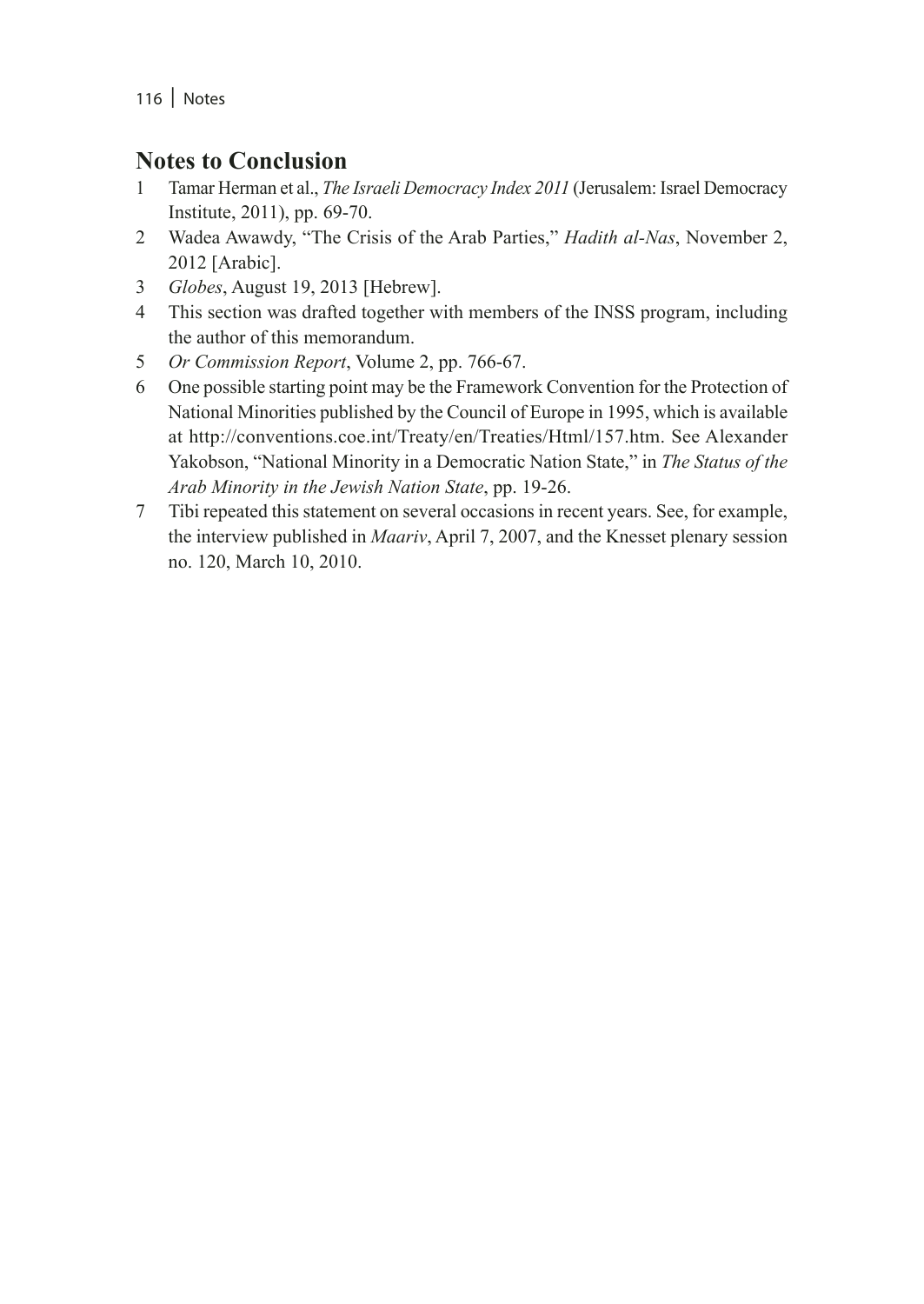## Notes to Conclusion

1. Tamar Herman et al., *The Israeli Democracy Index 2011* (Jerusalem: Israel Democracy Institute, 2011), pp. 69-70.
2. Wadea Awawdy, "The Crisis of the Arab Parties," *Hadith al-Nas*, November 2, 2012 [Arabic].
3. *Globes*, August 19, 2013 [Hebrew].
4. This section was drafted together with members of the INSS program, including the author of this memorandum.
5. *Or Commission Report*, Volume 2, pp. 766-67.
6. One possible starting point may be the Framework Convention for the Protection of National Minorities published by the Council of Europe in 1995, which is available at http://conventions.coe.int/Treaty/en/Treaties/Html/157.htm. See Alexander Yakobson, "National Minority in a Democratic Nation State," in *The Status of the Arab Minority in the Jewish Nation State*, pp. 19-26.
7. Tibi repeated this statement on several occasions in recent years. See, for example, the interview published in *Maariv*, April 7, 2007, and the Knesset plenary session no. 120, March 10, 2010.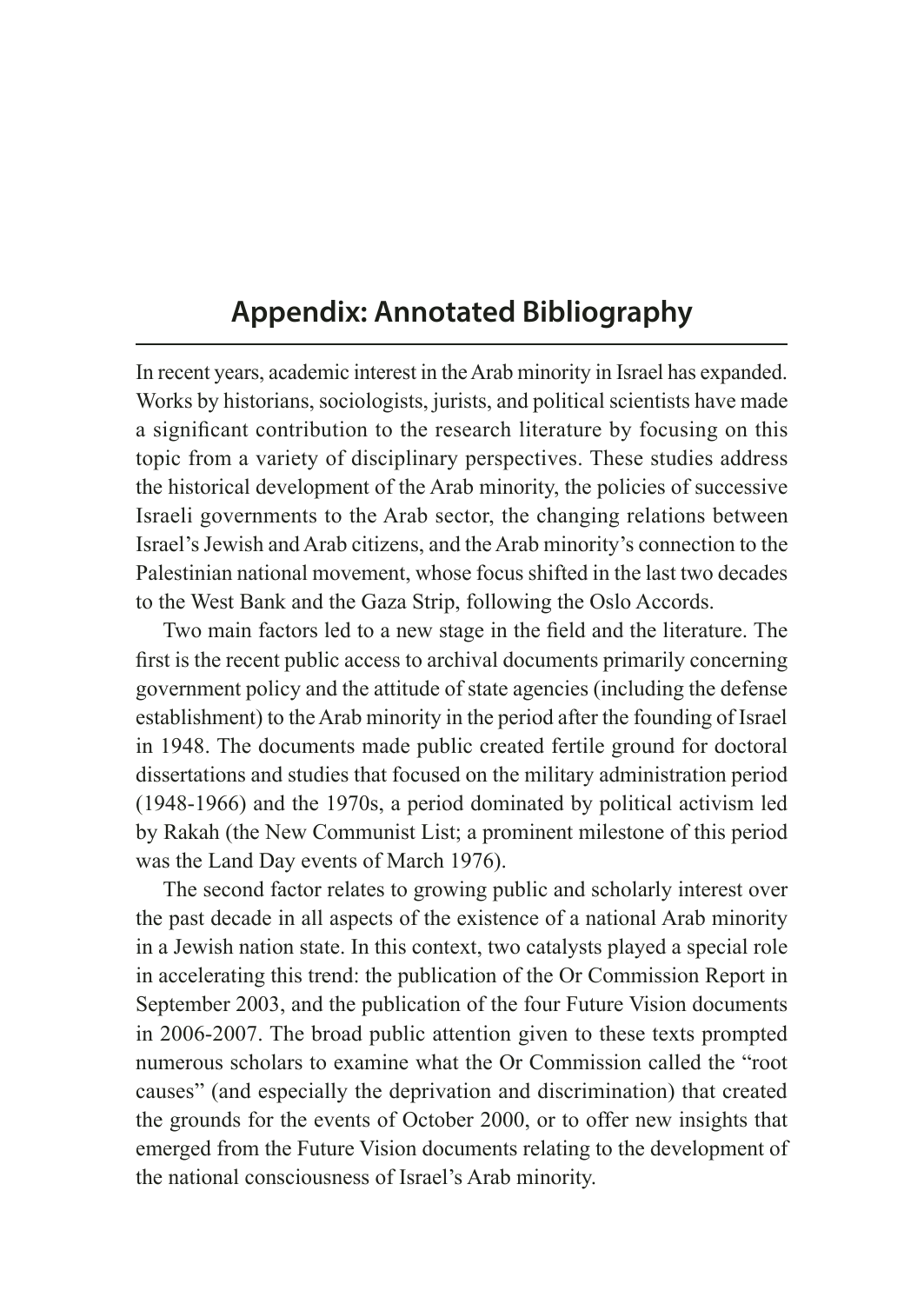# Appendix: Annotated Bibliography

In recent years, academic interest in the Arab minority in Israel has expanded. Works by historians, sociologists, jurists, and political scientists have made a significant contribution to the research literature by focusing on this topic from a variety of disciplinary perspectives. These studies address the historical development of the Arab minority, the policies of successive Israeli governments to the Arab sector, the changing relations between Israel's Jewish and Arab citizens, and the Arab minority's connection to the Palestinian national movement, whose focus shifted in the last two decades to the West Bank and the Gaza Strip, following the Oslo Accords.

Two main factors led to a new stage in the field and the literature. The first is the recent public access to archival documents primarily concerning government policy and the attitude of state agencies (including the defense establishment) to the Arab minority in the period after the founding of Israel in 1948. The documents made public created fertile ground for doctoral dissertations and studies that focused on the military administration period (1948-1966) and the 1970s, a period dominated by political activism led by Rakah (the New Communist List; a prominent milestone of this period was the Land Day events of March 1976).

The second factor relates to growing public and scholarly interest over the past decade in all aspects of the existence of a national Arab minority in a Jewish nation state. In this context, two catalysts played a special role in accelerating this trend: the publication of the Or Commission Report in September 2003, and the publication of the four Future Vision documents in 2006-2007. The broad public attention given to these texts prompted numerous scholars to examine what the Or Commission called the "root causes" (and especially the deprivation and discrimination) that created the grounds for the events of October 2000, or to offer new insights that emerged from the Future Vision documents relating to the development of the national consciousness of Israel's Arab minority.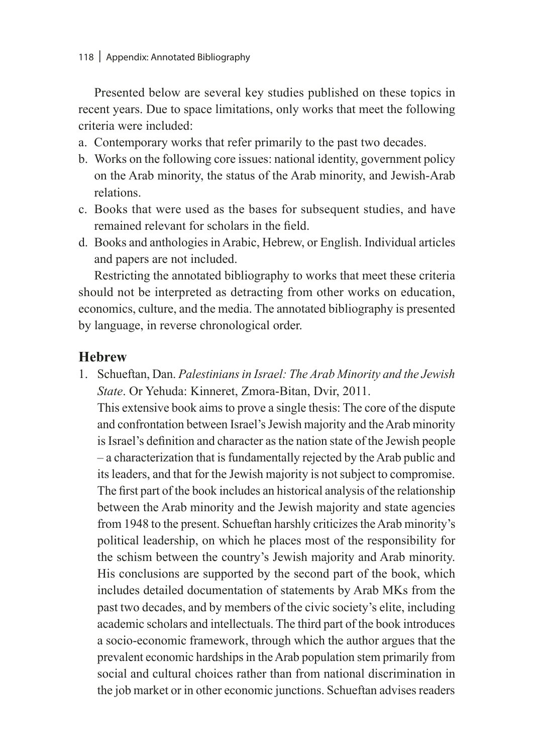Presented below are several key studies published on these topics in recent years. Due to space limitations, only works that meet the following criteria were included:

a. Contemporary works that refer primarily to the past two decades.
b. Works on the following core issues: national identity, government policy on the Arab minority, the status of the Arab minority, and Jewish-Arab relations.
c. Books that were used as the bases for subsequent studies, and have remained relevant for scholars in the field.
d. Books and anthologies in Arabic, Hebrew, or English. Individual articles and papers are not included.

Restricting the annotated bibliography to works that meet these criteria should not be interpreted as detracting from other works on education, economics, culture, and the media. The annotated bibliography is presented by language, in reverse chronological order.

## Hebrew

1. Schueftan, Dan. *Palestinians in Israel: The Arab Minority and the Jewish State*. Or Yehuda: Kinneret, Zmora-Bitan, Dvir, 2011.

   This extensive book aims to prove a single thesis: The core of the dispute and confrontation between Israel's Jewish majority and the Arab minority is Israel's definition and character as the nation state of the Jewish people – a characterization that is fundamentally rejected by the Arab public and its leaders, and that for the Jewish majority is not subject to compromise. The first part of the book includes an historical analysis of the relationship between the Arab minority and the Jewish majority and state agencies from 1948 to the present. Schueftan harshly criticizes the Arab minority's political leadership, on which he places most of the responsibility for the schism between the country's Jewish majority and Arab minority. His conclusions are supported by the second part of the book, which includes detailed documentation of statements by Arab MKs from the past two decades, and by members of the civic society's elite, including academic scholars and intellectuals. The third part of the book introduces a socio-economic framework, through which the author argues that the prevalent economic hardships in the Arab population stem primarily from social and cultural choices rather than from national discrimination in the job market or in other economic junctions. Schueftan advises readers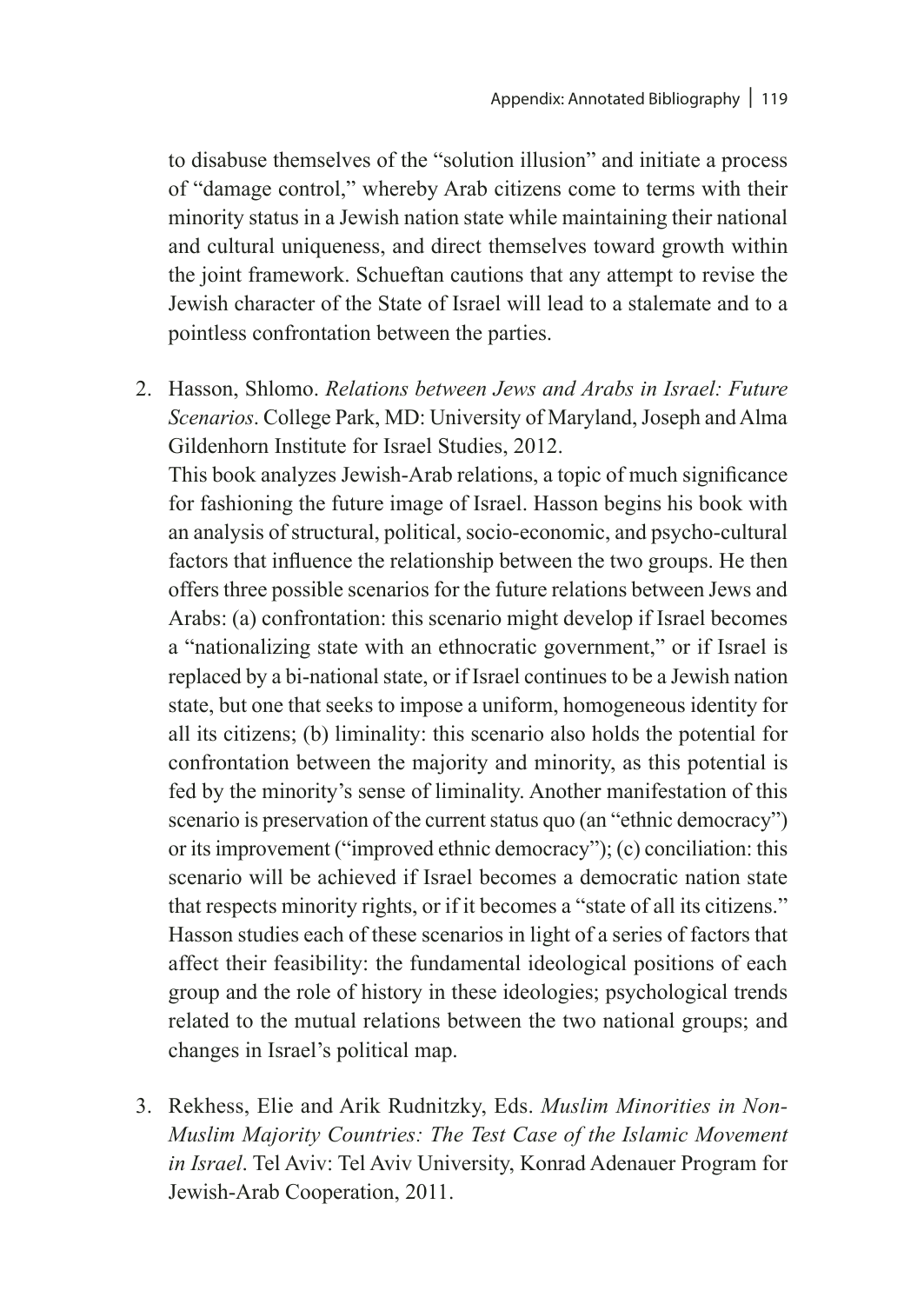to disabuse themselves of the "solution illusion" and initiate a process of "damage control," whereby Arab citizens come to terms with their minority status in a Jewish nation state while maintaining their national and cultural uniqueness, and direct themselves toward growth within the joint framework. Schueftan cautions that any attempt to revise the Jewish character of the State of Israel will lead to a stalemate and to a pointless confrontation between the parties.

2. Hasson, Shlomo. *Relations between Jews and Arabs in Israel: Future Scenarios*. College Park, MD: University of Maryland, Joseph and Alma Gildenhorn Institute for Israel Studies, 2012.
   This book analyzes Jewish-Arab relations, a topic of much significance for fashioning the future image of Israel. Hasson begins his book with an analysis of structural, political, socio-economic, and psycho-cultural factors that influence the relationship between the two groups. He then offers three possible scenarios for the future relations between Jews and Arabs: (a) confrontation: this scenario might develop if Israel becomes a "nationalizing state with an ethnocratic government," or if Israel is replaced by a bi-national state, or if Israel continues to be a Jewish nation state, but one that seeks to impose a uniform, homogeneous identity for all its citizens; (b) liminality: this scenario also holds the potential for confrontation between the majority and minority, as this potential is fed by the minority's sense of liminality. Another manifestation of this scenario is preservation of the current status quo (an "ethnic democracy") or its improvement ("improved ethnic democracy"); (c) conciliation: this scenario will be achieved if Israel becomes a democratic nation state that respects minority rights, or if it becomes a "state of all its citizens." Hasson studies each of these scenarios in light of a series of factors that affect their feasibility: the fundamental ideological positions of each group and the role of history in these ideologies; psychological trends related to the mutual relations between the two national groups; and changes in Israel's political map.

3. Rekhess, Elie and Arik Rudnitzky, Eds. *Muslim Minorities in Non-Muslim Majority Countries: The Test Case of the Islamic Movement in Israel*. Tel Aviv: Tel Aviv University, Konrad Adenauer Program for Jewish-Arab Cooperation, 2011.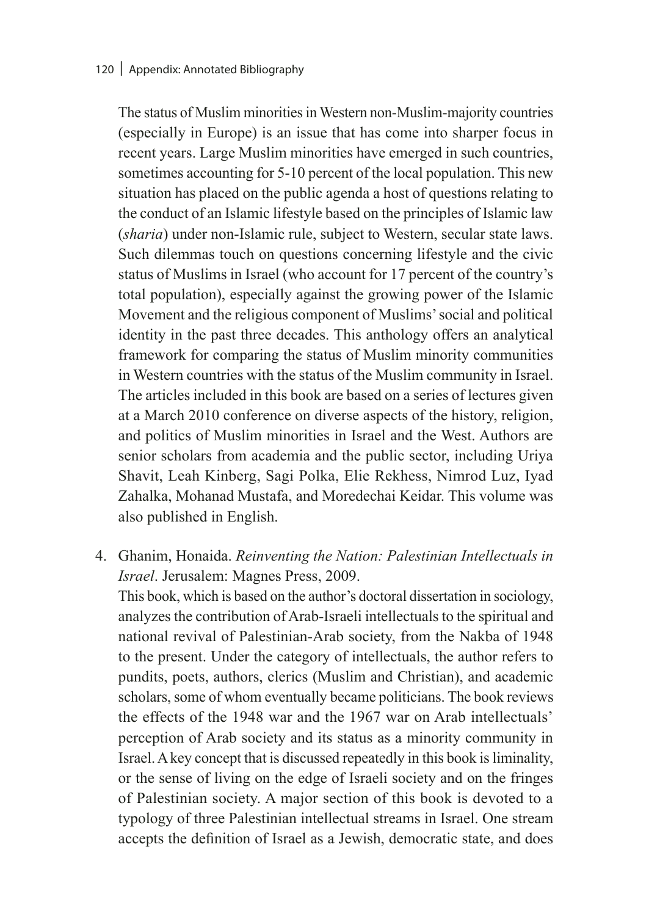The status of Muslim minorities in Western non-Muslim-majority countries (especially in Europe) is an issue that has come into sharper focus in recent years. Large Muslim minorities have emerged in such countries, sometimes accounting for 5-10 percent of the local population. This new situation has placed on the public agenda a host of questions relating to the conduct of an Islamic lifestyle based on the principles of Islamic law (*sharia*) under non-Islamic rule, subject to Western, secular state laws. Such dilemmas touch on questions concerning lifestyle and the civic status of Muslims in Israel (who account for 17 percent of the country's total population), especially against the growing power of the Islamic Movement and the religious component of Muslims' social and political identity in the past three decades. This anthology offers an analytical framework for comparing the status of Muslim minority communities in Western countries with the status of the Muslim community in Israel. The articles included in this book are based on a series of lectures given at a March 2010 conference on diverse aspects of the history, religion, and politics of Muslim minorities in Israel and the West. Authors are senior scholars from academia and the public sector, including Uriya Shavit, Leah Kinberg, Sagi Polka, Elie Rekhess, Nimrod Luz, Iyad Zahalka, Mohanad Mustafa, and Moredechai Keidar. This volume was also published in English.

4. Ghanim, Honaida. *Reinventing the Nation: Palestinian Intellectuals in Israel*. Jerusalem: Magnes Press, 2009.
   This book, which is based on the author's doctoral dissertation in sociology, analyzes the contribution of Arab-Israeli intellectuals to the spiritual and national revival of Palestinian-Arab society, from the Nakba of 1948 to the present. Under the category of intellectuals, the author refers to pundits, poets, authors, clerics (Muslim and Christian), and academic scholars, some of whom eventually became politicians. The book reviews the effects of the 1948 war and the 1967 war on Arab intellectuals' perception of Arab society and its status as a minority community in Israel. A key concept that is discussed repeatedly in this book is liminality, or the sense of living on the edge of Israeli society and on the fringes of Palestinian society. A major section of this book is devoted to a typology of three Palestinian intellectual streams in Israel. One stream accepts the definition of Israel as a Jewish, democratic state, and does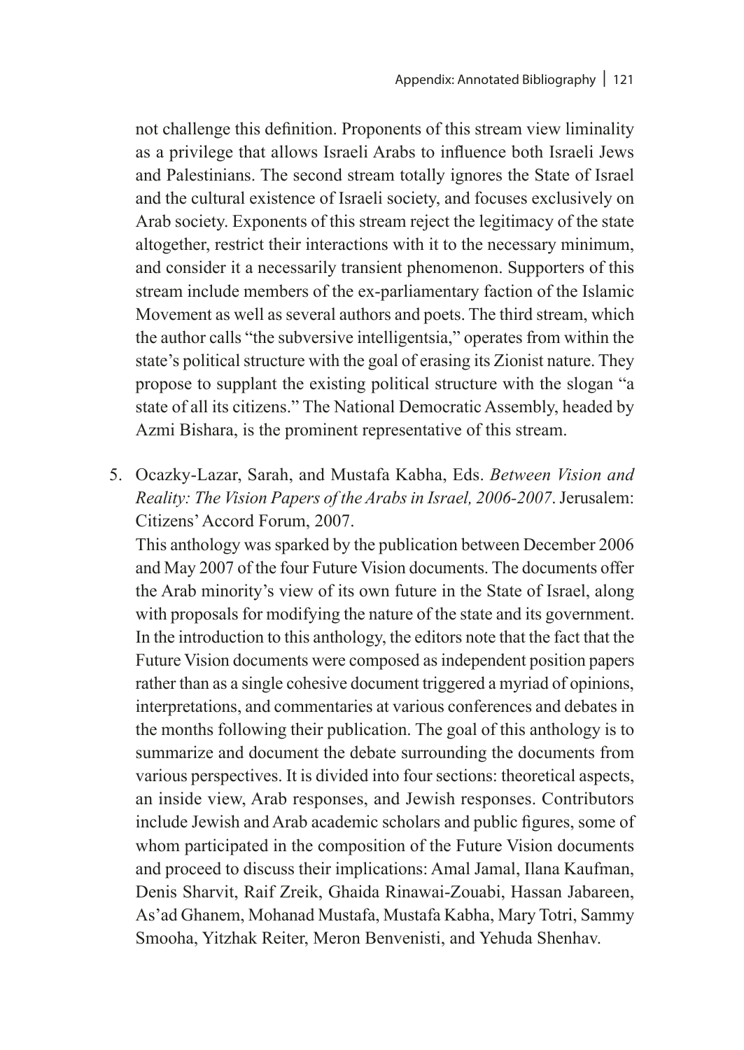not challenge this definition. Proponents of this stream view liminality as a privilege that allows Israeli Arabs to influence both Israeli Jews and Palestinians. The second stream totally ignores the State of Israel and the cultural existence of Israeli society, and focuses exclusively on Arab society. Exponents of this stream reject the legitimacy of the state altogether, restrict their interactions with it to the necessary minimum, and consider it a necessarily transient phenomenon. Supporters of this stream include members of the ex-parliamentary faction of the Islamic Movement as well as several authors and poets. The third stream, which the author calls "the subversive intelligentsia," operates from within the state's political structure with the goal of erasing its Zionist nature. They propose to supplant the existing political structure with the slogan "a state of all its citizens." The National Democratic Assembly, headed by Azmi Bishara, is the prominent representative of this stream.

5. Ocazky-Lazar, Sarah, and Mustafa Kabha, Eds. *Between Vision and Reality: The Vision Papers of the Arabs in Israel, 2006-2007*. Jerusalem: Citizens' Accord Forum, 2007.

   This anthology was sparked by the publication between December 2006 and May 2007 of the four Future Vision documents. The documents offer the Arab minority's view of its own future in the State of Israel, along with proposals for modifying the nature of the state and its government. In the introduction to this anthology, the editors note that the fact that the Future Vision documents were composed as independent position papers rather than as a single cohesive document triggered a myriad of opinions, interpretations, and commentaries at various conferences and debates in the months following their publication. The goal of this anthology is to summarize and document the debate surrounding the documents from various perspectives. It is divided into four sections: theoretical aspects, an inside view, Arab responses, and Jewish responses. Contributors include Jewish and Arab academic scholars and public figures, some of whom participated in the composition of the Future Vision documents and proceed to discuss their implications: Amal Jamal, Ilana Kaufman, Denis Sharvit, Raif Zreik, Ghaida Rinawai-Zouabi, Hassan Jabareen, As'ad Ghanem, Mohanad Mustafa, Mustafa Kabha, Mary Totri, Sammy Smooha, Yitzhak Reiter, Meron Benvenisti, and Yehuda Shenhav.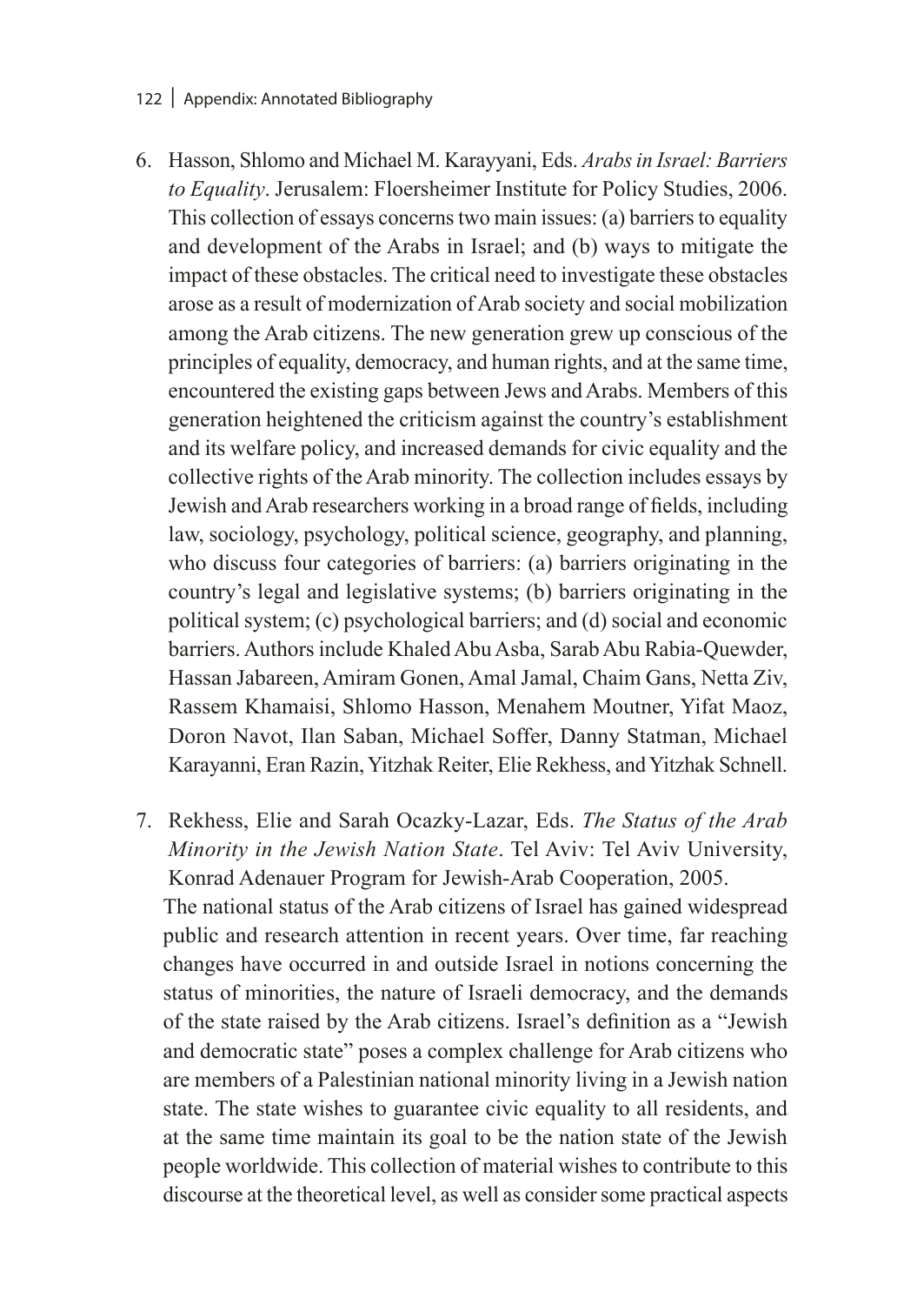6. Hasson, Shlomo and Michael M. Karayyani, Eds. *Arabs in Israel: Barriers to Equality*. Jerusalem: Floersheimer Institute for Policy Studies, 2006. This collection of essays concerns two main issues: (a) barriers to equality and development of the Arabs in Israel; and (b) ways to mitigate the impact of these obstacles. The critical need to investigate these obstacles arose as a result of modernization of Arab society and social mobilization among the Arab citizens. The new generation grew up conscious of the principles of equality, democracy, and human rights, and at the same time, encountered the existing gaps between Jews and Arabs. Members of this generation heightened the criticism against the country's establishment and its welfare policy, and increased demands for civic equality and the collective rights of the Arab minority. The collection includes essays by Jewish and Arab researchers working in a broad range of fields, including law, sociology, psychology, political science, geography, and planning, who discuss four categories of barriers: (a) barriers originating in the country's legal and legislative systems; (b) barriers originating in the political system; (c) psychological barriers; and (d) social and economic barriers. Authors include Khaled Abu Asba, Sarab Abu Rabia-Quewder, Hassan Jabareen, Amiram Gonen, Amal Jamal, Chaim Gans, Netta Ziv, Rassem Khamaisi, Shlomo Hasson, Menahem Moutner, Yifat Maoz, Doron Navot, Ilan Saban, Michael Soffer, Danny Statman, Michael Karayanni, Eran Razin, Yitzhak Reiter, Elie Rekhess, and Yitzhak Schnell.

7. Rekhess, Elie and Sarah Ocazky-Lazar, Eds. *The Status of the Arab Minority in the Jewish Nation State*. Tel Aviv: Tel Aviv University, Konrad Adenauer Program for Jewish-Arab Cooperation, 2005. The national status of the Arab citizens of Israel has gained widespread public and research attention in recent years. Over time, far reaching changes have occurred in and outside Israel in notions concerning the status of minorities, the nature of Israeli democracy, and the demands of the state raised by the Arab citizens. Israel's definition as a "Jewish and democratic state" poses a complex challenge for Arab citizens who are members of a Palestinian national minority living in a Jewish nation state. The state wishes to guarantee civic equality to all residents, and at the same time maintain its goal to be the nation state of the Jewish people worldwide. This collection of material wishes to contribute to this discourse at the theoretical level, as well as consider some practical aspects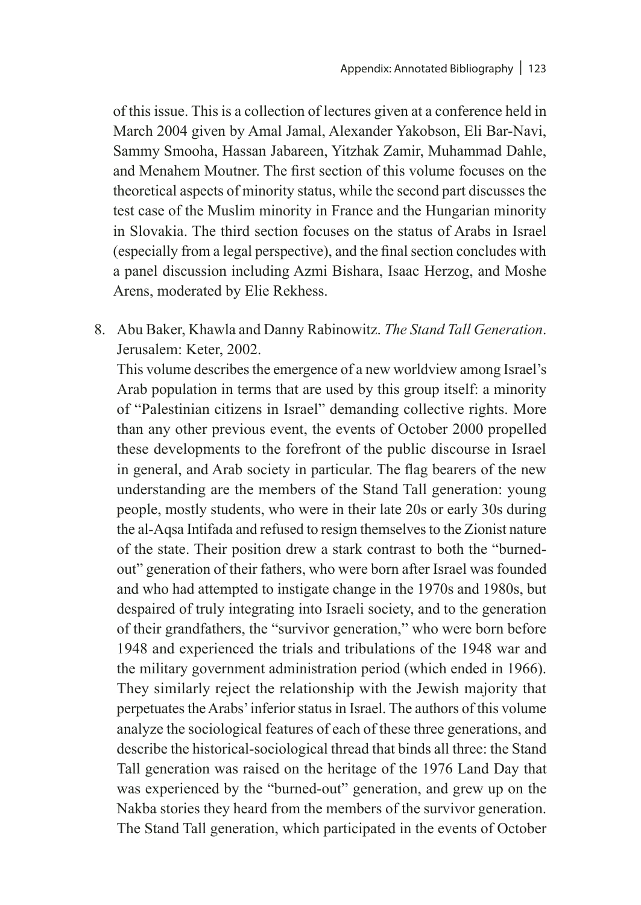of this issue. This is a collection of lectures given at a conference held in March 2004 given by Amal Jamal, Alexander Yakobson, Eli Bar-Navi, Sammy Smooha, Hassan Jabareen, Yitzhak Zamir, Muhammad Dahle, and Menahem Moutner. The first section of this volume focuses on the theoretical aspects of minority status, while the second part discusses the test case of the Muslim minority in France and the Hungarian minority in Slovakia. The third section focuses on the status of Arabs in Israel (especially from a legal perspective), and the final section concludes with a panel discussion including Azmi Bishara, Isaac Herzog, and Moshe Arens, moderated by Elie Rekhess.

8. Abu Baker, Khawla and Danny Rabinowitz. *The Stand Tall Generation*. Jerusalem: Keter, 2002.
   This volume describes the emergence of a new worldview among Israel's Arab population in terms that are used by this group itself: a minority of "Palestinian citizens in Israel" demanding collective rights. More than any other previous event, the events of October 2000 propelled these developments to the forefront of the public discourse in Israel in general, and Arab society in particular. The flag bearers of the new understanding are the members of the Stand Tall generation: young people, mostly students, who were in their late 20s or early 30s during the al-Aqsa Intifada and refused to resign themselves to the Zionist nature of the state. Their position drew a stark contrast to both the "burned-out" generation of their fathers, who were born after Israel was founded and who had attempted to instigate change in the 1970s and 1980s, but despaired of truly integrating into Israeli society, and to the generation of their grandfathers, the "survivor generation," who were born before 1948 and experienced the trials and tribulations of the 1948 war and the military government administration period (which ended in 1966). They similarly reject the relationship with the Jewish majority that perpetuates the Arabs' inferior status in Israel. The authors of this volume analyze the sociological features of each of these three generations, and describe the historical-sociological thread that binds all three: the Stand Tall generation was raised on the heritage of the 1976 Land Day that was experienced by the "burned-out" generation, and grew up on the Nakba stories they heard from the members of the survivor generation. The Stand Tall generation, which participated in the events of October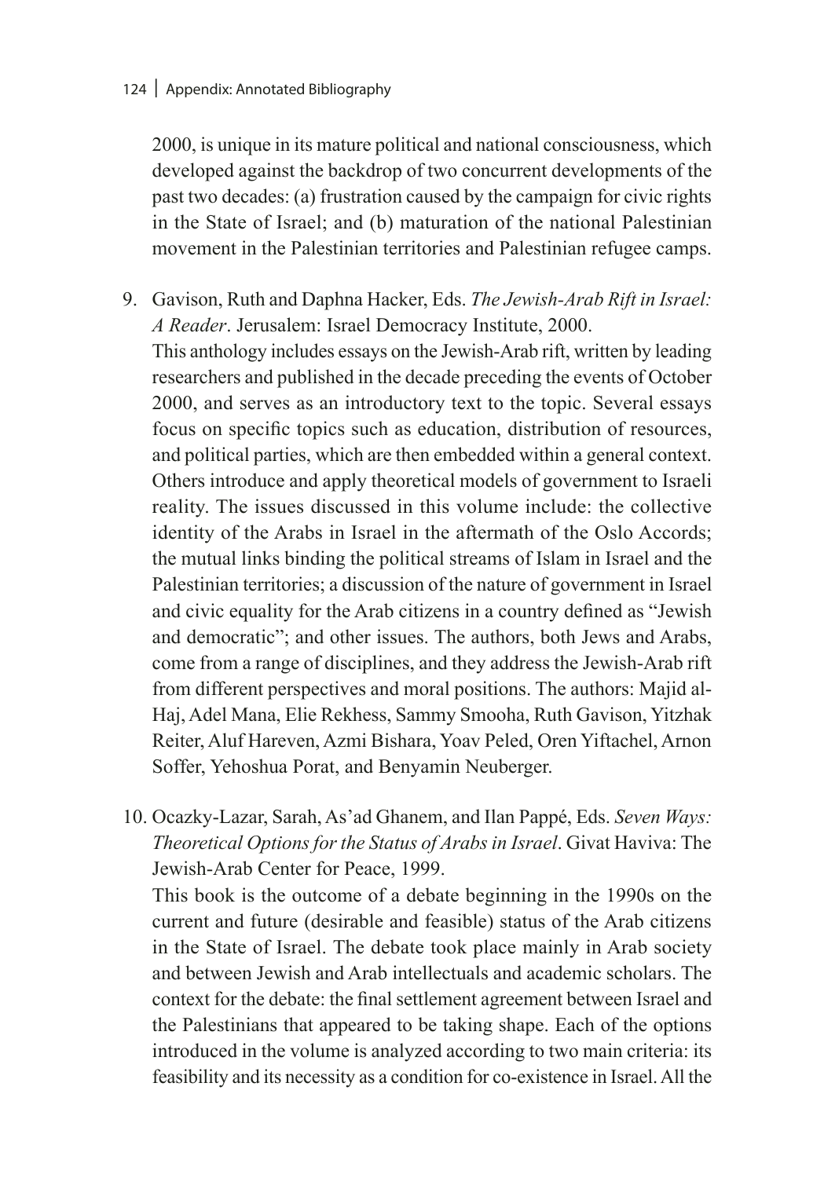2000, is unique in its mature political and national consciousness, which developed against the backdrop of two concurrent developments of the past two decades: (a) frustration caused by the campaign for civic rights in the State of Israel; and (b) maturation of the national Palestinian movement in the Palestinian territories and Palestinian refugee camps.

9. Gavison, Ruth and Daphna Hacker, Eds. *The Jewish-Arab Rift in Israel: A Reader*. Jerusalem: Israel Democracy Institute, 2000.
   This anthology includes essays on the Jewish-Arab rift, written by leading researchers and published in the decade preceding the events of October 2000, and serves as an introductory text to the topic. Several essays focus on specific topics such as education, distribution of resources, and political parties, which are then embedded within a general context. Others introduce and apply theoretical models of government to Israeli reality. The issues discussed in this volume include: the collective identity of the Arabs in Israel in the aftermath of the Oslo Accords; the mutual links binding the political streams of Islam in Israel and the Palestinian territories; a discussion of the nature of government in Israel and civic equality for the Arab citizens in a country defined as "Jewish and democratic"; and other issues. The authors, both Jews and Arabs, come from a range of disciplines, and they address the Jewish-Arab rift from different perspectives and moral positions. The authors: Majid al-Haj, Adel Mana, Elie Rekhess, Sammy Smooha, Ruth Gavison, Yitzhak Reiter, Aluf Hareven, Azmi Bishara, Yoav Peled, Oren Yiftachel, Arnon Soffer, Yehoshua Porat, and Benyamin Neuberger.

10. Ocazky-Lazar, Sarah, As'ad Ghanem, and Ilan Pappé, Eds. *Seven Ways: Theoretical Options for the Status of Arabs in Israel*. Givat Haviva: The Jewish-Arab Center for Peace, 1999.
    This book is the outcome of a debate beginning in the 1990s on the current and future (desirable and feasible) status of the Arab citizens in the State of Israel. The debate took place mainly in Arab society and between Jewish and Arab intellectuals and academic scholars. The context for the debate: the final settlement agreement between Israel and the Palestinians that appeared to be taking shape. Each of the options introduced in the volume is analyzed according to two main criteria: its feasibility and its necessity as a condition for co-existence in Israel. All the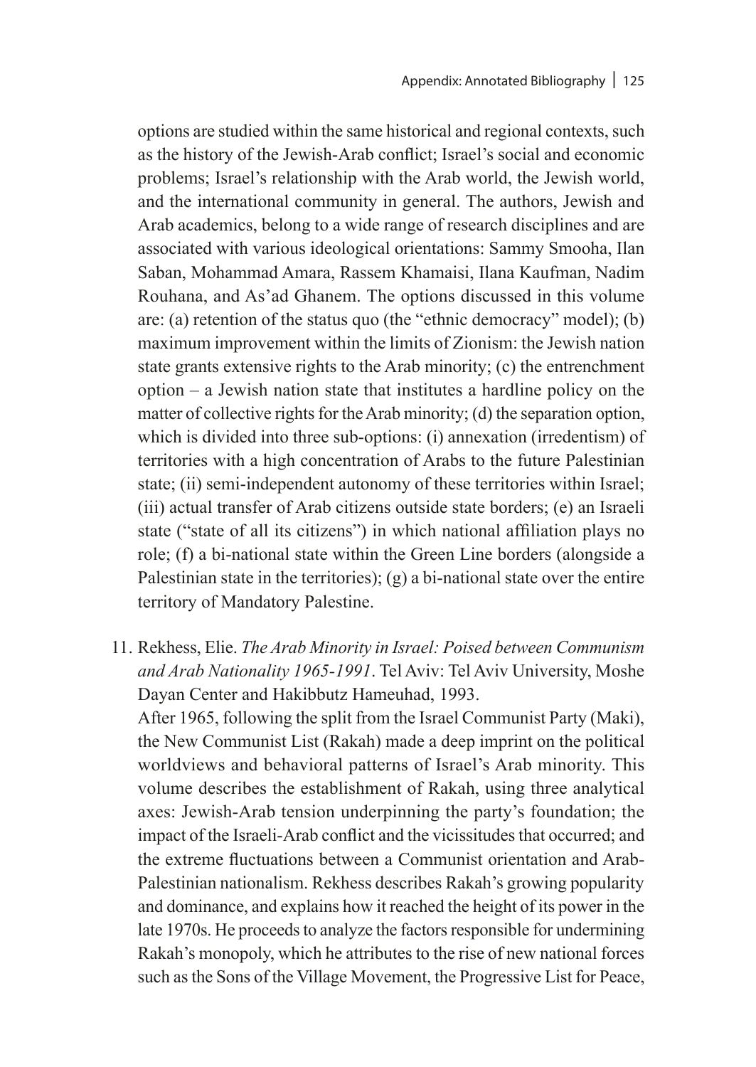options are studied within the same historical and regional contexts, such as the history of the Jewish-Arab conflict; Israel's social and economic problems; Israel's relationship with the Arab world, the Jewish world, and the international community in general. The authors, Jewish and Arab academics, belong to a wide range of research disciplines and are associated with various ideological orientations: Sammy Smooha, Ilan Saban, Mohammad Amara, Rassem Khamaisi, Ilana Kaufman, Nadim Rouhana, and As'ad Ghanem. The options discussed in this volume are: (a) retention of the status quo (the "ethnic democracy" model); (b) maximum improvement within the limits of Zionism: the Jewish nation state grants extensive rights to the Arab minority; (c) the entrenchment option – a Jewish nation state that institutes a hardline policy on the matter of collective rights for the Arab minority; (d) the separation option, which is divided into three sub-options: (i) annexation (irredentism) of territories with a high concentration of Arabs to the future Palestinian state; (ii) semi-independent autonomy of these territories within Israel; (iii) actual transfer of Arab citizens outside state borders; (e) an Israeli state ("state of all its citizens") in which national affiliation plays no role; (f) a bi-national state within the Green Line borders (alongside a Palestinian state in the territories); (g) a bi-national state over the entire territory of Mandatory Palestine.

11. Rekhess, Elie. *The Arab Minority in Israel: Poised between Communism and Arab Nationality 1965-1991*. Tel Aviv: Tel Aviv University, Moshe Dayan Center and Hakibbutz Hameuhad, 1993.
After 1965, following the split from the Israel Communist Party (Maki), the New Communist List (Rakah) made a deep imprint on the political worldviews and behavioral patterns of Israel's Arab minority. This volume describes the establishment of Rakah, using three analytical axes: Jewish-Arab tension underpinning the party's foundation; the impact of the Israeli-Arab conflict and the vicissitudes that occurred; and the extreme fluctuations between a Communist orientation and Arab-Palestinian nationalism. Rekhess describes Rakah's growing popularity and dominance, and explains how it reached the height of its power in the late 1970s. He proceeds to analyze the factors responsible for undermining Rakah's monopoly, which he attributes to the rise of new national forces such as the Sons of the Village Movement, the Progressive List for Peace,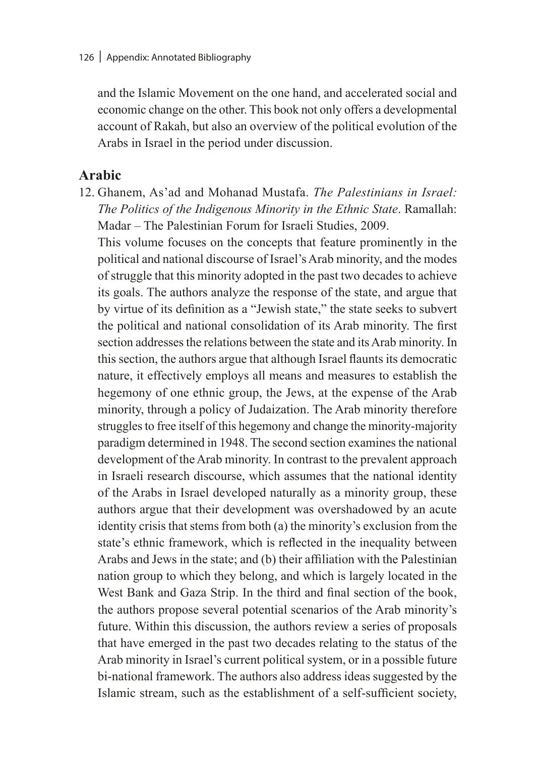and the Islamic Movement on the one hand, and accelerated social and economic change on the other. This book not only offers a developmental account of Rakah, but also an overview of the political evolution of the Arabs in Israel in the period under discussion.

## Arabic

12. Ghanem, As'ad and Mohanad Mustafa. *The Palestinians in Israel: The Politics of the Indigenous Minority in the Ethnic State*. Ramallah: Madar – The Palestinian Forum for Israeli Studies, 2009.
    This volume focuses on the concepts that feature prominently in the political and national discourse of Israel's Arab minority, and the modes of struggle that this minority adopted in the past two decades to achieve its goals. The authors analyze the response of the state, and argue that by virtue of its definition as a "Jewish state," the state seeks to subvert the political and national consolidation of its Arab minority. The first section addresses the relations between the state and its Arab minority. In this section, the authors argue that although Israel flaunts its democratic nature, it effectively employs all means and measures to establish the hegemony of one ethnic group, the Jews, at the expense of the Arab minority, through a policy of Judaization. The Arab minority therefore struggles to free itself of this hegemony and change the minority-majority paradigm determined in 1948. The second section examines the national development of the Arab minority. In contrast to the prevalent approach in Israeli research discourse, which assumes that the national identity of the Arabs in Israel developed naturally as a minority group, these authors argue that their development was overshadowed by an acute identity crisis that stems from both (a) the minority's exclusion from the state's ethnic framework, which is reflected in the inequality between Arabs and Jews in the state; and (b) their affiliation with the Palestinian nation group to which they belong, and which is largely located in the West Bank and Gaza Strip. In the third and final section of the book, the authors propose several potential scenarios of the Arab minority's future. Within this discussion, the authors review a series of proposals that have emerged in the past two decades relating to the status of the Arab minority in Israel's current political system, or in a possible future bi-national framework. The authors also address ideas suggested by the Islamic stream, such as the establishment of a self-sufficient society,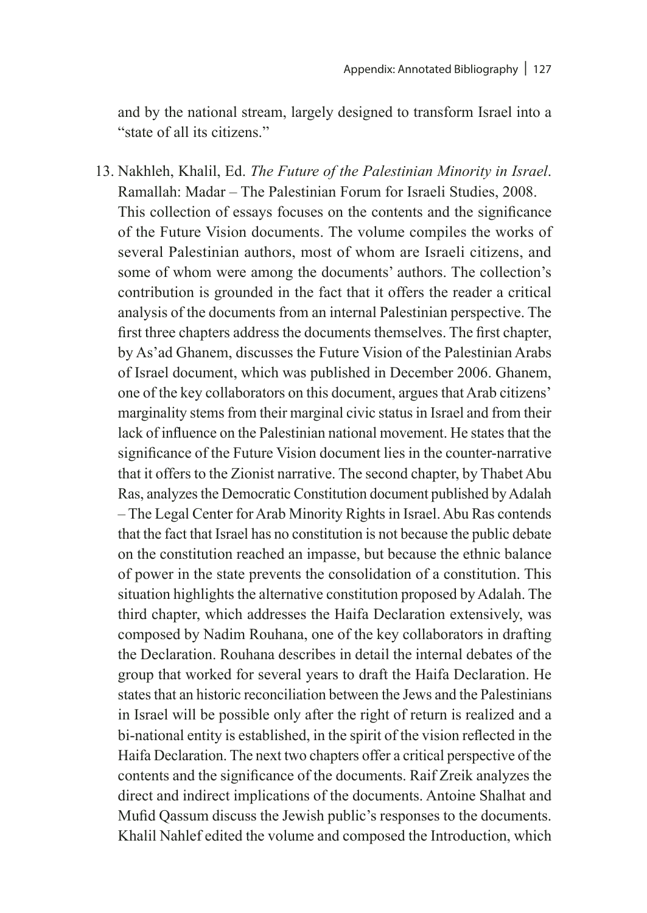and by the national stream, largely designed to transform Israel into a "state of all its citizens."

13. Nakhleh, Khalil, Ed. *The Future of the Palestinian Minority in Israel*. Ramallah: Madar – The Palestinian Forum for Israeli Studies, 2008. This collection of essays focuses on the contents and the significance of the Future Vision documents. The volume compiles the works of several Palestinian authors, most of whom are Israeli citizens, and some of whom were among the documents' authors. The collection's contribution is grounded in the fact that it offers the reader a critical analysis of the documents from an internal Palestinian perspective. The first three chapters address the documents themselves. The first chapter, by As'ad Ghanem, discusses the Future Vision of the Palestinian Arabs of Israel document, which was published in December 2006. Ghanem, one of the key collaborators on this document, argues that Arab citizens' marginality stems from their marginal civic status in Israel and from their lack of influence on the Palestinian national movement. He states that the significance of the Future Vision document lies in the counter-narrative that it offers to the Zionist narrative. The second chapter, by Thabet Abu Ras, analyzes the Democratic Constitution document published by Adalah – The Legal Center for Arab Minority Rights in Israel. Abu Ras contends that the fact that Israel has no constitution is not because the public debate on the constitution reached an impasse, but because the ethnic balance of power in the state prevents the consolidation of a constitution. This situation highlights the alternative constitution proposed by Adalah. The third chapter, which addresses the Haifa Declaration extensively, was composed by Nadim Rouhana, one of the key collaborators in drafting the Declaration. Rouhana describes in detail the internal debates of the group that worked for several years to draft the Haifa Declaration. He states that an historic reconciliation between the Jews and the Palestinians in Israel will be possible only after the right of return is realized and a bi-national entity is established, in the spirit of the vision reflected in the Haifa Declaration. The next two chapters offer a critical perspective of the contents and the significance of the documents. Raif Zreik analyzes the direct and indirect implications of the documents. Antoine Shalhat and Mufid Qassum discuss the Jewish public's responses to the documents. Khalil Nahlef edited the volume and composed the Introduction, which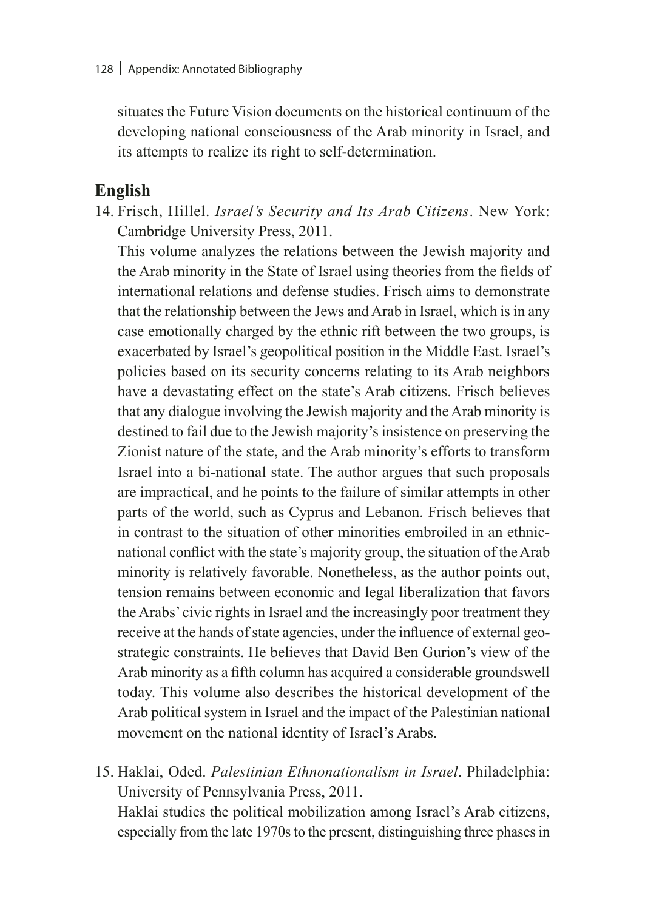situates the Future Vision documents on the historical continuum of the developing national consciousness of the Arab minority in Israel, and its attempts to realize its right to self-determination.

## English

14. Frisch, Hillel. *Israel's Security and Its Arab Citizens*. New York: Cambridge University Press, 2011.
    This volume analyzes the relations between the Jewish majority and the Arab minority in the State of Israel using theories from the fields of international relations and defense studies. Frisch aims to demonstrate that the relationship between the Jews and Arab in Israel, which is in any case emotionally charged by the ethnic rift between the two groups, is exacerbated by Israel's geopolitical position in the Middle East. Israel's policies based on its security concerns relating to its Arab neighbors have a devastating effect on the state's Arab citizens. Frisch believes that any dialogue involving the Jewish majority and the Arab minority is destined to fail due to the Jewish majority's insistence on preserving the Zionist nature of the state, and the Arab minority's efforts to transform Israel into a bi-national state. The author argues that such proposals are impractical, and he points to the failure of similar attempts in other parts of the world, such as Cyprus and Lebanon. Frisch believes that in contrast to the situation of other minorities embroiled in an ethnic-national conflict with the state's majority group, the situation of the Arab minority is relatively favorable. Nonetheless, as the author points out, tension remains between economic and legal liberalization that favors the Arabs' civic rights in Israel and the increasingly poor treatment they receive at the hands of state agencies, under the influence of external geo-strategic constraints. He believes that David Ben Gurion's view of the Arab minority as a fifth column has acquired a considerable groundswell today. This volume also describes the historical development of the Arab political system in Israel and the impact of the Palestinian national movement on the national identity of Israel's Arabs.

15. Haklai, Oded. *Palestinian Ethnonationalism in Israel*. Philadelphia: University of Pennsylvania Press, 2011.
    Haklai studies the political mobilization among Israel's Arab citizens, especially from the late 1970s to the present, distinguishing three phases in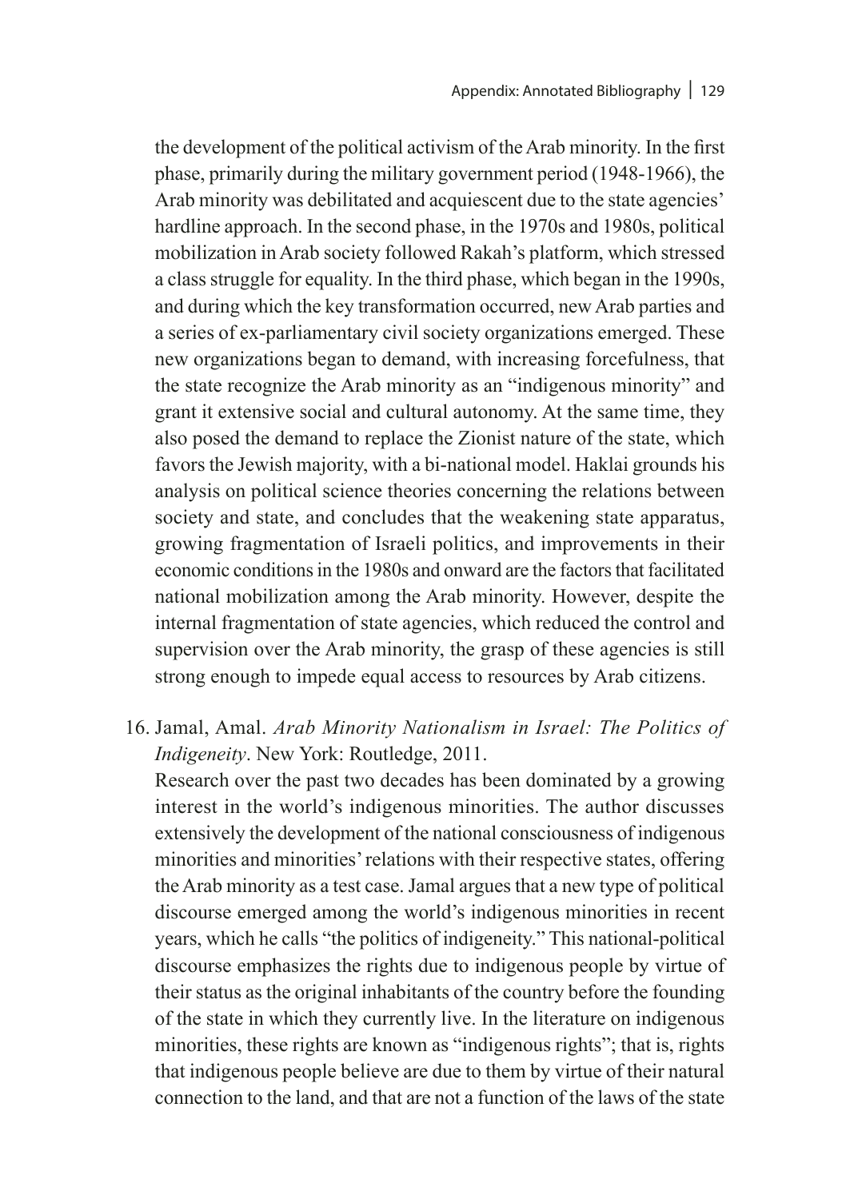the development of the political activism of the Arab minority. In the first phase, primarily during the military government period (1948-1966), the Arab minority was debilitated and acquiescent due to the state agencies' hardline approach. In the second phase, in the 1970s and 1980s, political mobilization in Arab society followed Rakah's platform, which stressed a class struggle for equality. In the third phase, which began in the 1990s, and during which the key transformation occurred, new Arab parties and a series of ex-parliamentary civil society organizations emerged. These new organizations began to demand, with increasing forcefulness, that the state recognize the Arab minority as an "indigenous minority" and grant it extensive social and cultural autonomy. At the same time, they also posed the demand to replace the Zionist nature of the state, which favors the Jewish majority, with a bi-national model. Haklai grounds his analysis on political science theories concerning the relations between society and state, and concludes that the weakening state apparatus, growing fragmentation of Israeli politics, and improvements in their economic conditions in the 1980s and onward are the factors that facilitated national mobilization among the Arab minority. However, despite the internal fragmentation of state agencies, which reduced the control and supervision over the Arab minority, the grasp of these agencies is still strong enough to impede equal access to resources by Arab citizens.

16. Jamal, Amal. *Arab Minority Nationalism in Israel: The Politics of Indigeneity*. New York: Routledge, 2011.
    Research over the past two decades has been dominated by a growing interest in the world's indigenous minorities. The author discusses extensively the development of the national consciousness of indigenous minorities and minorities' relations with their respective states, offering the Arab minority as a test case. Jamal argues that a new type of political discourse emerged among the world's indigenous minorities in recent years, which he calls "the politics of indigeneity." This national-political discourse emphasizes the rights due to indigenous people by virtue of their status as the original inhabitants of the country before the founding of the state in which they currently live. In the literature on indigenous minorities, these rights are known as "indigenous rights"; that is, rights that indigenous people believe are due to them by virtue of their natural connection to the land, and that are not a function of the laws of the state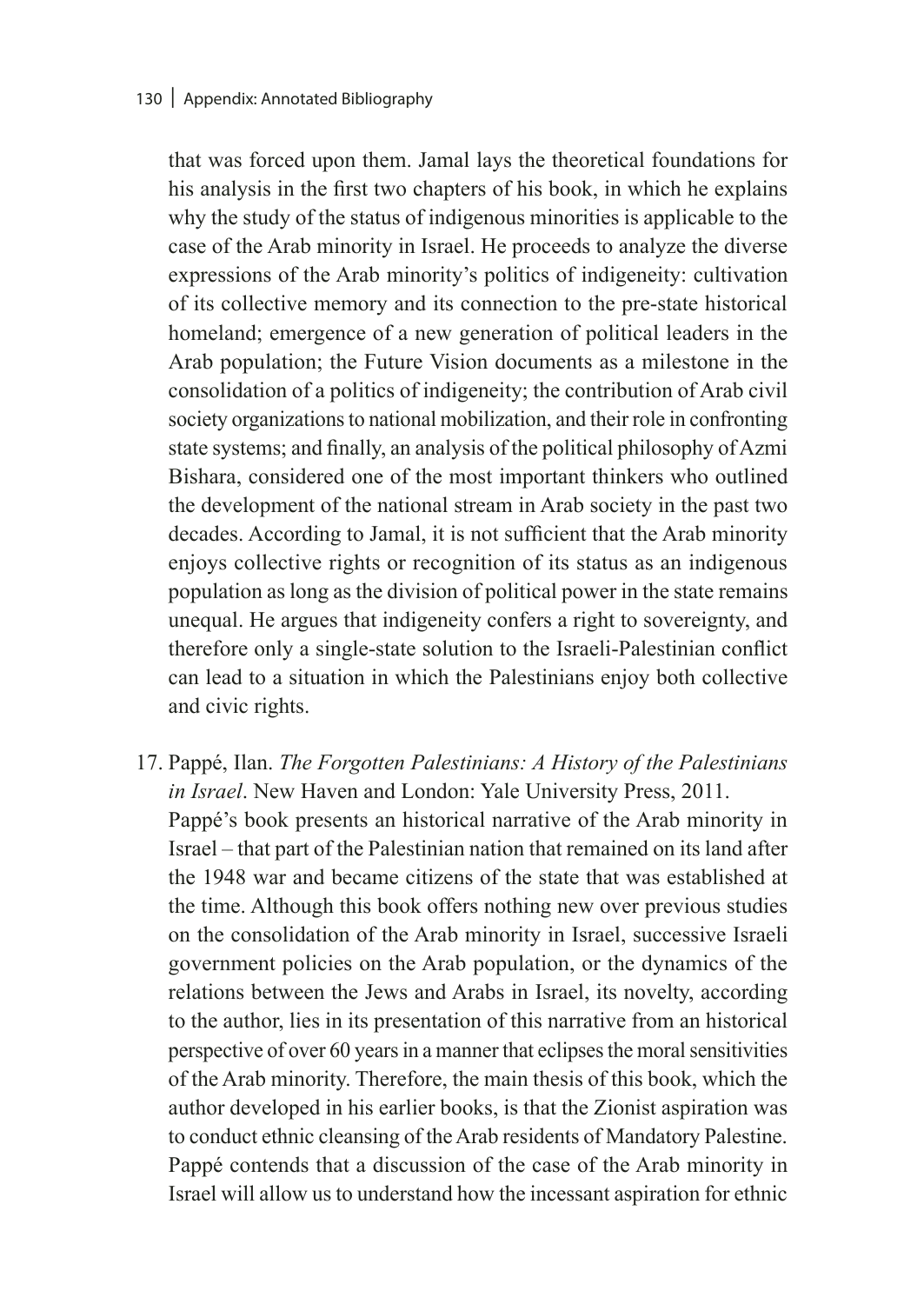that was forced upon them. Jamal lays the theoretical foundations for his analysis in the first two chapters of his book, in which he explains why the study of the status of indigenous minorities is applicable to the case of the Arab minority in Israel. He proceeds to analyze the diverse expressions of the Arab minority's politics of indigeneity: cultivation of its collective memory and its connection to the pre-state historical homeland; emergence of a new generation of political leaders in the Arab population; the Future Vision documents as a milestone in the consolidation of a politics of indigeneity; the contribution of Arab civil society organizations to national mobilization, and their role in confronting state systems; and finally, an analysis of the political philosophy of Azmi Bishara, considered one of the most important thinkers who outlined the development of the national stream in Arab society in the past two decades. According to Jamal, it is not sufficient that the Arab minority enjoys collective rights or recognition of its status as an indigenous population as long as the division of political power in the state remains unequal. He argues that indigeneity confers a right to sovereignty, and therefore only a single-state solution to the Israeli-Palestinian conflict can lead to a situation in which the Palestinians enjoy both collective and civic rights.

17. Pappé, Ilan. *The Forgotten Palestinians: A History of the Palestinians in Israel*. New Haven and London: Yale University Press, 2011.
    Pappé's book presents an historical narrative of the Arab minority in Israel – that part of the Palestinian nation that remained on its land after the 1948 war and became citizens of the state that was established at the time. Although this book offers nothing new over previous studies on the consolidation of the Arab minority in Israel, successive Israeli government policies on the Arab population, or the dynamics of the relations between the Jews and Arabs in Israel, its novelty, according to the author, lies in its presentation of this narrative from an historical perspective of over 60 years in a manner that eclipses the moral sensitivities of the Arab minority. Therefore, the main thesis of this book, which the author developed in his earlier books, is that the Zionist aspiration was to conduct ethnic cleansing of the Arab residents of Mandatory Palestine. Pappé contends that a discussion of the case of the Arab minority in Israel will allow us to understand how the incessant aspiration for ethnic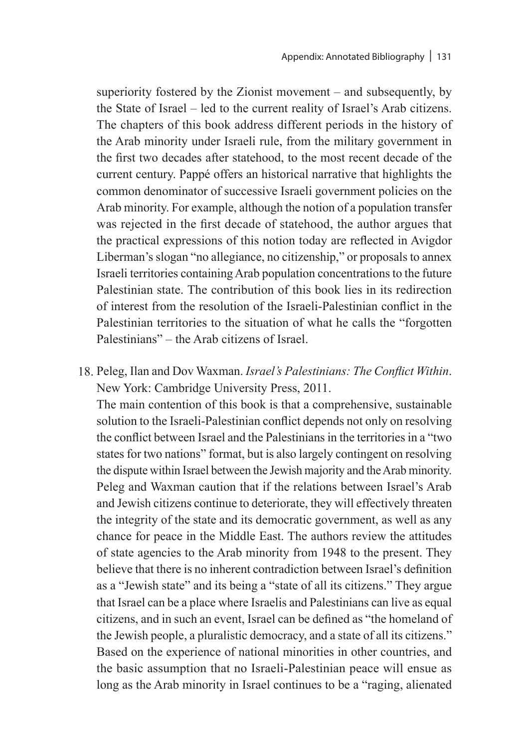superiority fostered by the Zionist movement – and subsequently, by the State of Israel – led to the current reality of Israel's Arab citizens. The chapters of this book address different periods in the history of the Arab minority under Israeli rule, from the military government in the first two decades after statehood, to the most recent decade of the current century. Pappé offers an historical narrative that highlights the common denominator of successive Israeli government policies on the Arab minority. For example, although the notion of a population transfer was rejected in the first decade of statehood, the author argues that the practical expressions of this notion today are reflected in Avigdor Liberman's slogan "no allegiance, no citizenship," or proposals to annex Israeli territories containing Arab population concentrations to the future Palestinian state. The contribution of this book lies in its redirection of interest from the resolution of the Israeli-Palestinian conflict in the Palestinian territories to the situation of what he calls the "forgotten Palestinians" – the Arab citizens of Israel.

18. Peleg, Ilan and Dov Waxman. *Israel's Palestinians: The Conflict Within*. New York: Cambridge University Press, 2011.

    The main contention of this book is that a comprehensive, sustainable solution to the Israeli-Palestinian conflict depends not only on resolving the conflict between Israel and the Palestinians in the territories in a "two states for two nations" format, but is also largely contingent on resolving the dispute within Israel between the Jewish majority and the Arab minority. Peleg and Waxman caution that if the relations between Israel's Arab and Jewish citizens continue to deteriorate, they will effectively threaten the integrity of the state and its democratic government, as well as any chance for peace in the Middle East. The authors review the attitudes of state agencies to the Arab minority from 1948 to the present. They believe that there is no inherent contradiction between Israel's definition as a "Jewish state" and its being a "state of all its citizens." They argue that Israel can be a place where Israelis and Palestinians can live as equal citizens, and in such an event, Israel can be defined as "the homeland of the Jewish people, a pluralistic democracy, and a state of all its citizens." Based on the experience of national minorities in other countries, and the basic assumption that no Israeli-Palestinian peace will ensue as long as the Arab minority in Israel continues to be a "raging, alienated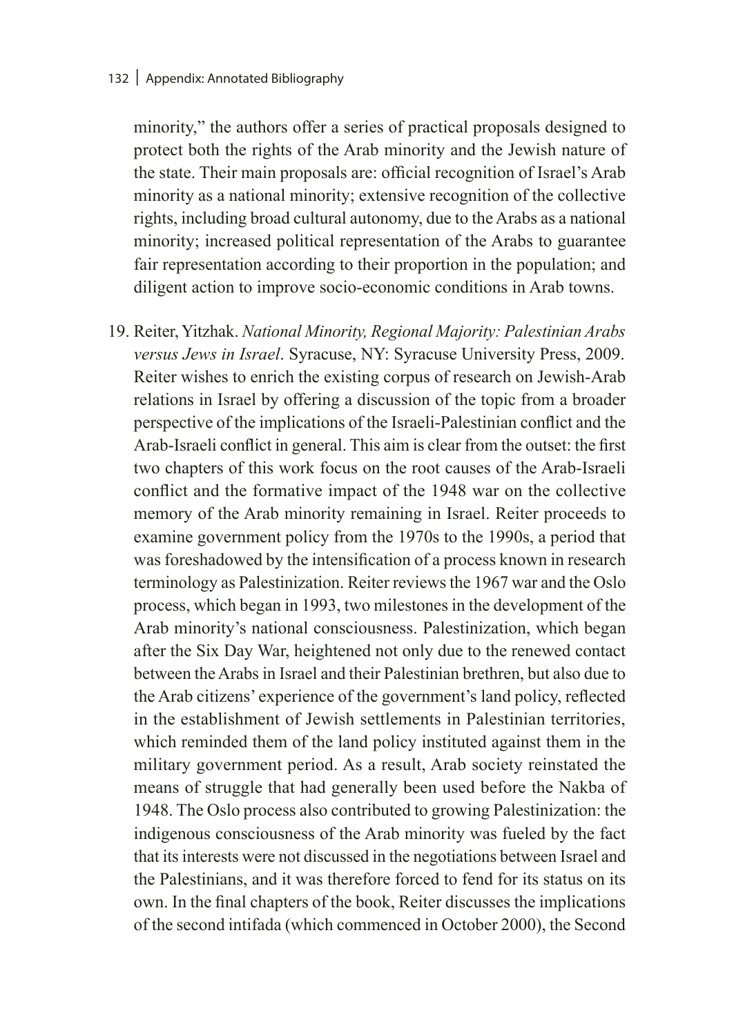minority," the authors offer a series of practical proposals designed to protect both the rights of the Arab minority and the Jewish nature of the state. Their main proposals are: official recognition of Israel's Arab minority as a national minority; extensive recognition of the collective rights, including broad cultural autonomy, due to the Arabs as a national minority; increased political representation of the Arabs to guarantee fair representation according to their proportion in the population; and diligent action to improve socio-economic conditions in Arab towns.

19. Reiter, Yitzhak. *National Minority, Regional Majority: Palestinian Arabs versus Jews in Israel*. Syracuse, NY: Syracuse University Press, 2009. Reiter wishes to enrich the existing corpus of research on Jewish-Arab relations in Israel by offering a discussion of the topic from a broader perspective of the implications of the Israeli-Palestinian conflict and the Arab-Israeli conflict in general. This aim is clear from the outset: the first two chapters of this work focus on the root causes of the Arab-Israeli conflict and the formative impact of the 1948 war on the collective memory of the Arab minority remaining in Israel. Reiter proceeds to examine government policy from the 1970s to the 1990s, a period that was foreshadowed by the intensification of a process known in research terminology as Palestinization. Reiter reviews the 1967 war and the Oslo process, which began in 1993, two milestones in the development of the Arab minority's national consciousness. Palestinization, which began after the Six Day War, heightened not only due to the renewed contact between the Arabs in Israel and their Palestinian brethren, but also due to the Arab citizens' experience of the government's land policy, reflected in the establishment of Jewish settlements in Palestinian territories, which reminded them of the land policy instituted against them in the military government period. As a result, Arab society reinstated the means of struggle that had generally been used before the Nakba of 1948. The Oslo process also contributed to growing Palestinization: the indigenous consciousness of the Arab minority was fueled by the fact that its interests were not discussed in the negotiations between Israel and the Palestinians, and it was therefore forced to fend for its status on its own. In the final chapters of the book, Reiter discusses the implications of the second intifada (which commenced in October 2000), the Second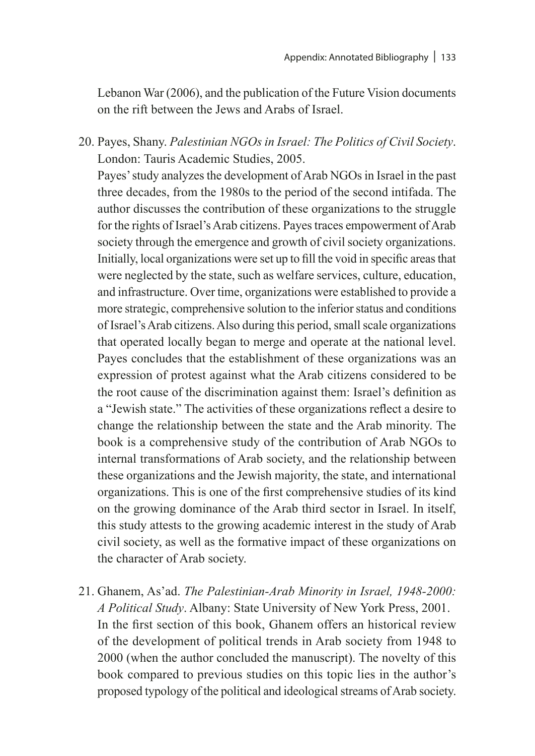Lebanon War (2006), and the publication of the Future Vision documents on the rift between the Jews and Arabs of Israel.

20. Payes, Shany. *Palestinian NGOs in Israel: The Politics of Civil Society*. London: Tauris Academic Studies, 2005.
    Payes' study analyzes the development of Arab NGOs in Israel in the past three decades, from the 1980s to the period of the second intifada. The author discusses the contribution of these organizations to the struggle for the rights of Israel's Arab citizens. Payes traces empowerment of Arab society through the emergence and growth of civil society organizations. Initially, local organizations were set up to fill the void in specific areas that were neglected by the state, such as welfare services, culture, education, and infrastructure. Over time, organizations were established to provide a more strategic, comprehensive solution to the inferior status and conditions of Israel's Arab citizens. Also during this period, small scale organizations that operated locally began to merge and operate at the national level. Payes concludes that the establishment of these organizations was an expression of protest against what the Arab citizens considered to be the root cause of the discrimination against them: Israel's definition as a "Jewish state." The activities of these organizations reflect a desire to change the relationship between the state and the Arab minority. The book is a comprehensive study of the contribution of Arab NGOs to internal transformations of Arab society, and the relationship between these organizations and the Jewish majority, the state, and international organizations. This is one of the first comprehensive studies of its kind on the growing dominance of the Arab third sector in Israel. In itself, this study attests to the growing academic interest in the study of Arab civil society, as well as the formative impact of these organizations on the character of Arab society.

21. Ghanem, As'ad. *The Palestinian-Arab Minority in Israel, 1948-2000: A Political Study*. Albany: State University of New York Press, 2001.
    In the first section of this book, Ghanem offers an historical review of the development of political trends in Arab society from 1948 to 2000 (when the author concluded the manuscript). The novelty of this book compared to previous studies on this topic lies in the author's proposed typology of the political and ideological streams of Arab society.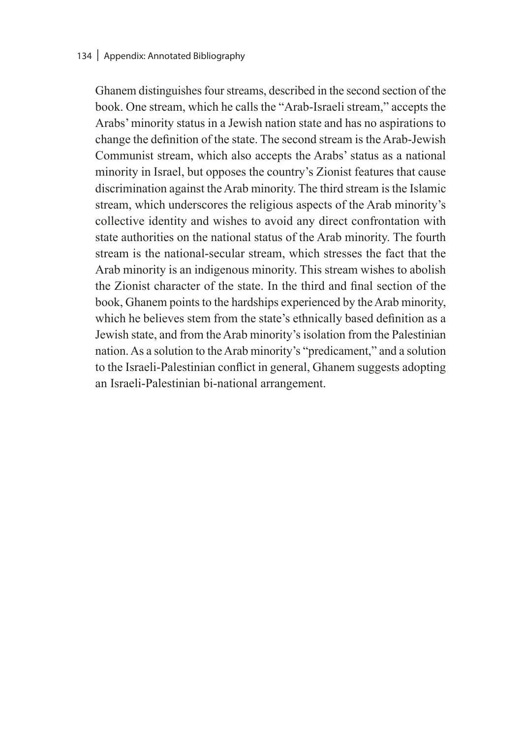Ghanem distinguishes four streams, described in the second section of the book. One stream, which he calls the "Arab-Israeli stream," accepts the Arabs' minority status in a Jewish nation state and has no aspirations to change the definition of the state. The second stream is the Arab-Jewish Communist stream, which also accepts the Arabs' status as a national minority in Israel, but opposes the country's Zionist features that cause discrimination against the Arab minority. The third stream is the Islamic stream, which underscores the religious aspects of the Arab minority's collective identity and wishes to avoid any direct confrontation with state authorities on the national status of the Arab minority. The fourth stream is the national-secular stream, which stresses the fact that the Arab minority is an indigenous minority. This stream wishes to abolish the Zionist character of the state. In the third and final section of the book, Ghanem points to the hardships experienced by the Arab minority, which he believes stem from the state's ethnically based definition as a Jewish state, and from the Arab minority's isolation from the Palestinian nation. As a solution to the Arab minority's "predicament," and a solution to the Israeli-Palestinian conflict in general, Ghanem suggests adopting an Israeli-Palestinian bi-national arrangement.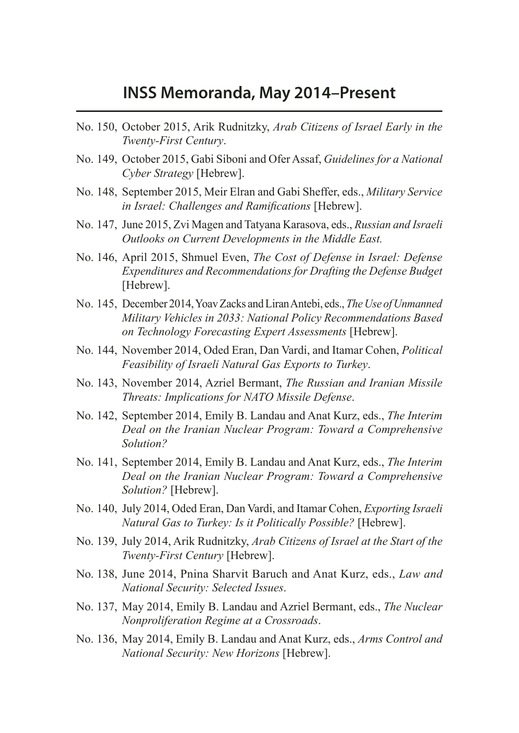## INSS Memoranda, May 2014–Present

No. 150, October 2015, Arik Rudnitzky, *Arab Citizens of Israel Early in the Twenty-First Century*.

No. 149, October 2015, Gabi Siboni and Ofer Assaf, *Guidelines for a National Cyber Strategy* [Hebrew].

No. 148, September 2015, Meir Elran and Gabi Sheffer, eds., *Military Service in Israel: Challenges and Ramifications* [Hebrew].

No. 147, June 2015, Zvi Magen and Tatyana Karasova, eds., *Russian and Israeli Outlooks on Current Developments in the Middle East.*

No. 146, April 2015, Shmuel Even, *The Cost of Defense in Israel: Defense Expenditures and Recommendations for Drafting the Defense Budget* [Hebrew].

No. 145, December 2014, Yoav Zacks and Liran Antebi, eds., *The Use of Unmanned Military Vehicles in 2033: National Policy Recommendations Based on Technology Forecasting Expert Assessments* [Hebrew].

No. 144, November 2014, Oded Eran, Dan Vardi, and Itamar Cohen, *Political Feasibility of Israeli Natural Gas Exports to Turkey*.

No. 143, November 2014, Azriel Bermant, *The Russian and Iranian Missile Threats: Implications for NATO Missile Defense*.

No. 142, September 2014, Emily B. Landau and Anat Kurz, eds., *The Interim Deal on the Iranian Nuclear Program: Toward a Comprehensive Solution?*

No. 141, September 2014, Emily B. Landau and Anat Kurz, eds., *The Interim Deal on the Iranian Nuclear Program: Toward a Comprehensive Solution?* [Hebrew].

No. 140, July 2014, Oded Eran, Dan Vardi, and Itamar Cohen, *Exporting Israeli Natural Gas to Turkey: Is it Politically Possible?* [Hebrew].

No. 139, July 2014, Arik Rudnitzky, *Arab Citizens of Israel at the Start of the Twenty-First Century* [Hebrew].

No. 138, June 2014, Pnina Sharvit Baruch and Anat Kurz, eds., *Law and National Security: Selected Issues*.

No. 137, May 2014, Emily B. Landau and Azriel Bermant, eds., *The Nuclear Nonproliferation Regime at a Crossroads*.

No. 136, May 2014, Emily B. Landau and Anat Kurz, eds., *Arms Control and National Security: New Horizons* [Hebrew].